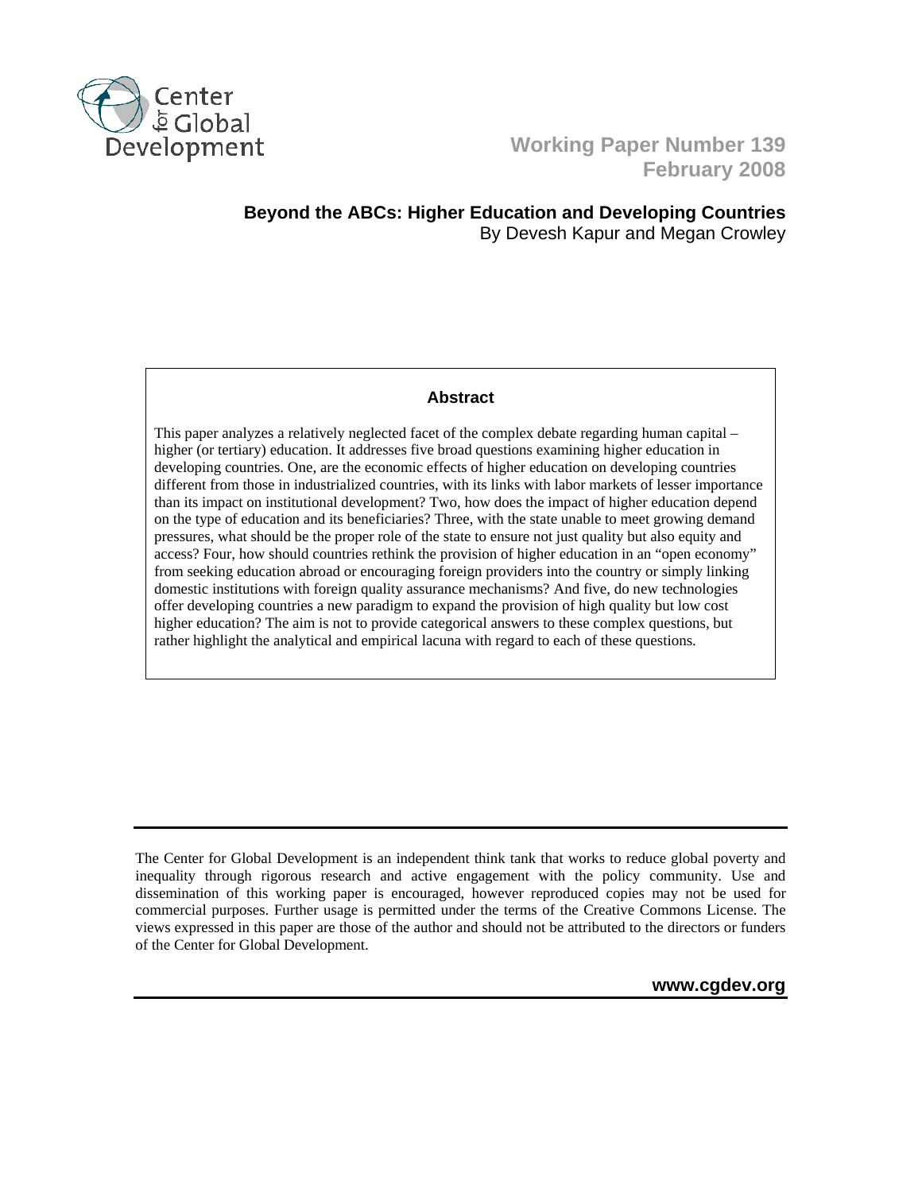Center for Global Development

**Working Paper Number 139**
**February 2008**

# Beyond the ABCs: Higher Education and Developing Countries

By Devesh Kapur and Megan Crowley

## Abstract

This paper analyzes a relatively neglected facet of the complex debate regarding human capital – higher (or tertiary) education. It addresses five broad questions examining higher education in developing countries. One, are the economic effects of higher education on developing countries different from those in industrialized countries, with its links with labor markets of lesser importance than its impact on institutional development? Two, how does the impact of higher education depend on the type of education and its beneficiaries? Three, with the state unable to meet growing demand pressures, what should be the proper role of the state to ensure not just quality but also equity and access? Four, how should countries rethink the provision of higher education in an "open economy" from seeking education abroad or encouraging foreign providers into the country or simply linking domestic institutions with foreign quality assurance mechanisms? And five, do new technologies offer developing countries a new paradigm to expand the provision of high quality but low cost higher education? The aim is not to provide categorical answers to these complex questions, but rather highlight the analytical and empirical lacuna with regard to each of these questions.

---

The Center for Global Development is an independent think tank that works to reduce global poverty and inequality through rigorous research and active engagement with the policy community. Use and dissemination of this working paper is encouraged, however reproduced copies may not be used for commercial purposes. Further usage is permitted under the terms of the Creative Commons License. The views expressed in this paper are those of the author and should not be attributed to the directors or funders of the Center for Global Development.

**www.cgdev.org**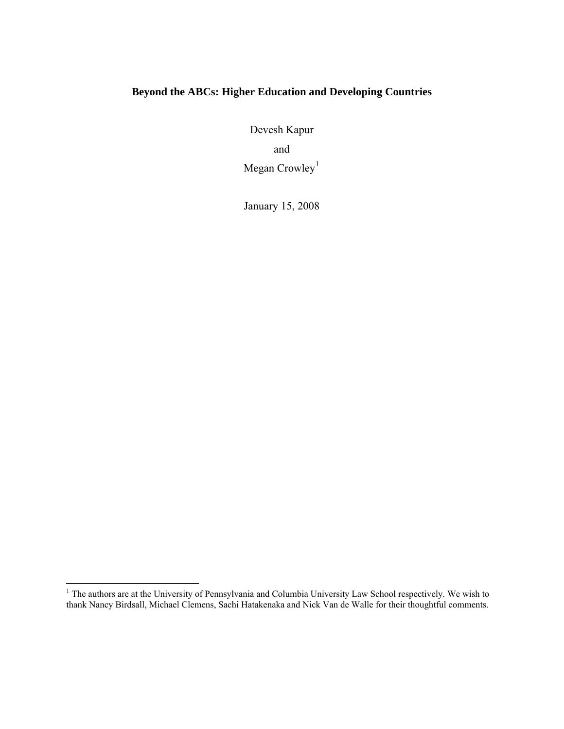# Beyond the ABCs: Higher Education and Developing Countries

Devesh Kapur

and

Megan Crowley[1]

January 15, 2008

[1] The authors are at the University of Pennsylvania and Columbia University Law School respectively. We wish to thank Nancy Birdsall, Michael Clemens, Sachi Hatakenaka and Nick Van de Walle for their thoughtful comments.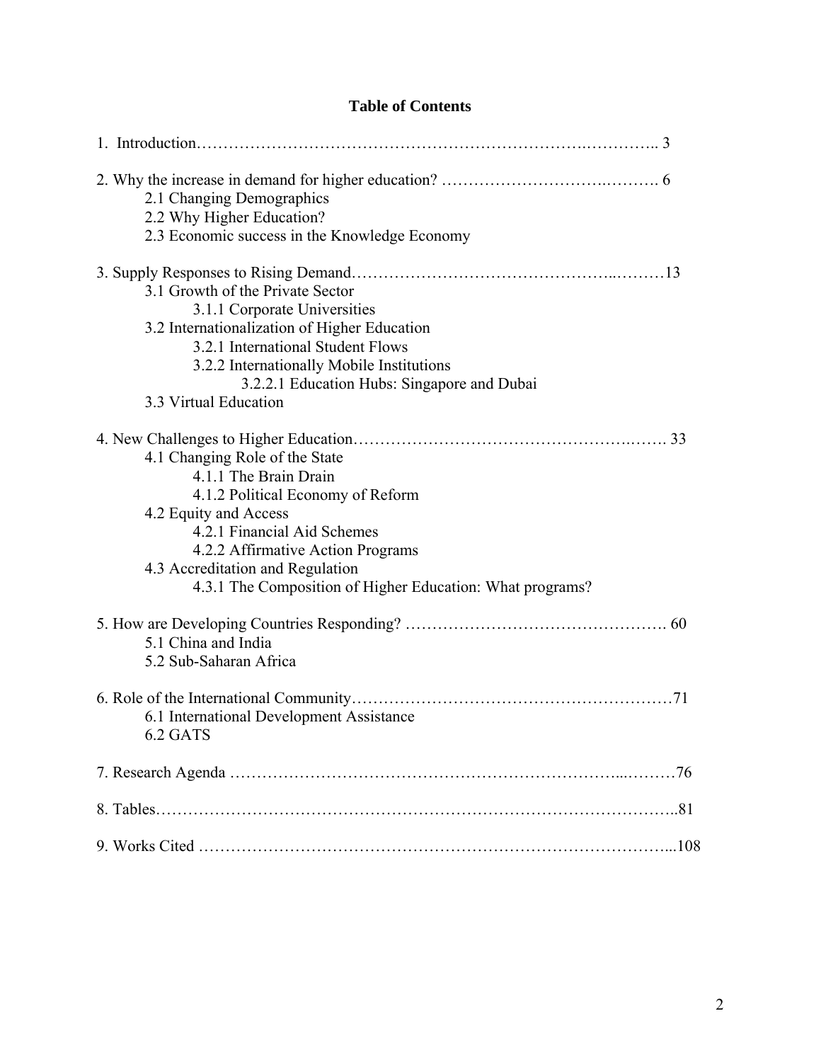# Table of Contents

1. Introduction………………………………………………………………….………….. 3

2. Why the increase in demand for higher education? ……………………….………. 6
   - 2.1 Changing Demographics
   - 2.2 Why Higher Education?
   - 2.3 Economic success in the Knowledge Economy

3. Supply Responses to Rising Demand……………………………………….………13
   - 3.1 Growth of the Private Sector
     - 3.1.1 Corporate Universities
   - 3.2 Internationalization of Higher Education
     - 3.2.1 International Student Flows
     - 3.2.2 Internationally Mobile Institutions
       - 3.2.2.1 Education Hubs: Singapore and Dubai
   - 3.3 Virtual Education

4. New Challenges to Higher Education…………………………………………….……. 33
   - 4.1 Changing Role of the State
     - 4.1.1 The Brain Drain
     - 4.1.2 Political Economy of Reform
   - 4.2 Equity and Access
     - 4.2.1 Financial Aid Schemes
     - 4.2.2 Affirmative Action Programs
   - 4.3 Accreditation and Regulation
     - 4.3.1 The Composition of Higher Education: What programs?

5. How are Developing Countries Responding? ………………………………………. 60
   - 5.1 China and India
   - 5.2 Sub-Saharan Africa

6. Role of the International Community…………………………………………………71
   - 6.1 International Development Assistance
   - 6.2 GATS

7. Research Agenda …………………………………………………………...………76

8. Tables…………………………………………………………………………………..81

9. Works Cited ………………………………………………………………………...108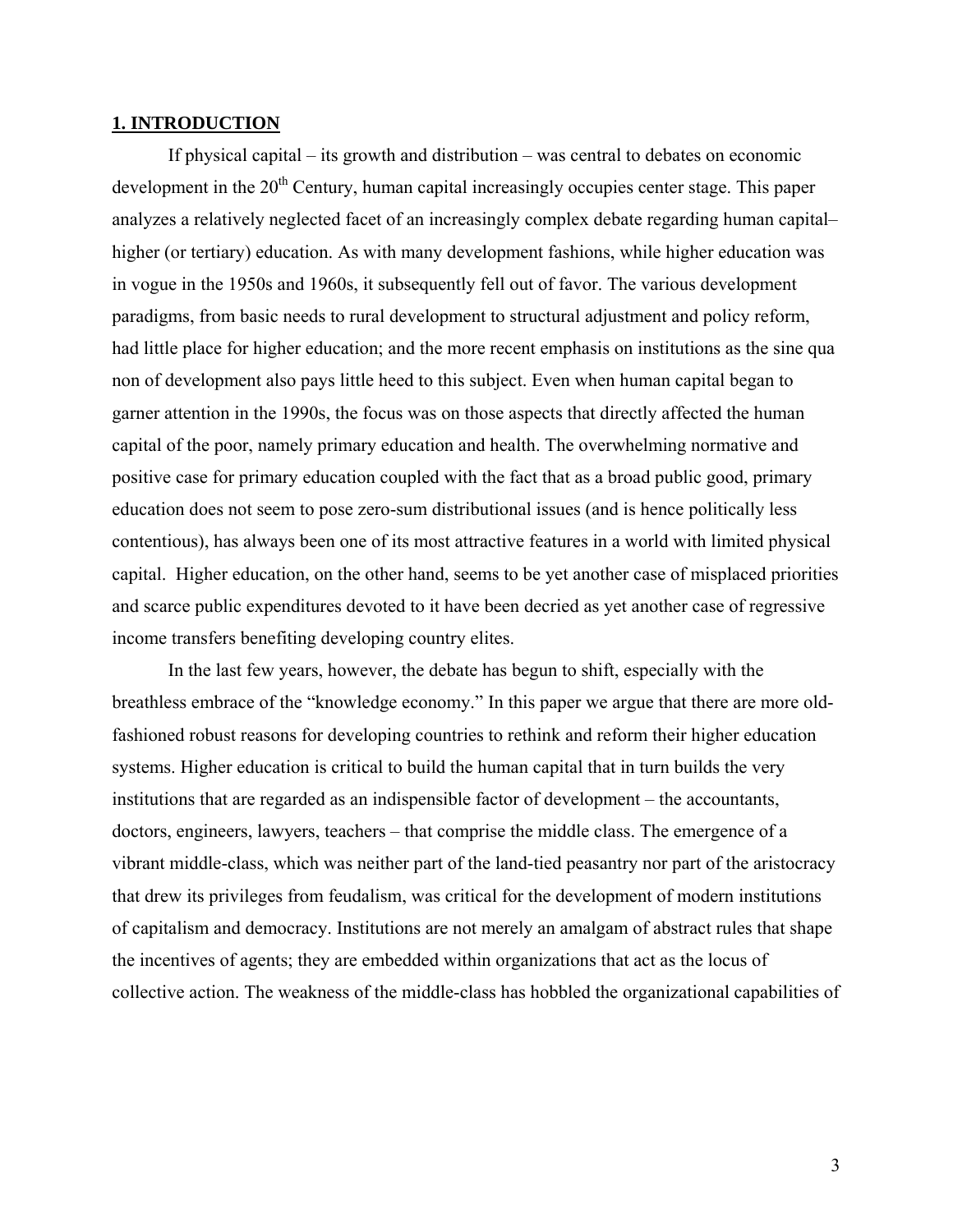## 1. INTRODUCTION

If physical capital – its growth and distribution – was central to debates on economic development in the 20th Century, human capital increasingly occupies center stage. This paper analyzes a relatively neglected facet of an increasingly complex debate regarding human capital– higher (or tertiary) education. As with many development fashions, while higher education was in vogue in the 1950s and 1960s, it subsequently fell out of favor. The various development paradigms, from basic needs to rural development to structural adjustment and policy reform, had little place for higher education; and the more recent emphasis on institutions as the sine qua non of development also pays little heed to this subject. Even when human capital began to garner attention in the 1990s, the focus was on those aspects that directly affected the human capital of the poor, namely primary education and health. The overwhelming normative and positive case for primary education coupled with the fact that as a broad public good, primary education does not seem to pose zero-sum distributional issues (and is hence politically less contentious), has always been one of its most attractive features in a world with limited physical capital. Higher education, on the other hand, seems to be yet another case of misplaced priorities and scarce public expenditures devoted to it have been decried as yet another case of regressive income transfers benefiting developing country elites.

In the last few years, however, the debate has begun to shift, especially with the breathless embrace of the "knowledge economy." In this paper we argue that there are more old-fashioned robust reasons for developing countries to rethink and reform their higher education systems. Higher education is critical to build the human capital that in turn builds the very institutions that are regarded as an indispensible factor of development – the accountants, doctors, engineers, lawyers, teachers – that comprise the middle class. The emergence of a vibrant middle-class, which was neither part of the land-tied peasantry nor part of the aristocracy that drew its privileges from feudalism, was critical for the development of modern institutions of capitalism and democracy. Institutions are not merely an amalgam of abstract rules that shape the incentives of agents; they are embedded within organizations that act as the locus of collective action. The weakness of the middle-class has hobbled the organizational capabilities of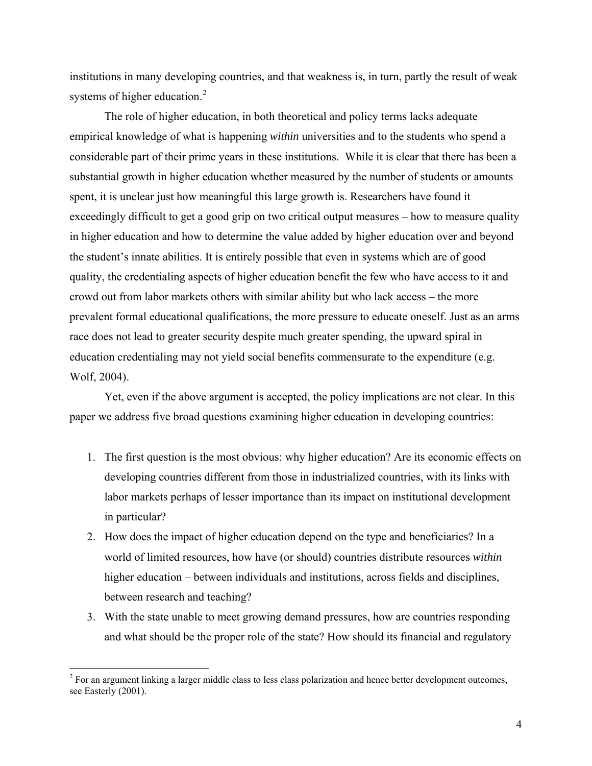institutions in many developing countries, and that weakness is, in turn, partly the result of weak systems of higher education.[2]

The role of higher education, in both theoretical and policy terms lacks adequate empirical knowledge of what is happening *within* universities and to the students who spend a considerable part of their prime years in these institutions. While it is clear that there has been a substantial growth in higher education whether measured by the number of students or amounts spent, it is unclear just how meaningful this large growth is. Researchers have found it exceedingly difficult to get a good grip on two critical output measures – how to measure quality in higher education and how to determine the value added by higher education over and beyond the student's innate abilities. It is entirely possible that even in systems which are of good quality, the credentialing aspects of higher education benefit the few who have access to it and crowd out from labor markets others with similar ability but who lack access – the more prevalent formal educational qualifications, the more pressure to educate oneself. Just as an arms race does not lead to greater security despite much greater spending, the upward spiral in education credentialing may not yield social benefits commensurate to the expenditure (e.g. Wolf, 2004).

Yet, even if the above argument is accepted, the policy implications are not clear. In this paper we address five broad questions examining higher education in developing countries:

1. The first question is the most obvious: why higher education? Are its economic effects on developing countries different from those in industrialized countries, with its links with labor markets perhaps of lesser importance than its impact on institutional development in particular?
2. How does the impact of higher education depend on the type and beneficiaries? In a world of limited resources, how have (or should) countries distribute resources *within* higher education – between individuals and institutions, across fields and disciplines, between research and teaching?
3. With the state unable to meet growing demand pressures, how are countries responding and what should be the proper role of the state? How should its financial and regulatory

[2] For an argument linking a larger middle class to less class polarization and hence better development outcomes, see Easterly (2001).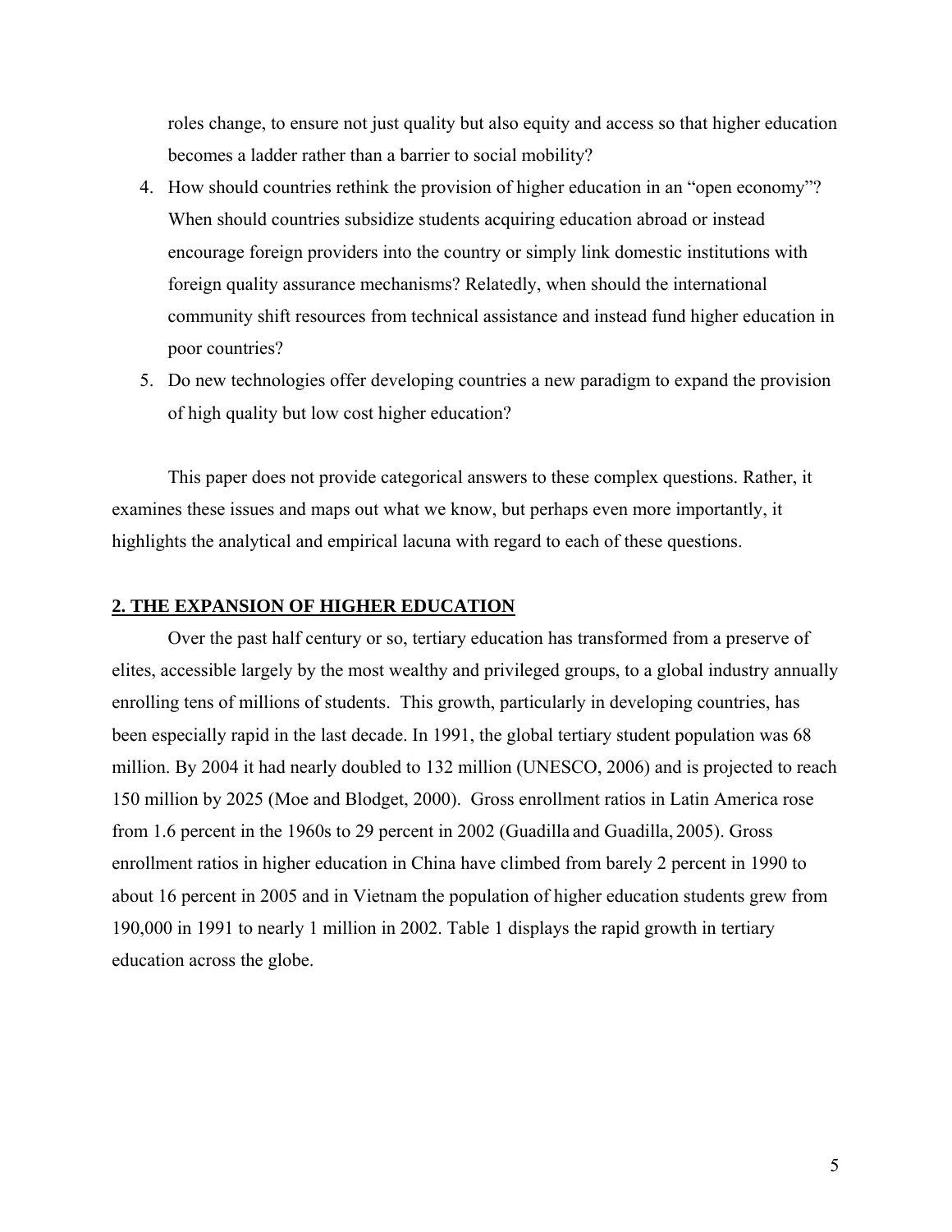roles change, to ensure not just quality but also equity and access so that higher education becomes a ladder rather than a barrier to social mobility?

4. How should countries rethink the provision of higher education in an "open economy"? When should countries subsidize students acquiring education abroad or instead encourage foreign providers into the country or simply link domestic institutions with foreign quality assurance mechanisms? Relatedly, when should the international community shift resources from technical assistance and instead fund higher education in poor countries?
5. Do new technologies offer developing countries a new paradigm to expand the provision of high quality but low cost higher education?

This paper does not provide categorical answers to these complex questions. Rather, it examines these issues and maps out what we know, but perhaps even more importantly, it highlights the analytical and empirical lacuna with regard to each of these questions.

## 2. THE EXPANSION OF HIGHER EDUCATION

Over the past half century or so, tertiary education has transformed from a preserve of elites, accessible largely by the most wealthy and privileged groups, to a global industry annually enrolling tens of millions of students. This growth, particularly in developing countries, has been especially rapid in the last decade. In 1991, the global tertiary student population was 68 million. By 2004 it had nearly doubled to 132 million (UNESCO, 2006) and is projected to reach 150 million by 2025 (Moe and Blodget, 2000). Gross enrollment ratios in Latin America rose from 1.6 percent in the 1960s to 29 percent in 2002 (Guadilla and Guadilla, 2005). Gross enrollment ratios in higher education in China have climbed from barely 2 percent in 1990 to about 16 percent in 2005 and in Vietnam the population of higher education students grew from 190,000 in 1991 to nearly 1 million in 2002. Table 1 displays the rapid growth in tertiary education across the globe.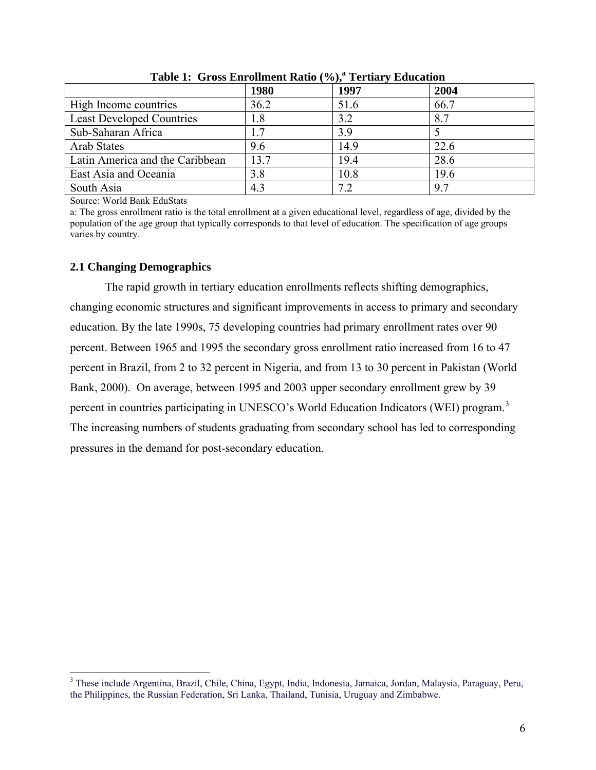**Table 1: Gross Enrollment Ratio (%),[a] Tertiary Education**

| | 1980 | 1997 | 2004 |
|---|---|---|---|
| High Income countries | 36.2 | 51.6 | 66.7 |
| Least Developed Countries | 1.8 | 3.2 | 8.7 |
| Sub-Saharan Africa | 1.7 | 3.9 | 5 |
| Arab States | 9.6 | 14.9 | 22.6 |
| Latin America and the Caribbean | 13.7 | 19.4 | 28.6 |
| East Asia and Oceania | 3.8 | 10.8 | 19.6 |
| South Asia | 4.3 | 7.2 | 9.7 |

Source: World Bank EduStats

a: The gross enrollment ratio is the total enrollment at a given educational level, regardless of age, divided by the population of the age group that typically corresponds to that level of education. The specification of age groups varies by country.

### 2.1 Changing Demographics

The rapid growth in tertiary education enrollments reflects shifting demographics, changing economic structures and significant improvements in access to primary and secondary education. By the late 1990s, 75 developing countries had primary enrollment rates over 90 percent. Between 1965 and 1995 the secondary gross enrollment ratio increased from 16 to 47 percent in Brazil, from 2 to 32 percent in Nigeria, and from 13 to 30 percent in Pakistan (World Bank, 2000). On average, between 1995 and 2003 upper secondary enrollment grew by 39 percent in countries participating in UNESCO's World Education Indicators (WEI) program.[3] The increasing numbers of students graduating from secondary school has led to corresponding pressures in the demand for post-secondary education.

[3] These include Argentina, Brazil, Chile, China, Egypt, India, Indonesia, Jamaica, Jordan, Malaysia, Paraguay, Peru, the Philippines, the Russian Federation, Sri Lanka, Thailand, Tunisia, Uruguay and Zimbabwe.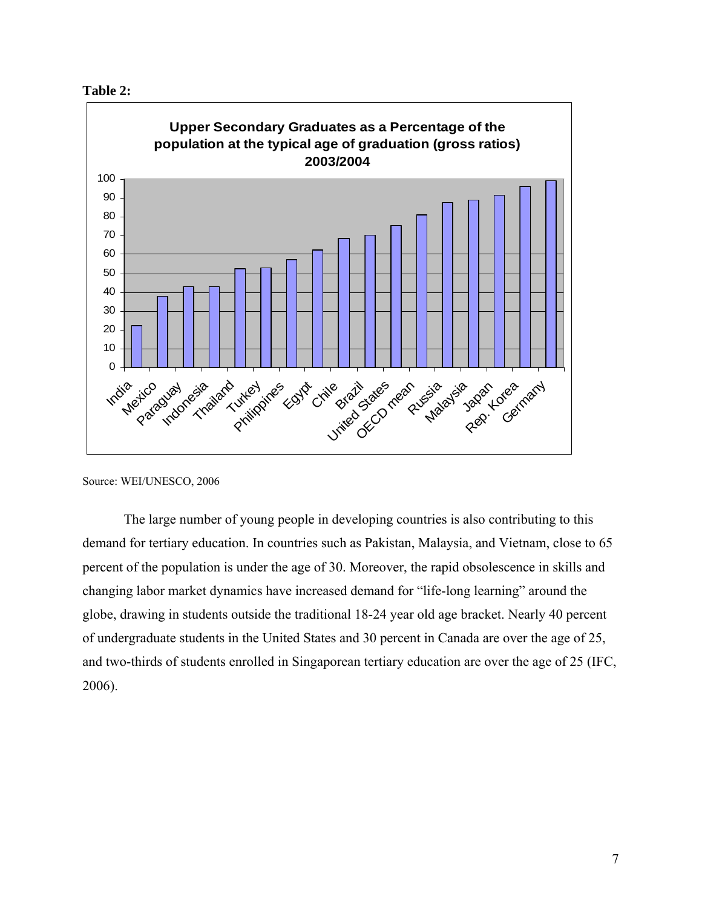**Table 2:**

**Upper Secondary Graduates as a Percentage of the population at the typical age of graduation (gross ratios) 2003/2004**

Source: WEI/UNESCO, 2006

The large number of young people in developing countries is also contributing to this demand for tertiary education. In countries such as Pakistan, Malaysia, and Vietnam, close to 65 percent of the population is under the age of 30. Moreover, the rapid obsolescence in skills and changing labor market dynamics have increased demand for "life-long learning" around the globe, drawing in students outside the traditional 18-24 year old age bracket. Nearly 40 percent of undergraduate students in the United States and 30 percent in Canada are over the age of 25, and two-thirds of students enrolled in Singaporean tertiary education are over the age of 25 (IFC, 2006).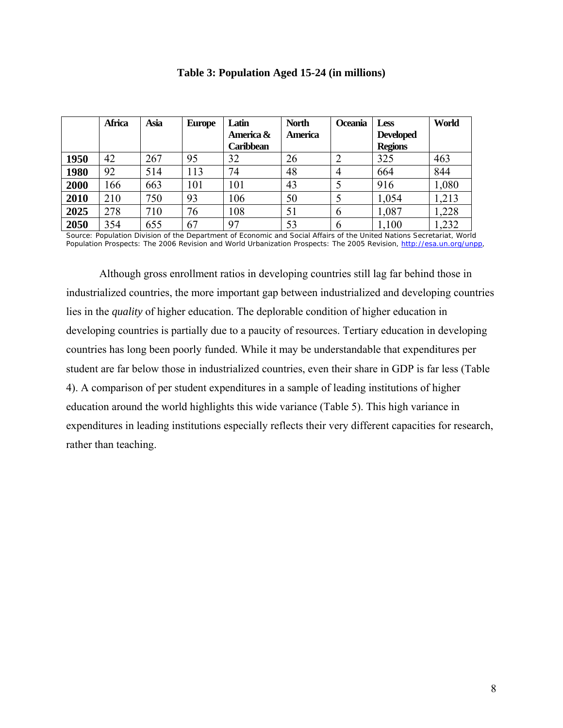**Table 3: Population Aged 15-24 (in millions)**

| | Africa | Asia | Europe | Latin America & Caribbean | North America | Oceania | Less Developed Regions | World |
|---|---|---|---|---|---|---|---|---|
| **1950** | 42 | 267 | 95 | 32 | 26 | 2 | 325 | 463 |
| **1980** | 92 | 514 | 113 | 74 | 48 | 4 | 664 | 844 |
| **2000** | 166 | 663 | 101 | 101 | 43 | 5 | 916 | 1,080 |
| **2010** | 210 | 750 | 93 | 106 | 50 | 5 | 1,054 | 1,213 |
| **2025** | 278 | 710 | 76 | 108 | 51 | 6 | 1,087 | 1,228 |
| **2050** | 354 | 655 | 67 | 97 | 53 | 6 | 1,100 | 1,232 |

Source: Population Division of the Department of Economic and Social Affairs of the United Nations Secretariat, World Population Prospects: The 2006 Revision and World Urbanization Prospects: The 2005 Revision, http://esa.un.org/unpp,

Although gross enrollment ratios in developing countries still lag far behind those in industrialized countries, the more important gap between industrialized and developing countries lies in the *quality* of higher education. The deplorable condition of higher education in developing countries is partially due to a paucity of resources. Tertiary education in developing countries has long been poorly funded. While it may be understandable that expenditures per student are far below those in industrialized countries, even their share in GDP is far less (Table 4). A comparison of per student expenditures in a sample of leading institutions of higher education around the world highlights this wide variance (Table 5). This high variance in expenditures in leading institutions especially reflects their very different capacities for research, rather than teaching.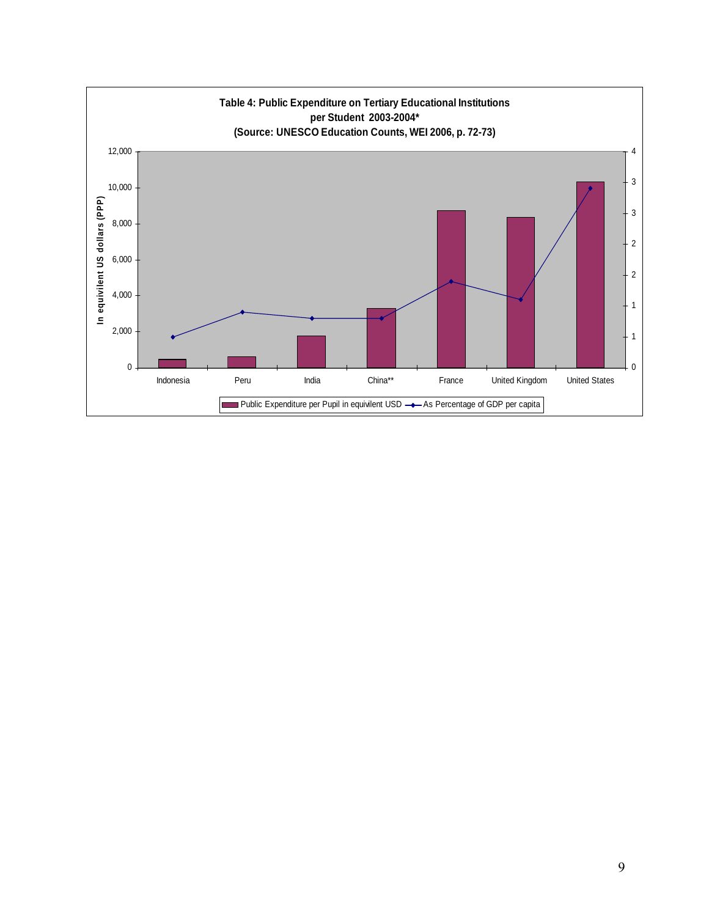**Table 4: Public Expenditure on Tertiary Educational Institutions per Student 2003-2004***
**(Source: UNESCO Education Counts, WEI 2006, p. 72-73)**

In equivilent US dollars (PPP)

Indonesia | Peru | India | China** | France | United Kingdom | United States

Public Expenditure per Pupil in equivilent USD — As Percentage of GDP per capita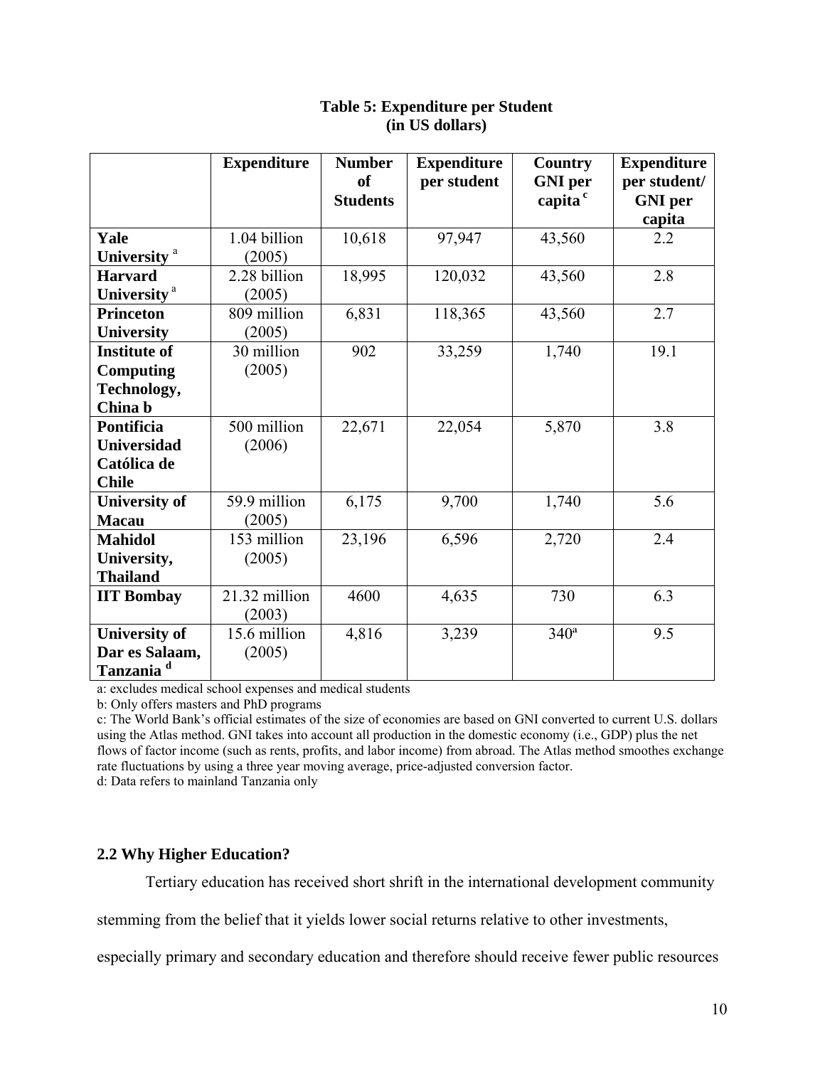**Table 5: Expenditure per Student (in US dollars)**

| | Expenditure | Number of Students | Expenditure per student | Country GNI per capita [c] | Expenditure per student/ GNI per capita |
|---|---|---|---|---|---|
| **Yale University** [a] | 1.04 billion (2005) | 10,618 | 97,947 | 43,560 | 2.2 |
| **Harvard University** [a] | 2.28 billion (2005) | 18,995 | 120,032 | 43,560 | 2.8 |
| **Princeton University** | 809 million (2005) | 6,831 | 118,365 | 43,560 | 2.7 |
| **Institute of Computing Technology, China b** | 30 million (2005) | 902 | 33,259 | 1,740 | 19.1 |
| **Pontificia Universidad Católica de Chile** | 500 million (2006) | 22,671 | 22,054 | 5,870 | 3.8 |
| **University of Macau** | 59.9 million (2005) | 6,175 | 9,700 | 1,740 | 5.6 |
| **Mahidol University, Thailand** | 153 million (2005) | 23,196 | 6,596 | 2,720 | 2.4 |
| **IIT Bombay** | 21.32 million (2003) | 4600 | 4,635 | 730 | 6.3 |
| **University of Dar es Salaam, Tanzania** [d] | 15.6 million (2005) | 4,816 | 3,239 | 340[a] | 9.5 |

a: excludes medical school expenses and medical students

b: Only offers masters and PhD programs

c: The World Bank's official estimates of the size of economies are based on GNI converted to current U.S. dollars using the Atlas method. GNI takes into account all production in the domestic economy (i.e., GDP) plus the net flows of factor income (such as rents, profits, and labor income) from abroad. The Atlas method smoothes exchange rate fluctuations by using a three year moving average, price-adjusted conversion factor.

d: Data refers to mainland Tanzania only

### 2.2 Why Higher Education?

Tertiary education has received short shrift in the international development community stemming from the belief that it yields lower social returns relative to other investments, especially primary and secondary education and therefore should receive fewer public resources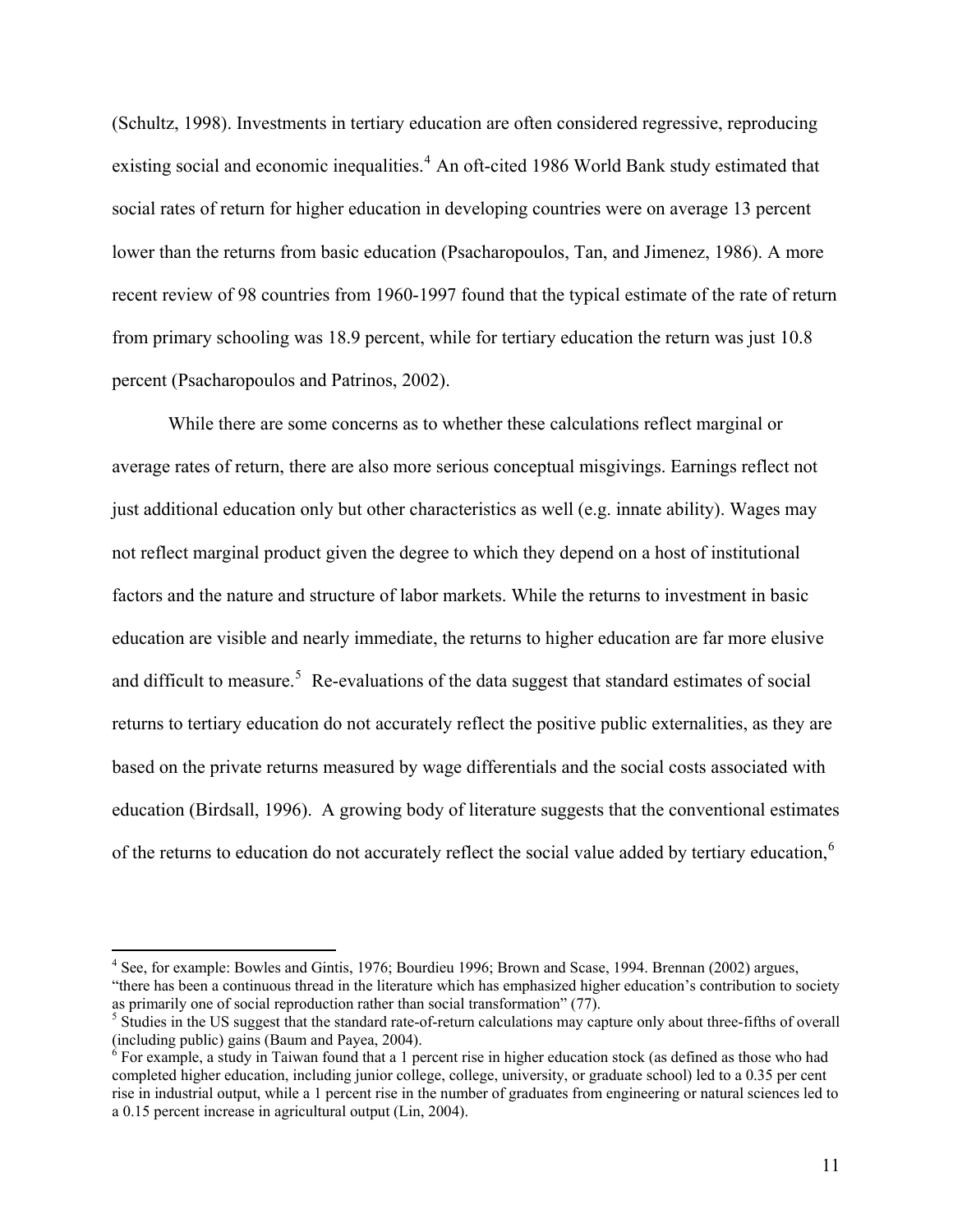(Schultz, 1998). Investments in tertiary education are often considered regressive, reproducing existing social and economic inequalities.[4] An oft-cited 1986 World Bank study estimated that social rates of return for higher education in developing countries were on average 13 percent lower than the returns from basic education (Psacharopoulos, Tan, and Jimenez, 1986). A more recent review of 98 countries from 1960-1997 found that the typical estimate of the rate of return from primary schooling was 18.9 percent, while for tertiary education the return was just 10.8 percent (Psacharopoulos and Patrinos, 2002).

While there are some concerns as to whether these calculations reflect marginal or average rates of return, there are also more serious conceptual misgivings. Earnings reflect not just additional education only but other characteristics as well (e.g. innate ability). Wages may not reflect marginal product given the degree to which they depend on a host of institutional factors and the nature and structure of labor markets. While the returns to investment in basic education are visible and nearly immediate, the returns to higher education are far more elusive and difficult to measure.[5] Re-evaluations of the data suggest that standard estimates of social returns to tertiary education do not accurately reflect the positive public externalities, as they are based on the private returns measured by wage differentials and the social costs associated with education (Birdsall, 1996). A growing body of literature suggests that the conventional estimates of the returns to education do not accurately reflect the social value added by tertiary education,[6]

---

[4] See, for example: Bowles and Gintis, 1976; Bourdieu 1996; Brown and Scase, 1994. Brennan (2002) argues, "there has been a continuous thread in the literature which has emphasized higher education's contribution to society as primarily one of social reproduction rather than social transformation" (77).

[5] Studies in the US suggest that the standard rate-of-return calculations may capture only about three-fifths of overall (including public) gains (Baum and Payea, 2004).

[6] For example, a study in Taiwan found that a 1 percent rise in higher education stock (as defined as those who had completed higher education, including junior college, college, university, or graduate school) led to a 0.35 per cent rise in industrial output, while a 1 percent rise in the number of graduates from engineering or natural sciences led to a 0.15 percent increase in agricultural output (Lin, 2004).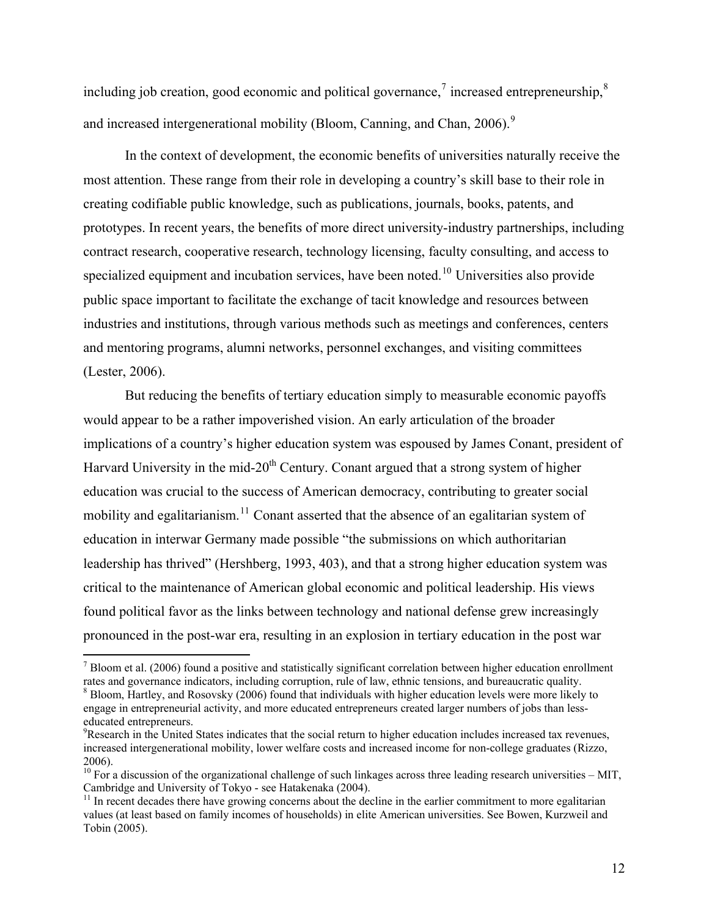including job creation, good economic and political governance,[7] increased entrepreneurship,[8] and increased intergenerational mobility (Bloom, Canning, and Chan, 2006).[9]

In the context of development, the economic benefits of universities naturally receive the most attention. These range from their role in developing a country's skill base to their role in creating codifiable public knowledge, such as publications, journals, books, patents, and prototypes. In recent years, the benefits of more direct university-industry partnerships, including contract research, cooperative research, technology licensing, faculty consulting, and access to specialized equipment and incubation services, have been noted.[10] Universities also provide public space important to facilitate the exchange of tacit knowledge and resources between industries and institutions, through various methods such as meetings and conferences, centers and mentoring programs, alumni networks, personnel exchanges, and visiting committees (Lester, 2006).

But reducing the benefits of tertiary education simply to measurable economic payoffs would appear to be a rather impoverished vision. An early articulation of the broader implications of a country's higher education system was espoused by James Conant, president of Harvard University in the mid-20th Century. Conant argued that a strong system of higher education was crucial to the success of American democracy, contributing to greater social mobility and egalitarianism.[11] Conant asserted that the absence of an egalitarian system of education in interwar Germany made possible "the submissions on which authoritarian leadership has thrived" (Hershberg, 1993, 403), and that a strong higher education system was critical to the maintenance of American global economic and political leadership. His views found political favor as the links between technology and national defense grew increasingly pronounced in the post-war era, resulting in an explosion in tertiary education in the post war

---

[7] Bloom et al. (2006) found a positive and statistically significant correlation between higher education enrollment rates and governance indicators, including corruption, rule of law, ethnic tensions, and bureaucratic quality.

[8] Bloom, Hartley, and Rosovsky (2006) found that individuals with higher education levels were more likely to engage in entrepreneurial activity, and more educated entrepreneurs created larger numbers of jobs than less-educated entrepreneurs.

[9] Research in the United States indicates that the social return to higher education includes increased tax revenues, increased intergenerational mobility, lower welfare costs and increased income for non-college graduates (Rizzo, 2006).

[10] For a discussion of the organizational challenge of such linkages across three leading research universities – MIT, Cambridge and University of Tokyo - see Hatakenaka (2004).

[11] In recent decades there have growing concerns about the decline in the earlier commitment to more egalitarian values (at least based on family incomes of households) in elite American universities. See Bowen, Kurzweil and Tobin (2005).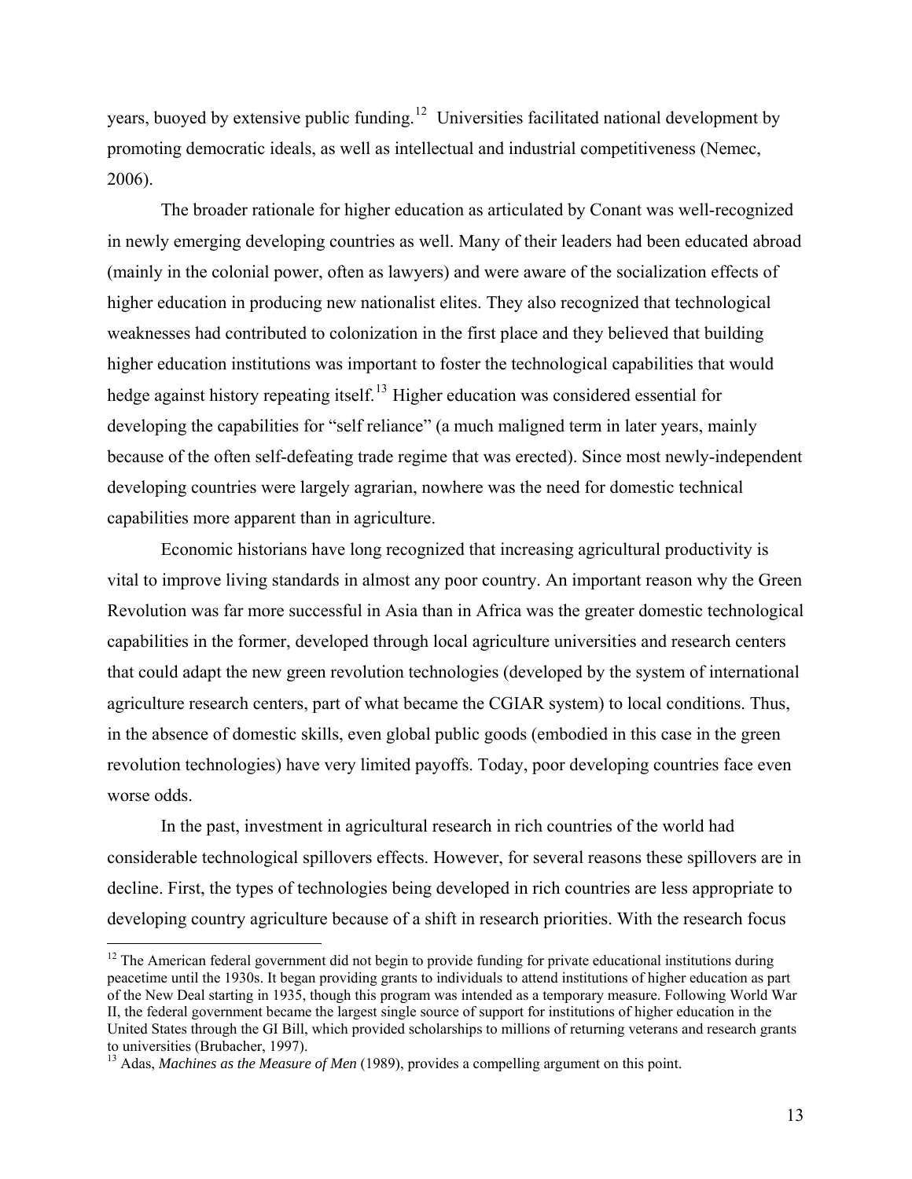years, buoyed by extensive public funding.[12] Universities facilitated national development by promoting democratic ideals, as well as intellectual and industrial competitiveness (Nemec, 2006).

The broader rationale for higher education as articulated by Conant was well-recognized in newly emerging developing countries as well. Many of their leaders had been educated abroad (mainly in the colonial power, often as lawyers) and were aware of the socialization effects of higher education in producing new nationalist elites. They also recognized that technological weaknesses had contributed to colonization in the first place and they believed that building higher education institutions was important to foster the technological capabilities that would hedge against history repeating itself.[13] Higher education was considered essential for developing the capabilities for "self reliance" (a much maligned term in later years, mainly because of the often self-defeating trade regime that was erected). Since most newly-independent developing countries were largely agrarian, nowhere was the need for domestic technical capabilities more apparent than in agriculture.

Economic historians have long recognized that increasing agricultural productivity is vital to improve living standards in almost any poor country. An important reason why the Green Revolution was far more successful in Asia than in Africa was the greater domestic technological capabilities in the former, developed through local agriculture universities and research centers that could adapt the new green revolution technologies (developed by the system of international agriculture research centers, part of what became the CGIAR system) to local conditions. Thus, in the absence of domestic skills, even global public goods (embodied in this case in the green revolution technologies) have very limited payoffs. Today, poor developing countries face even worse odds.

In the past, investment in agricultural research in rich countries of the world had considerable technological spillovers effects. However, for several reasons these spillovers are in decline. First, the types of technologies being developed in rich countries are less appropriate to developing country agriculture because of a shift in research priorities. With the research focus

---

[12] The American federal government did not begin to provide funding for private educational institutions during peacetime until the 1930s. It began providing grants to individuals to attend institutions of higher education as part of the New Deal starting in 1935, though this program was intended as a temporary measure. Following World War II, the federal government became the largest single source of support for institutions of higher education in the United States through the GI Bill, which provided scholarships to millions of returning veterans and research grants to universities (Brubacher, 1997).

[13] Adas, *Machines as the Measure of Men* (1989), provides a compelling argument on this point.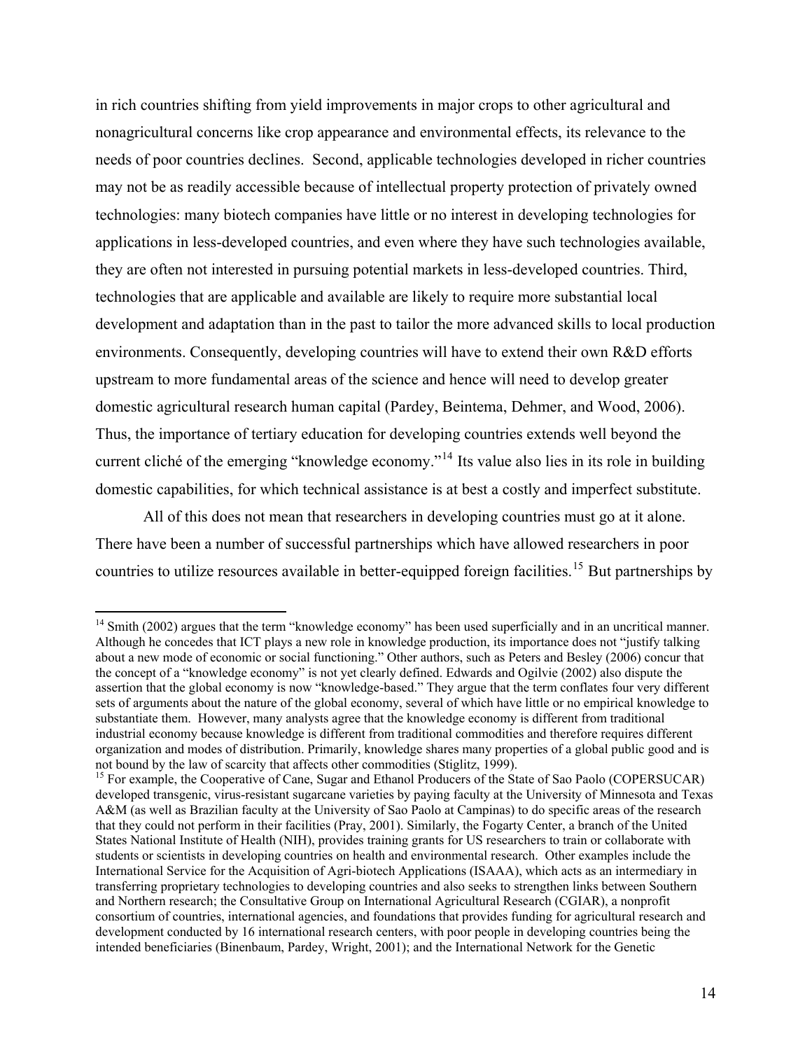in rich countries shifting from yield improvements in major crops to other agricultural and nonagricultural concerns like crop appearance and environmental effects, its relevance to the needs of poor countries declines. Second, applicable technologies developed in richer countries may not be as readily accessible because of intellectual property protection of privately owned technologies: many biotech companies have little or no interest in developing technologies for applications in less-developed countries, and even where they have such technologies available, they are often not interested in pursuing potential markets in less-developed countries. Third, technologies that are applicable and available are likely to require more substantial local development and adaptation than in the past to tailor the more advanced skills to local production environments. Consequently, developing countries will have to extend their own R&D efforts upstream to more fundamental areas of the science and hence will need to develop greater domestic agricultural research human capital (Pardey, Beintema, Dehmer, and Wood, 2006). Thus, the importance of tertiary education for developing countries extends well beyond the current cliché of the emerging "knowledge economy."[14] Its value also lies in its role in building domestic capabilities, for which technical assistance is at best a costly and imperfect substitute.

All of this does not mean that researchers in developing countries must go at it alone. There have been a number of successful partnerships which have allowed researchers in poor countries to utilize resources available in better-equipped foreign facilities.[15] But partnerships by

---

[14] Smith (2002) argues that the term "knowledge economy" has been used superficially and in an uncritical manner. Although he concedes that ICT plays a new role in knowledge production, its importance does not "justify talking about a new mode of economic or social functioning." Other authors, such as Peters and Besley (2006) concur that the concept of a "knowledge economy" is not yet clearly defined. Edwards and Ogilvie (2002) also dispute the assertion that the global economy is now "knowledge-based." They argue that the term conflates four very different sets of arguments about the nature of the global economy, several of which have little or no empirical knowledge to substantiate them. However, many analysts agree that the knowledge economy is different from traditional industrial economy because knowledge is different from traditional commodities and therefore requires different organization and modes of distribution. Primarily, knowledge shares many properties of a global public good and is not bound by the law of scarcity that affects other commodities (Stiglitz, 1999).

[15] For example, the Cooperative of Cane, Sugar and Ethanol Producers of the State of Sao Paolo (COPERSUCAR) developed transgenic, virus-resistant sugarcane varieties by paying faculty at the University of Minnesota and Texas A&M (as well as Brazilian faculty at the University of Sao Paolo at Campinas) to do specific areas of the research that they could not perform in their facilities (Pray, 2001). Similarly, the Fogarty Center, a branch of the United States National Institute of Health (NIH), provides training grants for US researchers to train or collaborate with students or scientists in developing countries on health and environmental research. Other examples include the International Service for the Acquisition of Agri-biotech Applications (ISAAA), which acts as an intermediary in transferring proprietary technologies to developing countries and also seeks to strengthen links between Southern and Northern research; the Consultative Group on International Agricultural Research (CGIAR), a nonprofit consortium of countries, international agencies, and foundations that provides funding for agricultural research and development conducted by 16 international research centers, with poor people in developing countries being the intended beneficiaries (Binenbaum, Pardey, Wright, 2001); and the International Network for the Genetic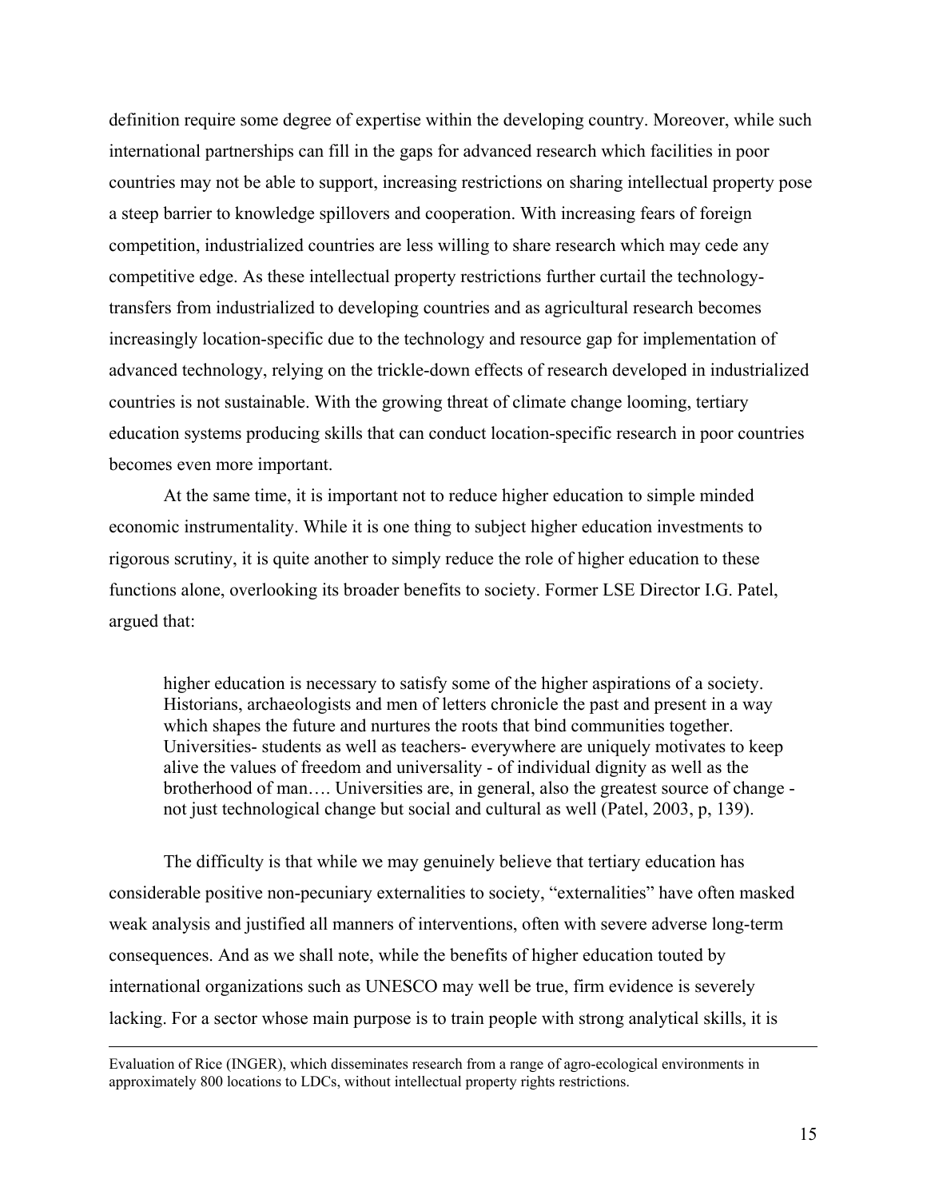definition require some degree of expertise within the developing country. Moreover, while such international partnerships can fill in the gaps for advanced research which facilities in poor countries may not be able to support, increasing restrictions on sharing intellectual property pose a steep barrier to knowledge spillovers and cooperation. With increasing fears of foreign competition, industrialized countries are less willing to share research which may cede any competitive edge. As these intellectual property restrictions further curtail the technology-transfers from industrialized to developing countries and as agricultural research becomes increasingly location-specific due to the technology and resource gap for implementation of advanced technology, relying on the trickle-down effects of research developed in industrialized countries is not sustainable. With the growing threat of climate change looming, tertiary education systems producing skills that can conduct location-specific research in poor countries becomes even more important.

At the same time, it is important not to reduce higher education to simple minded economic instrumentality. While it is one thing to subject higher education investments to rigorous scrutiny, it is quite another to simply reduce the role of higher education to these functions alone, overlooking its broader benefits to society. Former LSE Director I.G. Patel, argued that:

> higher education is necessary to satisfy some of the higher aspirations of a society. Historians, archaeologists and men of letters chronicle the past and present in a way which shapes the future and nurtures the roots that bind communities together. Universities- students as well as teachers- everywhere are uniquely motivates to keep alive the values of freedom and universality - of individual dignity as well as the brotherhood of man…. Universities are, in general, also the greatest source of change - not just technological change but social and cultural as well (Patel, 2003, p, 139).

The difficulty is that while we may genuinely believe that tertiary education has considerable positive non-pecuniary externalities to society, "externalities" have often masked weak analysis and justified all manners of interventions, often with severe adverse long-term consequences. And as we shall note, while the benefits of higher education touted by international organizations such as UNESCO may well be true, firm evidence is severely lacking. For a sector whose main purpose is to train people with strong analytical skills, it is

---

Evaluation of Rice (INGER), which disseminates research from a range of agro-ecological environments in approximately 800 locations to LDCs, without intellectual property rights restrictions.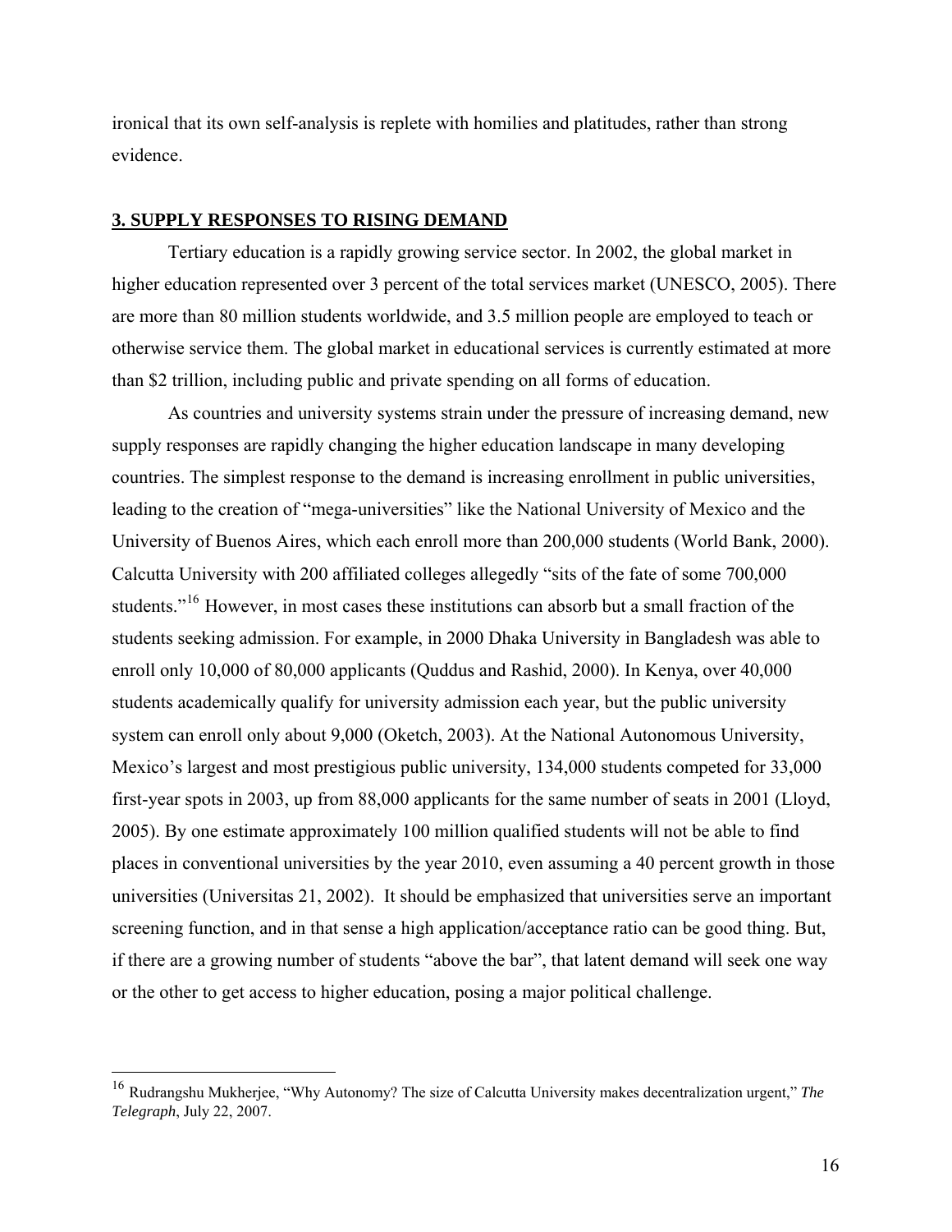ironical that its own self-analysis is replete with homilies and platitudes, rather than strong evidence.

## 3. SUPPLY RESPONSES TO RISING DEMAND

Tertiary education is a rapidly growing service sector. In 2002, the global market in higher education represented over 3 percent of the total services market (UNESCO, 2005). There are more than 80 million students worldwide, and 3.5 million people are employed to teach or otherwise service them. The global market in educational services is currently estimated at more than $2 trillion, including public and private spending on all forms of education.

As countries and university systems strain under the pressure of increasing demand, new supply responses are rapidly changing the higher education landscape in many developing countries. The simplest response to the demand is increasing enrollment in public universities, leading to the creation of "mega-universities" like the National University of Mexico and the University of Buenos Aires, which each enroll more than 200,000 students (World Bank, 2000). Calcutta University with 200 affiliated colleges allegedly "sits of the fate of some 700,000 students."[16] However, in most cases these institutions can absorb but a small fraction of the students seeking admission. For example, in 2000 Dhaka University in Bangladesh was able to enroll only 10,000 of 80,000 applicants (Quddus and Rashid, 2000). In Kenya, over 40,000 students academically qualify for university admission each year, but the public university system can enroll only about 9,000 (Oketch, 2003). At the National Autonomous University, Mexico's largest and most prestigious public university, 134,000 students competed for 33,000 first-year spots in 2003, up from 88,000 applicants for the same number of seats in 2001 (Lloyd, 2005). By one estimate approximately 100 million qualified students will not be able to find places in conventional universities by the year 2010, even assuming a 40 percent growth in those universities (Universitas 21, 2002). It should be emphasized that universities serve an important screening function, and in that sense a high application/acceptance ratio can be good thing. But, if there are a growing number of students "above the bar", that latent demand will seek one way or the other to get access to higher education, posing a major political challenge.

---

[16] Rudrangshu Mukherjee, "Why Autonomy? The size of Calcutta University makes decentralization urgent," *The Telegraph*, July 22, 2007.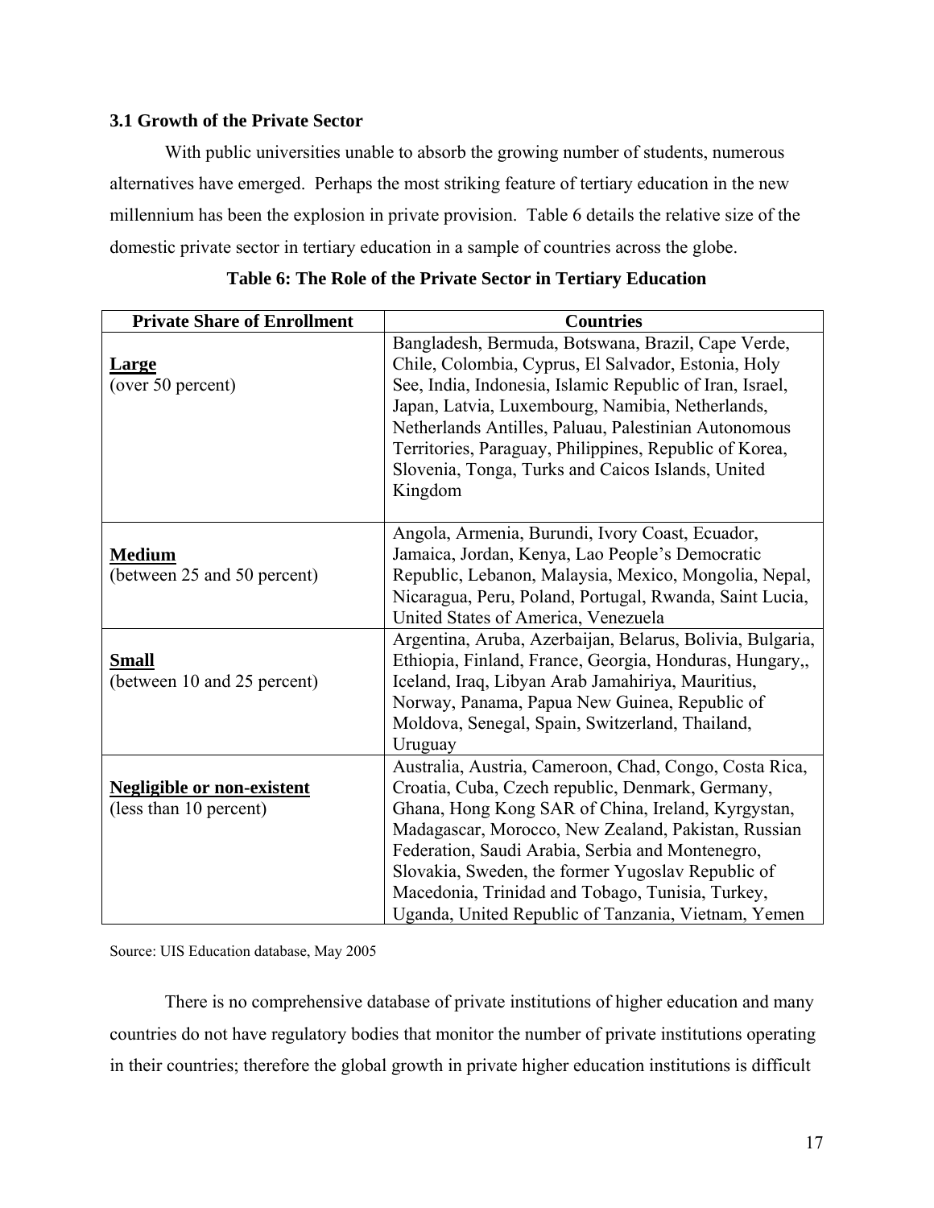### 3.1 Growth of the Private Sector

With public universities unable to absorb the growing number of students, numerous alternatives have emerged. Perhaps the most striking feature of tertiary education in the new millennium has been the explosion in private provision. Table 6 details the relative size of the domestic private sector in tertiary education in a sample of countries across the globe.

**Table 6: The Role of the Private Sector in Tertiary Education**

| Private Share of Enrollment | Countries |
|---|---|
| **Large** (over 50 percent) | Bangladesh, Bermuda, Botswana, Brazil, Cape Verde, Chile, Colombia, Cyprus, El Salvador, Estonia, Holy See, India, Indonesia, Islamic Republic of Iran, Israel, Japan, Latvia, Luxembourg, Namibia, Netherlands, Netherlands Antilles, Paluau, Palestinian Autonomous Territories, Paraguay, Philippines, Republic of Korea, Slovenia, Tonga, Turks and Caicos Islands, United Kingdom |
| **Medium** (between 25 and 50 percent) | Angola, Armenia, Burundi, Ivory Coast, Ecuador, Jamaica, Jordan, Kenya, Lao People's Democratic Republic, Lebanon, Malaysia, Mexico, Mongolia, Nepal, Nicaragua, Peru, Poland, Portugal, Rwanda, Saint Lucia, United States of America, Venezuela |
| **Small** (between 10 and 25 percent) | Argentina, Aruba, Azerbaijan, Belarus, Bolivia, Bulgaria, Ethiopia, Finland, France, Georgia, Honduras, Hungary,, Iceland, Iraq, Libyan Arab Jamahiriya, Mauritius, Norway, Panama, Papua New Guinea, Republic of Moldova, Senegal, Spain, Switzerland, Thailand, Uruguay |
| **Negligible or non-existent** (less than 10 percent) | Australia, Austria, Cameroon, Chad, Congo, Costa Rica, Croatia, Cuba, Czech republic, Denmark, Germany, Ghana, Hong Kong SAR of China, Ireland, Kyrgystan, Madagascar, Morocco, New Zealand, Pakistan, Russian Federation, Saudi Arabia, Serbia and Montenegro, Slovakia, Sweden, the former Yugoslav Republic of Macedonia, Trinidad and Tobago, Tunisia, Turkey, Uganda, United Republic of Tanzania, Vietnam, Yemen |

Source: UIS Education database, May 2005

There is no comprehensive database of private institutions of higher education and many countries do not have regulatory bodies that monitor the number of private institutions operating in their countries; therefore the global growth in private higher education institutions is difficult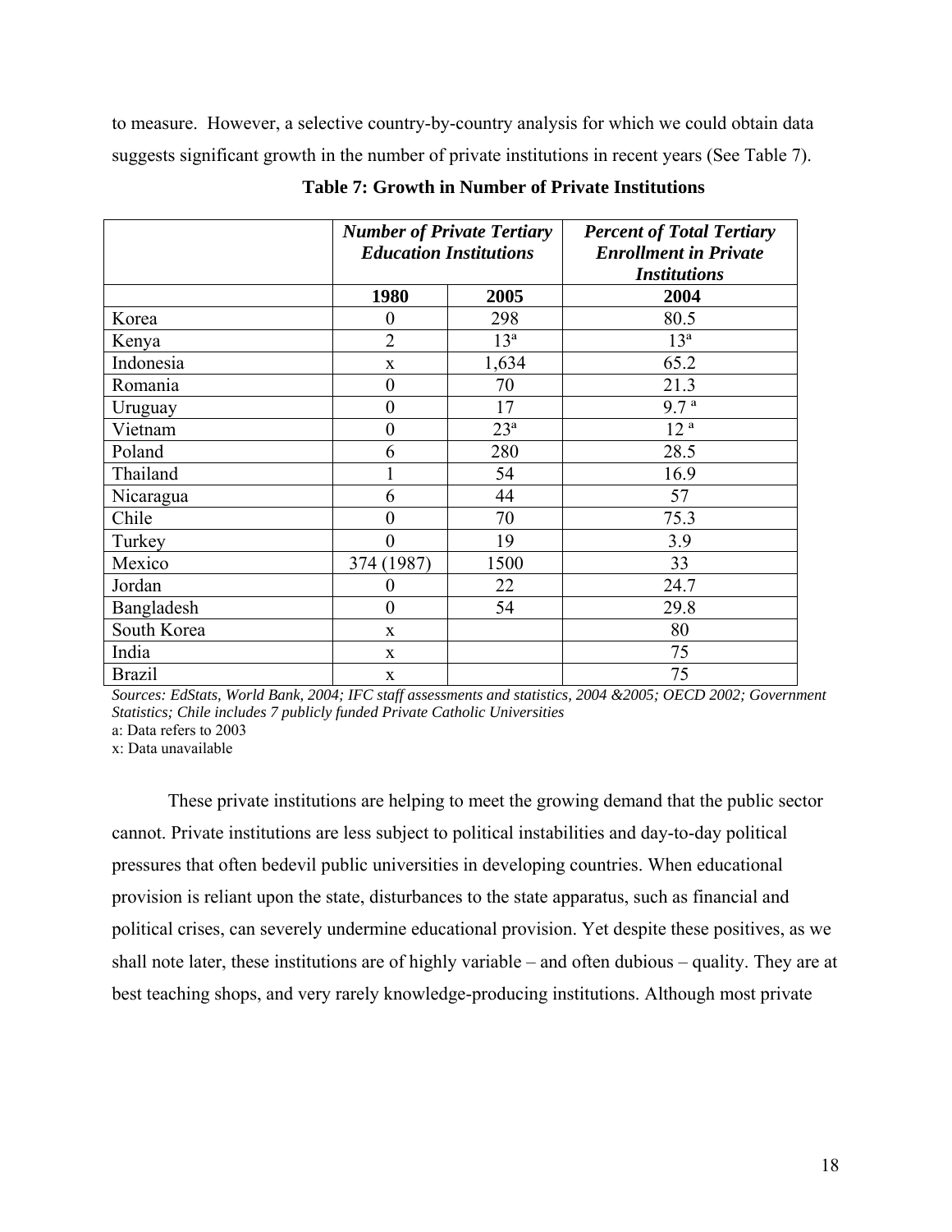to measure. However, a selective country-by-country analysis for which we could obtain data suggests significant growth in the number of private institutions in recent years (See Table 7).

**Table 7: Growth in Number of Private Institutions**

| | ***Number of Private Tertiary Education Institutions*** | | ***Percent of Total Tertiary Enrollment in Private Institutions*** |
|---|---|---|---|
| | **1980** | **2005** | **2004** |
| Korea | 0 | 298 | 80.5 |
| Kenya | 2 | 13[a] | 13[a] |
| Indonesia | x | 1,634 | 65.2 |
| Romania | 0 | 70 | 21.3 |
| Uruguay | 0 | 17 | 9.7 [a] |
| Vietnam | 0 | 23[a] | 12 [a] |
| Poland | 6 | 280 | 28.5 |
| Thailand | 1 | 54 | 16.9 |
| Nicaragua | 6 | 44 | 57 |
| Chile | 0 | 70 | 75.3 |
| Turkey | 0 | 19 | 3.9 |
| Mexico | 374 (1987) | 1500 | 33 |
| Jordan | 0 | 22 | 24.7 |
| Bangladesh | 0 | 54 | 29.8 |
| South Korea | x | | 80 |
| India | x | | 75 |
| Brazil | x | | 75 |

*Sources: EdStats, World Bank, 2004; IFC staff assessments and statistics, 2004 &2005; OECD 2002; Government Statistics; Chile includes 7 publicly funded Private Catholic Universities*

a: Data refers to 2003

x: Data unavailable

These private institutions are helping to meet the growing demand that the public sector cannot. Private institutions are less subject to political instabilities and day-to-day political pressures that often bedevil public universities in developing countries. When educational provision is reliant upon the state, disturbances to the state apparatus, such as financial and political crises, can severely undermine educational provision. Yet despite these positives, as we shall note later, these institutions are of highly variable – and often dubious – quality. They are at best teaching shops, and very rarely knowledge-producing institutions. Although most private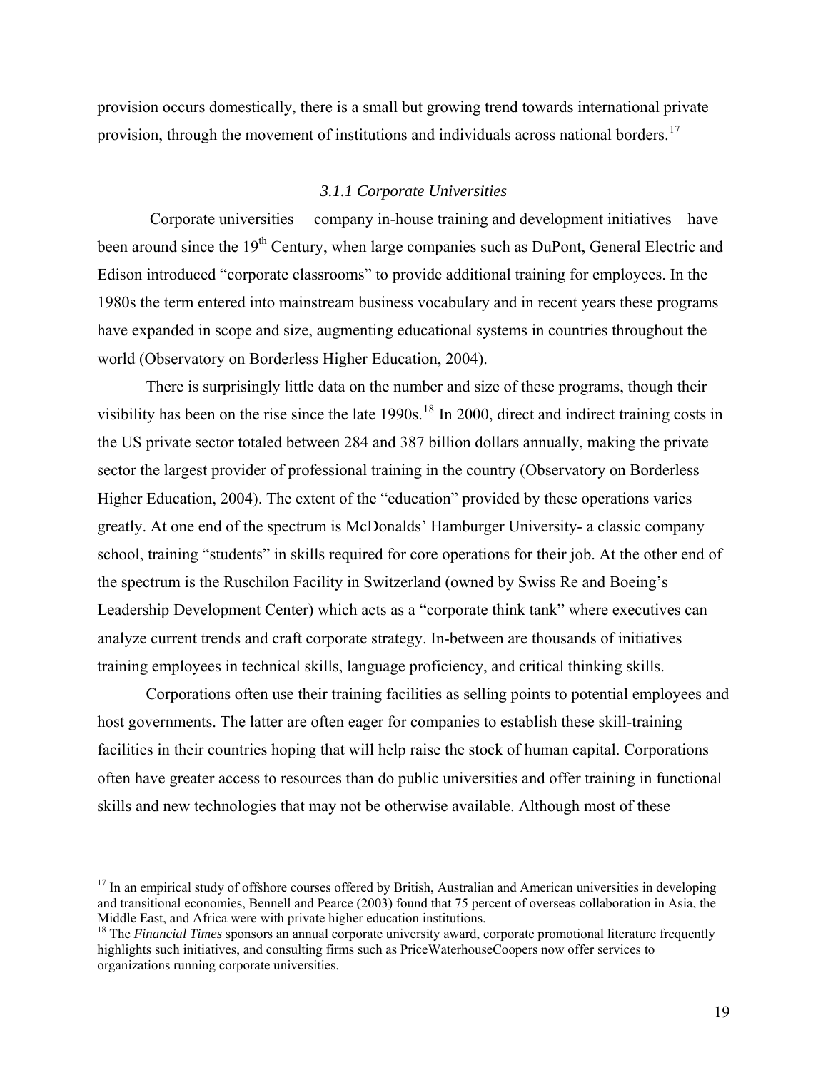provision occurs domestically, there is a small but growing trend towards international private provision, through the movement of institutions and individuals across national borders.[17]

### *3.1.1 Corporate Universities*

Corporate universities— company in-house training and development initiatives – have been around since the 19th Century, when large companies such as DuPont, General Electric and Edison introduced "corporate classrooms" to provide additional training for employees. In the 1980s the term entered into mainstream business vocabulary and in recent years these programs have expanded in scope and size, augmenting educational systems in countries throughout the world (Observatory on Borderless Higher Education, 2004).

There is surprisingly little data on the number and size of these programs, though their visibility has been on the rise since the late 1990s.[18] In 2000, direct and indirect training costs in the US private sector totaled between 284 and 387 billion dollars annually, making the private sector the largest provider of professional training in the country (Observatory on Borderless Higher Education, 2004). The extent of the "education" provided by these operations varies greatly. At one end of the spectrum is McDonalds' Hamburger University- a classic company school, training "students" in skills required for core operations for their job. At the other end of the spectrum is the Ruschilon Facility in Switzerland (owned by Swiss Re and Boeing's Leadership Development Center) which acts as a "corporate think tank" where executives can analyze current trends and craft corporate strategy. In-between are thousands of initiatives training employees in technical skills, language proficiency, and critical thinking skills.

Corporations often use their training facilities as selling points to potential employees and host governments. The latter are often eager for companies to establish these skill-training facilities in their countries hoping that will help raise the stock of human capital. Corporations often have greater access to resources than do public universities and offer training in functional skills and new technologies that may not be otherwise available. Although most of these

[17] In an empirical study of offshore courses offered by British, Australian and American universities in developing and transitional economies, Bennell and Pearce (2003) found that 75 percent of overseas collaboration in Asia, the Middle East, and Africa were with private higher education institutions.

[18] The *Financial Times* sponsors an annual corporate university award, corporate promotional literature frequently highlights such initiatives, and consulting firms such as PriceWaterhouseCoopers now offer services to organizations running corporate universities.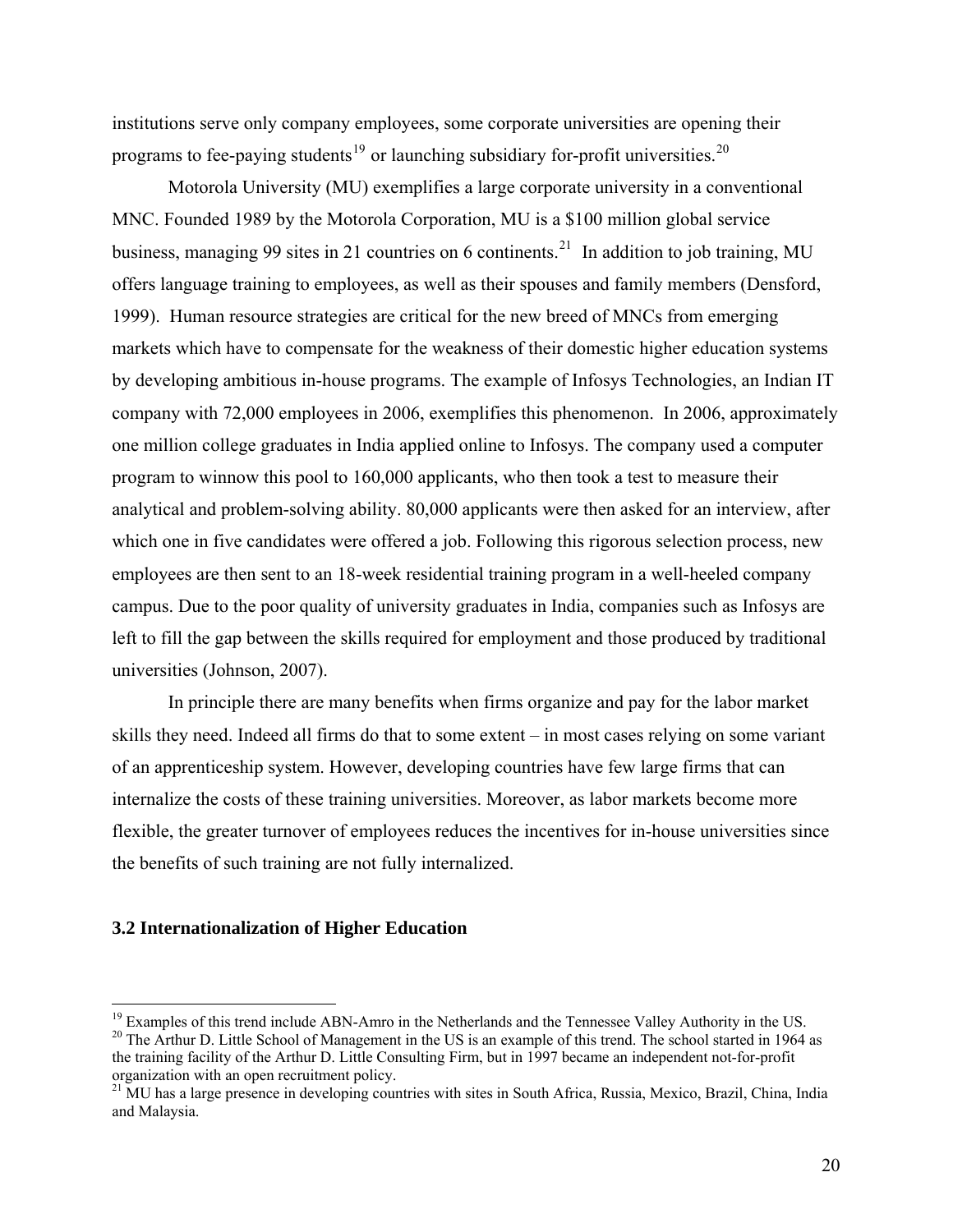institutions serve only company employees, some corporate universities are opening their programs to fee-paying students[19] or launching subsidiary for-profit universities.[20]

Motorola University (MU) exemplifies a large corporate university in a conventional MNC. Founded 1989 by the Motorola Corporation, MU is a $100 million global service business, managing 99 sites in 21 countries on 6 continents.[21] In addition to job training, MU offers language training to employees, as well as their spouses and family members (Densford, 1999). Human resource strategies are critical for the new breed of MNCs from emerging markets which have to compensate for the weakness of their domestic higher education systems by developing ambitious in-house programs. The example of Infosys Technologies, an Indian IT company with 72,000 employees in 2006, exemplifies this phenomenon. In 2006, approximately one million college graduates in India applied online to Infosys. The company used a computer program to winnow this pool to 160,000 applicants, who then took a test to measure their analytical and problem-solving ability. 80,000 applicants were then asked for an interview, after which one in five candidates were offered a job. Following this rigorous selection process, new employees are then sent to an 18-week residential training program in a well-heeled company campus. Due to the poor quality of university graduates in India, companies such as Infosys are left to fill the gap between the skills required for employment and those produced by traditional universities (Johnson, 2007).

In principle there are many benefits when firms organize and pay for the labor market skills they need. Indeed all firms do that to some extent – in most cases relying on some variant of an apprenticeship system. However, developing countries have few large firms that can internalize the costs of these training universities. Moreover, as labor markets become more flexible, the greater turnover of employees reduces the incentives for in-house universities since the benefits of such training are not fully internalized.

### 3.2 Internationalization of Higher Education

---

[19] Examples of this trend include ABN-Amro in the Netherlands and the Tennessee Valley Authority in the US.

[20] The Arthur D. Little School of Management in the US is an example of this trend. The school started in 1964 as the training facility of the Arthur D. Little Consulting Firm, but in 1997 became an independent not-for-profit organization with an open recruitment policy.

[21] MU has a large presence in developing countries with sites in South Africa, Russia, Mexico, Brazil, China, India and Malaysia.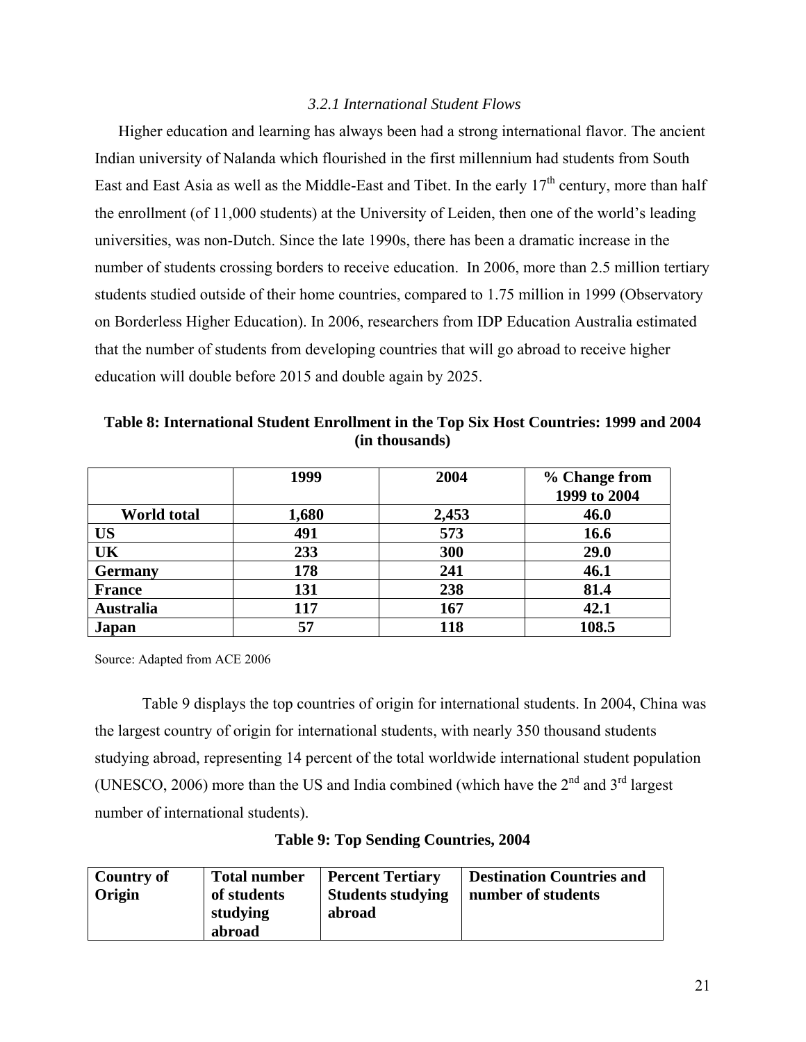### *3.2.1 International Student Flows*

Higher education and learning has always been had a strong international flavor. The ancient Indian university of Nalanda which flourished in the first millennium had students from South East and East Asia as well as the Middle-East and Tibet. In the early 17th century, more than half the enrollment (of 11,000 students) at the University of Leiden, then one of the world's leading universities, was non-Dutch. Since the late 1990s, there has been a dramatic increase in the number of students crossing borders to receive education. In 2006, more than 2.5 million tertiary students studied outside of their home countries, compared to 1.75 million in 1999 (Observatory on Borderless Higher Education). In 2006, researchers from IDP Education Australia estimated that the number of students from developing countries that will go abroad to receive higher education will double before 2015 and double again by 2025.

**Table 8: International Student Enrollment in the Top Six Host Countries: 1999 and 2004 (in thousands)**

| | 1999 | 2004 | % Change from 1999 to 2004 |
|---|---|---|---|
| **World total** | **1,680** | **2,453** | **46.0** |
| **US** | **491** | **573** | **16.6** |
| **UK** | **233** | **300** | **29.0** |
| **Germany** | **178** | **241** | **46.1** |
| **France** | **131** | **238** | **81.4** |
| **Australia** | **117** | **167** | **42.1** |
| **Japan** | **57** | **118** | **108.5** |

Source: Adapted from ACE 2006

Table 9 displays the top countries of origin for international students. In 2004, China was the largest country of origin for international students, with nearly 350 thousand students studying abroad, representing 14 percent of the total worldwide international student population (UNESCO, 2006) more than the US and India combined (which have the 2nd and 3rd largest number of international students).

**Table 9: Top Sending Countries, 2004**

| Country of Origin | Total number of students studying abroad | Percent Tertiary Students studying abroad | Destination Countries and number of students |
|---|---|---|---|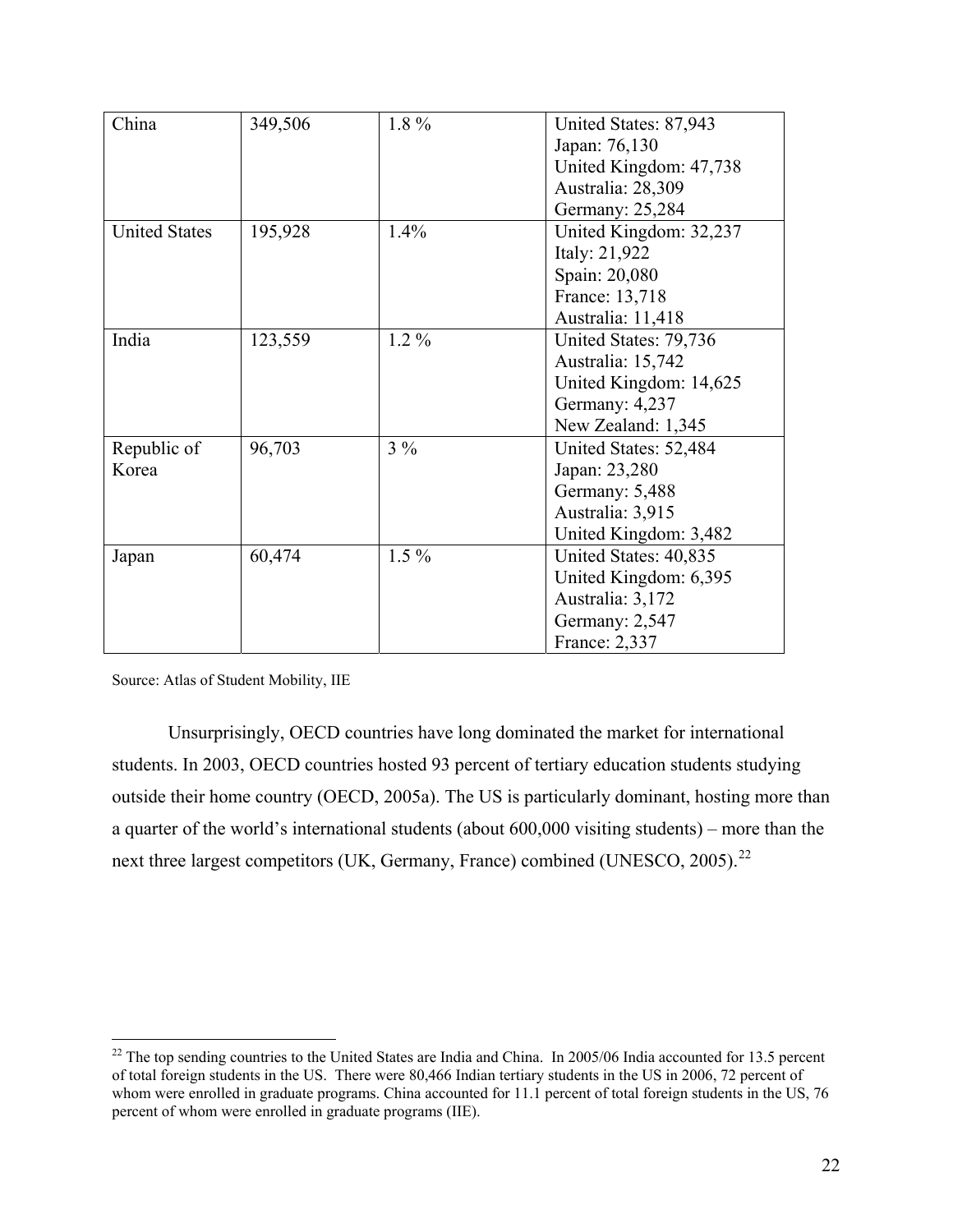| | | | |
|---|---|---|---|
| China | 349,506 | 1.8 % | United States: 87,943<br>Japan: 76,130<br>United Kingdom: 47,738<br>Australia: 28,309<br>Germany: 25,284 |
| United States | 195,928 | 1.4% | United Kingdom: 32,237<br>Italy: 21,922<br>Spain: 20,080<br>France: 13,718<br>Australia: 11,418 |
| India | 123,559 | 1.2 % | United States: 79,736<br>Australia: 15,742<br>United Kingdom: 14,625<br>Germany: 4,237<br>New Zealand: 1,345 |
| Republic of Korea | 96,703 | 3 % | United States: 52,484<br>Japan: 23,280<br>Germany: 5,488<br>Australia: 3,915<br>United Kingdom: 3,482 |
| Japan | 60,474 | 1.5 % | United States: 40,835<br>United Kingdom: 6,395<br>Australia: 3,172<br>Germany: 2,547<br>France: 2,337 |

Source: Atlas of Student Mobility, IIE

Unsurprisingly, OECD countries have long dominated the market for international students. In 2003, OECD countries hosted 93 percent of tertiary education students studying outside their home country (OECD, 2005a). The US is particularly dominant, hosting more than a quarter of the world's international students (about 600,000 visiting students) – more than the next three largest competitors (UK, Germany, France) combined (UNESCO, 2005).[22]

[22] The top sending countries to the United States are India and China. In 2005/06 India accounted for 13.5 percent of total foreign students in the US. There were 80,466 Indian tertiary students in the US in 2006, 72 percent of whom were enrolled in graduate programs. China accounted for 11.1 percent of total foreign students in the US, 76 percent of whom were enrolled in graduate programs (IIE).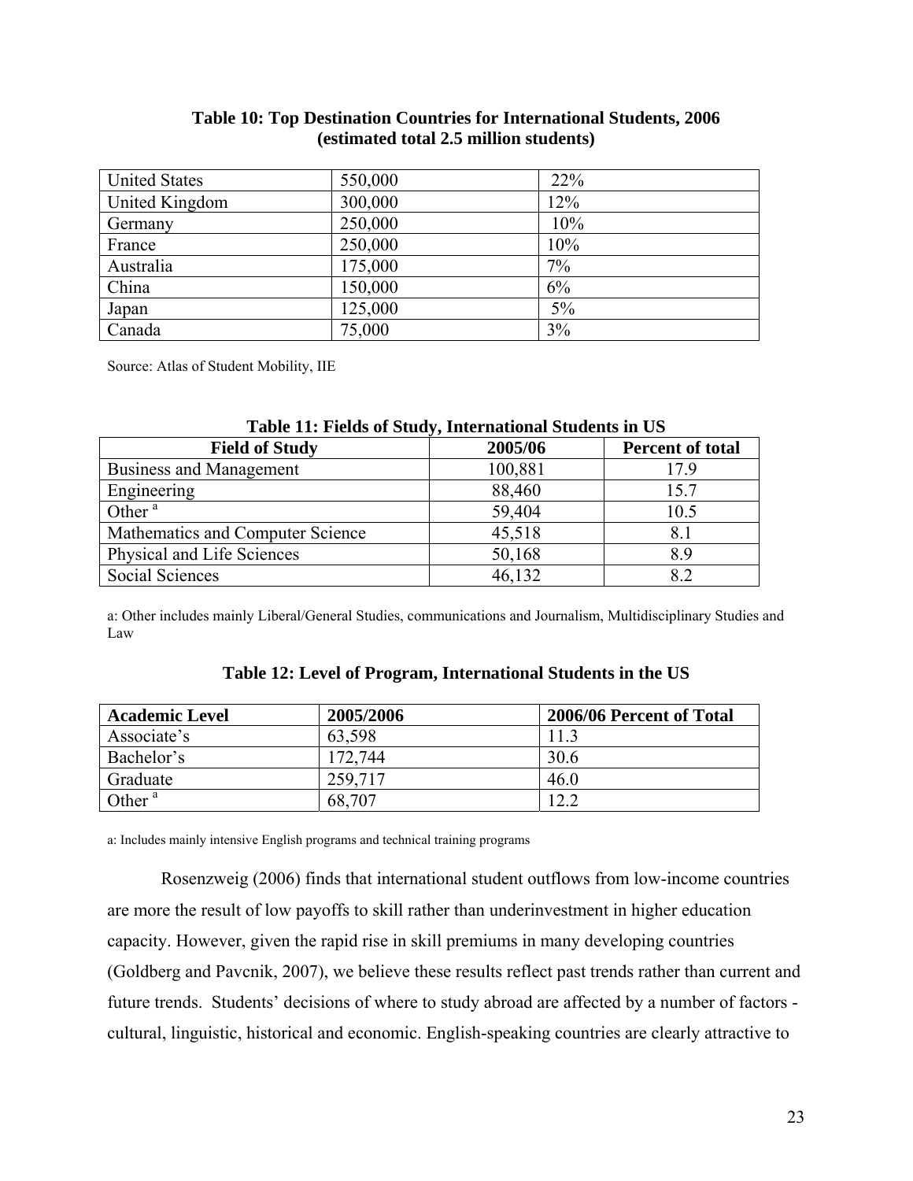**Table 10: Top Destination Countries for International Students, 2006 (estimated total 2.5 million students)**

| | | |
|---|---|---|
| United States | 550,000 | 22% |
| United Kingdom | 300,000 | 12% |
| Germany | 250,000 | 10% |
| France | 250,000 | 10% |
| Australia | 175,000 | 7% |
| China | 150,000 | 6% |
| Japan | 125,000 | 5% |
| Canada | 75,000 | 3% |

Source: Atlas of Student Mobility, IIE

**Table 11: Fields of Study, International Students in US**

| Field of Study | 2005/06 | Percent of total |
|---|---|---|
| Business and Management | 100,881 | 17.9 |
| Engineering | 88,460 | 15.7 |
| Other [a] | 59,404 | 10.5 |
| Mathematics and Computer Science | 45,518 | 8.1 |
| Physical and Life Sciences | 50,168 | 8.9 |
| Social Sciences | 46,132 | 8.2 |

a: Other includes mainly Liberal/General Studies, communications and Journalism, Multidisciplinary Studies and Law

**Table 12: Level of Program, International Students in the US**

| Academic Level | 2005/2006 | 2006/06 Percent of Total |
|---|---|---|
| Associate's | 63,598 | 11.3 |
| Bachelor's | 172,744 | 30.6 |
| Graduate | 259,717 | 46.0 |
| Other [a] | 68,707 | 12.2 |

a: Includes mainly intensive English programs and technical training programs

Rosenzweig (2006) finds that international student outflows from low-income countries are more the result of low payoffs to skill rather than underinvestment in higher education capacity. However, given the rapid rise in skill premiums in many developing countries (Goldberg and Pavcnik, 2007), we believe these results reflect past trends rather than current and future trends. Students' decisions of where to study abroad are affected by a number of factors - cultural, linguistic, historical and economic. English-speaking countries are clearly attractive to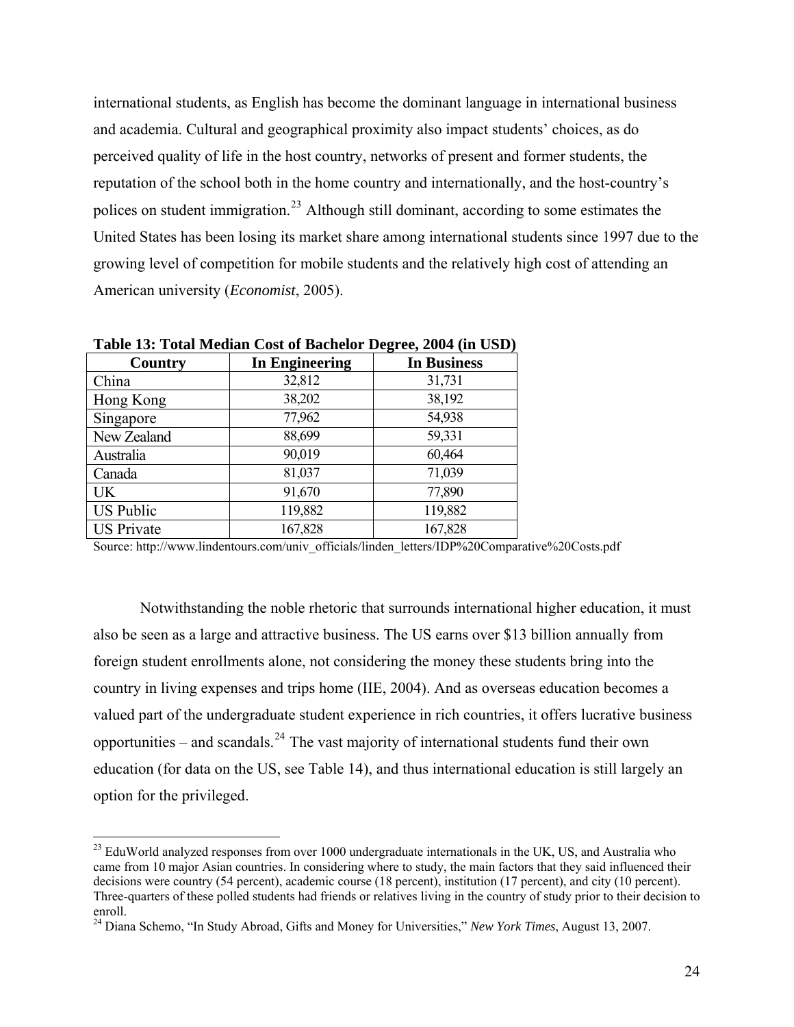international students, as English has become the dominant language in international business and academia. Cultural and geographical proximity also impact students' choices, as do perceived quality of life in the host country, networks of present and former students, the reputation of the school both in the home country and internationally, and the host-country's polices on student immigration.[23] Although still dominant, according to some estimates the United States has been losing its market share among international students since 1997 due to the growing level of competition for mobile students and the relatively high cost of attending an American university (*Economist*, 2005).

**Table 13: Total Median Cost of Bachelor Degree, 2004 (in USD)**

| Country | In Engineering | In Business |
|---|---|---|
| China | 32,812 | 31,731 |
| Hong Kong | 38,202 | 38,192 |
| Singapore | 77,962 | 54,938 |
| New Zealand | 88,699 | 59,331 |
| Australia | 90,019 | 60,464 |
| Canada | 81,037 | 71,039 |
| UK | 91,670 | 77,890 |
| US Public | 119,882 | 119,882 |
| US Private | 167,828 | 167,828 |

Source: http://www.lindentours.com/univ_officials/linden_letters/IDP%20Comparative%20Costs.pdf

Notwithstanding the noble rhetoric that surrounds international higher education, it must also be seen as a large and attractive business. The US earns over $13 billion annually from foreign student enrollments alone, not considering the money these students bring into the country in living expenses and trips home (IIE, 2004). And as overseas education becomes a valued part of the undergraduate student experience in rich countries, it offers lucrative business opportunities – and scandals.[24] The vast majority of international students fund their own education (for data on the US, see Table 14), and thus international education is still largely an option for the privileged.

[23] EduWorld analyzed responses from over 1000 undergraduate internationals in the UK, US, and Australia who came from 10 major Asian countries. In considering where to study, the main factors that they said influenced their decisions were country (54 percent), academic course (18 percent), institution (17 percent), and city (10 percent). Three-quarters of these polled students had friends or relatives living in the country of study prior to their decision to enroll.

[24] Diana Schemo, "In Study Abroad, Gifts and Money for Universities," *New York Times*, August 13, 2007.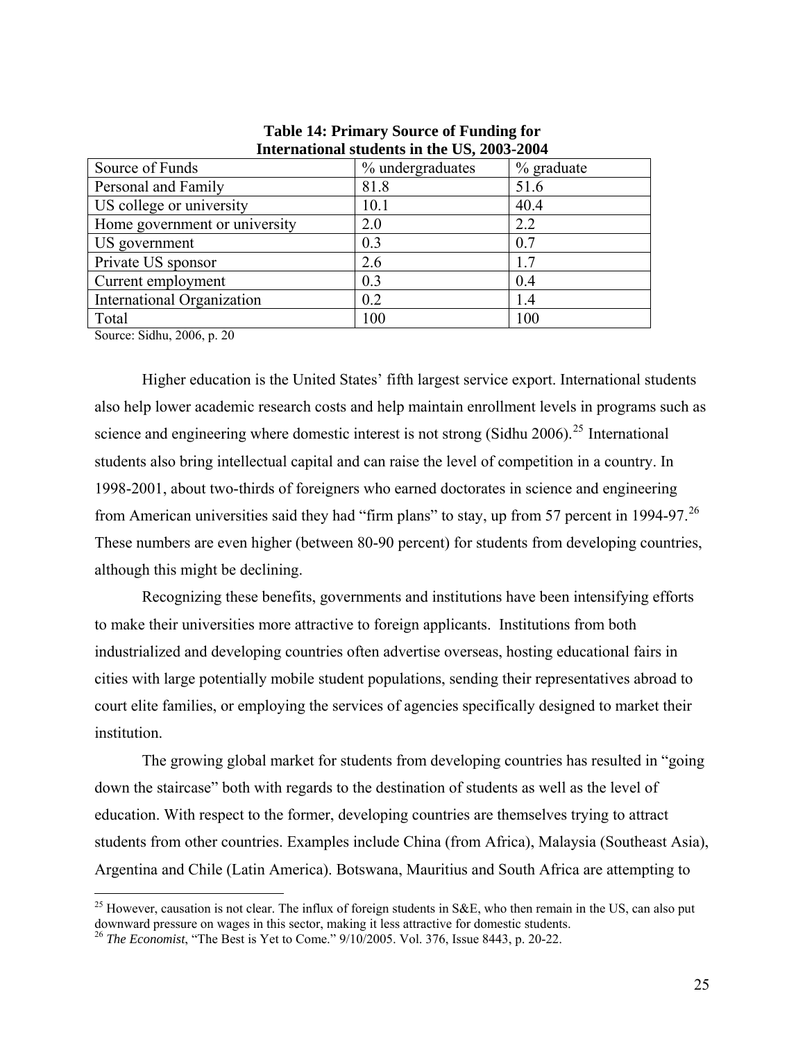**Table 14: Primary Source of Funding for International students in the US, 2003-2004**

| Source of Funds | % undergraduates | % graduate |
|---|---|---|
| Personal and Family | 81.8 | 51.6 |
| US college or university | 10.1 | 40.4 |
| Home government or university | 2.0 | 2.2 |
| US government | 0.3 | 0.7 |
| Private US sponsor | 2.6 | 1.7 |
| Current employment | 0.3 | 0.4 |
| International Organization | 0.2 | 1.4 |
| Total | 100 | 100 |

Source: Sidhu, 2006, p. 20

Higher education is the United States' fifth largest service export. International students also help lower academic research costs and help maintain enrollment levels in programs such as science and engineering where domestic interest is not strong (Sidhu 2006).[25] International students also bring intellectual capital and can raise the level of competition in a country. In 1998-2001, about two-thirds of foreigners who earned doctorates in science and engineering from American universities said they had "firm plans" to stay, up from 57 percent in 1994-97.[26] These numbers are even higher (between 80-90 percent) for students from developing countries, although this might be declining.

Recognizing these benefits, governments and institutions have been intensifying efforts to make their universities more attractive to foreign applicants. Institutions from both industrialized and developing countries often advertise overseas, hosting educational fairs in cities with large potentially mobile student populations, sending their representatives abroad to court elite families, or employing the services of agencies specifically designed to market their institution.

The growing global market for students from developing countries has resulted in "going down the staircase" both with regards to the destination of students as well as the level of education. With respect to the former, developing countries are themselves trying to attract students from other countries. Examples include China (from Africa), Malaysia (Southeast Asia), Argentina and Chile (Latin America). Botswana, Mauritius and South Africa are attempting to

[25] However, causation is not clear. The influx of foreign students in S&E, who then remain in the US, can also put downward pressure on wages in this sector, making it less attractive for domestic students.

[26] *The Economist*, "The Best is Yet to Come." 9/10/2005. Vol. 376, Issue 8443, p. 20-22.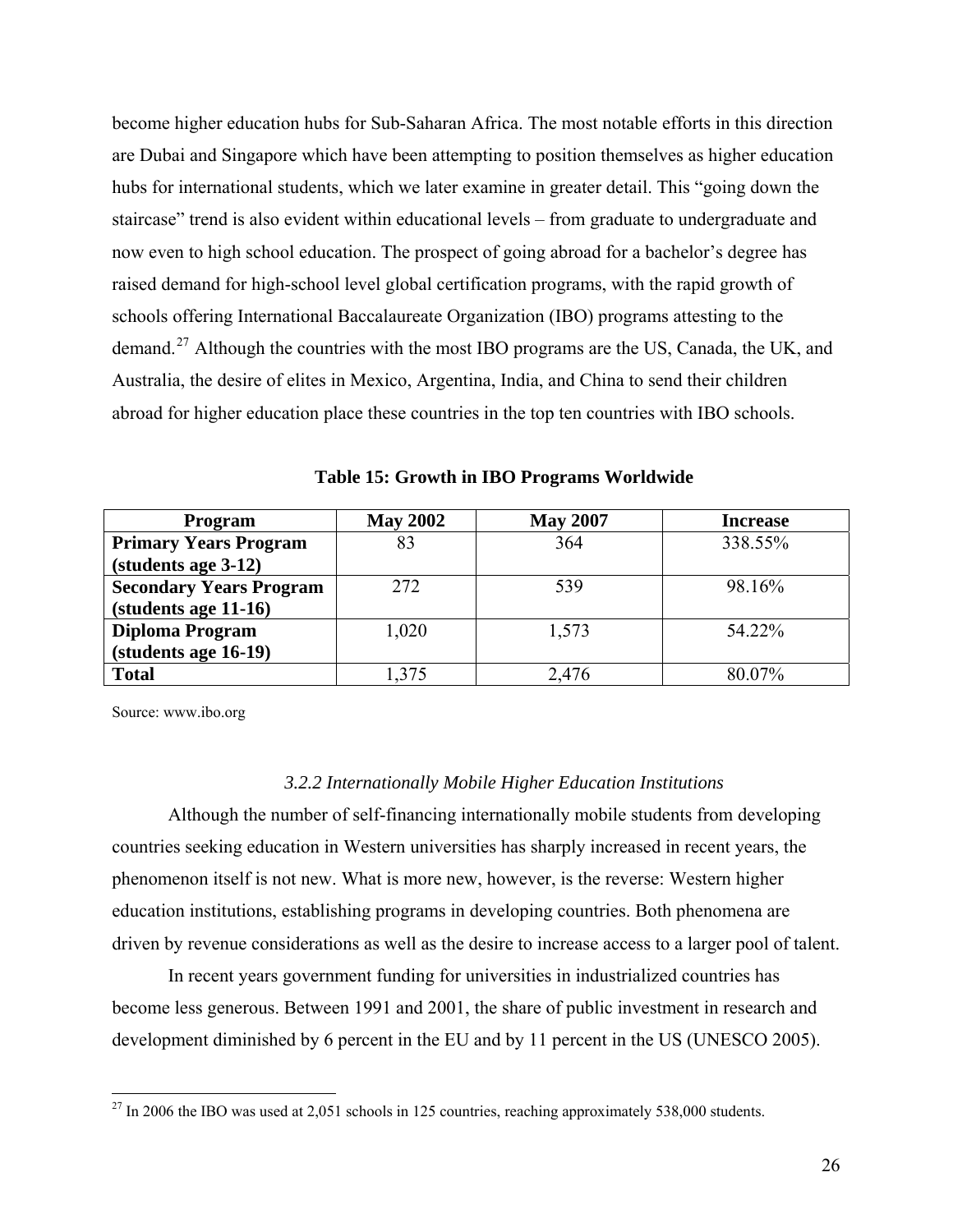become higher education hubs for Sub-Saharan Africa. The most notable efforts in this direction are Dubai and Singapore which have been attempting to position themselves as higher education hubs for international students, which we later examine in greater detail. This "going down the staircase" trend is also evident within educational levels – from graduate to undergraduate and now even to high school education. The prospect of going abroad for a bachelor's degree has raised demand for high-school level global certification programs, with the rapid growth of schools offering International Baccalaureate Organization (IBO) programs attesting to the demand.[27] Although the countries with the most IBO programs are the US, Canada, the UK, and Australia, the desire of elites in Mexico, Argentina, India, and China to send their children abroad for higher education place these countries in the top ten countries with IBO schools.

**Table 15: Growth in IBO Programs Worldwide**

| Program | May 2002 | May 2007 | Increase |
|---|---|---|---|
| **Primary Years Program (students age 3-12)** | 83 | 364 | 338.55% |
| **Secondary Years Program (students age 11-16)** | 272 | 539 | 98.16% |
| **Diploma Program (students age 16-19)** | 1,020 | 1,573 | 54.22% |
| **Total** | 1,375 | 2,476 | 80.07% |

Source: www.ibo.org

### *3.2.2 Internationally Mobile Higher Education Institutions*

Although the number of self-financing internationally mobile students from developing countries seeking education in Western universities has sharply increased in recent years, the phenomenon itself is not new. What is more new, however, is the reverse: Western higher education institutions, establishing programs in developing countries. Both phenomena are driven by revenue considerations as well as the desire to increase access to a larger pool of talent.

In recent years government funding for universities in industrialized countries has become less generous. Between 1991 and 2001, the share of public investment in research and development diminished by 6 percent in the EU and by 11 percent in the US (UNESCO 2005).

[27] In 2006 the IBO was used at 2,051 schools in 125 countries, reaching approximately 538,000 students.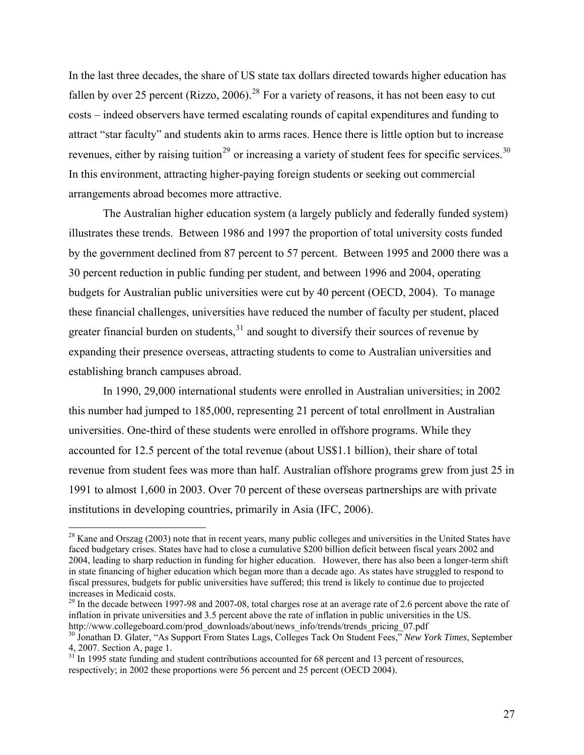In the last three decades, the share of US state tax dollars directed towards higher education has fallen by over 25 percent (Rizzo, 2006).[28] For a variety of reasons, it has not been easy to cut costs – indeed observers have termed escalating rounds of capital expenditures and funding to attract "star faculty" and students akin to arms races. Hence there is little option but to increase revenues, either by raising tuition[29] or increasing a variety of student fees for specific services.[30] In this environment, attracting higher-paying foreign students or seeking out commercial arrangements abroad becomes more attractive.

The Australian higher education system (a largely publicly and federally funded system) illustrates these trends. Between 1986 and 1997 the proportion of total university costs funded by the government declined from 87 percent to 57 percent. Between 1995 and 2000 there was a 30 percent reduction in public funding per student, and between 1996 and 2004, operating budgets for Australian public universities were cut by 40 percent (OECD, 2004). To manage these financial challenges, universities have reduced the number of faculty per student, placed greater financial burden on students,[31] and sought to diversify their sources of revenue by expanding their presence overseas, attracting students to come to Australian universities and establishing branch campuses abroad.

In 1990, 29,000 international students were enrolled in Australian universities; in 2002 this number had jumped to 185,000, representing 21 percent of total enrollment in Australian universities. One-third of these students were enrolled in offshore programs. While they accounted for 12.5 percent of the total revenue (about US$1.1 billion), their share of total revenue from student fees was more than half. Australian offshore programs grew from just 25 in 1991 to almost 1,600 in 2003. Over 70 percent of these overseas partnerships are with private institutions in developing countries, primarily in Asia (IFC, 2006).

---

[28] Kane and Orszag (2003) note that in recent years, many public colleges and universities in the United States have faced budgetary crises. States have had to close a cumulative $200 billion deficit between fiscal years 2002 and 2004, leading to sharp reduction in funding for higher education. However, there has also been a longer-term shift in state financing of higher education which began more than a decade ago. As states have struggled to respond to fiscal pressures, budgets for public universities have suffered; this trend is likely to continue due to projected increases in Medicaid costs.

[29] In the decade between 1997-98 and 2007-08, total charges rose at an average rate of 2.6 percent above the rate of inflation in private universities and 3.5 percent above the rate of inflation in public universities in the US. http://www.collegeboard.com/prod_downloads/about/news_info/trends/trends_pricing_07.pdf

[30] Jonathan D. Glater, "As Support From States Lags, Colleges Tack On Student Fees," *New York Times*, September 4, 2007. Section A, page 1.

[31] In 1995 state funding and student contributions accounted for 68 percent and 13 percent of resources, respectively; in 2002 these proportions were 56 percent and 25 percent (OECD 2004).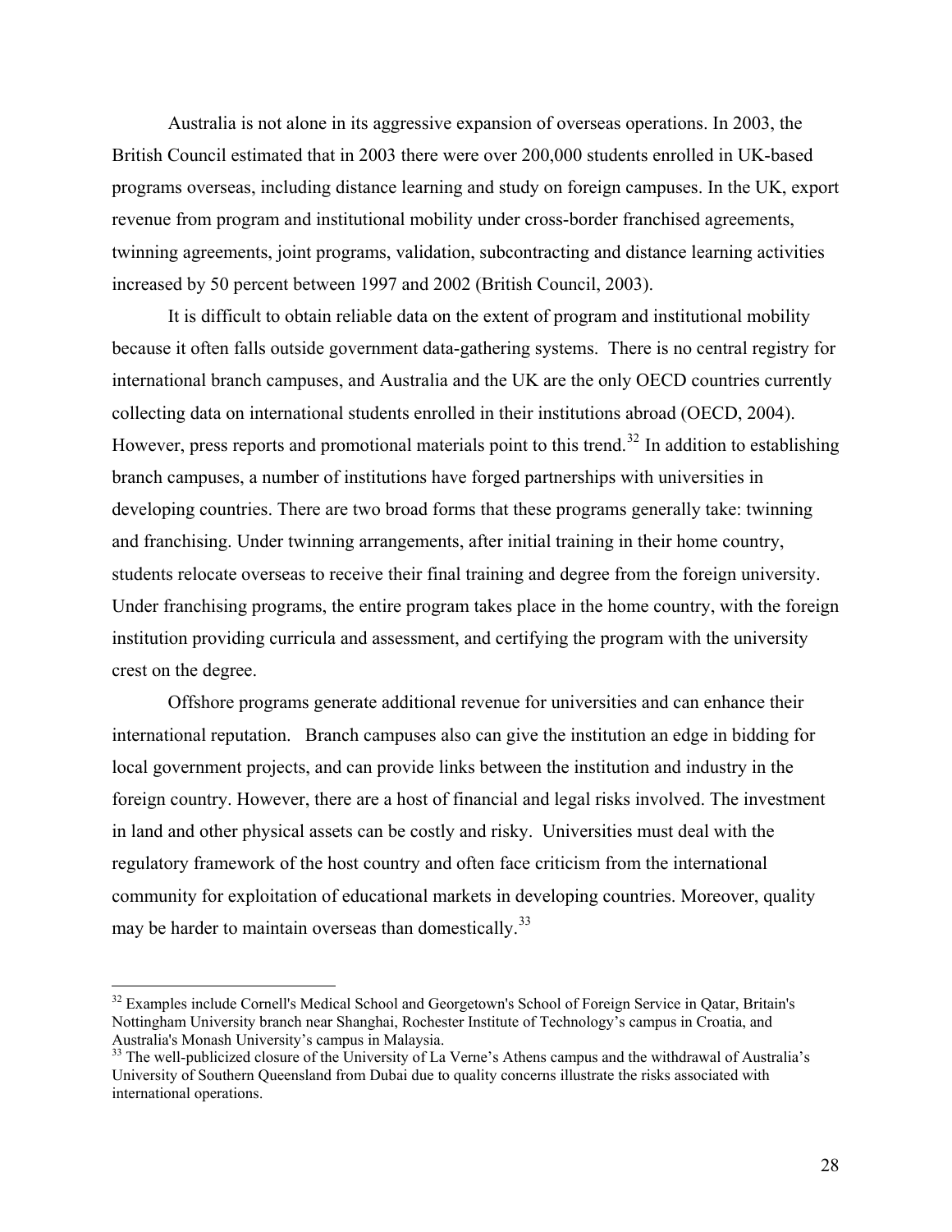Australia is not alone in its aggressive expansion of overseas operations. In 2003, the British Council estimated that in 2003 there were over 200,000 students enrolled in UK-based programs overseas, including distance learning and study on foreign campuses. In the UK, export revenue from program and institutional mobility under cross-border franchised agreements, twinning agreements, joint programs, validation, subcontracting and distance learning activities increased by 50 percent between 1997 and 2002 (British Council, 2003).

It is difficult to obtain reliable data on the extent of program and institutional mobility because it often falls outside government data-gathering systems. There is no central registry for international branch campuses, and Australia and the UK are the only OECD countries currently collecting data on international students enrolled in their institutions abroad (OECD, 2004). However, press reports and promotional materials point to this trend.[32] In addition to establishing branch campuses, a number of institutions have forged partnerships with universities in developing countries. There are two broad forms that these programs generally take: twinning and franchising. Under twinning arrangements, after initial training in their home country, students relocate overseas to receive their final training and degree from the foreign university. Under franchising programs, the entire program takes place in the home country, with the foreign institution providing curricula and assessment, and certifying the program with the university crest on the degree.

Offshore programs generate additional revenue for universities and can enhance their international reputation. Branch campuses also can give the institution an edge in bidding for local government projects, and can provide links between the institution and industry in the foreign country. However, there are a host of financial and legal risks involved. The investment in land and other physical assets can be costly and risky. Universities must deal with the regulatory framework of the host country and often face criticism from the international community for exploitation of educational markets in developing countries. Moreover, quality may be harder to maintain overseas than domestically.[33]

---

[32] Examples include Cornell's Medical School and Georgetown's School of Foreign Service in Qatar, Britain's Nottingham University branch near Shanghai, Rochester Institute of Technology's campus in Croatia, and Australia's Monash University's campus in Malaysia.

[33] The well-publicized closure of the University of La Verne's Athens campus and the withdrawal of Australia's University of Southern Queensland from Dubai due to quality concerns illustrate the risks associated with international operations.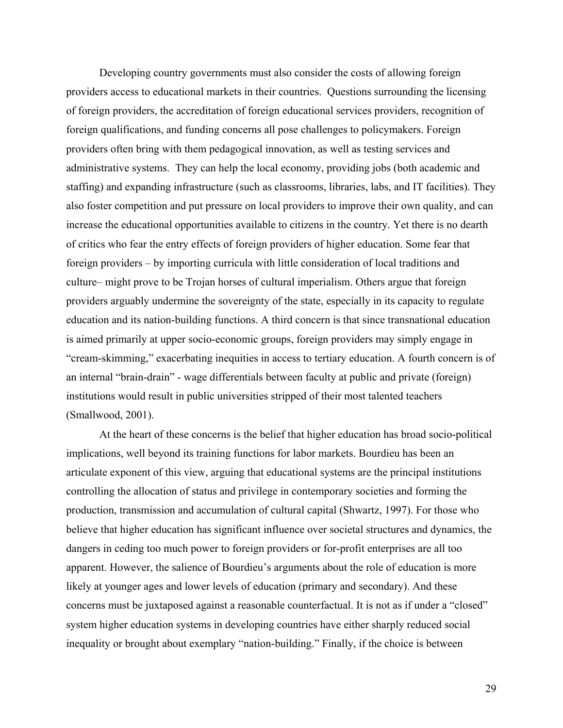Developing country governments must also consider the costs of allowing foreign providers access to educational markets in their countries. Questions surrounding the licensing of foreign providers, the accreditation of foreign educational services providers, recognition of foreign qualifications, and funding concerns all pose challenges to policymakers. Foreign providers often bring with them pedagogical innovation, as well as testing services and administrative systems. They can help the local economy, providing jobs (both academic and staffing) and expanding infrastructure (such as classrooms, libraries, labs, and IT facilities). They also foster competition and put pressure on local providers to improve their own quality, and can increase the educational opportunities available to citizens in the country. Yet there is no dearth of critics who fear the entry effects of foreign providers of higher education. Some fear that foreign providers – by importing curricula with little consideration of local traditions and culture– might prove to be Trojan horses of cultural imperialism. Others argue that foreign providers arguably undermine the sovereignty of the state, especially in its capacity to regulate education and its nation-building functions. A third concern is that since transnational education is aimed primarily at upper socio-economic groups, foreign providers may simply engage in "cream-skimming," exacerbating inequities in access to tertiary education. A fourth concern is of an internal "brain-drain" - wage differentials between faculty at public and private (foreign) institutions would result in public universities stripped of their most talented teachers (Smallwood, 2001).

At the heart of these concerns is the belief that higher education has broad socio-political implications, well beyond its training functions for labor markets. Bourdieu has been an articulate exponent of this view, arguing that educational systems are the principal institutions controlling the allocation of status and privilege in contemporary societies and forming the production, transmission and accumulation of cultural capital (Shwartz, 1997). For those who believe that higher education has significant influence over societal structures and dynamics, the dangers in ceding too much power to foreign providers or for-profit enterprises are all too apparent. However, the salience of Bourdieu's arguments about the role of education is more likely at younger ages and lower levels of education (primary and secondary). And these concerns must be juxtaposed against a reasonable counterfactual. It is not as if under a "closed" system higher education systems in developing countries have either sharply reduced social inequality or brought about exemplary "nation-building." Finally, if the choice is between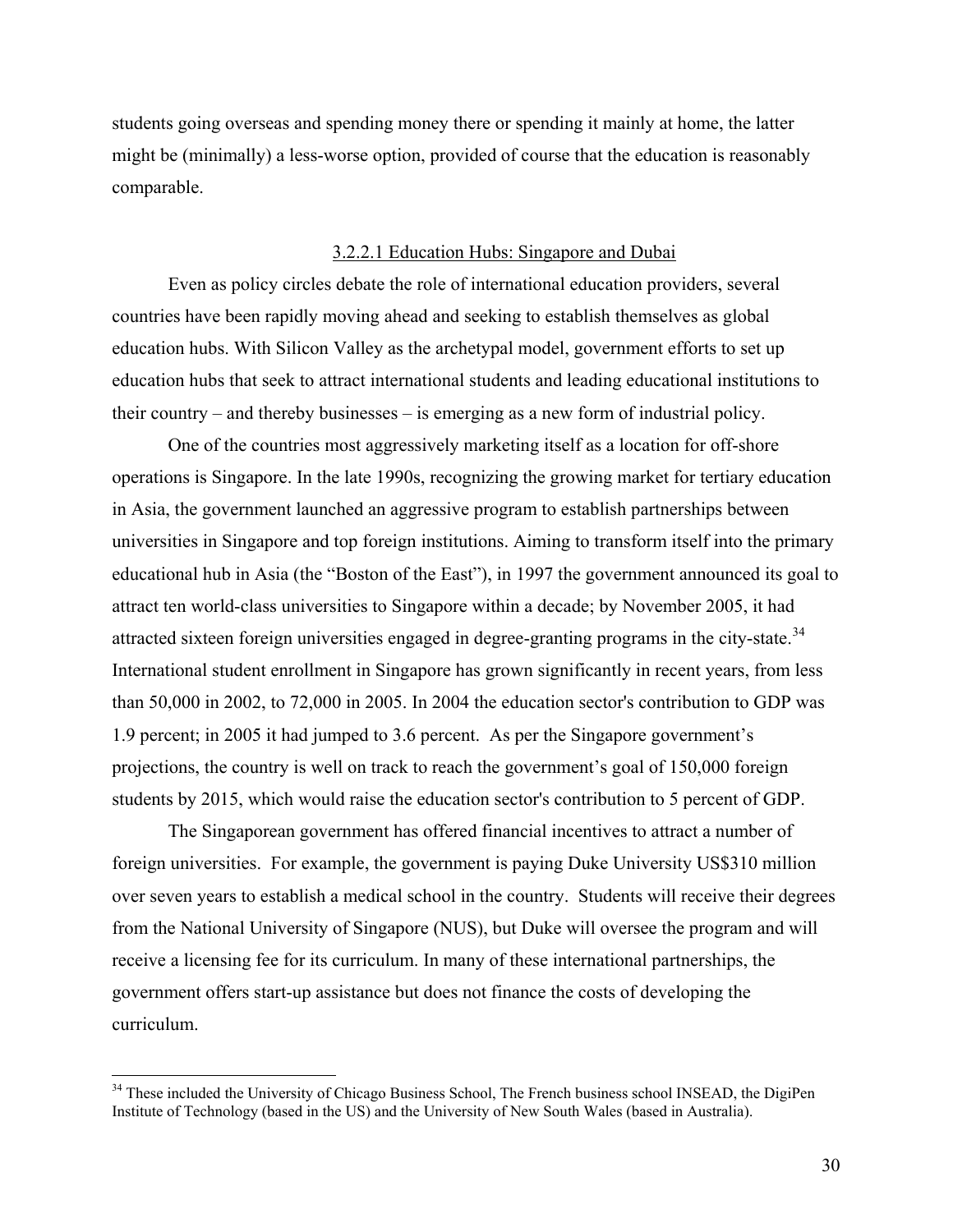students going overseas and spending money there or spending it mainly at home, the latter might be (minimally) a less-worse option, provided of course that the education is reasonably comparable.

#### 3.2.2.1 Education Hubs: Singapore and Dubai

Even as policy circles debate the role of international education providers, several countries have been rapidly moving ahead and seeking to establish themselves as global education hubs. With Silicon Valley as the archetypal model, government efforts to set up education hubs that seek to attract international students and leading educational institutions to their country – and thereby businesses – is emerging as a new form of industrial policy.

One of the countries most aggressively marketing itself as a location for off-shore operations is Singapore. In the late 1990s, recognizing the growing market for tertiary education in Asia, the government launched an aggressive program to establish partnerships between universities in Singapore and top foreign institutions. Aiming to transform itself into the primary educational hub in Asia (the "Boston of the East"), in 1997 the government announced its goal to attract ten world-class universities to Singapore within a decade; by November 2005, it had attracted sixteen foreign universities engaged in degree-granting programs in the city-state.[34] International student enrollment in Singapore has grown significantly in recent years, from less than 50,000 in 2002, to 72,000 in 2005. In 2004 the education sector's contribution to GDP was 1.9 percent; in 2005 it had jumped to 3.6 percent. As per the Singapore government's projections, the country is well on track to reach the government's goal of 150,000 foreign students by 2015, which would raise the education sector's contribution to 5 percent of GDP.

The Singaporean government has offered financial incentives to attract a number of foreign universities. For example, the government is paying Duke University US$310 million over seven years to establish a medical school in the country. Students will receive their degrees from the National University of Singapore (NUS), but Duke will oversee the program and will receive a licensing fee for its curriculum. In many of these international partnerships, the government offers start-up assistance but does not finance the costs of developing the curriculum.

---

[34] These included the University of Chicago Business School, The French business school INSEAD, the DigiPen Institute of Technology (based in the US) and the University of New South Wales (based in Australia).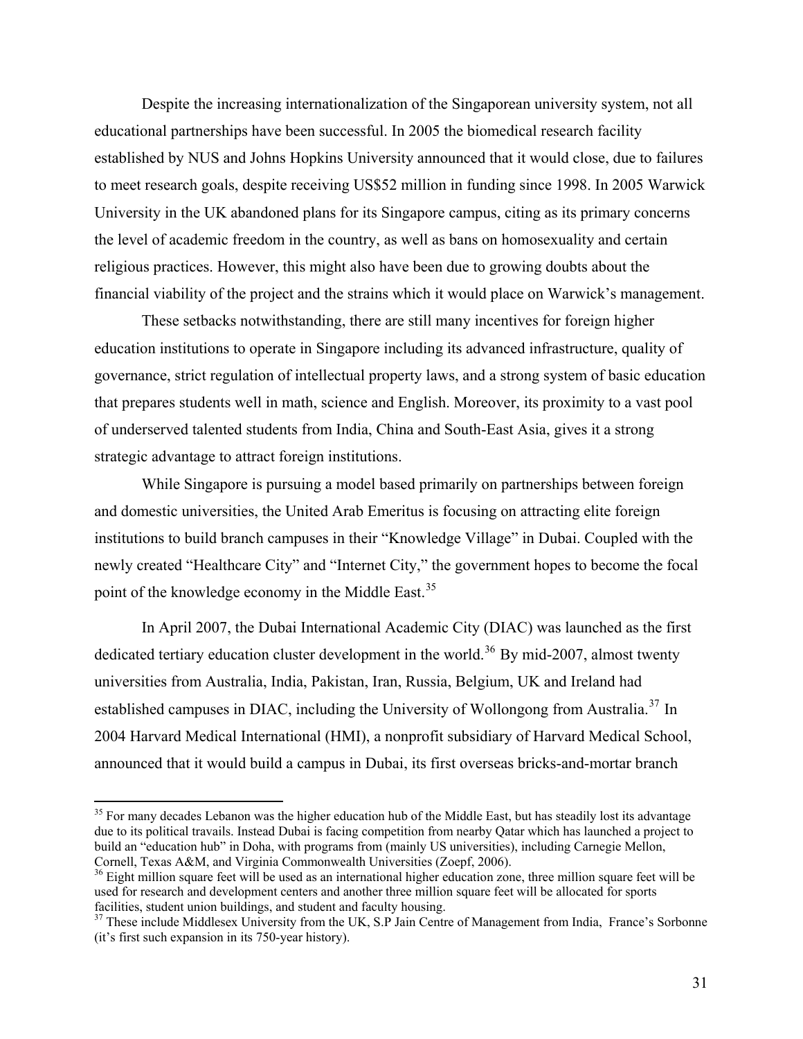Despite the increasing internationalization of the Singaporean university system, not all educational partnerships have been successful. In 2005 the biomedical research facility established by NUS and Johns Hopkins University announced that it would close, due to failures to meet research goals, despite receiving US$52 million in funding since 1998. In 2005 Warwick University in the UK abandoned plans for its Singapore campus, citing as its primary concerns the level of academic freedom in the country, as well as bans on homosexuality and certain religious practices. However, this might also have been due to growing doubts about the financial viability of the project and the strains which it would place on Warwick's management.

These setbacks notwithstanding, there are still many incentives for foreign higher education institutions to operate in Singapore including its advanced infrastructure, quality of governance, strict regulation of intellectual property laws, and a strong system of basic education that prepares students well in math, science and English. Moreover, its proximity to a vast pool of underserved talented students from India, China and South-East Asia, gives it a strong strategic advantage to attract foreign institutions.

While Singapore is pursuing a model based primarily on partnerships between foreign and domestic universities, the United Arab Emeritus is focusing on attracting elite foreign institutions to build branch campuses in their "Knowledge Village" in Dubai. Coupled with the newly created "Healthcare City" and "Internet City," the government hopes to become the focal point of the knowledge economy in the Middle East.[35]

In April 2007, the Dubai International Academic City (DIAC) was launched as the first dedicated tertiary education cluster development in the world.[36] By mid-2007, almost twenty universities from Australia, India, Pakistan, Iran, Russia, Belgium, UK and Ireland had established campuses in DIAC, including the University of Wollongong from Australia.[37] In 2004 Harvard Medical International (HMI), a nonprofit subsidiary of Harvard Medical School, announced that it would build a campus in Dubai, its first overseas bricks-and-mortar branch

---

[35] For many decades Lebanon was the higher education hub of the Middle East, but has steadily lost its advantage due to its political travails. Instead Dubai is facing competition from nearby Qatar which has launched a project to build an "education hub" in Doha, with programs from (mainly US universities), including Carnegie Mellon, Cornell, Texas A&M, and Virginia Commonwealth Universities (Zoepf, 2006).

[36] Eight million square feet will be used as an international higher education zone, three million square feet will be used for research and development centers and another three million square feet will be allocated for sports facilities, student union buildings, and student and faculty housing.

[37] These include Middlesex University from the UK, S.P Jain Centre of Management from India, France's Sorbonne (it's first such expansion in its 750-year history).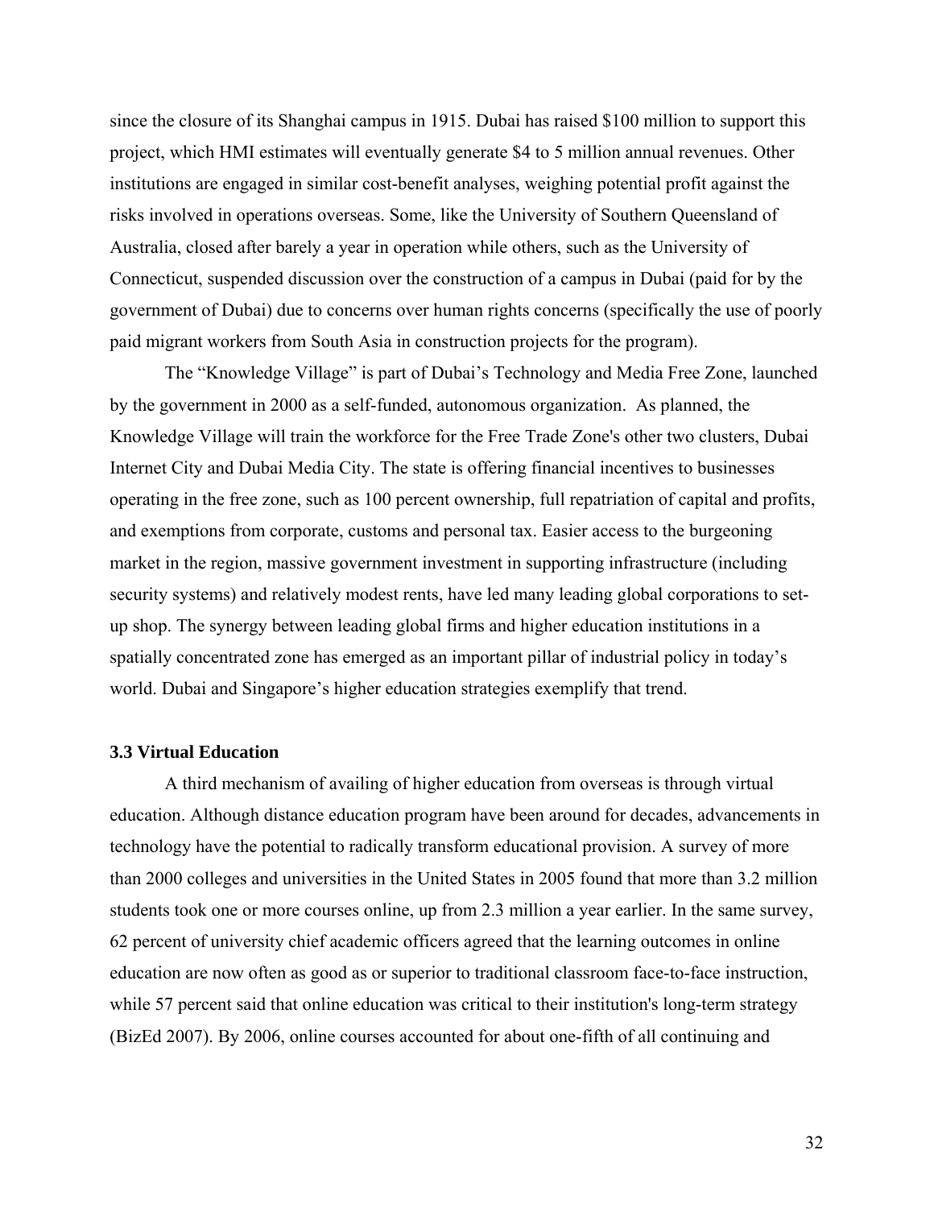since the closure of its Shanghai campus in 1915. Dubai has raised $100 million to support this project, which HMI estimates will eventually generate $4 to 5 million annual revenues. Other institutions are engaged in similar cost-benefit analyses, weighing potential profit against the risks involved in operations overseas. Some, like the University of Southern Queensland of Australia, closed after barely a year in operation while others, such as the University of Connecticut, suspended discussion over the construction of a campus in Dubai (paid for by the government of Dubai) due to concerns over human rights concerns (specifically the use of poorly paid migrant workers from South Asia in construction projects for the program).

The "Knowledge Village" is part of Dubai's Technology and Media Free Zone, launched by the government in 2000 as a self-funded, autonomous organization. As planned, the Knowledge Village will train the workforce for the Free Trade Zone's other two clusters, Dubai Internet City and Dubai Media City. The state is offering financial incentives to businesses operating in the free zone, such as 100 percent ownership, full repatriation of capital and profits, and exemptions from corporate, customs and personal tax. Easier access to the burgeoning market in the region, massive government investment in supporting infrastructure (including security systems) and relatively modest rents, have led many leading global corporations to set-up shop. The synergy between leading global firms and higher education institutions in a spatially concentrated zone has emerged as an important pillar of industrial policy in today's world. Dubai and Singapore's higher education strategies exemplify that trend.

### 3.3 Virtual Education

A third mechanism of availing of higher education from overseas is through virtual education. Although distance education program have been around for decades, advancements in technology have the potential to radically transform educational provision. A survey of more than 2000 colleges and universities in the United States in 2005 found that more than 3.2 million students took one or more courses online, up from 2.3 million a year earlier. In the same survey, 62 percent of university chief academic officers agreed that the learning outcomes in online education are now often as good as or superior to traditional classroom face-to-face instruction, while 57 percent said that online education was critical to their institution's long-term strategy (BizEd 2007). By 2006, online courses accounted for about one-fifth of all continuing and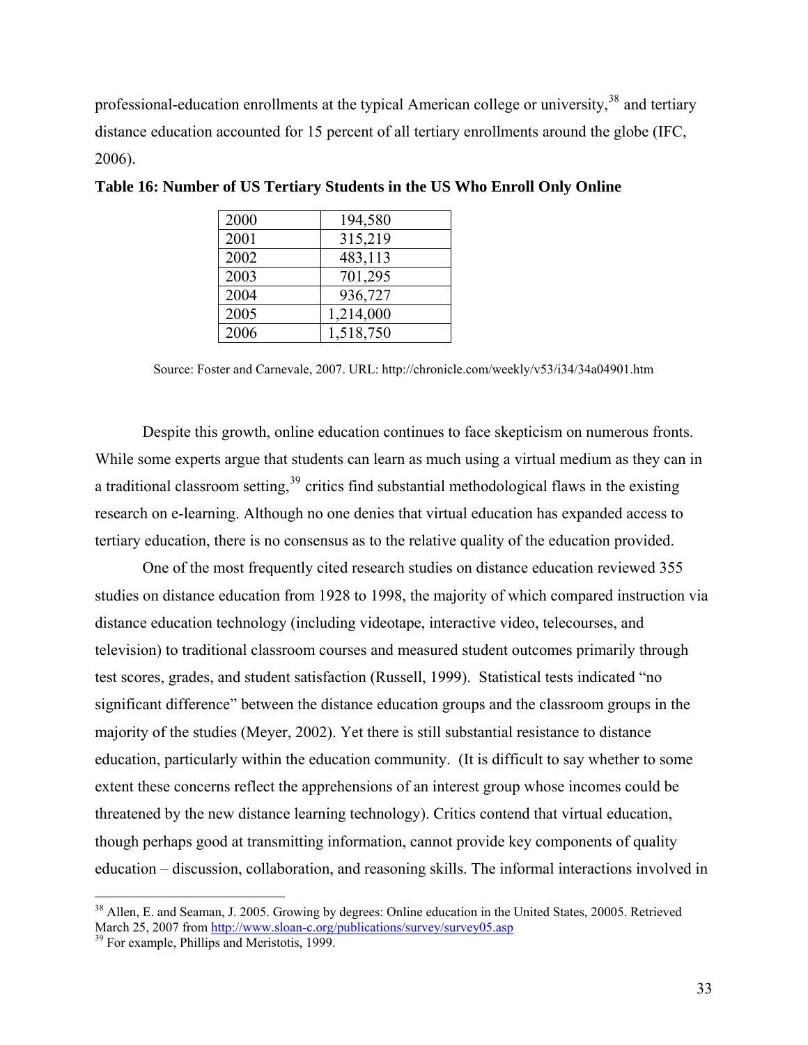professional-education enrollments at the typical American college or university,[38] and tertiary distance education accounted for 15 percent of all tertiary enrollments around the globe (IFC, 2006).

**Table 16: Number of US Tertiary Students in the US Who Enroll Only Online**

| | |
|---|---|
| 2000 | 194,580 |
| 2001 | 315,219 |
| 2002 | 483,113 |
| 2003 | 701,295 |
| 2004 | 936,727 |
| 2005 | 1,214,000 |
| 2006 | 1,518,750 |

Source: Foster and Carnevale, 2007. URL: http://chronicle.com/weekly/v53/i34/34a04901.htm

Despite this growth, online education continues to face skepticism on numerous fronts. While some experts argue that students can learn as much using a virtual medium as they can in a traditional classroom setting,[39] critics find substantial methodological flaws in the existing research on e-learning. Although no one denies that virtual education has expanded access to tertiary education, there is no consensus as to the relative quality of the education provided.

One of the most frequently cited research studies on distance education reviewed 355 studies on distance education from 1928 to 1998, the majority of which compared instruction via distance education technology (including videotape, interactive video, telecourses, and television) to traditional classroom courses and measured student outcomes primarily through test scores, grades, and student satisfaction (Russell, 1999). Statistical tests indicated "no significant difference" between the distance education groups and the classroom groups in the majority of the studies (Meyer, 2002). Yet there is still substantial resistance to distance education, particularly within the education community. (It is difficult to say whether to some extent these concerns reflect the apprehensions of an interest group whose incomes could be threatened by the new distance learning technology). Critics contend that virtual education, though perhaps good at transmitting information, cannot provide key components of quality education – discussion, collaboration, and reasoning skills. The informal interactions involved in

[38] Allen, E. and Seaman, J. 2005. Growing by degrees: Online education in the United States, 20005. Retrieved March 25, 2007 from http://www.sloan-c.org/publications/survey/survey05.asp

[39] For example, Phillips and Meristotis, 1999.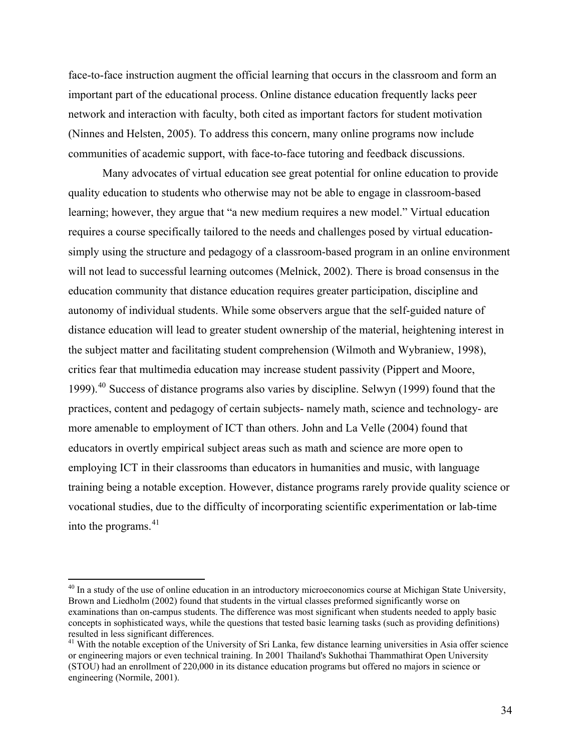face-to-face instruction augment the official learning that occurs in the classroom and form an important part of the educational process. Online distance education frequently lacks peer network and interaction with faculty, both cited as important factors for student motivation (Ninnes and Helsten, 2005). To address this concern, many online programs now include communities of academic support, with face-to-face tutoring and feedback discussions.

Many advocates of virtual education see great potential for online education to provide quality education to students who otherwise may not be able to engage in classroom-based learning; however, they argue that "a new medium requires a new model." Virtual education requires a course specifically tailored to the needs and challenges posed by virtual education- simply using the structure and pedagogy of a classroom-based program in an online environment will not lead to successful learning outcomes (Melnick, 2002). There is broad consensus in the education community that distance education requires greater participation, discipline and autonomy of individual students. While some observers argue that the self-guided nature of distance education will lead to greater student ownership of the material, heightening interest in the subject matter and facilitating student comprehension (Wilmoth and Wybraniew, 1998), critics fear that multimedia education may increase student passivity (Pippert and Moore, 1999).[40] Success of distance programs also varies by discipline. Selwyn (1999) found that the practices, content and pedagogy of certain subjects- namely math, science and technology- are more amenable to employment of ICT than others. John and La Velle (2004) found that educators in overtly empirical subject areas such as math and science are more open to employing ICT in their classrooms than educators in humanities and music, with language training being a notable exception. However, distance programs rarely provide quality science or vocational studies, due to the difficulty of incorporating scientific experimentation or lab-time into the programs.[41]

---

[40] In a study of the use of online education in an introductory microeconomics course at Michigan State University, Brown and Liedholm (2002) found that students in the virtual classes preformed significantly worse on examinations than on-campus students. The difference was most significant when students needed to apply basic concepts in sophisticated ways, while the questions that tested basic learning tasks (such as providing definitions) resulted in less significant differences.

[41] With the notable exception of the University of Sri Lanka, few distance learning universities in Asia offer science or engineering majors or even technical training. In 2001 Thailand's Sukhothai Thammathirat Open University (STOU) had an enrollment of 220,000 in its distance education programs but offered no majors in science or engineering (Normile, 2001).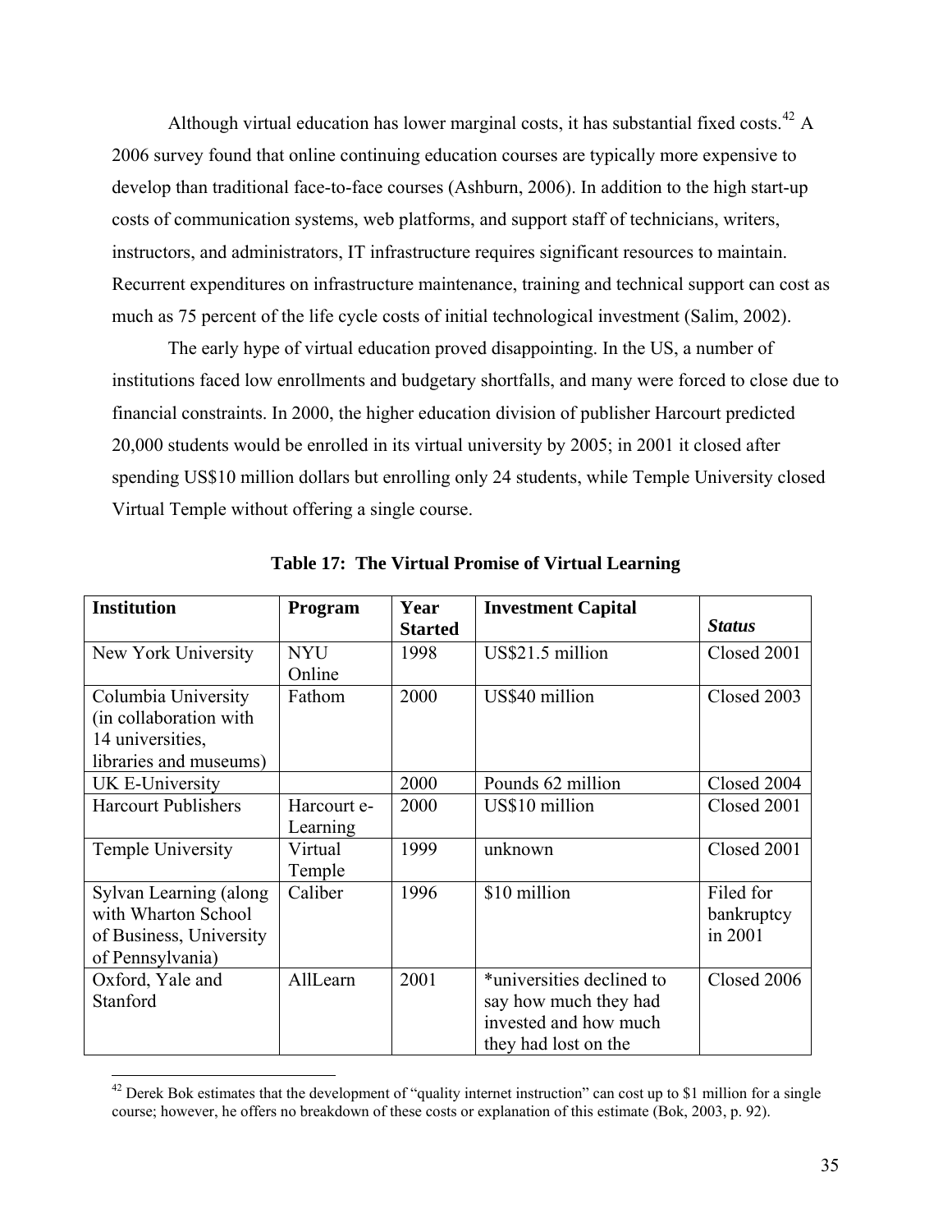Although virtual education has lower marginal costs, it has substantial fixed costs.[42] A 2006 survey found that online continuing education courses are typically more expensive to develop than traditional face-to-face courses (Ashburn, 2006). In addition to the high start-up costs of communication systems, web platforms, and support staff of technicians, writers, instructors, and administrators, IT infrastructure requires significant resources to maintain. Recurrent expenditures on infrastructure maintenance, training and technical support can cost as much as 75 percent of the life cycle costs of initial technological investment (Salim, 2002).

The early hype of virtual education proved disappointing. In the US, a number of institutions faced low enrollments and budgetary shortfalls, and many were forced to close due to financial constraints. In 2000, the higher education division of publisher Harcourt predicted 20,000 students would be enrolled in its virtual university by 2005; in 2001 it closed after spending US$10 million dollars but enrolling only 24 students, while Temple University closed Virtual Temple without offering a single course.

**Table 17: The Virtual Promise of Virtual Learning**

| **Institution** | **Program** | **Year Started** | **Investment Capital** | ***Status*** |
|---|---|---|---|---|
| New York University | NYU Online | 1998 | US$21.5 million | Closed 2001 |
| Columbia University (in collaboration with 14 universities, libraries and museums) | Fathom | 2000 | US$40 million | Closed 2003 |
| UK E-University | | 2000 | Pounds 62 million | Closed 2004 |
| Harcourt Publishers | Harcourt e-Learning | 2000 | US$10 million | Closed 2001 |
| Temple University | Virtual Temple | 1999 | unknown | Closed 2001 |
| Sylvan Learning (along with Wharton School of Business, University of Pennsylvania) | Caliber | 1996 | $10 million | Filed for bankruptcy in 2001 |
| Oxford, Yale and Stanford | AllLearn | 2001 | *universities declined to say how much they had invested and how much they had lost on the | Closed 2006 |

[42] Derek Bok estimates that the development of "quality internet instruction" can cost up to $1 million for a single course; however, he offers no breakdown of these costs or explanation of this estimate (Bok, 2003, p. 92).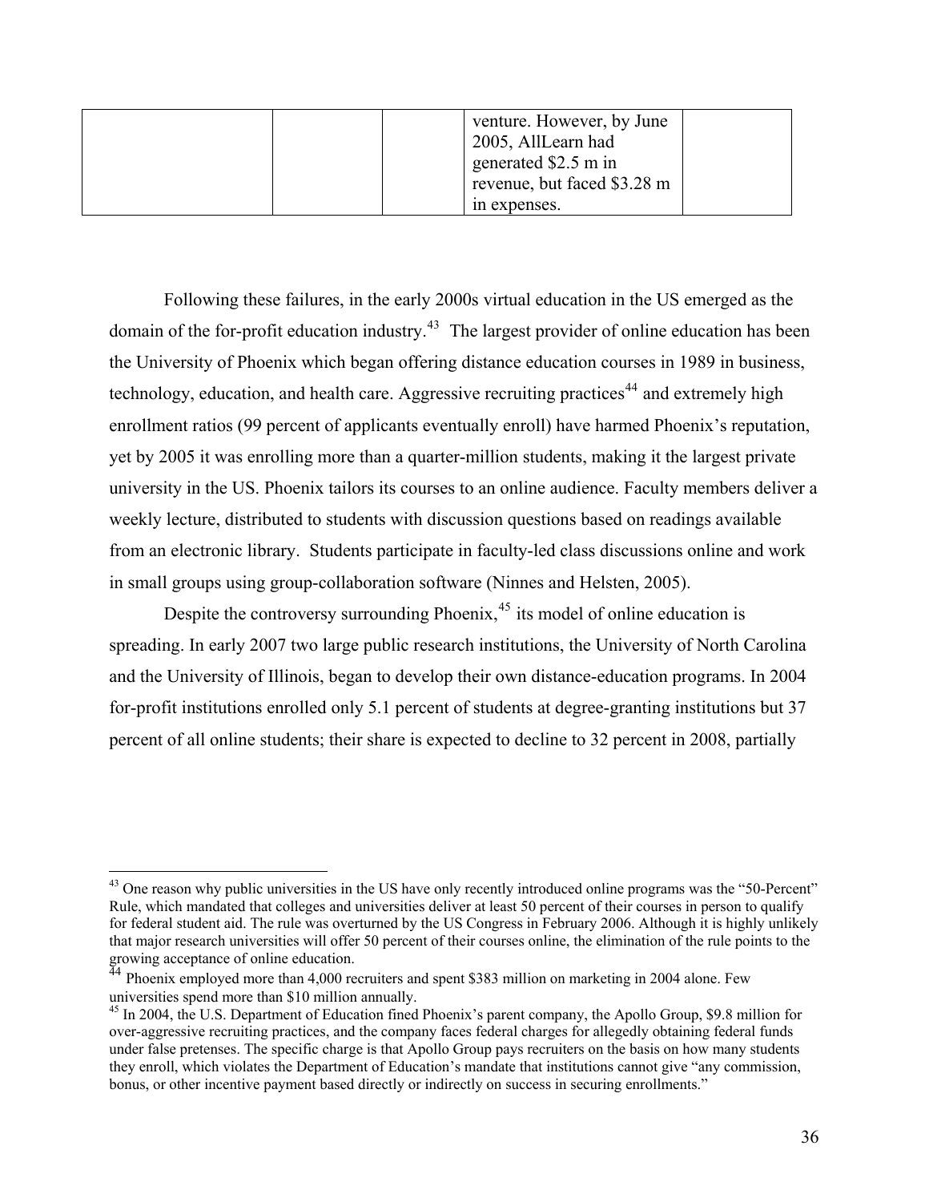|  |  |  | venture. However, by June 2005, AllLearn had generated \$2.5 m in revenue, but faced \$3.28 m in expenses. |  |
|---|---|---|---|---|

Following these failures, in the early 2000s virtual education in the US emerged as the domain of the for-profit education industry.[43] The largest provider of online education has been the University of Phoenix which began offering distance education courses in 1989 in business, technology, education, and health care. Aggressive recruiting practices[44] and extremely high enrollment ratios (99 percent of applicants eventually enroll) have harmed Phoenix's reputation, yet by 2005 it was enrolling more than a quarter-million students, making it the largest private university in the US. Phoenix tailors its courses to an online audience. Faculty members deliver a weekly lecture, distributed to students with discussion questions based on readings available from an electronic library. Students participate in faculty-led class discussions online and work in small groups using group-collaboration software (Ninnes and Helsten, 2005).

Despite the controversy surrounding Phoenix,[45] its model of online education is spreading. In early 2007 two large public research institutions, the University of North Carolina and the University of Illinois, began to develop their own distance-education programs. In 2004 for-profit institutions enrolled only 5.1 percent of students at degree-granting institutions but 37 percent of all online students; their share is expected to decline to 32 percent in 2008, partially

---

[43] One reason why public universities in the US have only recently introduced online programs was the "50-Percent" Rule, which mandated that colleges and universities deliver at least 50 percent of their courses in person to qualify for federal student aid. The rule was overturned by the US Congress in February 2006. Although it is highly unlikely that major research universities will offer 50 percent of their courses online, the elimination of the rule points to the growing acceptance of online education.

[44] Phoenix employed more than 4,000 recruiters and spent \$383 million on marketing in 2004 alone. Few universities spend more than \$10 million annually.

[45] In 2004, the U.S. Department of Education fined Phoenix's parent company, the Apollo Group, \$9.8 million for over-aggressive recruiting practices, and the company faces federal charges for allegedly obtaining federal funds under false pretenses. The specific charge is that Apollo Group pays recruiters on the basis on how many students they enroll, which violates the Department of Education's mandate that institutions cannot give "any commission, bonus, or other incentive payment based directly or indirectly on success in securing enrollments."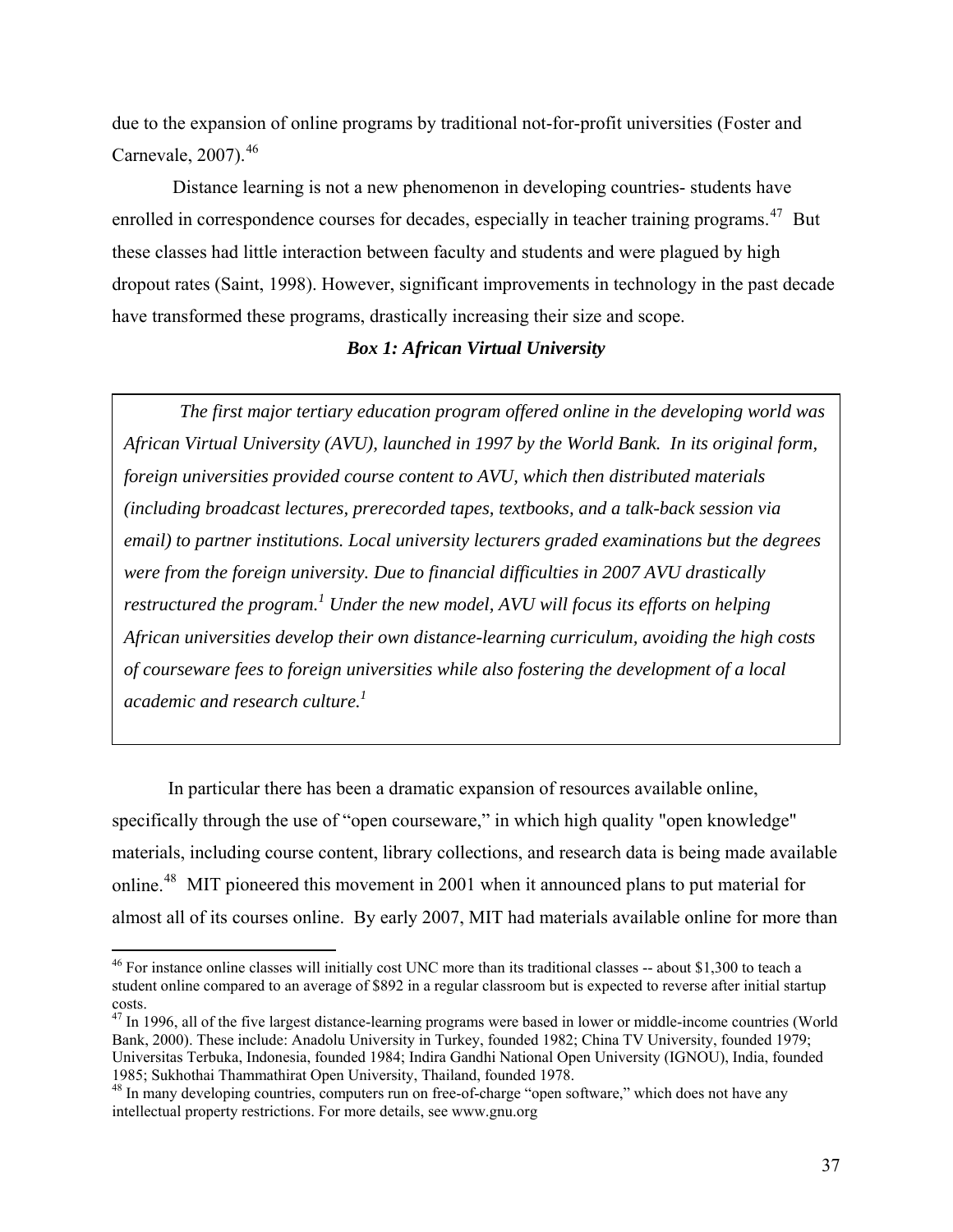due to the expansion of online programs by traditional not-for-profit universities (Foster and Carnevale, 2007).[46]

Distance learning is not a new phenomenon in developing countries- students have enrolled in correspondence courses for decades, especially in teacher training programs.[47] But these classes had little interaction between faculty and students and were plagued by high dropout rates (Saint, 1998). However, significant improvements in technology in the past decade have transformed these programs, drastically increasing their size and scope.

***Box 1: African Virtual University***

*The first major tertiary education program offered online in the developing world was African Virtual University (AVU), launched in 1997 by the World Bank. In its original form, foreign universities provided course content to AVU, which then distributed materials (including broadcast lectures, prerecorded tapes, textbooks, and a talk-back session via email) to partner institutions. Local university lecturers graded examinations but the degrees were from the foreign university. Due to financial difficulties in 2007 AVU drastically restructured the program.[1] Under the new model, AVU will focus its efforts on helping African universities develop their own distance-learning curriculum, avoiding the high costs of courseware fees to foreign universities while also fostering the development of a local academic and research culture.[1]*

In particular there has been a dramatic expansion of resources available online, specifically through the use of "open courseware," in which high quality "open knowledge" materials, including course content, library collections, and research data is being made available online.[48] MIT pioneered this movement in 2001 when it announced plans to put material for almost all of its courses online. By early 2007, MIT had materials available online for more than

---

[46] For instance online classes will initially cost UNC more than its traditional classes -- about $1,300 to teach a student online compared to an average of $892 in a regular classroom but is expected to reverse after initial startup costs.

[47] In 1996, all of the five largest distance-learning programs were based in lower or middle-income countries (World Bank, 2000). These include: Anadolu University in Turkey, founded 1982; China TV University, founded 1979; Universitas Terbuka, Indonesia, founded 1984; Indira Gandhi National Open University (IGNOU), India, founded 1985; Sukhothai Thammathirat Open University, Thailand, founded 1978.

[48] In many developing countries, computers run on free-of-charge "open software," which does not have any intellectual property restrictions. For more details, see www.gnu.org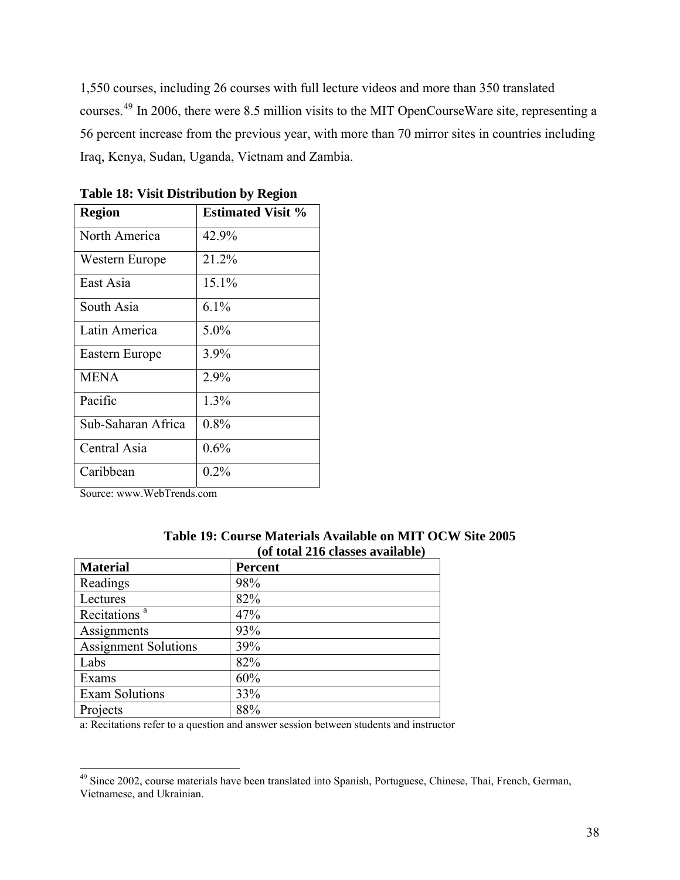1,550 courses, including 26 courses with full lecture videos and more than 350 translated courses.[49] In 2006, there were 8.5 million visits to the MIT OpenCourseWare site, representing a 56 percent increase from the previous year, with more than 70 mirror sites in countries including Iraq, Kenya, Sudan, Uganda, Vietnam and Zambia.

**Table 18: Visit Distribution by Region**

| **Region** | **Estimated Visit %** |
|---|---|
| North America | 42.9% |
| Western Europe | 21.2% |
| East Asia | 15.1% |
| South Asia | 6.1% |
| Latin America | 5.0% |
| Eastern Europe | 3.9% |
| MENA | 2.9% |
| Pacific | 1.3% |
| Sub-Saharan Africa | 0.8% |
| Central Asia | 0.6% |
| Caribbean | 0.2% |

Source: www.WebTrends.com

**Table 19: Course Materials Available on MIT OCW Site 2005 (of total 216 classes available)**

| **Material** | **Percent** |
|---|---|
| Readings | 98% |
| Lectures | 82% |
| Recitations [a] | 47% |
| Assignments | 93% |
| Assignment Solutions | 39% |
| Labs | 82% |
| Exams | 60% |
| Exam Solutions | 33% |
| Projects | 88% |

a: Recitations refer to a question and answer session between students and instructor

[49] Since 2002, course materials have been translated into Spanish, Portuguese, Chinese, Thai, French, German, Vietnamese, and Ukrainian.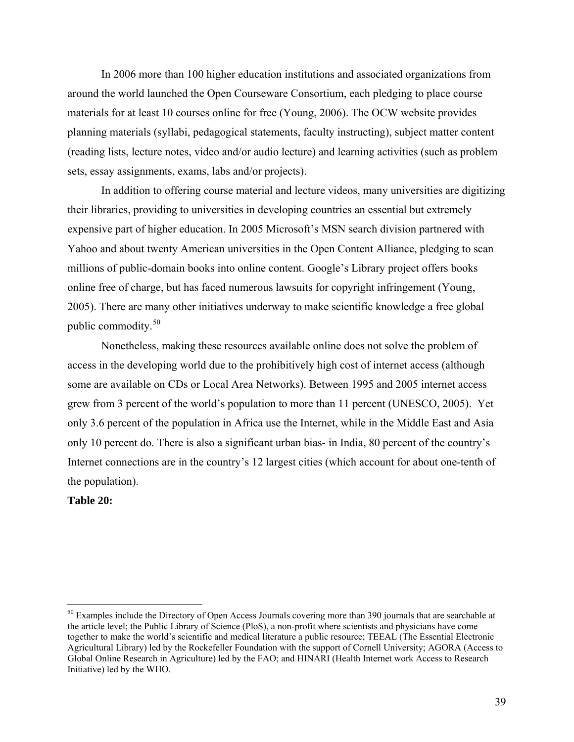In 2006 more than 100 higher education institutions and associated organizations from around the world launched the Open Courseware Consortium, each pledging to place course materials for at least 10 courses online for free (Young, 2006). The OCW website provides planning materials (syllabi, pedagogical statements, faculty instructing), subject matter content (reading lists, lecture notes, video and/or audio lecture) and learning activities (such as problem sets, essay assignments, exams, labs and/or projects).

In addition to offering course material and lecture videos, many universities are digitizing their libraries, providing to universities in developing countries an essential but extremely expensive part of higher education. In 2005 Microsoft's MSN search division partnered with Yahoo and about twenty American universities in the Open Content Alliance, pledging to scan millions of public-domain books into online content. Google's Library project offers books online free of charge, but has faced numerous lawsuits for copyright infringement (Young, 2005). There are many other initiatives underway to make scientific knowledge a free global public commodity.[50]

Nonetheless, making these resources available online does not solve the problem of access in the developing world due to the prohibitively high cost of internet access (although some are available on CDs or Local Area Networks). Between 1995 and 2005 internet access grew from 3 percent of the world's population to more than 11 percent (UNESCO, 2005). Yet only 3.6 percent of the population in Africa use the Internet, while in the Middle East and Asia only 10 percent do. There is also a significant urban bias- in India, 80 percent of the country's Internet connections are in the country's 12 largest cities (which account for about one-tenth of the population).

**Table 20:**

---

[50] Examples include the Directory of Open Access Journals covering more than 390 journals that are searchable at the article level; the Public Library of Science (PloS), a non-profit where scientists and physicians have come together to make the world's scientific and medical literature a public resource; TEEAL (The Essential Electronic Agricultural Library) led by the Rockefeller Foundation with the support of Cornell University; AGORA (Access to Global Online Research in Agriculture) led by the FAO; and HINARI (Health Internet work Access to Research Initiative) led by the WHO.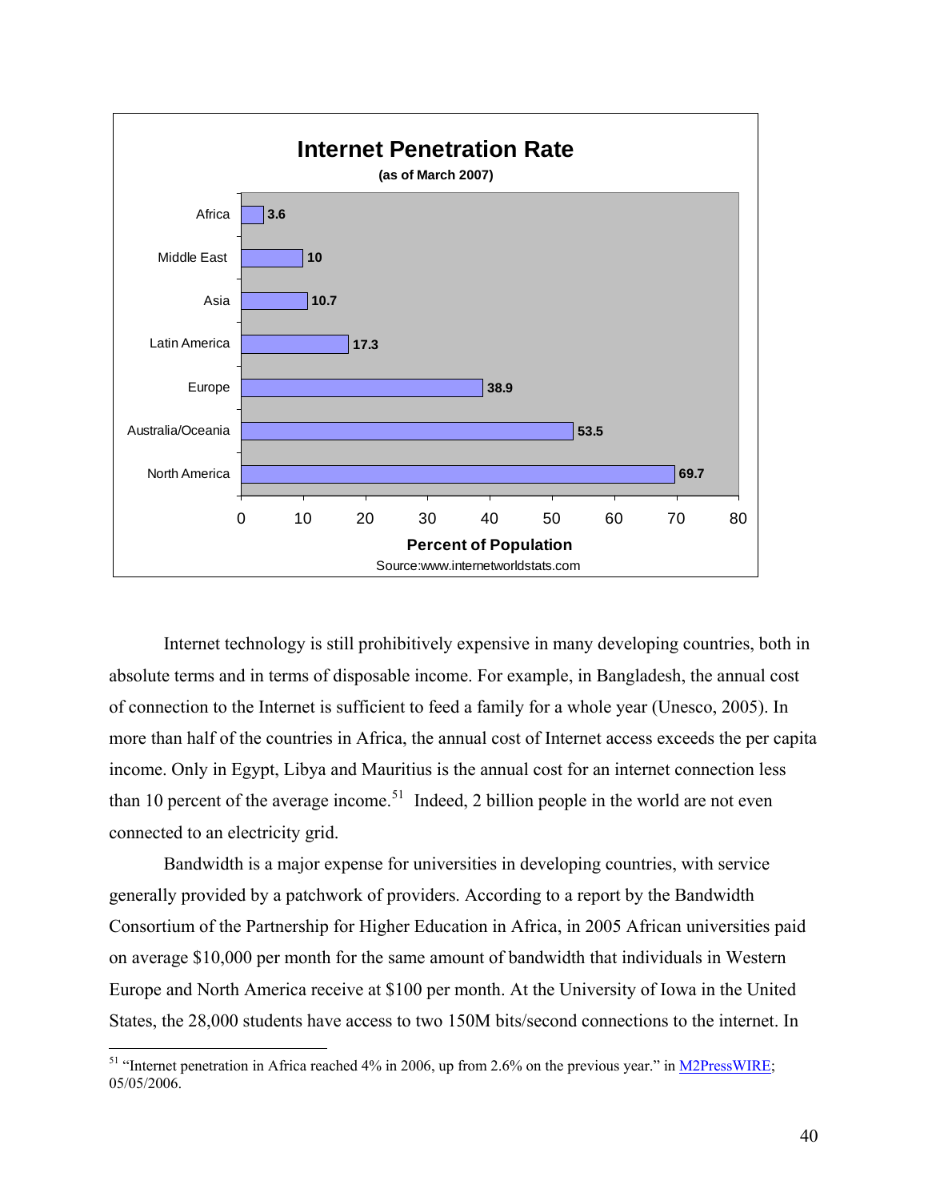**Internet Penetration Rate**

**(as of March 2007)**

| Region | Percent of Population |
| --- | --- |
| Africa | 3.6 |
| Middle East | 10 |
| Asia | 10.7 |
| Latin America | 17.3 |
| Europe | 38.9 |
| Australia/Oceania | 53.5 |
| North America | 69.7 |

Source:www.internetworldstats.com

Internet technology is still prohibitively expensive in many developing countries, both in absolute terms and in terms of disposable income. For example, in Bangladesh, the annual cost of connection to the Internet is sufficient to feed a family for a whole year (Unesco, 2005). In more than half of the countries in Africa, the annual cost of Internet access exceeds the per capita income. Only in Egypt, Libya and Mauritius is the annual cost for an internet connection less than 10 percent of the average income.[51] Indeed, 2 billion people in the world are not even connected to an electricity grid.

Bandwidth is a major expense for universities in developing countries, with service generally provided by a patchwork of providers. According to a report by the Bandwidth Consortium of the Partnership for Higher Education in Africa, in 2005 African universities paid on average $10,000 per month for the same amount of bandwidth that individuals in Western Europe and North America receive at $100 per month. At the University of Iowa in the United States, the 28,000 students have access to two 150M bits/second connections to the internet. In

[51] "Internet penetration in Africa reached 4% in 2006, up from 2.6% on the previous year." in M2PressWIRE; 05/05/2006.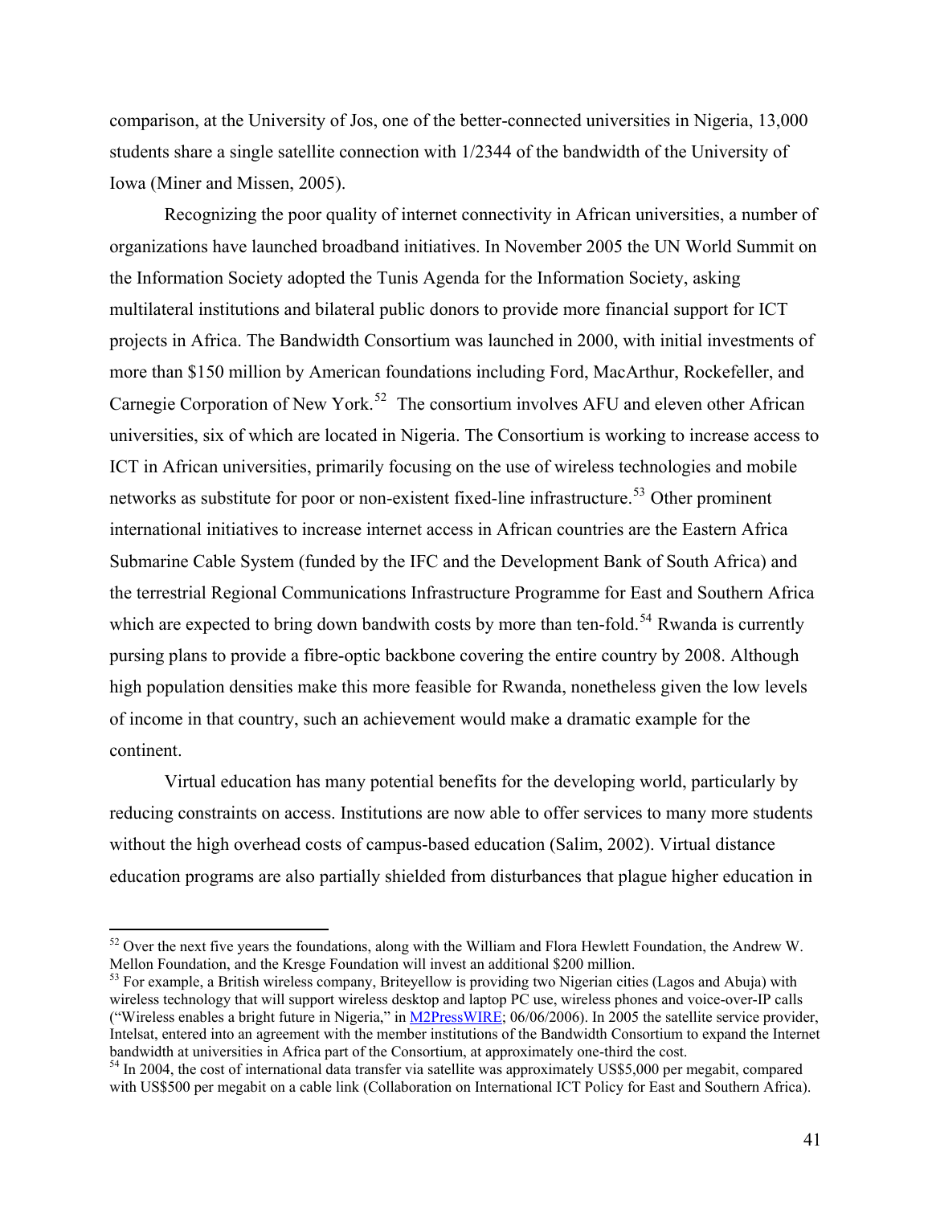comparison, at the University of Jos, one of the better-connected universities in Nigeria, 13,000 students share a single satellite connection with 1/2344 of the bandwidth of the University of Iowa (Miner and Missen, 2005).

Recognizing the poor quality of internet connectivity in African universities, a number of organizations have launched broadband initiatives. In November 2005 the UN World Summit on the Information Society adopted the Tunis Agenda for the Information Society, asking multilateral institutions and bilateral public donors to provide more financial support for ICT projects in Africa. The Bandwidth Consortium was launched in 2000, with initial investments of more than $150 million by American foundations including Ford, MacArthur, Rockefeller, and Carnegie Corporation of New York.[52] The consortium involves AFU and eleven other African universities, six of which are located in Nigeria. The Consortium is working to increase access to ICT in African universities, primarily focusing on the use of wireless technologies and mobile networks as substitute for poor or non-existent fixed-line infrastructure.[53] Other prominent international initiatives to increase internet access in African countries are the Eastern Africa Submarine Cable System (funded by the IFC and the Development Bank of South Africa) and the terrestrial Regional Communications Infrastructure Programme for East and Southern Africa which are expected to bring down bandwith costs by more than ten-fold.[54] Rwanda is currently pursing plans to provide a fibre-optic backbone covering the entire country by 2008. Although high population densities make this more feasible for Rwanda, nonetheless given the low levels of income in that country, such an achievement would make a dramatic example for the continent.

Virtual education has many potential benefits for the developing world, particularly by reducing constraints on access. Institutions are now able to offer services to many more students without the high overhead costs of campus-based education (Salim, 2002). Virtual distance education programs are also partially shielded from disturbances that plague higher education in

---

[52] Over the next five years the foundations, along with the William and Flora Hewlett Foundation, the Andrew W. Mellon Foundation, and the Kresge Foundation will invest an additional $200 million.

[53] For example, a British wireless company, Briteyellow is providing two Nigerian cities (Lagos and Abuja) with wireless technology that will support wireless desktop and laptop PC use, wireless phones and voice-over-IP calls ("Wireless enables a bright future in Nigeria," in M2PressWIRE; 06/06/2006). In 2005 the satellite service provider, Intelsat, entered into an agreement with the member institutions of the Bandwidth Consortium to expand the Internet bandwidth at universities in Africa part of the Consortium, at approximately one-third the cost.

[54] In 2004, the cost of international data transfer via satellite was approximately US$5,000 per megabit, compared with US$500 per megabit on a cable link (Collaboration on International ICT Policy for East and Southern Africa).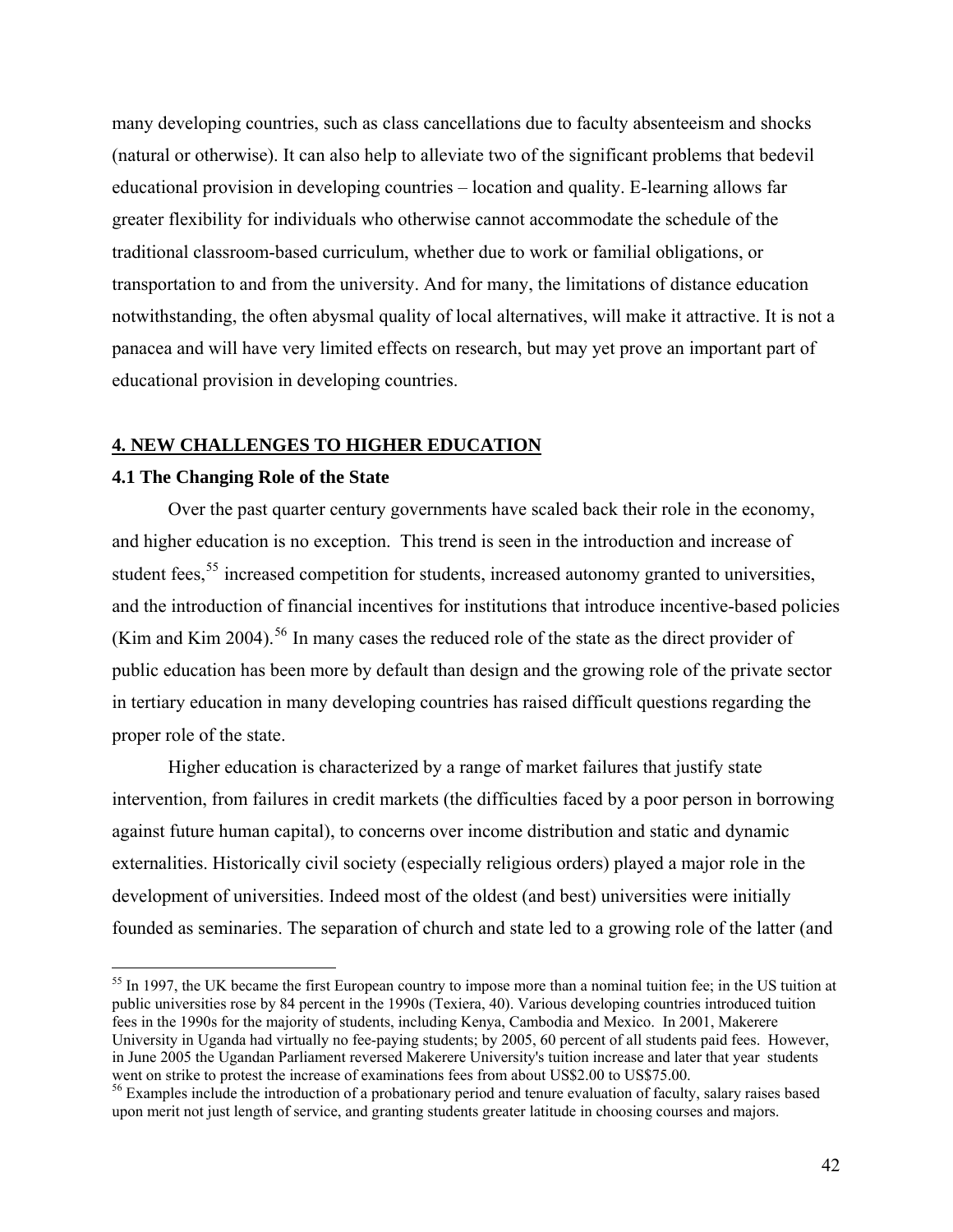many developing countries, such as class cancellations due to faculty absenteeism and shocks (natural or otherwise). It can also help to alleviate two of the significant problems that bedevil educational provision in developing countries – location and quality. E-learning allows far greater flexibility for individuals who otherwise cannot accommodate the schedule of the traditional classroom-based curriculum, whether due to work or familial obligations, or transportation to and from the university. And for many, the limitations of distance education notwithstanding, the often abysmal quality of local alternatives, will make it attractive. It is not a panacea and will have very limited effects on research, but may yet prove an important part of educational provision in developing countries.

## 4. NEW CHALLENGES TO HIGHER EDUCATION

### 4.1 The Changing Role of the State

Over the past quarter century governments have scaled back their role in the economy, and higher education is no exception. This trend is seen in the introduction and increase of student fees,[55] increased competition for students, increased autonomy granted to universities, and the introduction of financial incentives for institutions that introduce incentive-based policies (Kim and Kim 2004).[56] In many cases the reduced role of the state as the direct provider of public education has been more by default than design and the growing role of the private sector in tertiary education in many developing countries has raised difficult questions regarding the proper role of the state.

Higher education is characterized by a range of market failures that justify state intervention, from failures in credit markets (the difficulties faced by a poor person in borrowing against future human capital), to concerns over income distribution and static and dynamic externalities. Historically civil society (especially religious orders) played a major role in the development of universities. Indeed most of the oldest (and best) universities were initially founded as seminaries. The separation of church and state led to a growing role of the latter (and

---

[55] In 1997, the UK became the first European country to impose more than a nominal tuition fee; in the US tuition at public universities rose by 84 percent in the 1990s (Texiera, 40). Various developing countries introduced tuition fees in the 1990s for the majority of students, including Kenya, Cambodia and Mexico. In 2001, Makerere University in Uganda had virtually no fee-paying students; by 2005, 60 percent of all students paid fees. However, in June 2005 the Ugandan Parliament reversed Makerere University's tuition increase and later that year students went on strike to protest the increase of examinations fees from about US$2.00 to US$75.00.

[56] Examples include the introduction of a probationary period and tenure evaluation of faculty, salary raises based upon merit not just length of service, and granting students greater latitude in choosing courses and majors.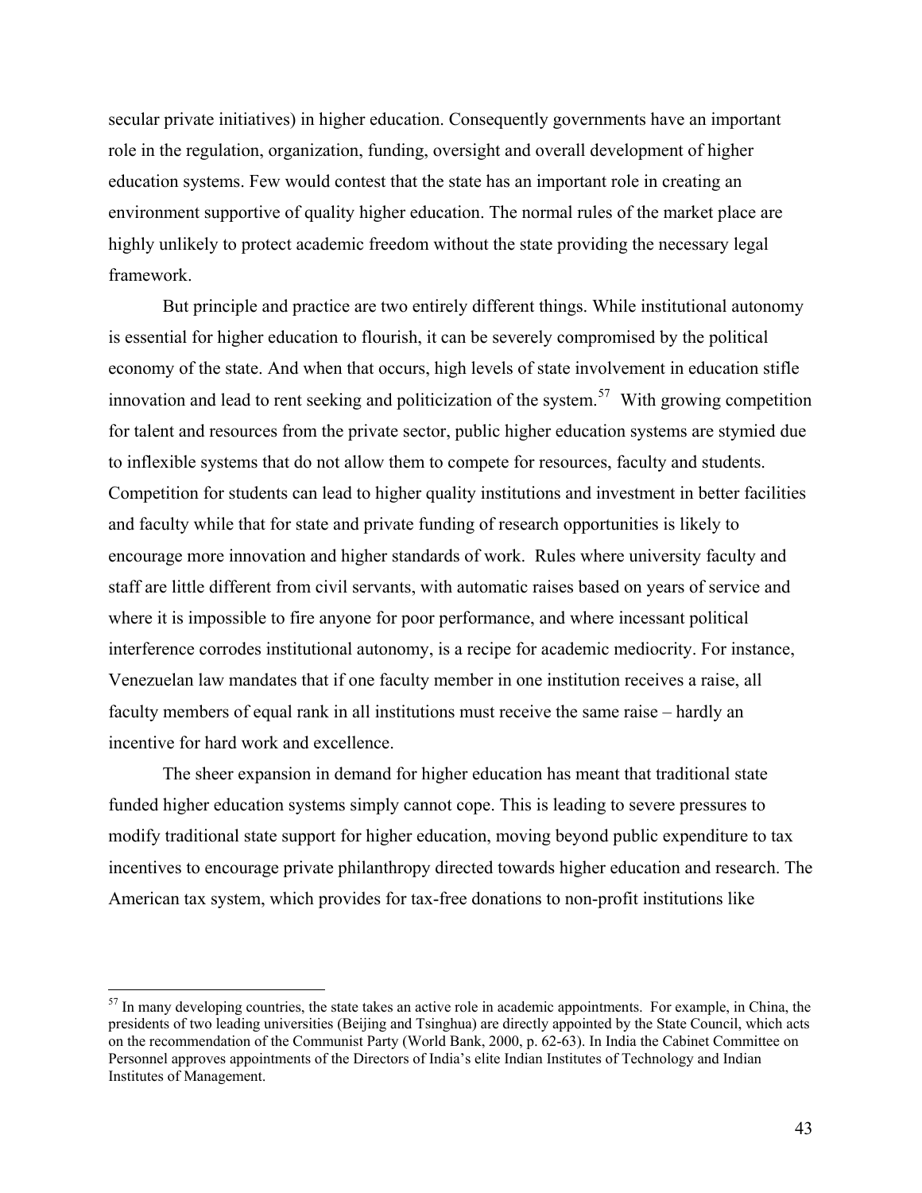secular private initiatives) in higher education. Consequently governments have an important role in the regulation, organization, funding, oversight and overall development of higher education systems. Few would contest that the state has an important role in creating an environment supportive of quality higher education. The normal rules of the market place are highly unlikely to protect academic freedom without the state providing the necessary legal framework.

But principle and practice are two entirely different things. While institutional autonomy is essential for higher education to flourish, it can be severely compromised by the political economy of the state. And when that occurs, high levels of state involvement in education stifle innovation and lead to rent seeking and politicization of the system.[57] With growing competition for talent and resources from the private sector, public higher education systems are stymied due to inflexible systems that do not allow them to compete for resources, faculty and students. Competition for students can lead to higher quality institutions and investment in better facilities and faculty while that for state and private funding of research opportunities is likely to encourage more innovation and higher standards of work. Rules where university faculty and staff are little different from civil servants, with automatic raises based on years of service and where it is impossible to fire anyone for poor performance, and where incessant political interference corrodes institutional autonomy, is a recipe for academic mediocrity. For instance, Venezuelan law mandates that if one faculty member in one institution receives a raise, all faculty members of equal rank in all institutions must receive the same raise – hardly an incentive for hard work and excellence.

The sheer expansion in demand for higher education has meant that traditional state funded higher education systems simply cannot cope. This is leading to severe pressures to modify traditional state support for higher education, moving beyond public expenditure to tax incentives to encourage private philanthropy directed towards higher education and research. The American tax system, which provides for tax-free donations to non-profit institutions like

---

[57] In many developing countries, the state takes an active role in academic appointments. For example, in China, the presidents of two leading universities (Beijing and Tsinghua) are directly appointed by the State Council, which acts on the recommendation of the Communist Party (World Bank, 2000, p. 62-63). In India the Cabinet Committee on Personnel approves appointments of the Directors of India's elite Indian Institutes of Technology and Indian Institutes of Management.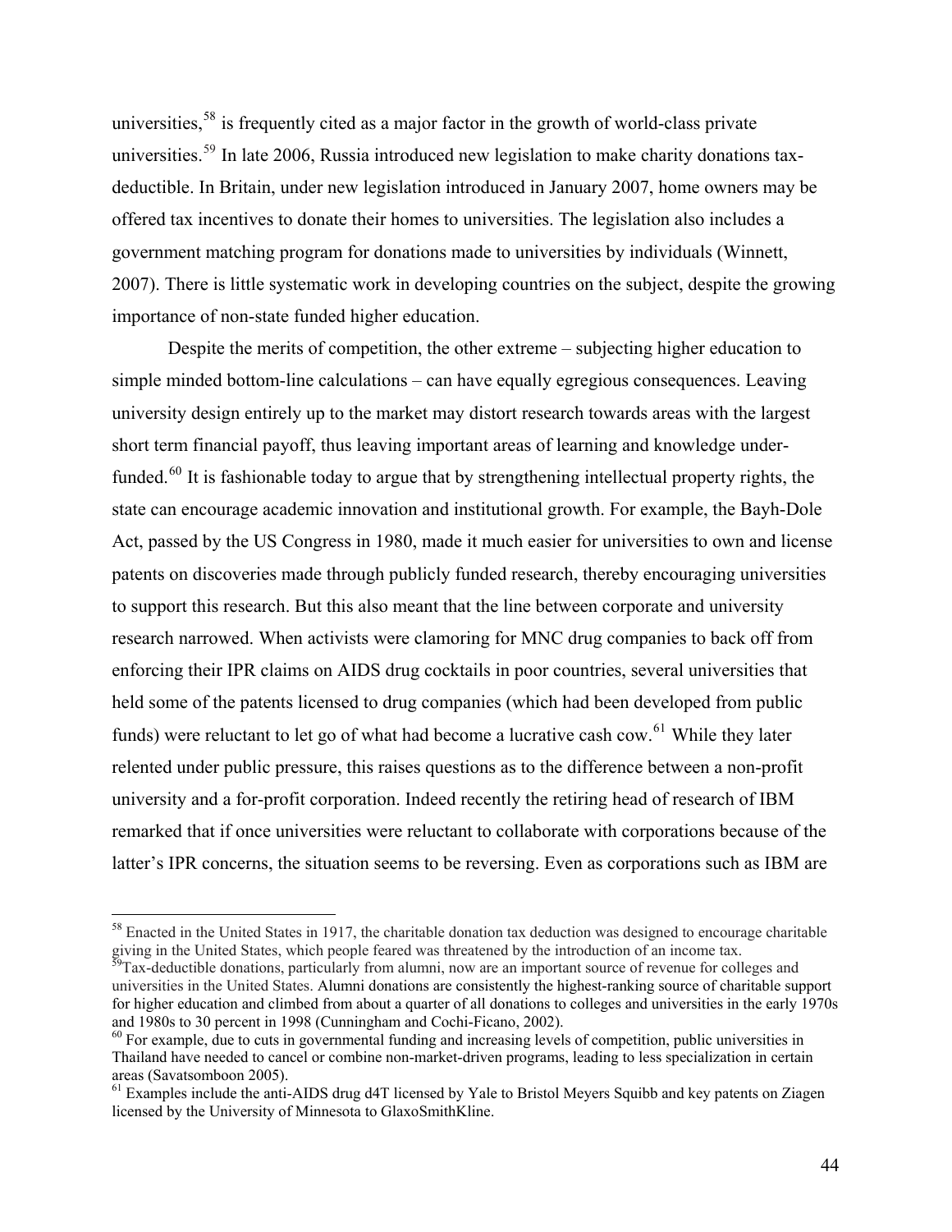universities,[58] is frequently cited as a major factor in the growth of world-class private universities.[59] In late 2006, Russia introduced new legislation to make charity donations tax-deductible. In Britain, under new legislation introduced in January 2007, home owners may be offered tax incentives to donate their homes to universities. The legislation also includes a government matching program for donations made to universities by individuals (Winnett, 2007). There is little systematic work in developing countries on the subject, despite the growing importance of non-state funded higher education.

Despite the merits of competition, the other extreme – subjecting higher education to simple minded bottom-line calculations – can have equally egregious consequences. Leaving university design entirely up to the market may distort research towards areas with the largest short term financial payoff, thus leaving important areas of learning and knowledge under-funded.[60] It is fashionable today to argue that by strengthening intellectual property rights, the state can encourage academic innovation and institutional growth. For example, the Bayh-Dole Act, passed by the US Congress in 1980, made it much easier for universities to own and license patents on discoveries made through publicly funded research, thereby encouraging universities to support this research. But this also meant that the line between corporate and university research narrowed. When activists were clamoring for MNC drug companies to back off from enforcing their IPR claims on AIDS drug cocktails in poor countries, several universities that held some of the patents licensed to drug companies (which had been developed from public funds) were reluctant to let go of what had become a lucrative cash cow.[61] While they later relented under public pressure, this raises questions as to the difference between a non-profit university and a for-profit corporation. Indeed recently the retiring head of research of IBM remarked that if once universities were reluctant to collaborate with corporations because of the latter's IPR concerns, the situation seems to be reversing. Even as corporations such as IBM are

---

[58] Enacted in the United States in 1917, the charitable donation tax deduction was designed to encourage charitable giving in the United States, which people feared was threatened by the introduction of an income tax.

[59] Tax-deductible donations, particularly from alumni, now are an important source of revenue for colleges and universities in the United States. Alumni donations are consistently the highest-ranking source of charitable support for higher education and climbed from about a quarter of all donations to colleges and universities in the early 1970s and 1980s to 30 percent in 1998 (Cunningham and Cochi-Ficano, 2002).

[60] For example, due to cuts in governmental funding and increasing levels of competition, public universities in Thailand have needed to cancel or combine non-market-driven programs, leading to less specialization in certain areas (Savatsomboon 2005).

[61] Examples include the anti-AIDS drug d4T licensed by Yale to Bristol Meyers Squibb and key patents on Ziagen licensed by the University of Minnesota to GlaxoSmithKline.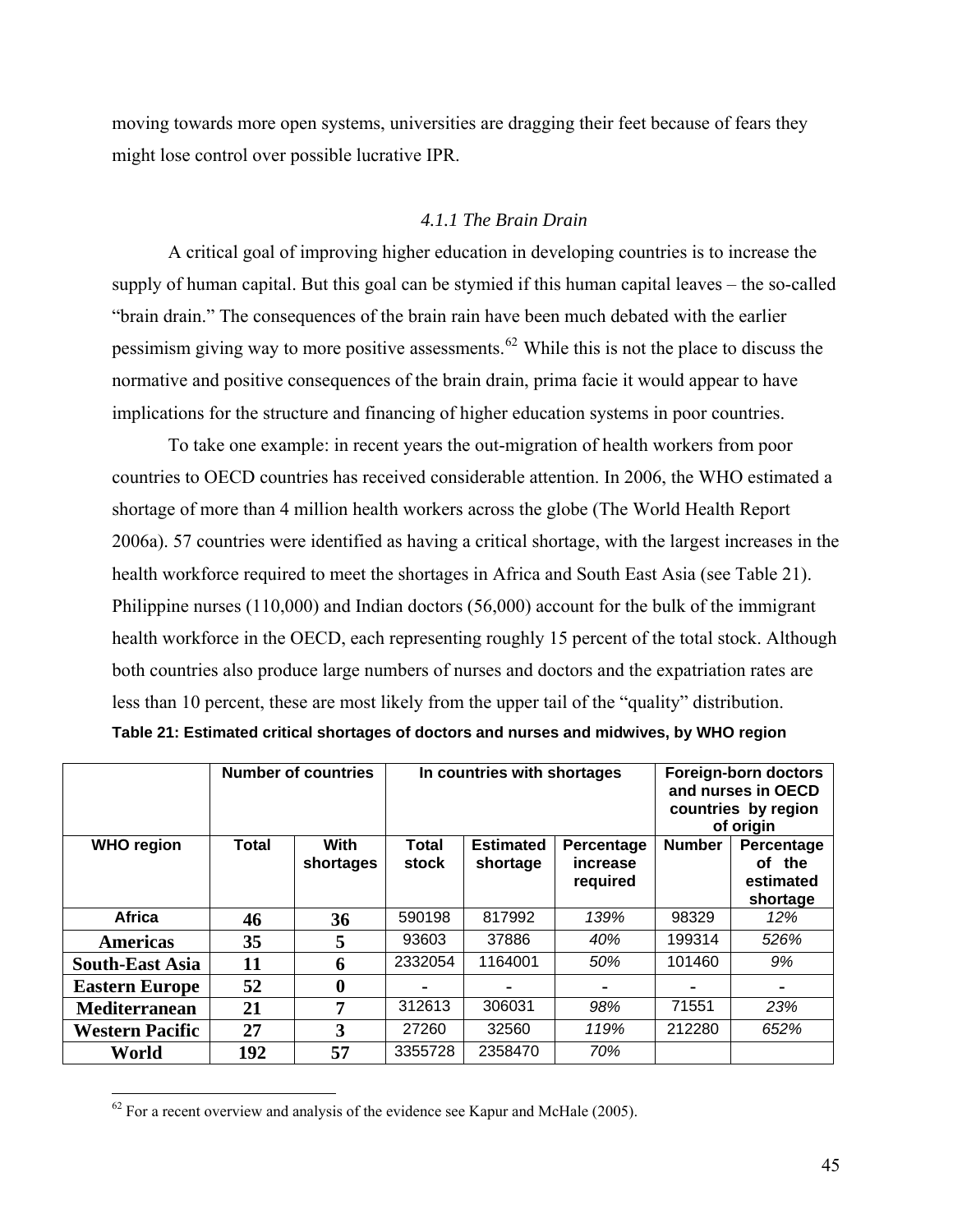moving towards more open systems, universities are dragging their feet because of fears they might lose control over possible lucrative IPR.

### *4.1.1 The Brain Drain*

A critical goal of improving higher education in developing countries is to increase the supply of human capital. But this goal can be stymied if this human capital leaves – the so-called "brain drain." The consequences of the brain rain have been much debated with the earlier pessimism giving way to more positive assessments.[62] While this is not the place to discuss the normative and positive consequences of the brain drain, prima facie it would appear to have implications for the structure and financing of higher education systems in poor countries.

To take one example: in recent years the out-migration of health workers from poor countries to OECD countries has received considerable attention. In 2006, the WHO estimated a shortage of more than 4 million health workers across the globe (The World Health Report 2006a). 57 countries were identified as having a critical shortage, with the largest increases in the health workforce required to meet the shortages in Africa and South East Asia (see Table 21). Philippine nurses (110,000) and Indian doctors (56,000) account for the bulk of the immigrant health workforce in the OECD, each representing roughly 15 percent of the total stock. Although both countries also produce large numbers of nurses and doctors and the expatriation rates are less than 10 percent, these are most likely from the upper tail of the "quality" distribution.

**Table 21: Estimated critical shortages of doctors and nurses and midwives, by WHO region**

| | Number of countries | | In countries with shortages | | | Foreign-born doctors and nurses in OECD countries by region of origin | |
|---|---|---|---|---|---|---|---|
| **WHO region** | **Total** | **With shortages** | **Total stock** | **Estimated shortage** | **Percentage increase required** | **Number** | **Percentage of the estimated shortage** |
| **Africa** | 46 | 36 | 590198 | 817992 | *139%* | 98329 | *12%* |
| **Americas** | 35 | 5 | 93603 | 37886 | *40%* | 199314 | *526%* |
| **South-East Asia** | 11 | 6 | 2332054 | 1164001 | *50%* | 101460 | *9%* |
| **Eastern Europe** | 52 | 0 | - | - | - | - | - |
| **Mediterranean** | 21 | 7 | 312613 | 306031 | *98%* | 71551 | *23%* |
| **Western Pacific** | 27 | 3 | 27260 | 32560 | *119%* | 212280 | *652%* |
| **World** | 192 | 57 | 3355728 | 2358470 | *70%* | | |

[62] For a recent overview and analysis of the evidence see Kapur and McHale (2005).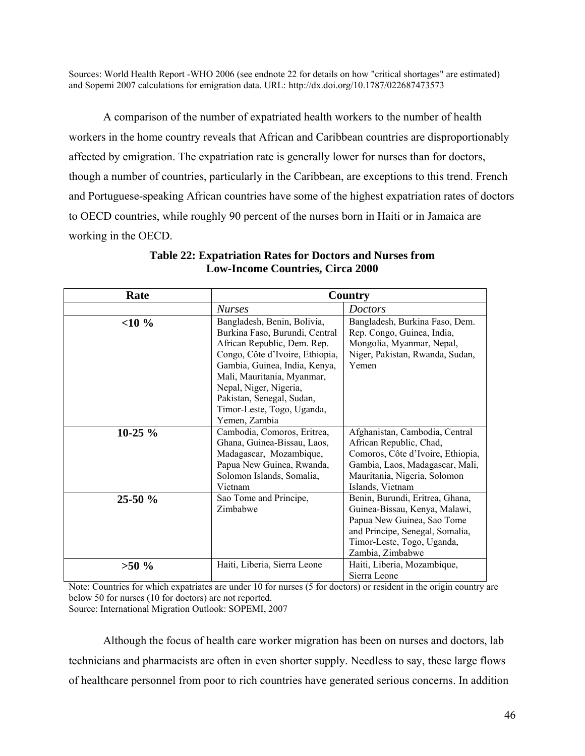Sources: World Health Report -WHO 2006 (see endnote 22 for details on how "critical shortages" are estimated) and Sopemi 2007 calculations for emigration data. URL: http://dx.doi.org/10.1787/022687473573

A comparison of the number of expatriated health workers to the number of health workers in the home country reveals that African and Caribbean countries are disproportionably affected by emigration. The expatriation rate is generally lower for nurses than for doctors, though a number of countries, particularly in the Caribbean, are exceptions to this trend. French and Portuguese-speaking African countries have some of the highest expatriation rates of doctors to OECD countries, while roughly 90 percent of the nurses born in Haiti or in Jamaica are working in the OECD.

**Table 22: Expatriation Rates for Doctors and Nurses from Low-Income Countries, Circa 2000**

| Rate | Country | |
|---|---|---|
| | *Nurses* | *Doctors* |
| **<10 %** | Bangladesh, Benin, Bolivia, Burkina Faso, Burundi, Central African Republic, Dem. Rep. Congo, Côte d'Ivoire, Ethiopia, Gambia, Guinea, India, Kenya, Mali, Mauritania, Myanmar, Nepal, Niger, Nigeria, Pakistan, Senegal, Sudan, Timor-Leste, Togo, Uganda, Yemen, Zambia | Bangladesh, Burkina Faso, Dem. Rep. Congo, Guinea, India, Mongolia, Myanmar, Nepal, Niger, Pakistan, Rwanda, Sudan, Yemen |
| **10-25 %** | Cambodia, Comoros, Eritrea, Ghana, Guinea-Bissau, Laos, Madagascar, Mozambique, Papua New Guinea, Rwanda, Solomon Islands, Somalia, Vietnam | Afghanistan, Cambodia, Central African Republic, Chad, Comoros, Côte d'Ivoire, Ethiopia, Gambia, Laos, Madagascar, Mali, Mauritania, Nigeria, Solomon Islands, Vietnam |
| **25-50 %** | Sao Tome and Principe, Zimbabwe | Benin, Burundi, Eritrea, Ghana, Guinea-Bissau, Kenya, Malawi, Papua New Guinea, Sao Tome and Principe, Senegal, Somalia, Timor-Leste, Togo, Uganda, Zambia, Zimbabwe |
| **>50 %** | Haiti, Liberia, Sierra Leone | Haiti, Liberia, Mozambique, Sierra Leone |

Note: Countries for which expatriates are under 10 for nurses (5 for doctors) or resident in the origin country are below 50 for nurses (10 for doctors) are not reported.
Source: International Migration Outlook: SOPEMI, 2007

Although the focus of health care worker migration has been on nurses and doctors, lab technicians and pharmacists are often in even shorter supply. Needless to say, these large flows of healthcare personnel from poor to rich countries have generated serious concerns. In addition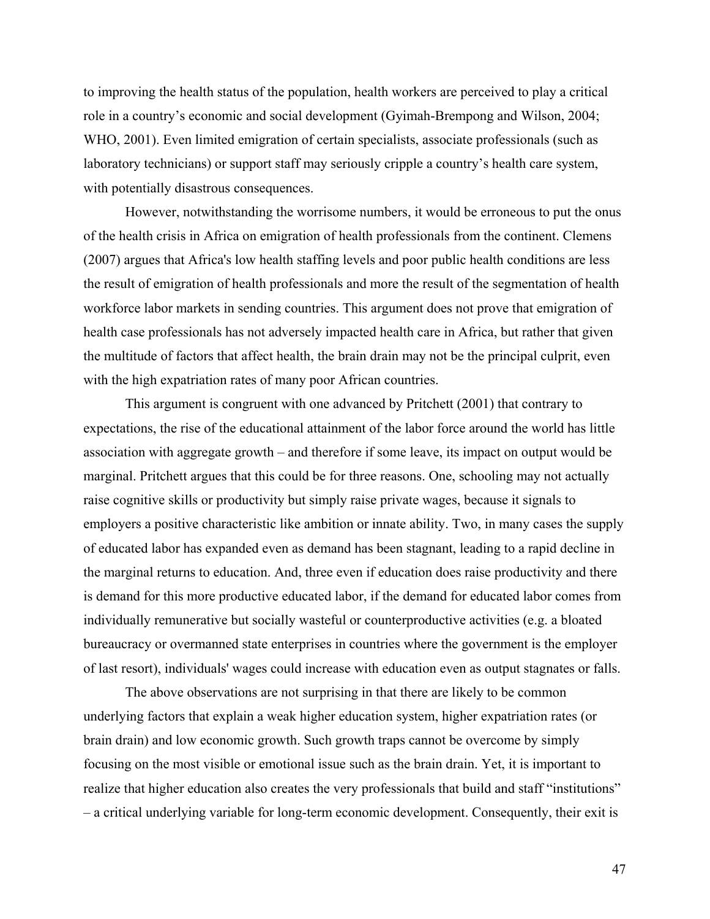to improving the health status of the population, health workers are perceived to play a critical role in a country's economic and social development (Gyimah-Brempong and Wilson, 2004; WHO, 2001). Even limited emigration of certain specialists, associate professionals (such as laboratory technicians) or support staff may seriously cripple a country's health care system, with potentially disastrous consequences.

However, notwithstanding the worrisome numbers, it would be erroneous to put the onus of the health crisis in Africa on emigration of health professionals from the continent. Clemens (2007) argues that Africa's low health staffing levels and poor public health conditions are less the result of emigration of health professionals and more the result of the segmentation of health workforce labor markets in sending countries. This argument does not prove that emigration of health case professionals has not adversely impacted health care in Africa, but rather that given the multitude of factors that affect health, the brain drain may not be the principal culprit, even with the high expatriation rates of many poor African countries.

This argument is congruent with one advanced by Pritchett (2001) that contrary to expectations, the rise of the educational attainment of the labor force around the world has little association with aggregate growth – and therefore if some leave, its impact on output would be marginal. Pritchett argues that this could be for three reasons. One, schooling may not actually raise cognitive skills or productivity but simply raise private wages, because it signals to employers a positive characteristic like ambition or innate ability. Two, in many cases the supply of educated labor has expanded even as demand has been stagnant, leading to a rapid decline in the marginal returns to education. And, three even if education does raise productivity and there is demand for this more productive educated labor, if the demand for educated labor comes from individually remunerative but socially wasteful or counterproductive activities (e.g. a bloated bureaucracy or overmanned state enterprises in countries where the government is the employer of last resort), individuals' wages could increase with education even as output stagnates or falls.

The above observations are not surprising in that there are likely to be common underlying factors that explain a weak higher education system, higher expatriation rates (or brain drain) and low economic growth. Such growth traps cannot be overcome by simply focusing on the most visible or emotional issue such as the brain drain. Yet, it is important to realize that higher education also creates the very professionals that build and staff "institutions" – a critical underlying variable for long-term economic development. Consequently, their exit is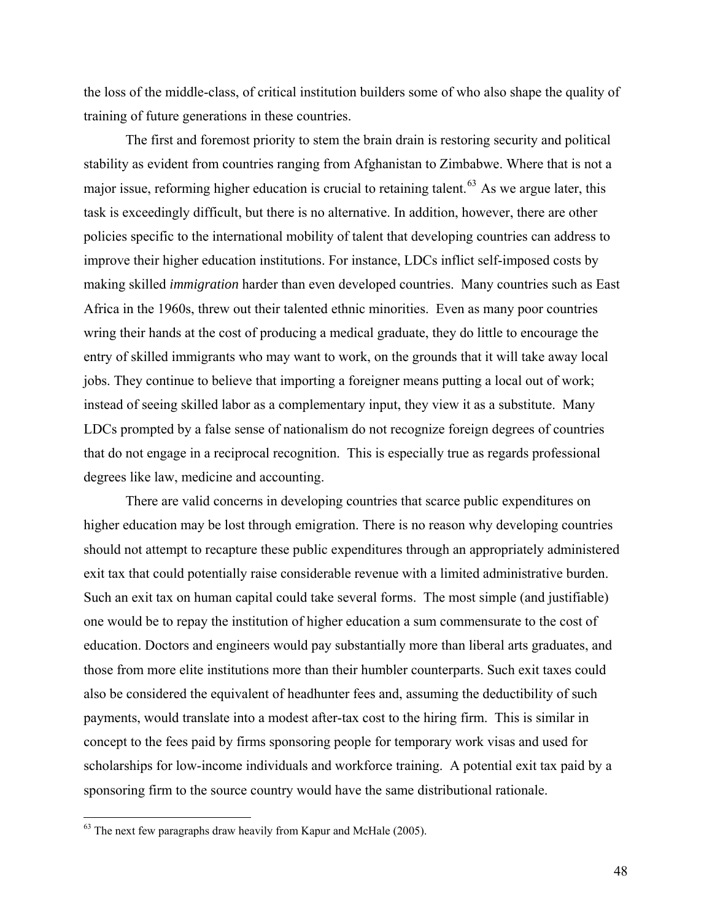the loss of the middle-class, of critical institution builders some of who also shape the quality of training of future generations in these countries.

The first and foremost priority to stem the brain drain is restoring security and political stability as evident from countries ranging from Afghanistan to Zimbabwe. Where that is not a major issue, reforming higher education is crucial to retaining talent.[63] As we argue later, this task is exceedingly difficult, but there is no alternative. In addition, however, there are other policies specific to the international mobility of talent that developing countries can address to improve their higher education institutions. For instance, LDCs inflict self-imposed costs by making skilled *immigration* harder than even developed countries. Many countries such as East Africa in the 1960s, threw out their talented ethnic minorities. Even as many poor countries wring their hands at the cost of producing a medical graduate, they do little to encourage the entry of skilled immigrants who may want to work, on the grounds that it will take away local jobs. They continue to believe that importing a foreigner means putting a local out of work; instead of seeing skilled labor as a complementary input, they view it as a substitute. Many LDCs prompted by a false sense of nationalism do not recognize foreign degrees of countries that do not engage in a reciprocal recognition. This is especially true as regards professional degrees like law, medicine and accounting.

There are valid concerns in developing countries that scarce public expenditures on higher education may be lost through emigration. There is no reason why developing countries should not attempt to recapture these public expenditures through an appropriately administered exit tax that could potentially raise considerable revenue with a limited administrative burden. Such an exit tax on human capital could take several forms. The most simple (and justifiable) one would be to repay the institution of higher education a sum commensurate to the cost of education. Doctors and engineers would pay substantially more than liberal arts graduates, and those from more elite institutions more than their humbler counterparts. Such exit taxes could also be considered the equivalent of headhunter fees and, assuming the deductibility of such payments, would translate into a modest after-tax cost to the hiring firm. This is similar in concept to the fees paid by firms sponsoring people for temporary work visas and used for scholarships for low-income individuals and workforce training. A potential exit tax paid by a sponsoring firm to the source country would have the same distributional rationale.

[63] The next few paragraphs draw heavily from Kapur and McHale (2005).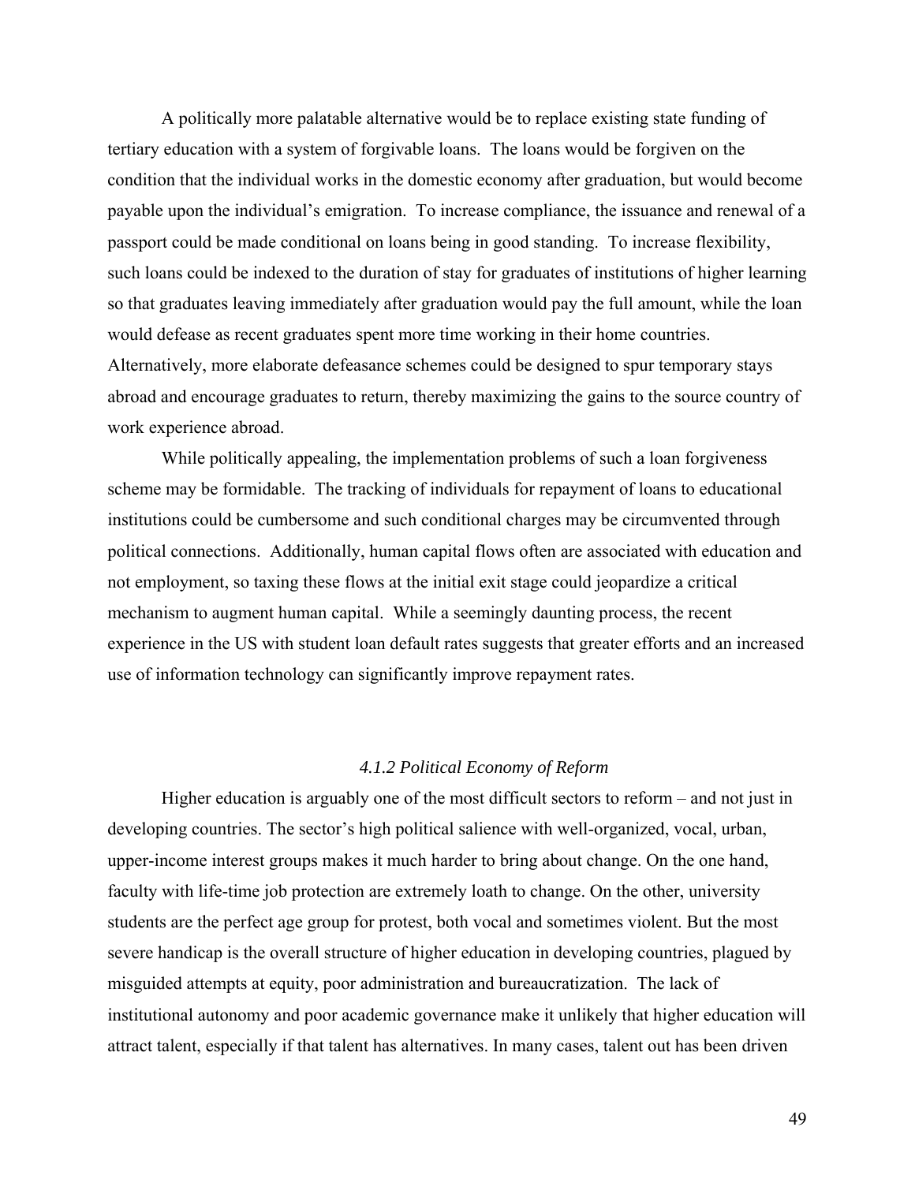A politically more palatable alternative would be to replace existing state funding of tertiary education with a system of forgivable loans. The loans would be forgiven on the condition that the individual works in the domestic economy after graduation, but would become payable upon the individual's emigration. To increase compliance, the issuance and renewal of a passport could be made conditional on loans being in good standing. To increase flexibility, such loans could be indexed to the duration of stay for graduates of institutions of higher learning so that graduates leaving immediately after graduation would pay the full amount, while the loan would defease as recent graduates spent more time working in their home countries. Alternatively, more elaborate defeasance schemes could be designed to spur temporary stays abroad and encourage graduates to return, thereby maximizing the gains to the source country of work experience abroad.

While politically appealing, the implementation problems of such a loan forgiveness scheme may be formidable. The tracking of individuals for repayment of loans to educational institutions could be cumbersome and such conditional charges may be circumvented through political connections. Additionally, human capital flows often are associated with education and not employment, so taxing these flows at the initial exit stage could jeopardize a critical mechanism to augment human capital. While a seemingly daunting process, the recent experience in the US with student loan default rates suggests that greater efforts and an increased use of information technology can significantly improve repayment rates.

#### *4.1.2 Political Economy of Reform*

Higher education is arguably one of the most difficult sectors to reform – and not just in developing countries. The sector's high political salience with well-organized, vocal, urban, upper-income interest groups makes it much harder to bring about change. On the one hand, faculty with life-time job protection are extremely loath to change. On the other, university students are the perfect age group for protest, both vocal and sometimes violent. But the most severe handicap is the overall structure of higher education in developing countries, plagued by misguided attempts at equity, poor administration and bureaucratization. The lack of institutional autonomy and poor academic governance make it unlikely that higher education will attract talent, especially if that talent has alternatives. In many cases, talent out has been driven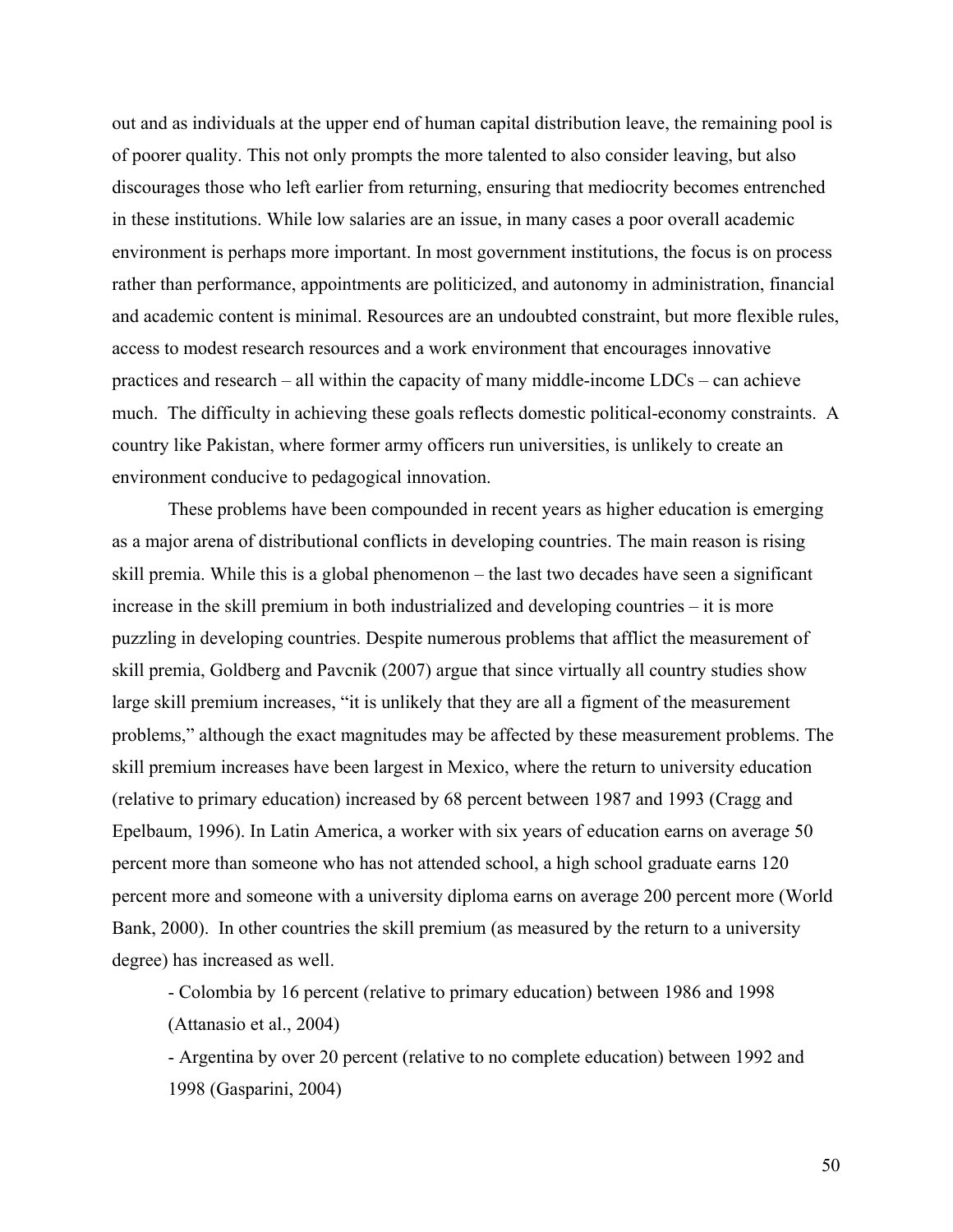out and as individuals at the upper end of human capital distribution leave, the remaining pool is of poorer quality. This not only prompts the more talented to also consider leaving, but also discourages those who left earlier from returning, ensuring that mediocrity becomes entrenched in these institutions. While low salaries are an issue, in many cases a poor overall academic environment is perhaps more important. In most government institutions, the focus is on process rather than performance, appointments are politicized, and autonomy in administration, financial and academic content is minimal. Resources are an undoubted constraint, but more flexible rules, access to modest research resources and a work environment that encourages innovative practices and research – all within the capacity of many middle-income LDCs – can achieve much. The difficulty in achieving these goals reflects domestic political-economy constraints. A country like Pakistan, where former army officers run universities, is unlikely to create an environment conducive to pedagogical innovation.

These problems have been compounded in recent years as higher education is emerging as a major arena of distributional conflicts in developing countries. The main reason is rising skill premia. While this is a global phenomenon – the last two decades have seen a significant increase in the skill premium in both industrialized and developing countries – it is more puzzling in developing countries. Despite numerous problems that afflict the measurement of skill premia, Goldberg and Pavcnik (2007) argue that since virtually all country studies show large skill premium increases, "it is unlikely that they are all a figment of the measurement problems," although the exact magnitudes may be affected by these measurement problems. The skill premium increases have been largest in Mexico, where the return to university education (relative to primary education) increased by 68 percent between 1987 and 1993 (Cragg and Epelbaum, 1996). In Latin America, a worker with six years of education earns on average 50 percent more than someone who has not attended school, a high school graduate earns 120 percent more and someone with a university diploma earns on average 200 percent more (World Bank, 2000). In other countries the skill premium (as measured by the return to a university degree) has increased as well.

- Colombia by 16 percent (relative to primary education) between 1986 and 1998 (Attanasio et al., 2004)
- Argentina by over 20 percent (relative to no complete education) between 1992 and 1998 (Gasparini, 2004)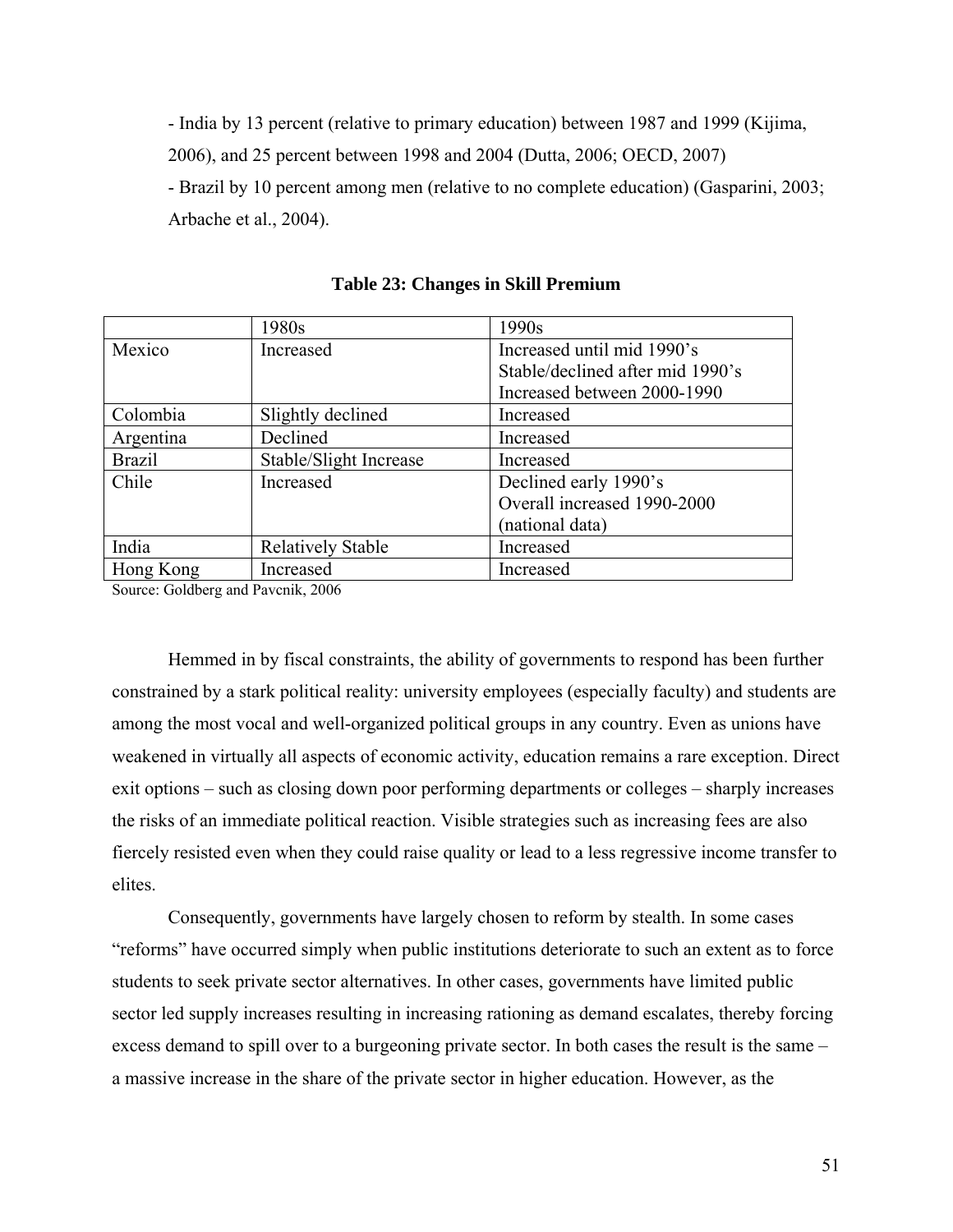- India by 13 percent (relative to primary education) between 1987 and 1999 (Kijima, 2006), and 25 percent between 1998 and 2004 (Dutta, 2006; OECD, 2007)

- Brazil by 10 percent among men (relative to no complete education) (Gasparini, 2003; Arbache et al., 2004).

**Table 23: Changes in Skill Premium**

| | 1980s | 1990s |
|---|---|---|
| Mexico | Increased | Increased until mid 1990's<br>Stable/declined after mid 1990's<br>Increased between 2000-1990 |
| Colombia | Slightly declined | Increased |
| Argentina | Declined | Increased |
| Brazil | Stable/Slight Increase | Increased |
| Chile | Increased | Declined early 1990's<br>Overall increased 1990-2000<br>(national data) |
| India | Relatively Stable | Increased |
| Hong Kong | Increased | Increased |

Source: Goldberg and Pavcnik, 2006

Hemmed in by fiscal constraints, the ability of governments to respond has been further constrained by a stark political reality: university employees (especially faculty) and students are among the most vocal and well-organized political groups in any country. Even as unions have weakened in virtually all aspects of economic activity, education remains a rare exception. Direct exit options – such as closing down poor performing departments or colleges – sharply increases the risks of an immediate political reaction. Visible strategies such as increasing fees are also fiercely resisted even when they could raise quality or lead to a less regressive income transfer to elites.

Consequently, governments have largely chosen to reform by stealth. In some cases "reforms" have occurred simply when public institutions deteriorate to such an extent as to force students to seek private sector alternatives. In other cases, governments have limited public sector led supply increases resulting in increasing rationing as demand escalates, thereby forcing excess demand to spill over to a burgeoning private sector. In both cases the result is the same – a massive increase in the share of the private sector in higher education. However, as the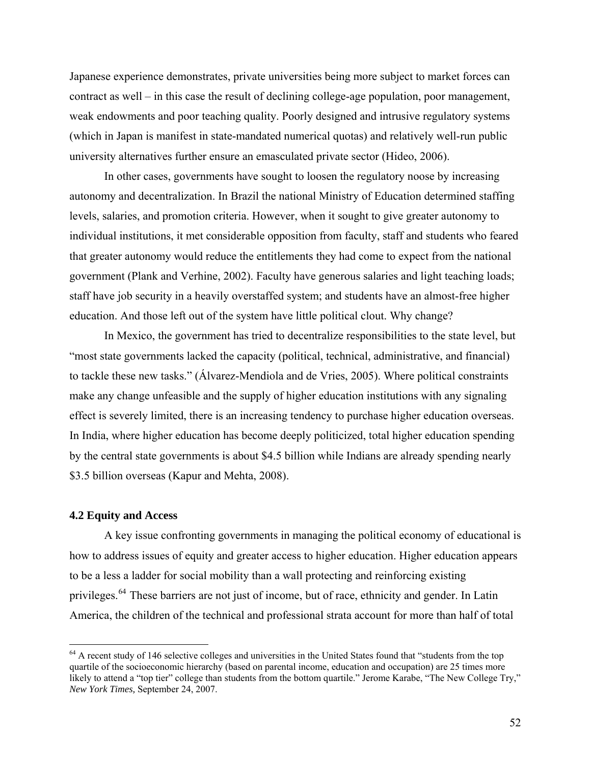Japanese experience demonstrates, private universities being more subject to market forces can contract as well – in this case the result of declining college-age population, poor management, weak endowments and poor teaching quality. Poorly designed and intrusive regulatory systems (which in Japan is manifest in state-mandated numerical quotas) and relatively well-run public university alternatives further ensure an emasculated private sector (Hideo, 2006).

In other cases, governments have sought to loosen the regulatory noose by increasing autonomy and decentralization. In Brazil the national Ministry of Education determined staffing levels, salaries, and promotion criteria. However, when it sought to give greater autonomy to individual institutions, it met considerable opposition from faculty, staff and students who feared that greater autonomy would reduce the entitlements they had come to expect from the national government (Plank and Verhine, 2002). Faculty have generous salaries and light teaching loads; staff have job security in a heavily overstaffed system; and students have an almost-free higher education. And those left out of the system have little political clout. Why change?

In Mexico, the government has tried to decentralize responsibilities to the state level, but "most state governments lacked the capacity (political, technical, administrative, and financial) to tackle these new tasks." (Álvarez-Mendiola and de Vries, 2005). Where political constraints make any change unfeasible and the supply of higher education institutions with any signaling effect is severely limited, there is an increasing tendency to purchase higher education overseas. In India, where higher education has become deeply politicized, total higher education spending by the central state governments is about $4.5 billion while Indians are already spending nearly $3.5 billion overseas (Kapur and Mehta, 2008).

### 4.2 Equity and Access

A key issue confronting governments in managing the political economy of educational is how to address issues of equity and greater access to higher education. Higher education appears to be a less a ladder for social mobility than a wall protecting and reinforcing existing privileges.[64] These barriers are not just of income, but of race, ethnicity and gender. In Latin America, the children of the technical and professional strata account for more than half of total

---

[64] A recent study of 146 selective colleges and universities in the United States found that "students from the top quartile of the socioeconomic hierarchy (based on parental income, education and occupation) are 25 times more likely to attend a "top tier" college than students from the bottom quartile." Jerome Karabe, "The New College Try," *New York Times,* September 24, 2007.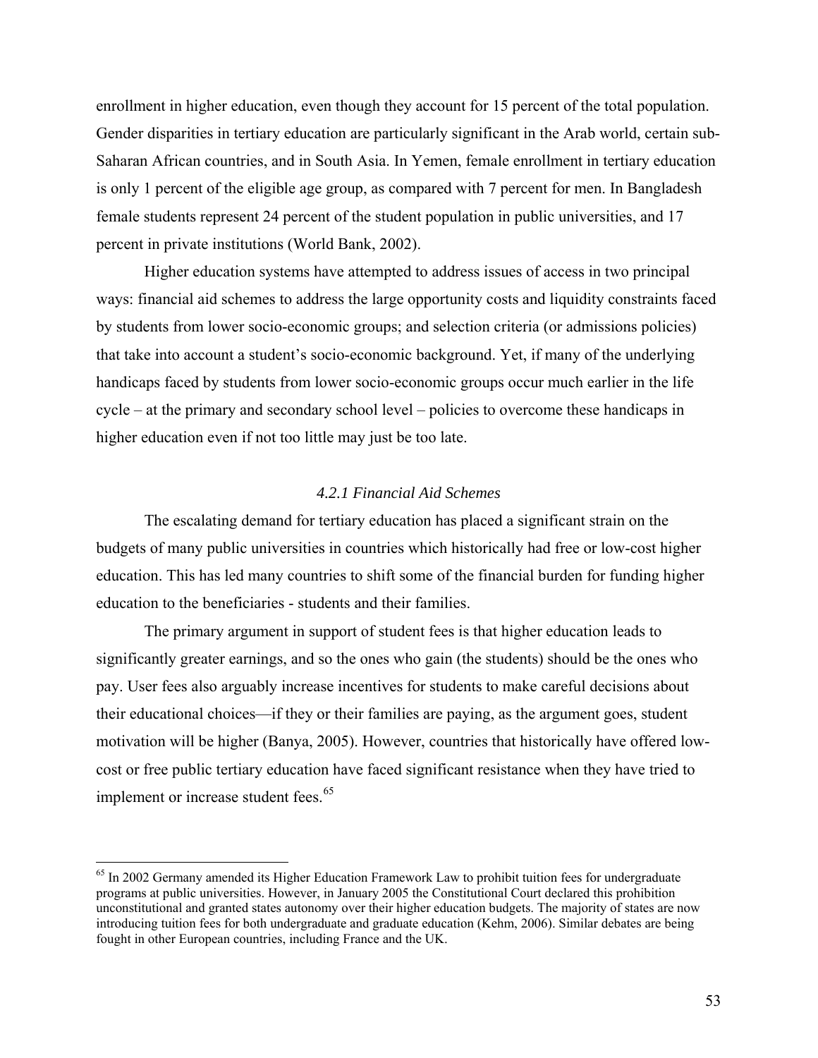enrollment in higher education, even though they account for 15 percent of the total population. Gender disparities in tertiary education are particularly significant in the Arab world, certain sub-Saharan African countries, and in South Asia. In Yemen, female enrollment in tertiary education is only 1 percent of the eligible age group, as compared with 7 percent for men. In Bangladesh female students represent 24 percent of the student population in public universities, and 17 percent in private institutions (World Bank, 2002).

Higher education systems have attempted to address issues of access in two principal ways: financial aid schemes to address the large opportunity costs and liquidity constraints faced by students from lower socio-economic groups; and selection criteria (or admissions policies) that take into account a student's socio-economic background. Yet, if many of the underlying handicaps faced by students from lower socio-economic groups occur much earlier in the life cycle – at the primary and secondary school level – policies to overcome these handicaps in higher education even if not too little may just be too late.

#### *4.2.1 Financial Aid Schemes*

The escalating demand for tertiary education has placed a significant strain on the budgets of many public universities in countries which historically had free or low-cost higher education. This has led many countries to shift some of the financial burden for funding higher education to the beneficiaries - students and their families.

The primary argument in support of student fees is that higher education leads to significantly greater earnings, and so the ones who gain (the students) should be the ones who pay. User fees also arguably increase incentives for students to make careful decisions about their educational choices—if they or their families are paying, as the argument goes, student motivation will be higher (Banya, 2005). However, countries that historically have offered low-cost or free public tertiary education have faced significant resistance when they have tried to implement or increase student fees.[65]

[65] In 2002 Germany amended its Higher Education Framework Law to prohibit tuition fees for undergraduate programs at public universities. However, in January 2005 the Constitutional Court declared this prohibition unconstitutional and granted states autonomy over their higher education budgets. The majority of states are now introducing tuition fees for both undergraduate and graduate education (Kehm, 2006). Similar debates are being fought in other European countries, including France and the UK.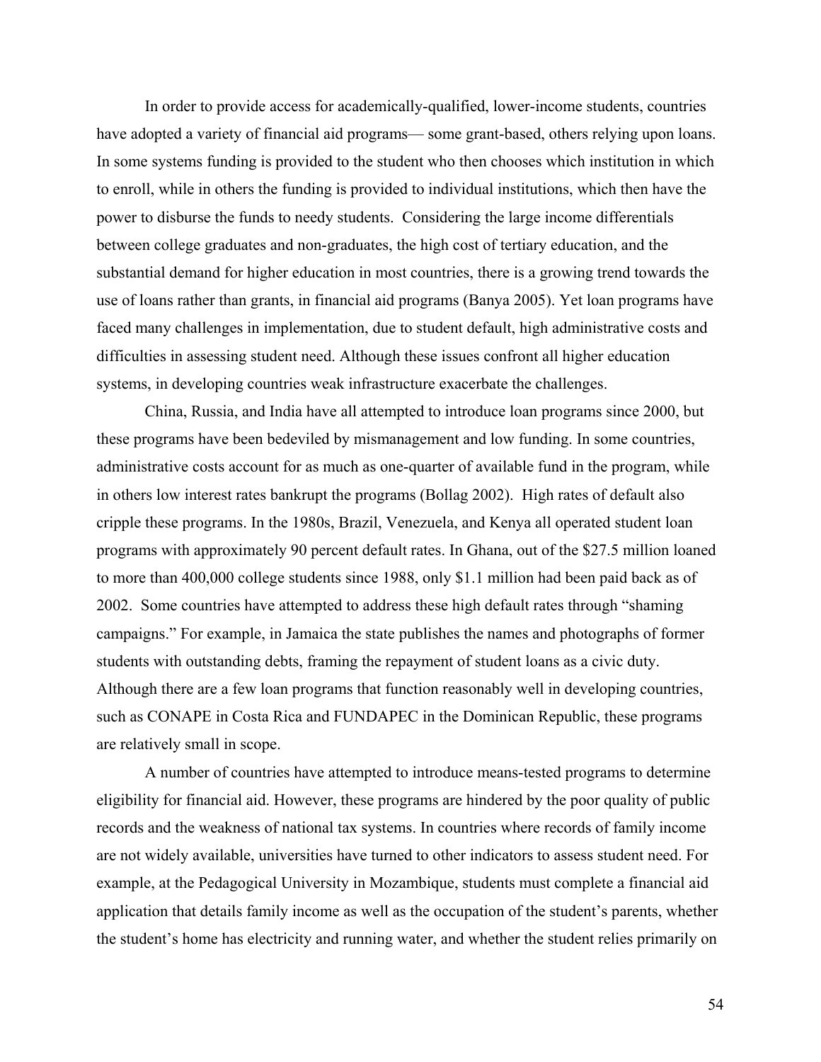In order to provide access for academically-qualified, lower-income students, countries have adopted a variety of financial aid programs— some grant-based, others relying upon loans. In some systems funding is provided to the student who then chooses which institution in which to enroll, while in others the funding is provided to individual institutions, which then have the power to disburse the funds to needy students. Considering the large income differentials between college graduates and non-graduates, the high cost of tertiary education, and the substantial demand for higher education in most countries, there is a growing trend towards the use of loans rather than grants, in financial aid programs (Banya 2005). Yet loan programs have faced many challenges in implementation, due to student default, high administrative costs and difficulties in assessing student need. Although these issues confront all higher education systems, in developing countries weak infrastructure exacerbate the challenges.

China, Russia, and India have all attempted to introduce loan programs since 2000, but these programs have been bedeviled by mismanagement and low funding. In some countries, administrative costs account for as much as one-quarter of available fund in the program, while in others low interest rates bankrupt the programs (Bollag 2002). High rates of default also cripple these programs. In the 1980s, Brazil, Venezuela, and Kenya all operated student loan programs with approximately 90 percent default rates. In Ghana, out of the $27.5 million loaned to more than 400,000 college students since 1988, only $1.1 million had been paid back as of 2002. Some countries have attempted to address these high default rates through "shaming campaigns." For example, in Jamaica the state publishes the names and photographs of former students with outstanding debts, framing the repayment of student loans as a civic duty. Although there are a few loan programs that function reasonably well in developing countries, such as CONAPE in Costa Rica and FUNDAPEC in the Dominican Republic, these programs are relatively small in scope.

A number of countries have attempted to introduce means-tested programs to determine eligibility for financial aid. However, these programs are hindered by the poor quality of public records and the weakness of national tax systems. In countries where records of family income are not widely available, universities have turned to other indicators to assess student need. For example, at the Pedagogical University in Mozambique, students must complete a financial aid application that details family income as well as the occupation of the student's parents, whether the student's home has electricity and running water, and whether the student relies primarily on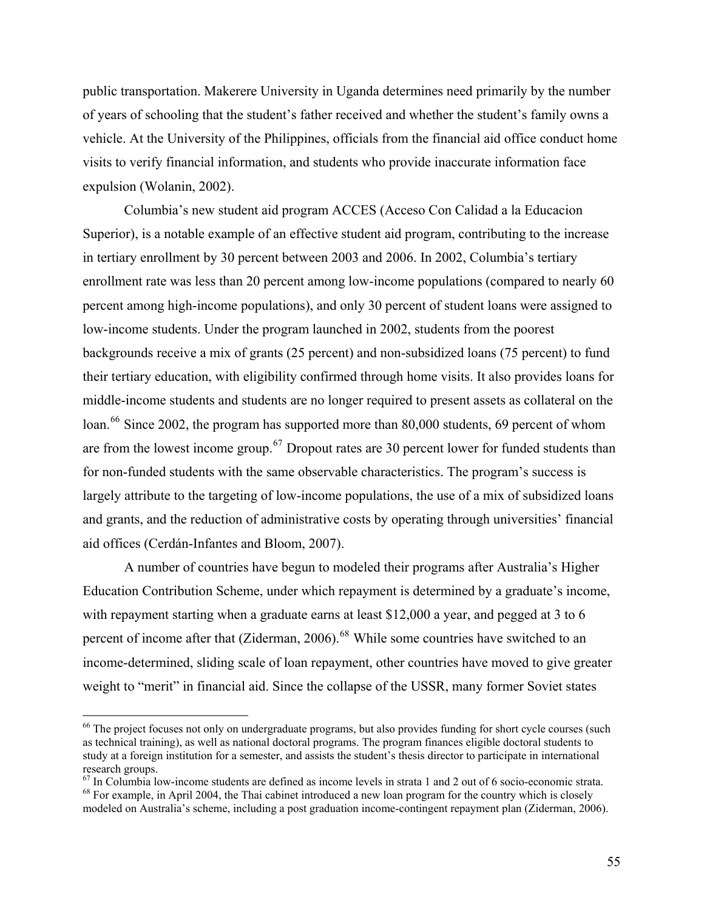public transportation. Makerere University in Uganda determines need primarily by the number of years of schooling that the student's father received and whether the student's family owns a vehicle. At the University of the Philippines, officials from the financial aid office conduct home visits to verify financial information, and students who provide inaccurate information face expulsion (Wolanin, 2002).

Columbia's new student aid program ACCES (Acceso Con Calidad a la Educacion Superior), is a notable example of an effective student aid program, contributing to the increase in tertiary enrollment by 30 percent between 2003 and 2006. In 2002, Columbia's tertiary enrollment rate was less than 20 percent among low-income populations (compared to nearly 60 percent among high-income populations), and only 30 percent of student loans were assigned to low-income students. Under the program launched in 2002, students from the poorest backgrounds receive a mix of grants (25 percent) and non-subsidized loans (75 percent) to fund their tertiary education, with eligibility confirmed through home visits. It also provides loans for middle-income students and students are no longer required to present assets as collateral on the loan.[66] Since 2002, the program has supported more than 80,000 students, 69 percent of whom are from the lowest income group.[67] Dropout rates are 30 percent lower for funded students than for non-funded students with the same observable characteristics. The program's success is largely attribute to the targeting of low-income populations, the use of a mix of subsidized loans and grants, and the reduction of administrative costs by operating through universities' financial aid offices (Cerdán-Infantes and Bloom, 2007).

A number of countries have begun to modeled their programs after Australia's Higher Education Contribution Scheme, under which repayment is determined by a graduate's income, with repayment starting when a graduate earns at least $12,000 a year, and pegged at 3 to 6 percent of income after that (Ziderman, 2006).[68] While some countries have switched to an income-determined, sliding scale of loan repayment, other countries have moved to give greater weight to "merit" in financial aid. Since the collapse of the USSR, many former Soviet states

---

[66] The project focuses not only on undergraduate programs, but also provides funding for short cycle courses (such as technical training), as well as national doctoral programs. The program finances eligible doctoral students to study at a foreign institution for a semester, and assists the student's thesis director to participate in international research groups.

[67] In Columbia low-income students are defined as income levels in strata 1 and 2 out of 6 socio-economic strata.

[68] For example, in April 2004, the Thai cabinet introduced a new loan program for the country which is closely modeled on Australia's scheme, including a post graduation income-contingent repayment plan (Ziderman, 2006).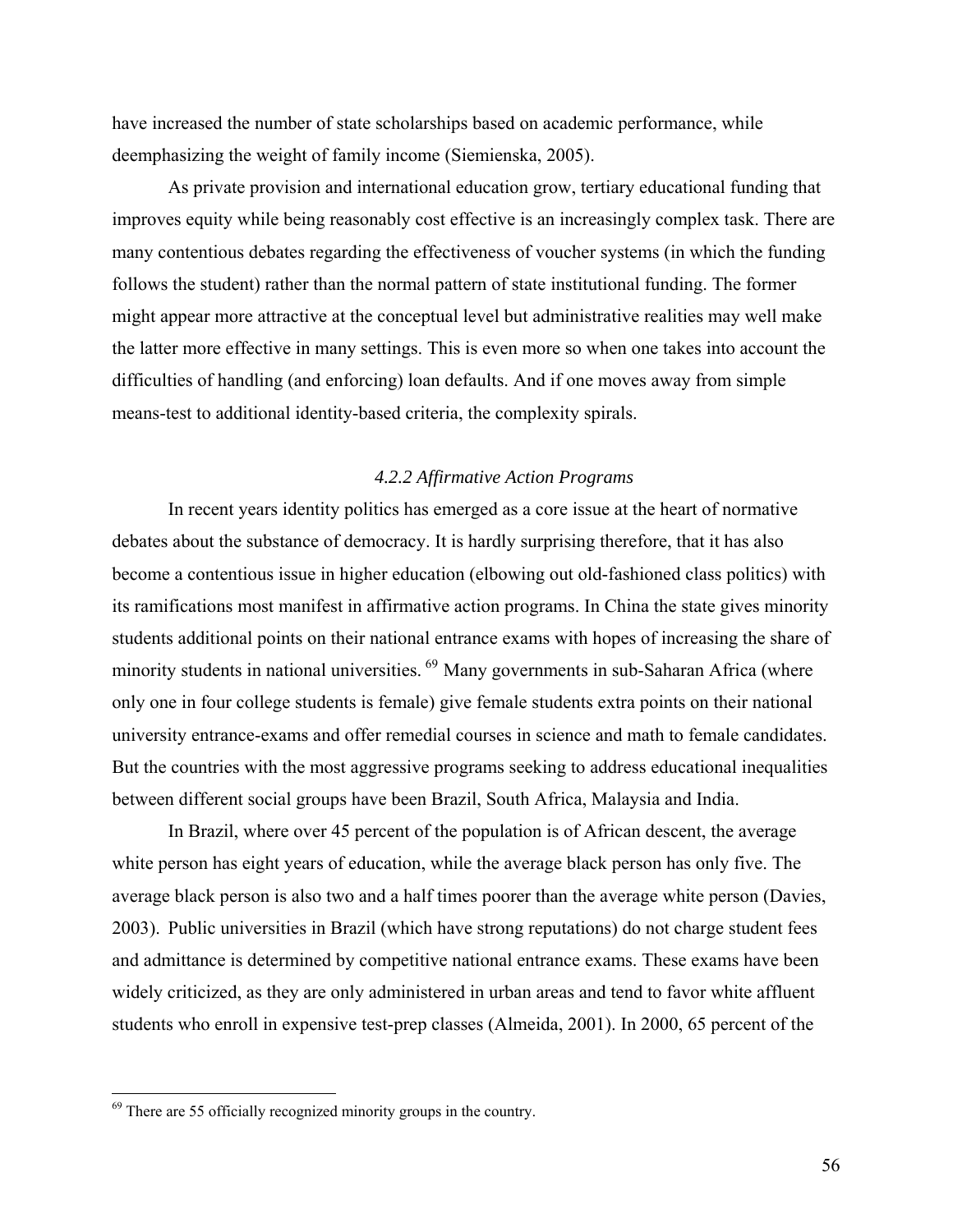have increased the number of state scholarships based on academic performance, while deemphasizing the weight of family income (Siemienska, 2005).

As private provision and international education grow, tertiary educational funding that improves equity while being reasonably cost effective is an increasingly complex task. There are many contentious debates regarding the effectiveness of voucher systems (in which the funding follows the student) rather than the normal pattern of state institutional funding. The former might appear more attractive at the conceptual level but administrative realities may well make the latter more effective in many settings. This is even more so when one takes into account the difficulties of handling (and enforcing) loan defaults. And if one moves away from simple means-test to additional identity-based criteria, the complexity spirals.

### *4.2.2 Affirmative Action Programs*

In recent years identity politics has emerged as a core issue at the heart of normative debates about the substance of democracy. It is hardly surprising therefore, that it has also become a contentious issue in higher education (elbowing out old-fashioned class politics) with its ramifications most manifest in affirmative action programs. In China the state gives minority students additional points on their national entrance exams with hopes of increasing the share of minority students in national universities.[69] Many governments in sub-Saharan Africa (where only one in four college students is female) give female students extra points on their national university entrance-exams and offer remedial courses in science and math to female candidates. But the countries with the most aggressive programs seeking to address educational inequalities between different social groups have been Brazil, South Africa, Malaysia and India.

In Brazil, where over 45 percent of the population is of African descent, the average white person has eight years of education, while the average black person has only five. The average black person is also two and a half times poorer than the average white person (Davies, 2003). Public universities in Brazil (which have strong reputations) do not charge student fees and admittance is determined by competitive national entrance exams. These exams have been widely criticized, as they are only administered in urban areas and tend to favor white affluent students who enroll in expensive test-prep classes (Almeida, 2001). In 2000, 65 percent of the

---

[69] There are 55 officially recognized minority groups in the country.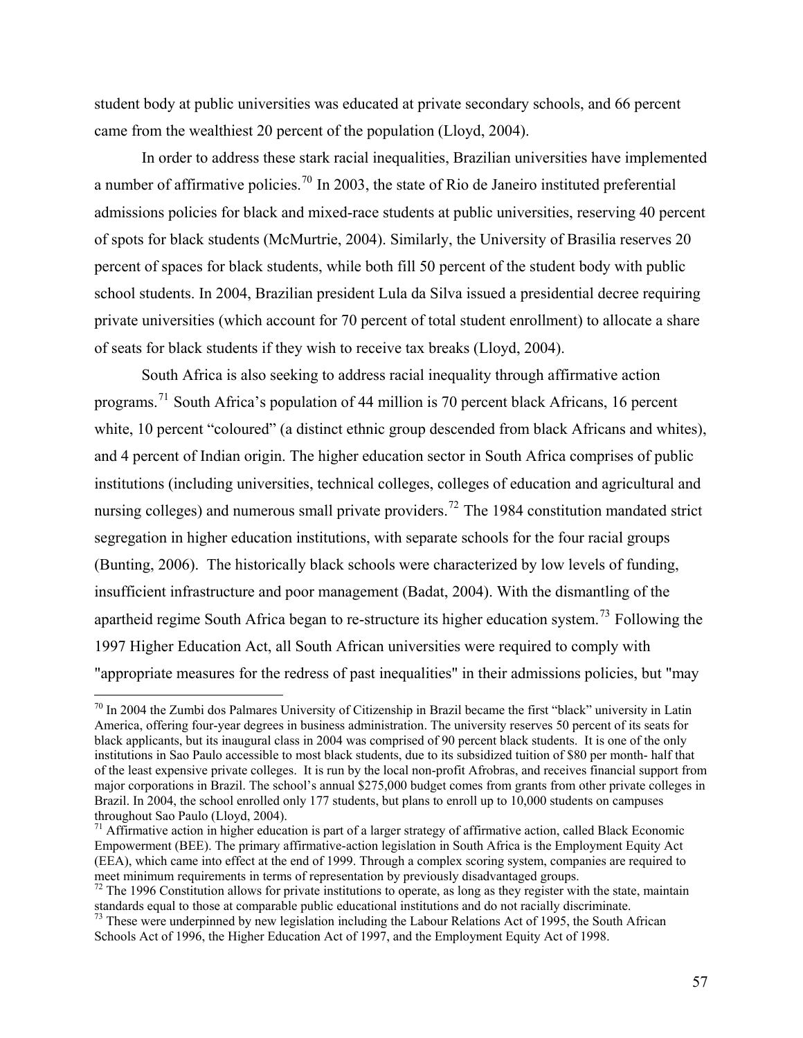student body at public universities was educated at private secondary schools, and 66 percent came from the wealthiest 20 percent of the population (Lloyd, 2004).

In order to address these stark racial inequalities, Brazilian universities have implemented a number of affirmative policies.[70] In 2003, the state of Rio de Janeiro instituted preferential admissions policies for black and mixed-race students at public universities, reserving 40 percent of spots for black students (McMurtrie, 2004). Similarly, the University of Brasilia reserves 20 percent of spaces for black students, while both fill 50 percent of the student body with public school students. In 2004, Brazilian president Lula da Silva issued a presidential decree requiring private universities (which account for 70 percent of total student enrollment) to allocate a share of seats for black students if they wish to receive tax breaks (Lloyd, 2004).

South Africa is also seeking to address racial inequality through affirmative action programs.[71] South Africa's population of 44 million is 70 percent black Africans, 16 percent white, 10 percent "coloured" (a distinct ethnic group descended from black Africans and whites), and 4 percent of Indian origin. The higher education sector in South Africa comprises of public institutions (including universities, technical colleges, colleges of education and agricultural and nursing colleges) and numerous small private providers.[72] The 1984 constitution mandated strict segregation in higher education institutions, with separate schools for the four racial groups (Bunting, 2006). The historically black schools were characterized by low levels of funding, insufficient infrastructure and poor management (Badat, 2004). With the dismantling of the apartheid regime South Africa began to re-structure its higher education system.[73] Following the 1997 Higher Education Act, all South African universities were required to comply with "appropriate measures for the redress of past inequalities" in their admissions policies, but "may

---

[70] In 2004 the Zumbi dos Palmares University of Citizenship in Brazil became the first "black" university in Latin America, offering four-year degrees in business administration. The university reserves 50 percent of its seats for black applicants, but its inaugural class in 2004 was comprised of 90 percent black students. It is one of the only institutions in Sao Paulo accessible to most black students, due to its subsidized tuition of $80 per month- half that of the least expensive private colleges. It is run by the local non-profit Afrobras, and receives financial support from major corporations in Brazil. The school's annual $275,000 budget comes from grants from other private colleges in Brazil. In 2004, the school enrolled only 177 students, but plans to enroll up to 10,000 students on campuses throughout Sao Paulo (Lloyd, 2004).

[71] Affirmative action in higher education is part of a larger strategy of affirmative action, called Black Economic Empowerment (BEE). The primary affirmative-action legislation in South Africa is the Employment Equity Act (EEA), which came into effect at the end of 1999. Through a complex scoring system, companies are required to meet minimum requirements in terms of representation by previously disadvantaged groups.

[72] The 1996 Constitution allows for private institutions to operate, as long as they register with the state, maintain standards equal to those at comparable public educational institutions and do not racially discriminate.

[73] These were underpinned by new legislation including the Labour Relations Act of 1995, the South African Schools Act of 1996, the Higher Education Act of 1997, and the Employment Equity Act of 1998.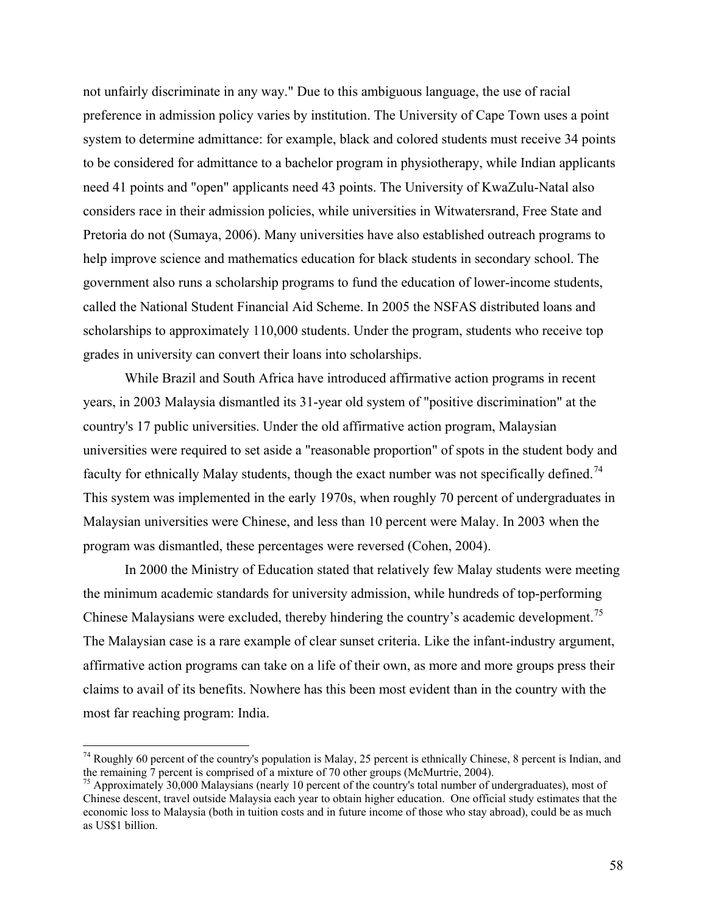not unfairly discriminate in any way." Due to this ambiguous language, the use of racial preference in admission policy varies by institution. The University of Cape Town uses a point system to determine admittance: for example, black and colored students must receive 34 points to be considered for admittance to a bachelor program in physiotherapy, while Indian applicants need 41 points and "open" applicants need 43 points. The University of KwaZulu-Natal also considers race in their admission policies, while universities in Witwatersrand, Free State and Pretoria do not (Sumaya, 2006). Many universities have also established outreach programs to help improve science and mathematics education for black students in secondary school. The government also runs a scholarship programs to fund the education of lower-income students, called the National Student Financial Aid Scheme. In 2005 the NSFAS distributed loans and scholarships to approximately 110,000 students. Under the program, students who receive top grades in university can convert their loans into scholarships.

While Brazil and South Africa have introduced affirmative action programs in recent years, in 2003 Malaysia dismantled its 31-year old system of "positive discrimination" at the country's 17 public universities. Under the old affirmative action program, Malaysian universities were required to set aside a "reasonable proportion" of spots in the student body and faculty for ethnically Malay students, though the exact number was not specifically defined.[74] This system was implemented in the early 1970s, when roughly 70 percent of undergraduates in Malaysian universities were Chinese, and less than 10 percent were Malay. In 2003 when the program was dismantled, these percentages were reversed (Cohen, 2004).

In 2000 the Ministry of Education stated that relatively few Malay students were meeting the minimum academic standards for university admission, while hundreds of top-performing Chinese Malaysians were excluded, thereby hindering the country's academic development.[75] The Malaysian case is a rare example of clear sunset criteria. Like the infant-industry argument, affirmative action programs can take on a life of their own, as more and more groups press their claims to avail of its benefits. Nowhere has this been most evident than in the country with the most far reaching program: India.

---

[74] Roughly 60 percent of the country's population is Malay, 25 percent is ethnically Chinese, 8 percent is Indian, and the remaining 7 percent is comprised of a mixture of 70 other groups (McMurtrie, 2004).

[75] Approximately 30,000 Malaysians (nearly 10 percent of the country's total number of undergraduates), most of Chinese descent, travel outside Malaysia each year to obtain higher education. One official study estimates that the economic loss to Malaysia (both in tuition costs and in future income of those who stay abroad), could be as much as US$1 billion.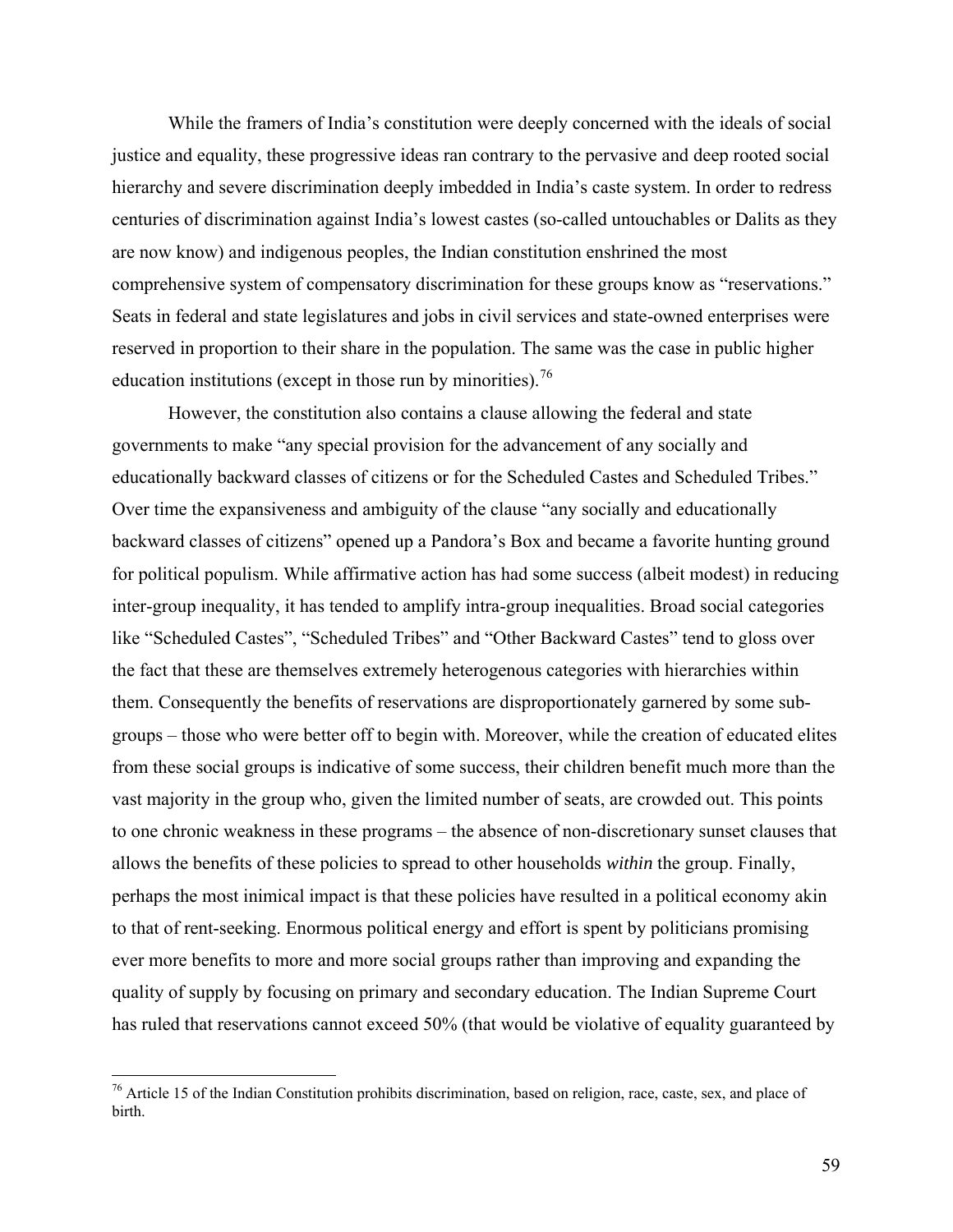While the framers of India's constitution were deeply concerned with the ideals of social justice and equality, these progressive ideas ran contrary to the pervasive and deep rooted social hierarchy and severe discrimination deeply imbedded in India's caste system. In order to redress centuries of discrimination against India's lowest castes (so-called untouchables or Dalits as they are now know) and indigenous peoples, the Indian constitution enshrined the most comprehensive system of compensatory discrimination for these groups know as "reservations." Seats in federal and state legislatures and jobs in civil services and state-owned enterprises were reserved in proportion to their share in the population. The same was the case in public higher education institutions (except in those run by minorities).[76]

However, the constitution also contains a clause allowing the federal and state governments to make "any special provision for the advancement of any socially and educationally backward classes of citizens or for the Scheduled Castes and Scheduled Tribes." Over time the expansiveness and ambiguity of the clause "any socially and educationally backward classes of citizens" opened up a Pandora's Box and became a favorite hunting ground for political populism. While affirmative action has had some success (albeit modest) in reducing inter-group inequality, it has tended to amplify intra-group inequalities. Broad social categories like "Scheduled Castes", "Scheduled Tribes" and "Other Backward Castes" tend to gloss over the fact that these are themselves extremely heterogenous categories with hierarchies within them. Consequently the benefits of reservations are disproportionately garnered by some sub-groups – those who were better off to begin with. Moreover, while the creation of educated elites from these social groups is indicative of some success, their children benefit much more than the vast majority in the group who, given the limited number of seats, are crowded out. This points to one chronic weakness in these programs – the absence of non-discretionary sunset clauses that allows the benefits of these policies to spread to other households *within* the group. Finally, perhaps the most inimical impact is that these policies have resulted in a political economy akin to that of rent-seeking. Enormous political energy and effort is spent by politicians promising ever more benefits to more and more social groups rather than improving and expanding the quality of supply by focusing on primary and secondary education. The Indian Supreme Court has ruled that reservations cannot exceed 50% (that would be violative of equality guaranteed by

[76] Article 15 of the Indian Constitution prohibits discrimination, based on religion, race, caste, sex, and place of birth.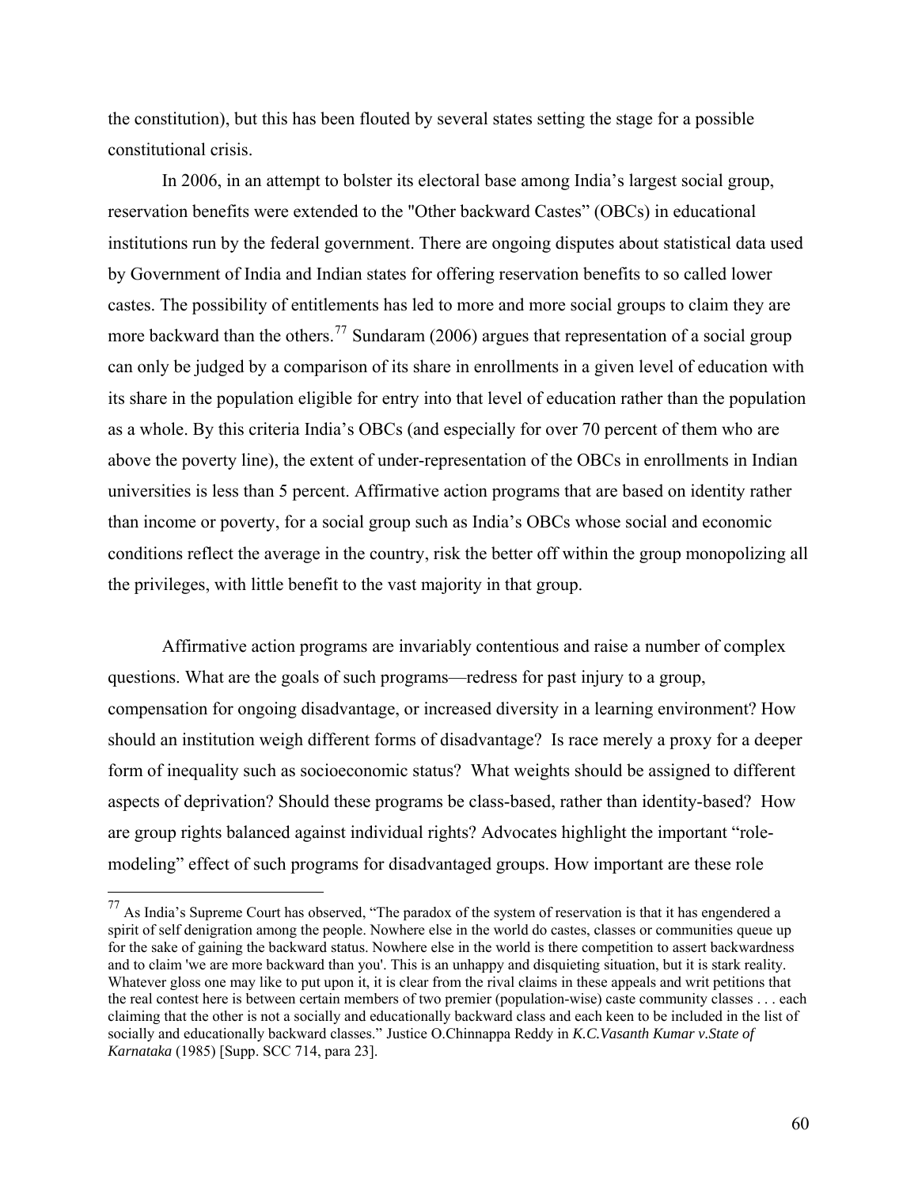the constitution), but this has been flouted by several states setting the stage for a possible constitutional crisis.

In 2006, in an attempt to bolster its electoral base among India's largest social group, reservation benefits were extended to the "Other backward Castes" (OBCs) in educational institutions run by the federal government. There are ongoing disputes about statistical data used by Government of India and Indian states for offering reservation benefits to so called lower castes. The possibility of entitlements has led to more and more social groups to claim they are more backward than the others.[77] Sundaram (2006) argues that representation of a social group can only be judged by a comparison of its share in enrollments in a given level of education with its share in the population eligible for entry into that level of education rather than the population as a whole. By this criteria India's OBCs (and especially for over 70 percent of them who are above the poverty line), the extent of under-representation of the OBCs in enrollments in Indian universities is less than 5 percent. Affirmative action programs that are based on identity rather than income or poverty, for a social group such as India's OBCs whose social and economic conditions reflect the average in the country, risk the better off within the group monopolizing all the privileges, with little benefit to the vast majority in that group.

Affirmative action programs are invariably contentious and raise a number of complex questions. What are the goals of such programs—redress for past injury to a group, compensation for ongoing disadvantage, or increased diversity in a learning environment? How should an institution weigh different forms of disadvantage? Is race merely a proxy for a deeper form of inequality such as socioeconomic status? What weights should be assigned to different aspects of deprivation? Should these programs be class-based, rather than identity-based? How are group rights balanced against individual rights? Advocates highlight the important "role-modeling" effect of such programs for disadvantaged groups. How important are these role

---

[77] As India's Supreme Court has observed, "The paradox of the system of reservation is that it has engendered a spirit of self denigration among the people. Nowhere else in the world do castes, classes or communities queue up for the sake of gaining the backward status. Nowhere else in the world is there competition to assert backwardness and to claim 'we are more backward than you'. This is an unhappy and disquieting situation, but it is stark reality. Whatever gloss one may like to put upon it, it is clear from the rival claims in these appeals and writ petitions that the real contest here is between certain members of two premier (population-wise) caste community classes . . . each claiming that the other is not a socially and educationally backward class and each keen to be included in the list of socially and educationally backward classes." Justice O.Chinnappa Reddy in *K.C.Vasanth Kumar v.State of Karnataka* (1985) [Supp. SCC 714, para 23].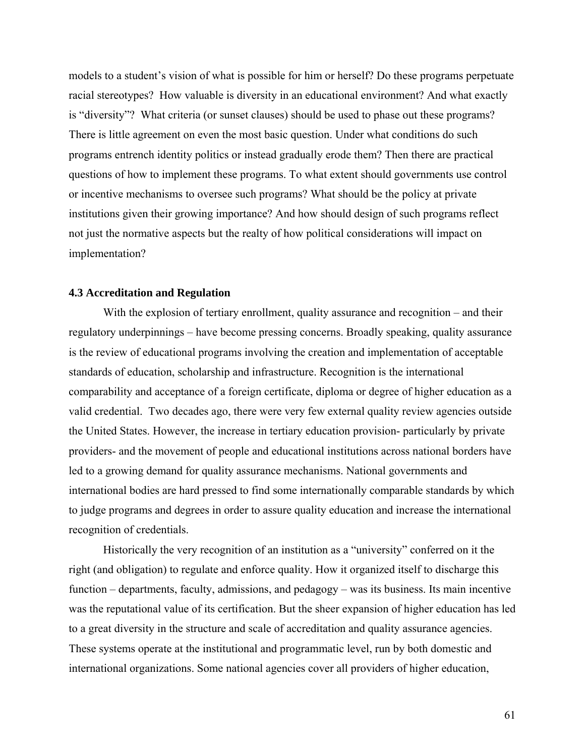models to a student's vision of what is possible for him or herself? Do these programs perpetuate racial stereotypes? How valuable is diversity in an educational environment? And what exactly is "diversity"? What criteria (or sunset clauses) should be used to phase out these programs? There is little agreement on even the most basic question. Under what conditions do such programs entrench identity politics or instead gradually erode them? Then there are practical questions of how to implement these programs. To what extent should governments use control or incentive mechanisms to oversee such programs? What should be the policy at private institutions given their growing importance? And how should design of such programs reflect not just the normative aspects but the realty of how political considerations will impact on implementation?

### 4.3 Accreditation and Regulation

With the explosion of tertiary enrollment, quality assurance and recognition – and their regulatory underpinnings – have become pressing concerns. Broadly speaking, quality assurance is the review of educational programs involving the creation and implementation of acceptable standards of education, scholarship and infrastructure. Recognition is the international comparability and acceptance of a foreign certificate, diploma or degree of higher education as a valid credential. Two decades ago, there were very few external quality review agencies outside the United States. However, the increase in tertiary education provision- particularly by private providers- and the movement of people and educational institutions across national borders have led to a growing demand for quality assurance mechanisms. National governments and international bodies are hard pressed to find some internationally comparable standards by which to judge programs and degrees in order to assure quality education and increase the international recognition of credentials.

Historically the very recognition of an institution as a "university" conferred on it the right (and obligation) to regulate and enforce quality. How it organized itself to discharge this function – departments, faculty, admissions, and pedagogy – was its business. Its main incentive was the reputational value of its certification. But the sheer expansion of higher education has led to a great diversity in the structure and scale of accreditation and quality assurance agencies. These systems operate at the institutional and programmatic level, run by both domestic and international organizations. Some national agencies cover all providers of higher education,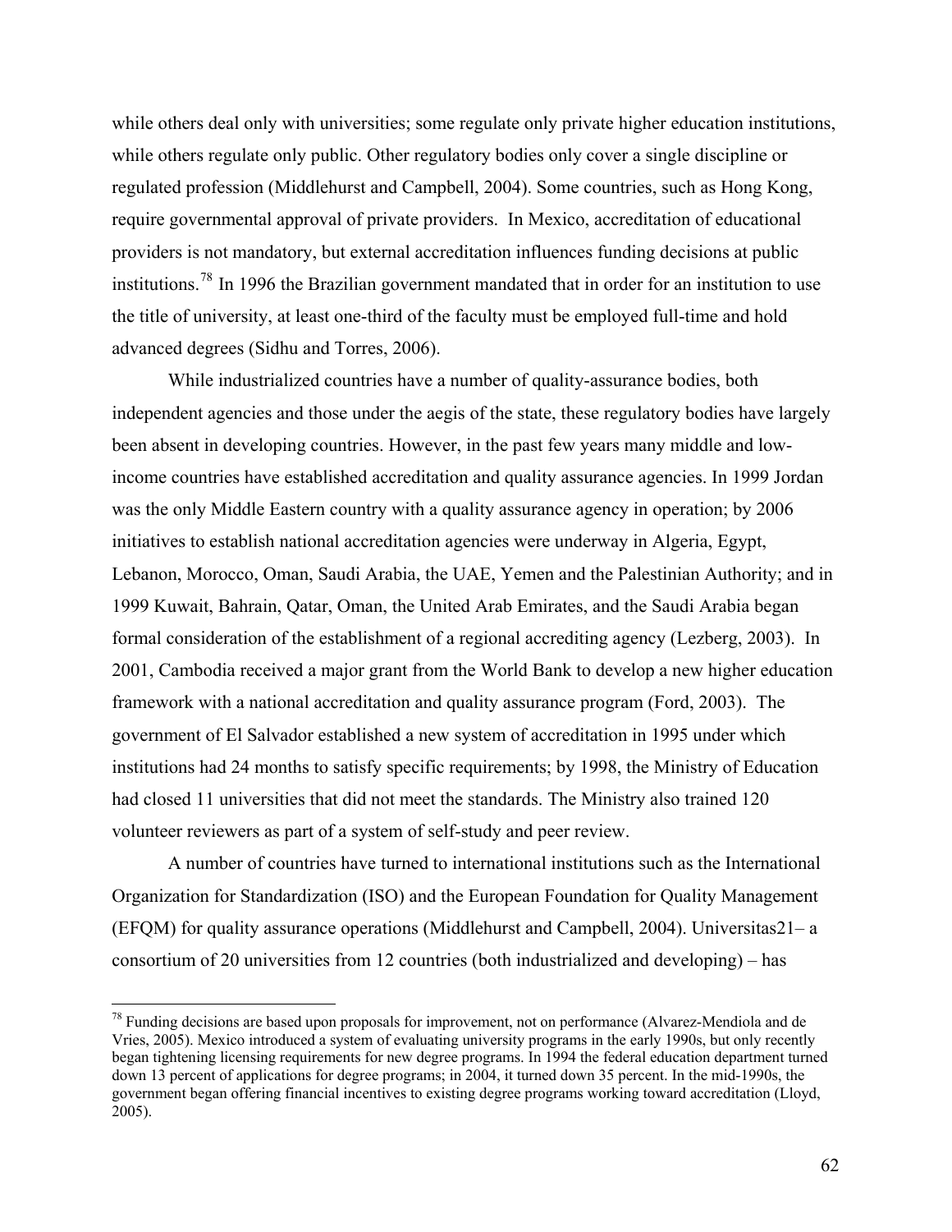while others deal only with universities; some regulate only private higher education institutions, while others regulate only public. Other regulatory bodies only cover a single discipline or regulated profession (Middlehurst and Campbell, 2004). Some countries, such as Hong Kong, require governmental approval of private providers. In Mexico, accreditation of educational providers is not mandatory, but external accreditation influences funding decisions at public institutions.[78] In 1996 the Brazilian government mandated that in order for an institution to use the title of university, at least one-third of the faculty must be employed full-time and hold advanced degrees (Sidhu and Torres, 2006).

While industrialized countries have a number of quality-assurance bodies, both independent agencies and those under the aegis of the state, these regulatory bodies have largely been absent in developing countries. However, in the past few years many middle and low-income countries have established accreditation and quality assurance agencies. In 1999 Jordan was the only Middle Eastern country with a quality assurance agency in operation; by 2006 initiatives to establish national accreditation agencies were underway in Algeria, Egypt, Lebanon, Morocco, Oman, Saudi Arabia, the UAE, Yemen and the Palestinian Authority; and in 1999 Kuwait, Bahrain, Qatar, Oman, the United Arab Emirates, and the Saudi Arabia began formal consideration of the establishment of a regional accrediting agency (Lezberg, 2003). In 2001, Cambodia received a major grant from the World Bank to develop a new higher education framework with a national accreditation and quality assurance program (Ford, 2003). The government of El Salvador established a new system of accreditation in 1995 under which institutions had 24 months to satisfy specific requirements; by 1998, the Ministry of Education had closed 11 universities that did not meet the standards. The Ministry also trained 120 volunteer reviewers as part of a system of self-study and peer review.

A number of countries have turned to international institutions such as the International Organization for Standardization (ISO) and the European Foundation for Quality Management (EFQM) for quality assurance operations (Middlehurst and Campbell, 2004). Universitas21– a consortium of 20 universities from 12 countries (both industrialized and developing) – has

[78] Funding decisions are based upon proposals for improvement, not on performance (Alvarez-Mendiola and de Vries, 2005). Mexico introduced a system of evaluating university programs in the early 1990s, but only recently began tightening licensing requirements for new degree programs. In 1994 the federal education department turned down 13 percent of applications for degree programs; in 2004, it turned down 35 percent. In the mid-1990s, the government began offering financial incentives to existing degree programs working toward accreditation (Lloyd, 2005).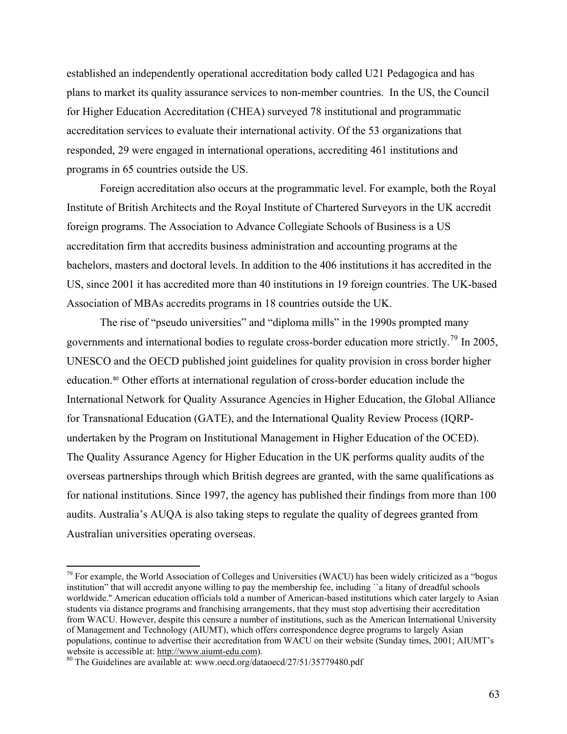established an independently operational accreditation body called U21 Pedagogica and has plans to market its quality assurance services to non-member countries. In the US, the Council for Higher Education Accreditation (CHEA) surveyed 78 institutional and programmatic accreditation services to evaluate their international activity. Of the 53 organizations that responded, 29 were engaged in international operations, accrediting 461 institutions and programs in 65 countries outside the US.

Foreign accreditation also occurs at the programmatic level. For example, both the Royal Institute of British Architects and the Royal Institute of Chartered Surveyors in the UK accredit foreign programs. The Association to Advance Collegiate Schools of Business is a US accreditation firm that accredits business administration and accounting programs at the bachelors, masters and doctoral levels. In addition to the 406 institutions it has accredited in the US, since 2001 it has accredited more than 40 institutions in 19 foreign countries. The UK-based Association of MBAs accredits programs in 18 countries outside the UK.

The rise of "pseudo universities" and "diploma mills" in the 1990s prompted many governments and international bodies to regulate cross-border education more strictly.[79] In 2005, UNESCO and the OECD published joint guidelines for quality provision in cross border higher education.[80] Other efforts at international regulation of cross-border education include the International Network for Quality Assurance Agencies in Higher Education, the Global Alliance for Transnational Education (GATE), and the International Quality Review Process (IQRP- undertaken by the Program on Institutional Management in Higher Education of the OCED). The Quality Assurance Agency for Higher Education in the UK performs quality audits of the overseas partnerships through which British degrees are granted, with the same qualifications as for national institutions. Since 1997, the agency has published their findings from more than 100 audits. Australia's AUQA is also taking steps to regulate the quality of degrees granted from Australian universities operating overseas.

---

[79] For example, the World Association of Colleges and Universities (WACU) has been widely criticized as a "bogus institution" that will accredit anyone willing to pay the membership fee, including ``a litany of dreadful schools worldwide.'' American education officials told a number of American-based institutions which cater largely to Asian students via distance programs and franchising arrangements, that they must stop advertising their accreditation from WACU. However, despite this censure a number of institutions, such as the American International University of Management and Technology (AIUMT), which offers correspondence degree programs to largely Asian populations, continue to advertise their accreditation from WACU on their website (Sunday times, 2001; AIUMT's website is accessible at: http://www.aiumt-edu.com).

[80] The Guidelines are available at: www.oecd.org/dataoecd/27/51/35779480.pdf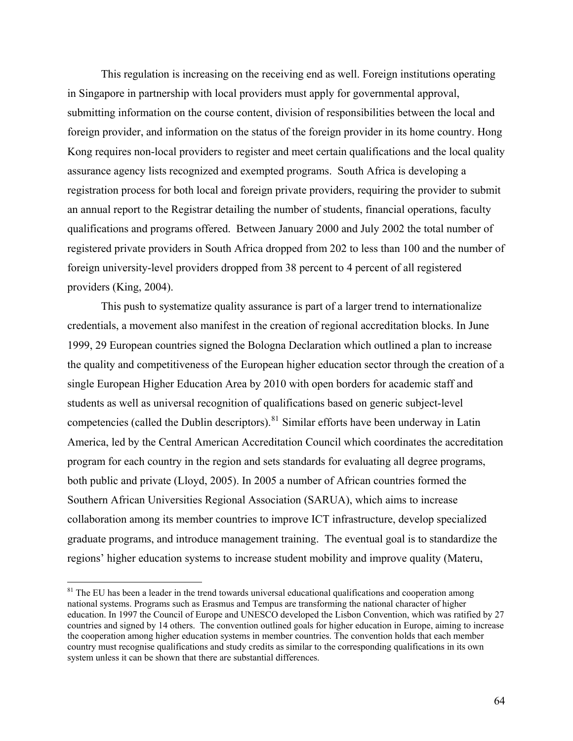This regulation is increasing on the receiving end as well. Foreign institutions operating in Singapore in partnership with local providers must apply for governmental approval, submitting information on the course content, division of responsibilities between the local and foreign provider, and information on the status of the foreign provider in its home country. Hong Kong requires non-local providers to register and meet certain qualifications and the local quality assurance agency lists recognized and exempted programs. South Africa is developing a registration process for both local and foreign private providers, requiring the provider to submit an annual report to the Registrar detailing the number of students, financial operations, faculty qualifications and programs offered. Between January 2000 and July 2002 the total number of registered private providers in South Africa dropped from 202 to less than 100 and the number of foreign university-level providers dropped from 38 percent to 4 percent of all registered providers (King, 2004).

This push to systematize quality assurance is part of a larger trend to internationalize credentials, a movement also manifest in the creation of regional accreditation blocks. In June 1999, 29 European countries signed the Bologna Declaration which outlined a plan to increase the quality and competitiveness of the European higher education sector through the creation of a single European Higher Education Area by 2010 with open borders for academic staff and students as well as universal recognition of qualifications based on generic subject-level competencies (called the Dublin descriptors).[81] Similar efforts have been underway in Latin America, led by the Central American Accreditation Council which coordinates the accreditation program for each country in the region and sets standards for evaluating all degree programs, both public and private (Lloyd, 2005). In 2005 a number of African countries formed the Southern African Universities Regional Association (SARUA), which aims to increase collaboration among its member countries to improve ICT infrastructure, develop specialized graduate programs, and introduce management training. The eventual goal is to standardize the regions' higher education systems to increase student mobility and improve quality (Materu,

[81] The EU has been a leader in the trend towards universal educational qualifications and cooperation among national systems. Programs such as Erasmus and Tempus are transforming the national character of higher education. In 1997 the Council of Europe and UNESCO developed the Lisbon Convention, which was ratified by 27 countries and signed by 14 others. The convention outlined goals for higher education in Europe, aiming to increase the cooperation among higher education systems in member countries. The convention holds that each member country must recognise qualifications and study credits as similar to the corresponding qualifications in its own system unless it can be shown that there are substantial differences.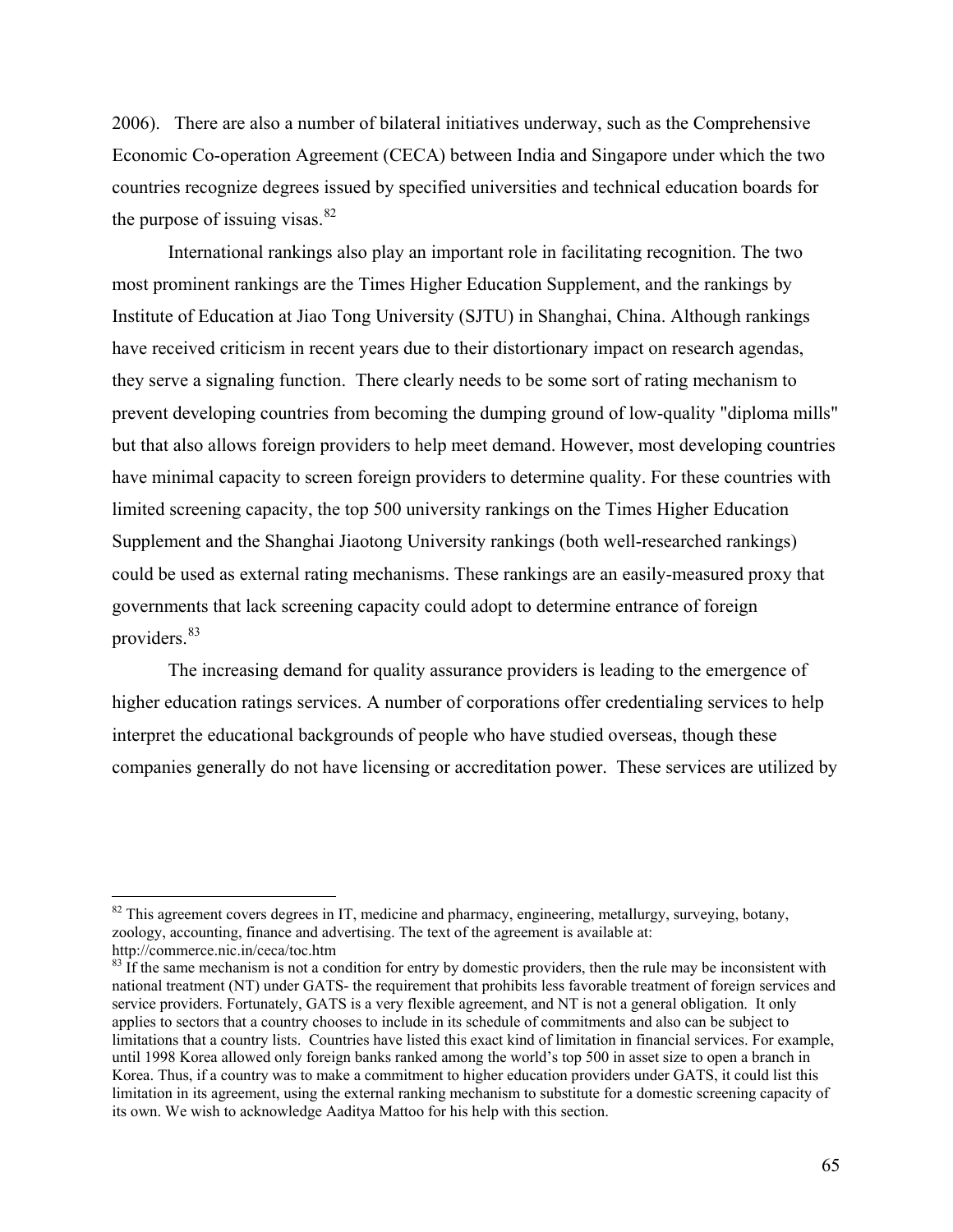2006). There are also a number of bilateral initiatives underway, such as the Comprehensive Economic Co-operation Agreement (CECA) between India and Singapore under which the two countries recognize degrees issued by specified universities and technical education boards for the purpose of issuing visas.[82]

International rankings also play an important role in facilitating recognition. The two most prominent rankings are the Times Higher Education Supplement, and the rankings by Institute of Education at Jiao Tong University (SJTU) in Shanghai, China. Although rankings have received criticism in recent years due to their distortionary impact on research agendas, they serve a signaling function. There clearly needs to be some sort of rating mechanism to prevent developing countries from becoming the dumping ground of low-quality "diploma mills" but that also allows foreign providers to help meet demand. However, most developing countries have minimal capacity to screen foreign providers to determine quality. For these countries with limited screening capacity, the top 500 university rankings on the Times Higher Education Supplement and the Shanghai Jiaotong University rankings (both well-researched rankings) could be used as external rating mechanisms. These rankings are an easily-measured proxy that governments that lack screening capacity could adopt to determine entrance of foreign providers.[83]

The increasing demand for quality assurance providers is leading to the emergence of higher education ratings services. A number of corporations offer credentialing services to help interpret the educational backgrounds of people who have studied overseas, though these companies generally do not have licensing or accreditation power. These services are utilized by

---

[82] This agreement covers degrees in IT, medicine and pharmacy, engineering, metallurgy, surveying, botany, zoology, accounting, finance and advertising. The text of the agreement is available at: http://commerce.nic.in/ceca/toc.htm

[83] If the same mechanism is not a condition for entry by domestic providers, then the rule may be inconsistent with national treatment (NT) under GATS- the requirement that prohibits less favorable treatment of foreign services and service providers. Fortunately, GATS is a very flexible agreement, and NT is not a general obligation. It only applies to sectors that a country chooses to include in its schedule of commitments and also can be subject to limitations that a country lists. Countries have listed this exact kind of limitation in financial services. For example, until 1998 Korea allowed only foreign banks ranked among the world's top 500 in asset size to open a branch in Korea. Thus, if a country was to make a commitment to higher education providers under GATS, it could list this limitation in its agreement, using the external ranking mechanism to substitute for a domestic screening capacity of its own. We wish to acknowledge Aaditya Mattoo for his help with this section.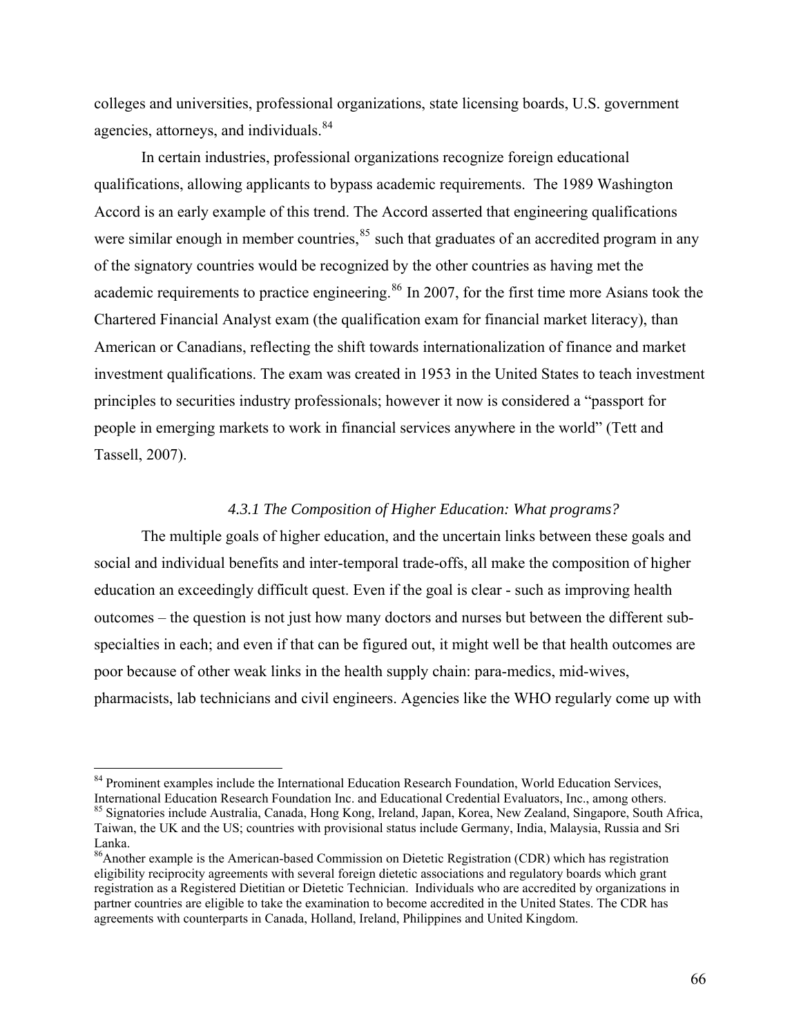colleges and universities, professional organizations, state licensing boards, U.S. government agencies, attorneys, and individuals.[84]

In certain industries, professional organizations recognize foreign educational qualifications, allowing applicants to bypass academic requirements. The 1989 Washington Accord is an early example of this trend. The Accord asserted that engineering qualifications were similar enough in member countries,[85] such that graduates of an accredited program in any of the signatory countries would be recognized by the other countries as having met the academic requirements to practice engineering.[86] In 2007, for the first time more Asians took the Chartered Financial Analyst exam (the qualification exam for financial market literacy), than American or Canadians, reflecting the shift towards internationalization of finance and market investment qualifications. The exam was created in 1953 in the United States to teach investment principles to securities industry professionals; however it now is considered a "passport for people in emerging markets to work in financial services anywhere in the world" (Tett and Tassell, 2007).

### *4.3.1 The Composition of Higher Education: What programs?*

The multiple goals of higher education, and the uncertain links between these goals and social and individual benefits and inter-temporal trade-offs, all make the composition of higher education an exceedingly difficult quest. Even if the goal is clear - such as improving health outcomes – the question is not just how many doctors and nurses but between the different sub-specialties in each; and even if that can be figured out, it might well be that health outcomes are poor because of other weak links in the health supply chain: para-medics, mid-wives, pharmacists, lab technicians and civil engineers. Agencies like the WHO regularly come up with

---

[84] Prominent examples include the International Education Research Foundation, World Education Services, International Education Research Foundation Inc. and Educational Credential Evaluators, Inc., among others.

[85] Signatories include Australia, Canada, Hong Kong, Ireland, Japan, Korea, New Zealand, Singapore, South Africa, Taiwan, the UK and the US; countries with provisional status include Germany, India, Malaysia, Russia and Sri Lanka.

[86] Another example is the American-based Commission on Dietetic Registration (CDR) which has registration eligibility reciprocity agreements with several foreign dietetic associations and regulatory boards which grant registration as a Registered Dietitian or Dietetic Technician. Individuals who are accredited by organizations in partner countries are eligible to take the examination to become accredited in the United States. The CDR has agreements with counterparts in Canada, Holland, Ireland, Philippines and United Kingdom.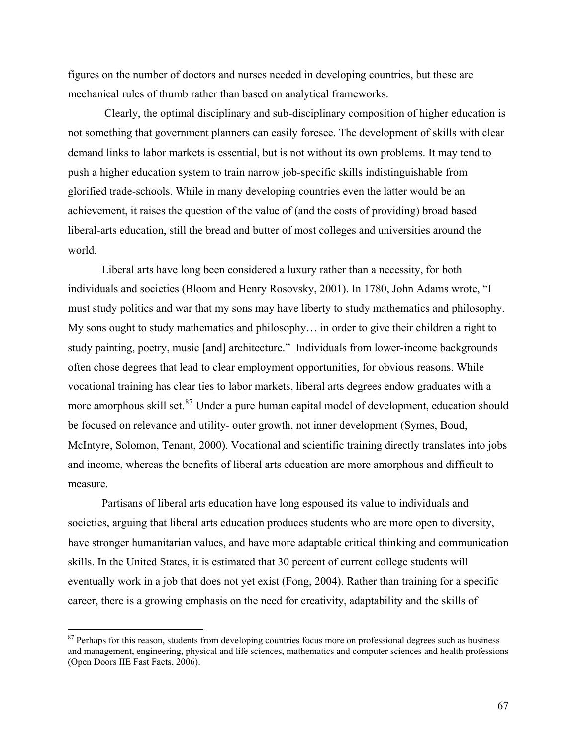figures on the number of doctors and nurses needed in developing countries, but these are mechanical rules of thumb rather than based on analytical frameworks.

Clearly, the optimal disciplinary and sub-disciplinary composition of higher education is not something that government planners can easily foresee. The development of skills with clear demand links to labor markets is essential, but is not without its own problems. It may tend to push a higher education system to train narrow job-specific skills indistinguishable from glorified trade-schools. While in many developing countries even the latter would be an achievement, it raises the question of the value of (and the costs of providing) broad based liberal-arts education, still the bread and butter of most colleges and universities around the world.

Liberal arts have long been considered a luxury rather than a necessity, for both individuals and societies (Bloom and Henry Rosovsky, 2001). In 1780, John Adams wrote, "I must study politics and war that my sons may have liberty to study mathematics and philosophy. My sons ought to study mathematics and philosophy… in order to give their children a right to study painting, poetry, music [and] architecture." Individuals from lower-income backgrounds often chose degrees that lead to clear employment opportunities, for obvious reasons. While vocational training has clear ties to labor markets, liberal arts degrees endow graduates with a more amorphous skill set.[87] Under a pure human capital model of development, education should be focused on relevance and utility- outer growth, not inner development (Symes, Boud, McIntyre, Solomon, Tenant, 2000). Vocational and scientific training directly translates into jobs and income, whereas the benefits of liberal arts education are more amorphous and difficult to measure.

Partisans of liberal arts education have long espoused its value to individuals and societies, arguing that liberal arts education produces students who are more open to diversity, have stronger humanitarian values, and have more adaptable critical thinking and communication skills. In the United States, it is estimated that 30 percent of current college students will eventually work in a job that does not yet exist (Fong, 2004). Rather than training for a specific career, there is a growing emphasis on the need for creativity, adaptability and the skills of

[87] Perhaps for this reason, students from developing countries focus more on professional degrees such as business and management, engineering, physical and life sciences, mathematics and computer sciences and health professions (Open Doors IIE Fast Facts, 2006).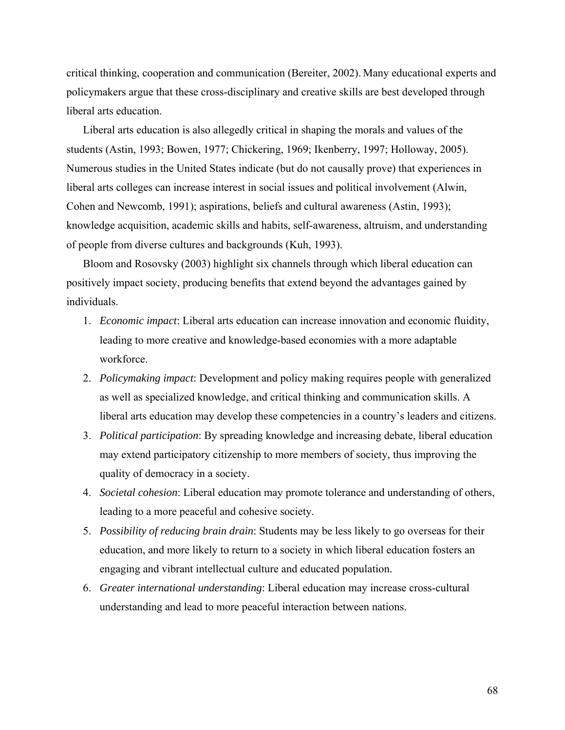critical thinking, cooperation and communication (Bereiter, 2002). Many educational experts and policymakers argue that these cross-disciplinary and creative skills are best developed through liberal arts education.

Liberal arts education is also allegedly critical in shaping the morals and values of the students (Astin, 1993; Bowen, 1977; Chickering, 1969; Ikenberry, 1997; Holloway, 2005). Numerous studies in the United States indicate (but do not causally prove) that experiences in liberal arts colleges can increase interest in social issues and political involvement (Alwin, Cohen and Newcomb, 1991); aspirations, beliefs and cultural awareness (Astin, 1993); knowledge acquisition, academic skills and habits, self-awareness, altruism, and understanding of people from diverse cultures and backgrounds (Kuh, 1993).

Bloom and Rosovsky (2003) highlight six channels through which liberal education can positively impact society, producing benefits that extend beyond the advantages gained by individuals.

1. *Economic impact*: Liberal arts education can increase innovation and economic fluidity, leading to more creative and knowledge-based economies with a more adaptable workforce.
2. *Policymaking impact*: Development and policy making requires people with generalized as well as specialized knowledge, and critical thinking and communication skills. A liberal arts education may develop these competencies in a country's leaders and citizens.
3. *Political participation*: By spreading knowledge and increasing debate, liberal education may extend participatory citizenship to more members of society, thus improving the quality of democracy in a society.
4. *Societal cohesion*: Liberal education may promote tolerance and understanding of others, leading to a more peaceful and cohesive society.
5. *Possibility of reducing brain drain*: Students may be less likely to go overseas for their education, and more likely to return to a society in which liberal education fosters an engaging and vibrant intellectual culture and educated population.
6. *Greater international understanding*: Liberal education may increase cross-cultural understanding and lead to more peaceful interaction between nations.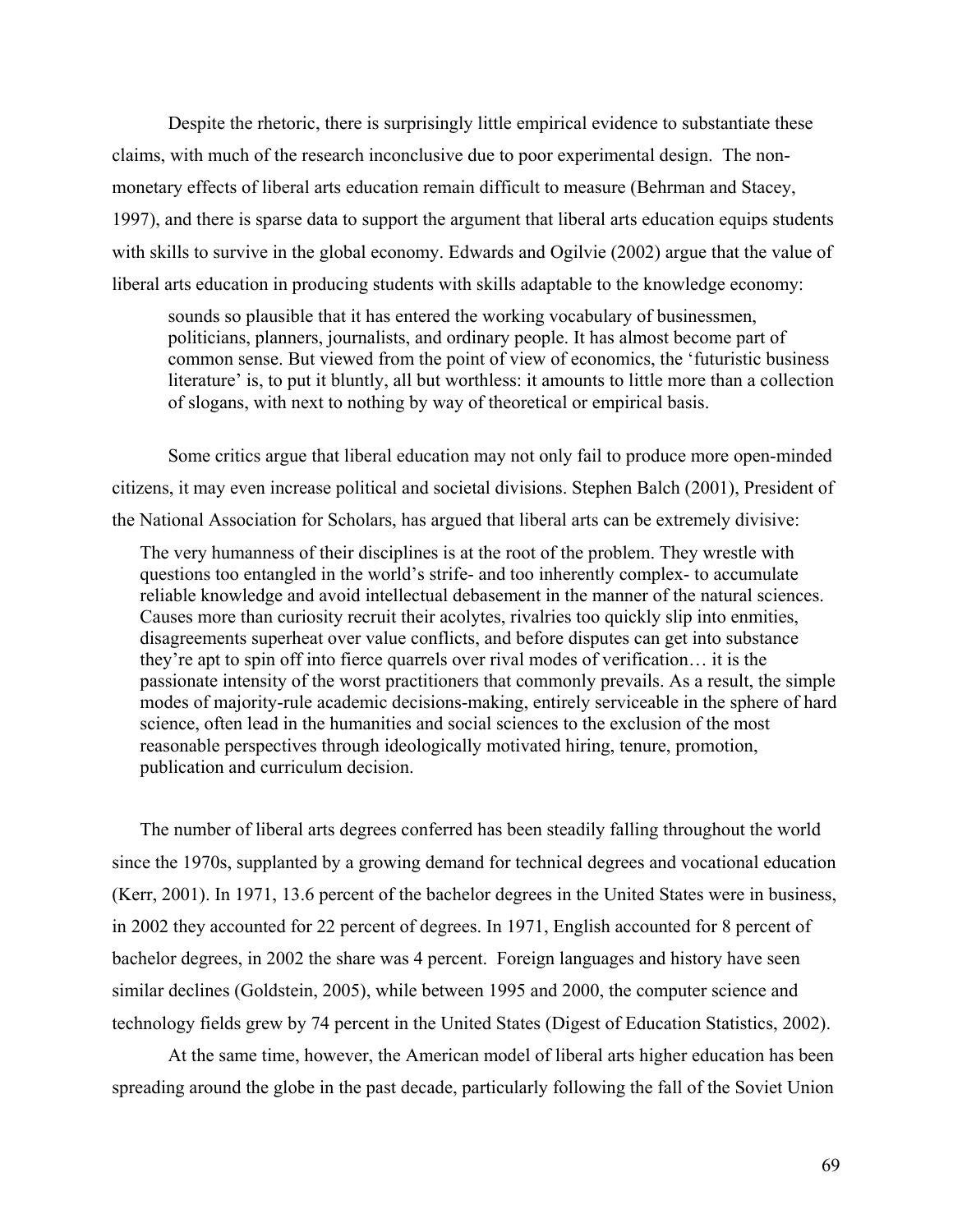Despite the rhetoric, there is surprisingly little empirical evidence to substantiate these claims, with much of the research inconclusive due to poor experimental design. The non-monetary effects of liberal arts education remain difficult to measure (Behrman and Stacey, 1997), and there is sparse data to support the argument that liberal arts education equips students with skills to survive in the global economy. Edwards and Ogilvie (2002) argue that the value of liberal arts education in producing students with skills adaptable to the knowledge economy:

> sounds so plausible that it has entered the working vocabulary of businessmen, politicians, planners, journalists, and ordinary people. It has almost become part of common sense. But viewed from the point of view of economics, the 'futuristic business literature' is, to put it bluntly, all but worthless: it amounts to little more than a collection of slogans, with next to nothing by way of theoretical or empirical basis.

Some critics argue that liberal education may not only fail to produce more open-minded citizens, it may even increase political and societal divisions. Stephen Balch (2001), President of the National Association for Scholars, has argued that liberal arts can be extremely divisive:

> The very humanness of their disciplines is at the root of the problem. They wrestle with questions too entangled in the world's strife- and too inherently complex- to accumulate reliable knowledge and avoid intellectual debasement in the manner of the natural sciences. Causes more than curiosity recruit their acolytes, rivalries too quickly slip into enmities, disagreements superheat over value conflicts, and before disputes can get into substance they're apt to spin off into fierce quarrels over rival modes of verification… it is the passionate intensity of the worst practitioners that commonly prevails. As a result, the simple modes of majority-rule academic decisions-making, entirely serviceable in the sphere of hard science, often lead in the humanities and social sciences to the exclusion of the most reasonable perspectives through ideologically motivated hiring, tenure, promotion, publication and curriculum decision.

The number of liberal arts degrees conferred has been steadily falling throughout the world since the 1970s, supplanted by a growing demand for technical degrees and vocational education (Kerr, 2001). In 1971, 13.6 percent of the bachelor degrees in the United States were in business, in 2002 they accounted for 22 percent of degrees. In 1971, English accounted for 8 percent of bachelor degrees, in 2002 the share was 4 percent. Foreign languages and history have seen similar declines (Goldstein, 2005), while between 1995 and 2000, the computer science and technology fields grew by 74 percent in the United States (Digest of Education Statistics, 2002).

At the same time, however, the American model of liberal arts higher education has been spreading around the globe in the past decade, particularly following the fall of the Soviet Union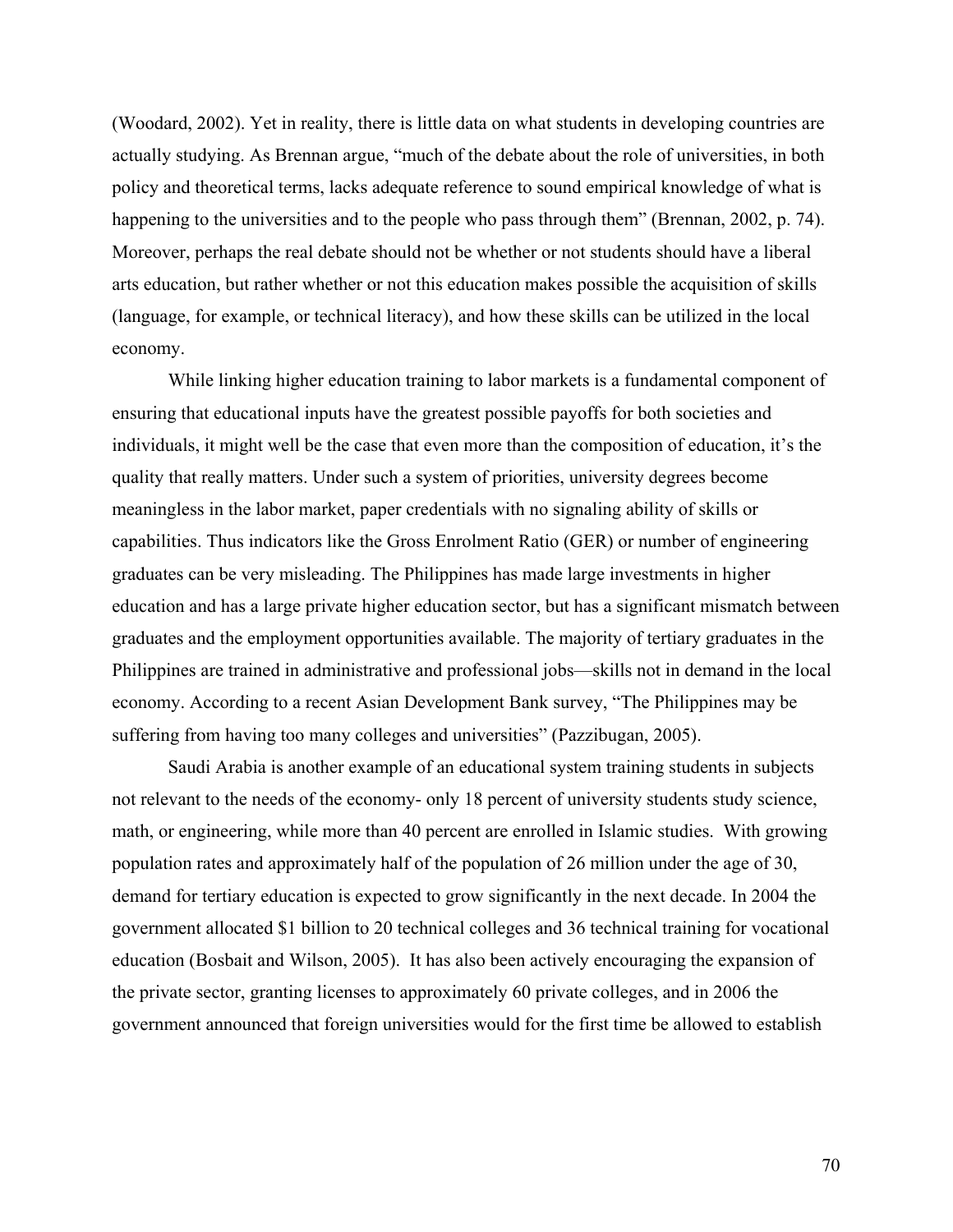(Woodard, 2002). Yet in reality, there is little data on what students in developing countries are actually studying. As Brennan argue, "much of the debate about the role of universities, in both policy and theoretical terms, lacks adequate reference to sound empirical knowledge of what is happening to the universities and to the people who pass through them" (Brennan, 2002, p. 74). Moreover, perhaps the real debate should not be whether or not students should have a liberal arts education, but rather whether or not this education makes possible the acquisition of skills (language, for example, or technical literacy), and how these skills can be utilized in the local economy.

While linking higher education training to labor markets is a fundamental component of ensuring that educational inputs have the greatest possible payoffs for both societies and individuals, it might well be the case that even more than the composition of education, it's the quality that really matters. Under such a system of priorities, university degrees become meaningless in the labor market, paper credentials with no signaling ability of skills or capabilities. Thus indicators like the Gross Enrolment Ratio (GER) or number of engineering graduates can be very misleading. The Philippines has made large investments in higher education and has a large private higher education sector, but has a significant mismatch between graduates and the employment opportunities available. The majority of tertiary graduates in the Philippines are trained in administrative and professional jobs—skills not in demand in the local economy. According to a recent Asian Development Bank survey, "The Philippines may be suffering from having too many colleges and universities" (Pazzibugan, 2005).

Saudi Arabia is another example of an educational system training students in subjects not relevant to the needs of the economy- only 18 percent of university students study science, math, or engineering, while more than 40 percent are enrolled in Islamic studies. With growing population rates and approximately half of the population of 26 million under the age of 30, demand for tertiary education is expected to grow significantly in the next decade. In 2004 the government allocated $1 billion to 20 technical colleges and 36 technical training for vocational education (Bosbait and Wilson, 2005). It has also been actively encouraging the expansion of the private sector, granting licenses to approximately 60 private colleges, and in 2006 the government announced that foreign universities would for the first time be allowed to establish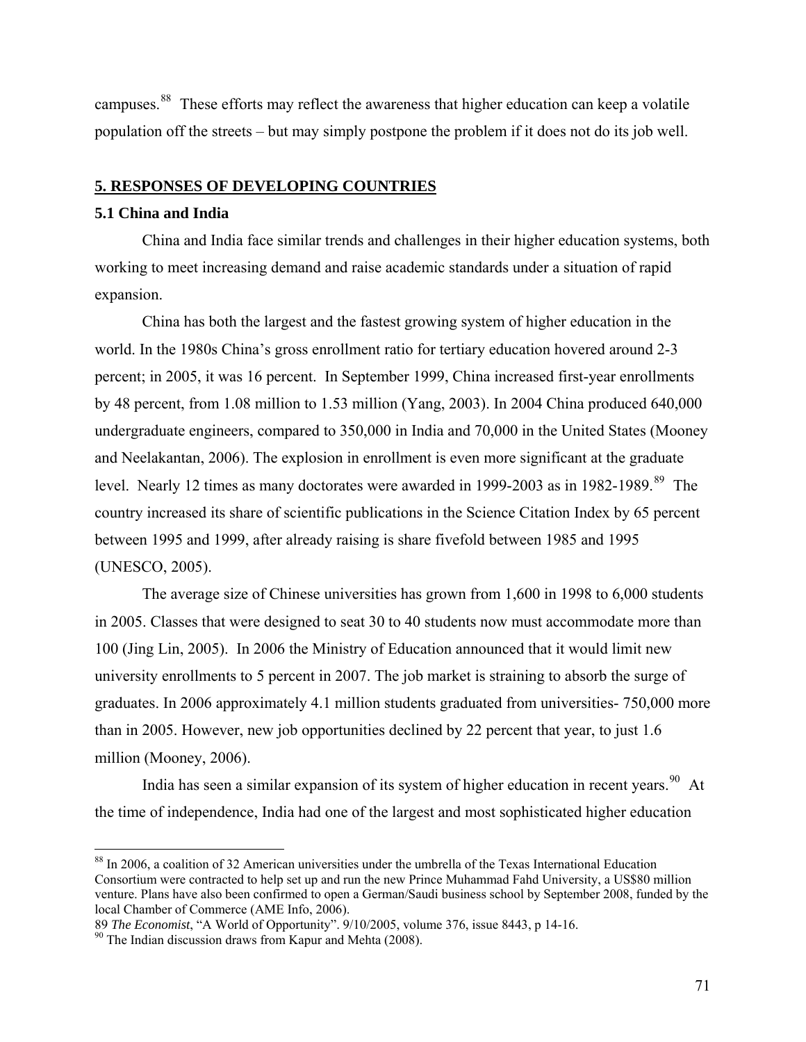campuses.[88] These efforts may reflect the awareness that higher education can keep a volatile population off the streets – but may simply postpone the problem if it does not do its job well.

## 5. RESPONSES OF DEVELOPING COUNTRIES

### 5.1 China and India

China and India face similar trends and challenges in their higher education systems, both working to meet increasing demand and raise academic standards under a situation of rapid expansion.

China has both the largest and the fastest growing system of higher education in the world. In the 1980s China's gross enrollment ratio for tertiary education hovered around 2-3 percent; in 2005, it was 16 percent. In September 1999, China increased first-year enrollments by 48 percent, from 1.08 million to 1.53 million (Yang, 2003). In 2004 China produced 640,000 undergraduate engineers, compared to 350,000 in India and 70,000 in the United States (Mooney and Neelakantan, 2006). The explosion in enrollment is even more significant at the graduate level. Nearly 12 times as many doctorates were awarded in 1999-2003 as in 1982-1989.[89] The country increased its share of scientific publications in the Science Citation Index by 65 percent between 1995 and 1999, after already raising is share fivefold between 1985 and 1995 (UNESCO, 2005).

The average size of Chinese universities has grown from 1,600 in 1998 to 6,000 students in 2005. Classes that were designed to seat 30 to 40 students now must accommodate more than 100 (Jing Lin, 2005). In 2006 the Ministry of Education announced that it would limit new university enrollments to 5 percent in 2007. The job market is straining to absorb the surge of graduates. In 2006 approximately 4.1 million students graduated from universities- 750,000 more than in 2005. However, new job opportunities declined by 22 percent that year, to just 1.6 million (Mooney, 2006).

India has seen a similar expansion of its system of higher education in recent years.[90] At the time of independence, India had one of the largest and most sophisticated higher education

---

[88] In 2006, a coalition of 32 American universities under the umbrella of the Texas International Education Consortium were contracted to help set up and run the new Prince Muhammad Fahd University, a US$80 million venture. Plans have also been confirmed to open a German/Saudi business school by September 2008, funded by the local Chamber of Commerce (AME Info, 2006).

[89] *The Economist*, "A World of Opportunity". 9/10/2005, volume 376, issue 8443, p 14-16.

[90] The Indian discussion draws from Kapur and Mehta (2008).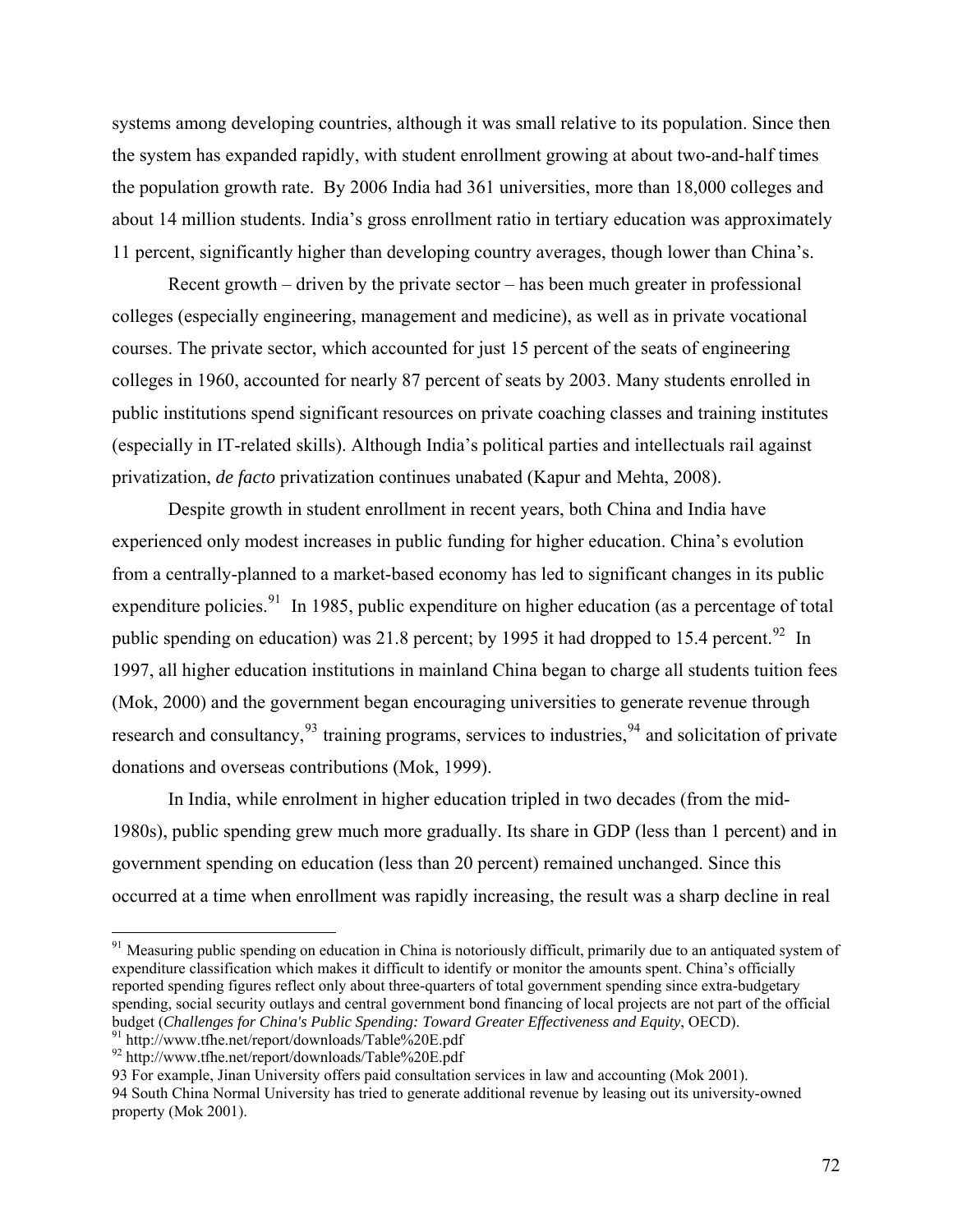systems among developing countries, although it was small relative to its population. Since then the system has expanded rapidly, with student enrollment growing at about two-and-half times the population growth rate. By 2006 India had 361 universities, more than 18,000 colleges and about 14 million students. India's gross enrollment ratio in tertiary education was approximately 11 percent, significantly higher than developing country averages, though lower than China's.

Recent growth – driven by the private sector – has been much greater in professional colleges (especially engineering, management and medicine), as well as in private vocational courses. The private sector, which accounted for just 15 percent of the seats of engineering colleges in 1960, accounted for nearly 87 percent of seats by 2003. Many students enrolled in public institutions spend significant resources on private coaching classes and training institutes (especially in IT-related skills). Although India's political parties and intellectuals rail against privatization, *de facto* privatization continues unabated (Kapur and Mehta, 2008).

Despite growth in student enrollment in recent years, both China and India have experienced only modest increases in public funding for higher education. China's evolution from a centrally-planned to a market-based economy has led to significant changes in its public expenditure policies.[91] In 1985, public expenditure on higher education (as a percentage of total public spending on education) was 21.8 percent; by 1995 it had dropped to 15.4 percent.[92] In 1997, all higher education institutions in mainland China began to charge all students tuition fees (Mok, 2000) and the government began encouraging universities to generate revenue through research and consultancy,[93] training programs, services to industries,[94] and solicitation of private donations and overseas contributions (Mok, 1999).

In India, while enrolment in higher education tripled in two decades (from the mid-1980s), public spending grew much more gradually. Its share in GDP (less than 1 percent) and in government spending on education (less than 20 percent) remained unchanged. Since this occurred at a time when enrollment was rapidly increasing, the result was a sharp decline in real

---

[91] Measuring public spending on education in China is notoriously difficult, primarily due to an antiquated system of expenditure classification which makes it difficult to identify or monitor the amounts spent. China's officially reported spending figures reflect only about three-quarters of total government spending since extra-budgetary spending, social security outlays and central government bond financing of local projects are not part of the official budget (*Challenges for China's Public Spending: Toward Greater Effectiveness and Equity*, OECD).

[91] http://www.tfhe.net/report/downloads/Table%20E.pdf

[92] http://www.tfhe.net/report/downloads/Table%20E.pdf

93 For example, Jinan University offers paid consultation services in law and accounting (Mok 2001).

94 South China Normal University has tried to generate additional revenue by leasing out its university-owned property (Mok 2001).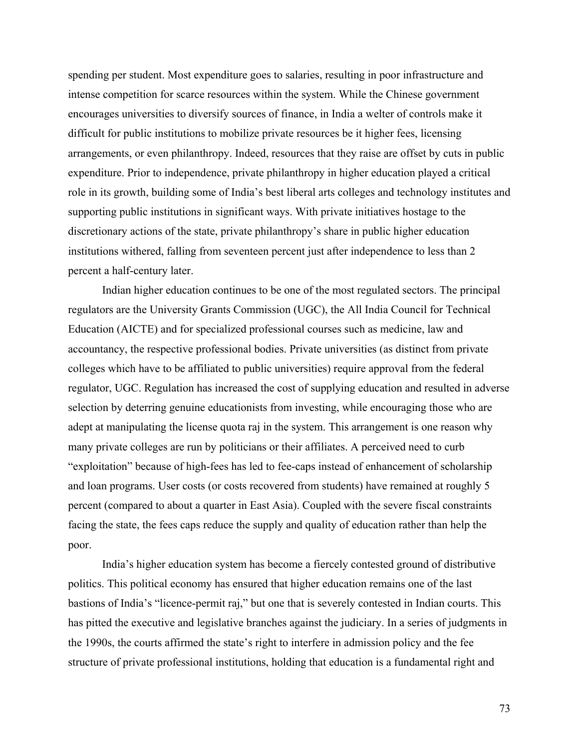spending per student. Most expenditure goes to salaries, resulting in poor infrastructure and intense competition for scarce resources within the system. While the Chinese government encourages universities to diversify sources of finance, in India a welter of controls make it difficult for public institutions to mobilize private resources be it higher fees, licensing arrangements, or even philanthropy. Indeed, resources that they raise are offset by cuts in public expenditure. Prior to independence, private philanthropy in higher education played a critical role in its growth, building some of India's best liberal arts colleges and technology institutes and supporting public institutions in significant ways. With private initiatives hostage to the discretionary actions of the state, private philanthropy's share in public higher education institutions withered, falling from seventeen percent just after independence to less than 2 percent a half-century later.

Indian higher education continues to be one of the most regulated sectors. The principal regulators are the University Grants Commission (UGC), the All India Council for Technical Education (AICTE) and for specialized professional courses such as medicine, law and accountancy, the respective professional bodies. Private universities (as distinct from private colleges which have to be affiliated to public universities) require approval from the federal regulator, UGC. Regulation has increased the cost of supplying education and resulted in adverse selection by deterring genuine educationists from investing, while encouraging those who are adept at manipulating the license quota raj in the system. This arrangement is one reason why many private colleges are run by politicians or their affiliates. A perceived need to curb "exploitation" because of high-fees has led to fee-caps instead of enhancement of scholarship and loan programs. User costs (or costs recovered from students) have remained at roughly 5 percent (compared to about a quarter in East Asia). Coupled with the severe fiscal constraints facing the state, the fees caps reduce the supply and quality of education rather than help the poor.

India's higher education system has become a fiercely contested ground of distributive politics. This political economy has ensured that higher education remains one of the last bastions of India's "licence-permit raj," but one that is severely contested in Indian courts. This has pitted the executive and legislative branches against the judiciary. In a series of judgments in the 1990s, the courts affirmed the state's right to interfere in admission policy and the fee structure of private professional institutions, holding that education is a fundamental right and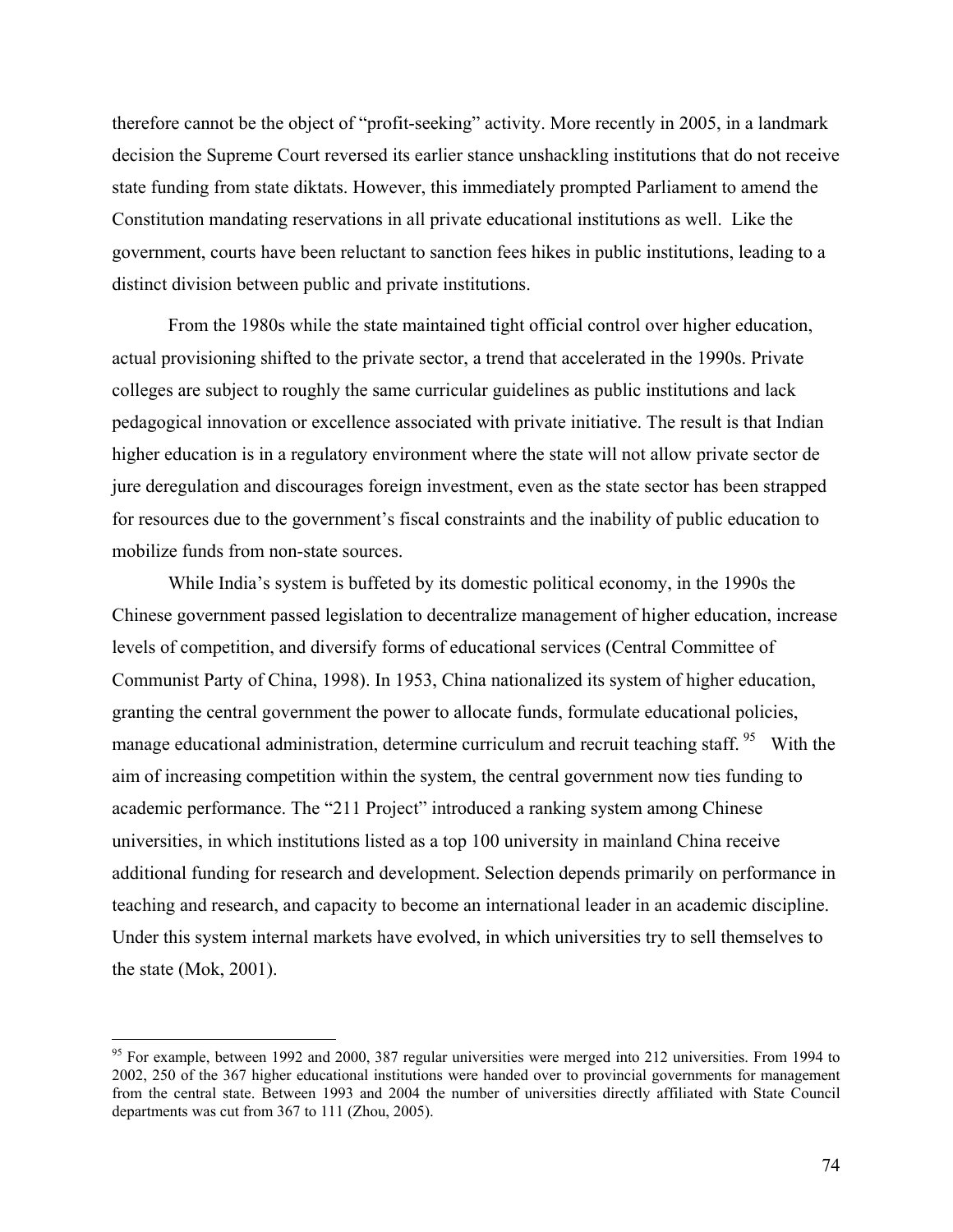therefore cannot be the object of "profit-seeking" activity. More recently in 2005, in a landmark decision the Supreme Court reversed its earlier stance unshackling institutions that do not receive state funding from state diktats. However, this immediately prompted Parliament to amend the Constitution mandating reservations in all private educational institutions as well. Like the government, courts have been reluctant to sanction fees hikes in public institutions, leading to a distinct division between public and private institutions.

From the 1980s while the state maintained tight official control over higher education, actual provisioning shifted to the private sector, a trend that accelerated in the 1990s. Private colleges are subject to roughly the same curricular guidelines as public institutions and lack pedagogical innovation or excellence associated with private initiative. The result is that Indian higher education is in a regulatory environment where the state will not allow private sector de jure deregulation and discourages foreign investment, even as the state sector has been strapped for resources due to the government's fiscal constraints and the inability of public education to mobilize funds from non-state sources.

While India's system is buffeted by its domestic political economy, in the 1990s the Chinese government passed legislation to decentralize management of higher education, increase levels of competition, and diversify forms of educational services (Central Committee of Communist Party of China, 1998). In 1953, China nationalized its system of higher education, granting the central government the power to allocate funds, formulate educational policies, manage educational administration, determine curriculum and recruit teaching staff.[95] With the aim of increasing competition within the system, the central government now ties funding to academic performance. The "211 Project" introduced a ranking system among Chinese universities, in which institutions listed as a top 100 university in mainland China receive additional funding for research and development. Selection depends primarily on performance in teaching and research, and capacity to become an international leader in an academic discipline. Under this system internal markets have evolved, in which universities try to sell themselves to the state (Mok, 2001).

[95] For example, between 1992 and 2000, 387 regular universities were merged into 212 universities. From 1994 to 2002, 250 of the 367 higher educational institutions were handed over to provincial governments for management from the central state. Between 1993 and 2004 the number of universities directly affiliated with State Council departments was cut from 367 to 111 (Zhou, 2005).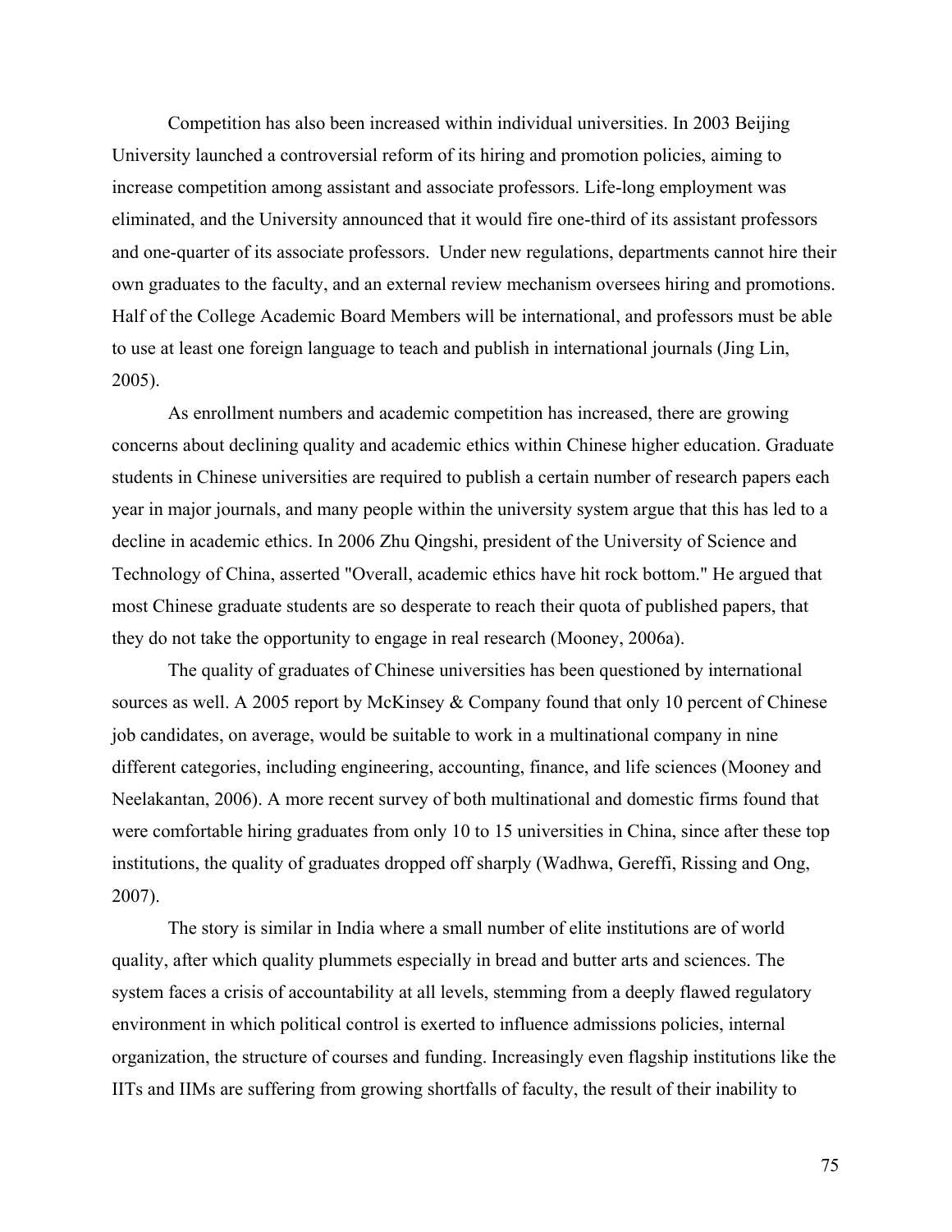Competition has also been increased within individual universities. In 2003 Beijing University launched a controversial reform of its hiring and promotion policies, aiming to increase competition among assistant and associate professors. Life-long employment was eliminated, and the University announced that it would fire one-third of its assistant professors and one-quarter of its associate professors. Under new regulations, departments cannot hire their own graduates to the faculty, and an external review mechanism oversees hiring and promotions. Half of the College Academic Board Members will be international, and professors must be able to use at least one foreign language to teach and publish in international journals (Jing Lin, 2005).

As enrollment numbers and academic competition has increased, there are growing concerns about declining quality and academic ethics within Chinese higher education. Graduate students in Chinese universities are required to publish a certain number of research papers each year in major journals, and many people within the university system argue that this has led to a decline in academic ethics. In 2006 Zhu Qingshi, president of the University of Science and Technology of China, asserted "Overall, academic ethics have hit rock bottom." He argued that most Chinese graduate students are so desperate to reach their quota of published papers, that they do not take the opportunity to engage in real research (Mooney, 2006a).

The quality of graduates of Chinese universities has been questioned by international sources as well. A 2005 report by McKinsey & Company found that only 10 percent of Chinese job candidates, on average, would be suitable to work in a multinational company in nine different categories, including engineering, accounting, finance, and life sciences (Mooney and Neelakantan, 2006). A more recent survey of both multinational and domestic firms found that were comfortable hiring graduates from only 10 to 15 universities in China, since after these top institutions, the quality of graduates dropped off sharply (Wadhwa, Gereffi, Rissing and Ong, 2007).

The story is similar in India where a small number of elite institutions are of world quality, after which quality plummets especially in bread and butter arts and sciences. The system faces a crisis of accountability at all levels, stemming from a deeply flawed regulatory environment in which political control is exerted to influence admissions policies, internal organization, the structure of courses and funding. Increasingly even flagship institutions like the IITs and IIMs are suffering from growing shortfalls of faculty, the result of their inability to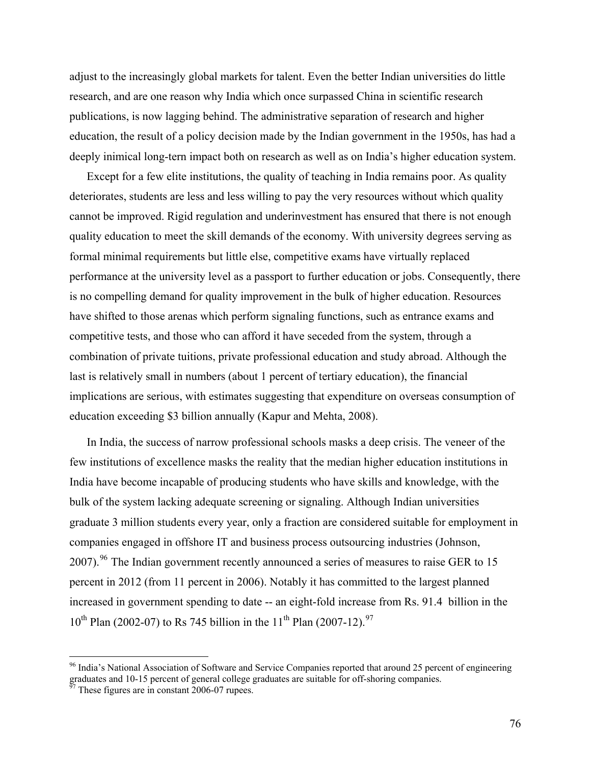adjust to the increasingly global markets for talent. Even the better Indian universities do little research, and are one reason why India which once surpassed China in scientific research publications, is now lagging behind. The administrative separation of research and higher education, the result of a policy decision made by the Indian government in the 1950s, has had a deeply inimical long-tern impact both on research as well as on India's higher education system.

Except for a few elite institutions, the quality of teaching in India remains poor. As quality deteriorates, students are less and less willing to pay the very resources without which quality cannot be improved. Rigid regulation and underinvestment has ensured that there is not enough quality education to meet the skill demands of the economy. With university degrees serving as formal minimal requirements but little else, competitive exams have virtually replaced performance at the university level as a passport to further education or jobs. Consequently, there is no compelling demand for quality improvement in the bulk of higher education. Resources have shifted to those arenas which perform signaling functions, such as entrance exams and competitive tests, and those who can afford it have seceded from the system, through a combination of private tuitions, private professional education and study abroad. Although the last is relatively small in numbers (about 1 percent of tertiary education), the financial implications are serious, with estimates suggesting that expenditure on overseas consumption of education exceeding \$3 billion annually (Kapur and Mehta, 2008).

In India, the success of narrow professional schools masks a deep crisis. The veneer of the few institutions of excellence masks the reality that the median higher education institutions in India have become incapable of producing students who have skills and knowledge, with the bulk of the system lacking adequate screening or signaling. Although Indian universities graduate 3 million students every year, only a fraction are considered suitable for employment in companies engaged in offshore IT and business process outsourcing industries (Johnson, 2007).[96] The Indian government recently announced a series of measures to raise GER to 15 percent in 2012 (from 11 percent in 2006). Notably it has committed to the largest planned increased in government spending to date -- an eight-fold increase from Rs. 91.4 billion in the 10th Plan (2002-07) to Rs 745 billion in the 11th Plan (2007-12).[97]

---

[96] India's National Association of Software and Service Companies reported that around 25 percent of engineering graduates and 10-15 percent of general college graduates are suitable for off-shoring companies.

[97] These figures are in constant 2006-07 rupees.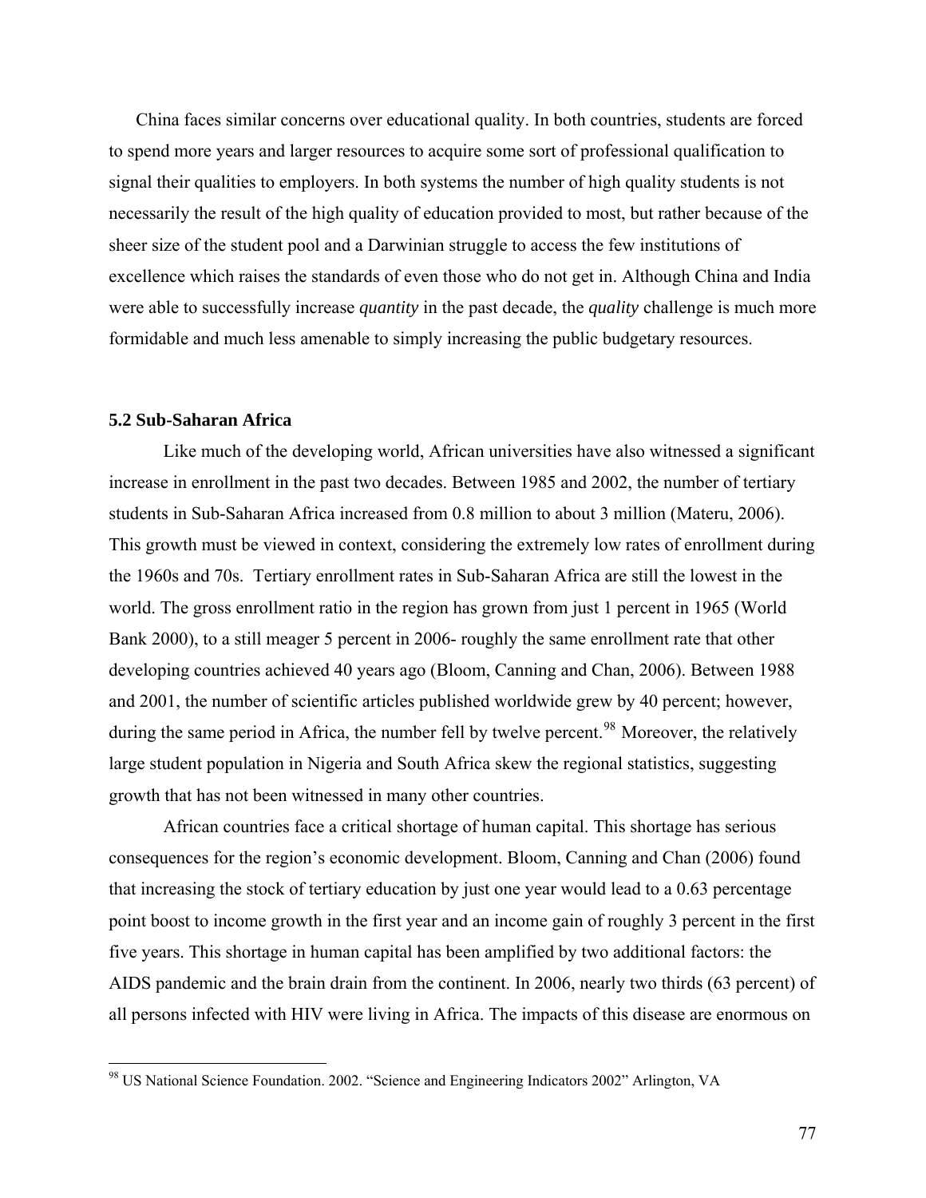China faces similar concerns over educational quality. In both countries, students are forced to spend more years and larger resources to acquire some sort of professional qualification to signal their qualities to employers. In both systems the number of high quality students is not necessarily the result of the high quality of education provided to most, but rather because of the sheer size of the student pool and a Darwinian struggle to access the few institutions of excellence which raises the standards of even those who do not get in. Although China and India were able to successfully increase *quantity* in the past decade, the *quality* challenge is much more formidable and much less amenable to simply increasing the public budgetary resources.

### 5.2 Sub-Saharan Africa

Like much of the developing world, African universities have also witnessed a significant increase in enrollment in the past two decades. Between 1985 and 2002, the number of tertiary students in Sub-Saharan Africa increased from 0.8 million to about 3 million (Materu, 2006). This growth must be viewed in context, considering the extremely low rates of enrollment during the 1960s and 70s. Tertiary enrollment rates in Sub-Saharan Africa are still the lowest in the world. The gross enrollment ratio in the region has grown from just 1 percent in 1965 (World Bank 2000), to a still meager 5 percent in 2006- roughly the same enrollment rate that other developing countries achieved 40 years ago (Bloom, Canning and Chan, 2006). Between 1988 and 2001, the number of scientific articles published worldwide grew by 40 percent; however, during the same period in Africa, the number fell by twelve percent.[98] Moreover, the relatively large student population in Nigeria and South Africa skew the regional statistics, suggesting growth that has not been witnessed in many other countries.

African countries face a critical shortage of human capital. This shortage has serious consequences for the region's economic development. Bloom, Canning and Chan (2006) found that increasing the stock of tertiary education by just one year would lead to a 0.63 percentage point boost to income growth in the first year and an income gain of roughly 3 percent in the first five years. This shortage in human capital has been amplified by two additional factors: the AIDS pandemic and the brain drain from the continent. In 2006, nearly two thirds (63 percent) of all persons infected with HIV were living in Africa. The impacts of this disease are enormous on

[98] US National Science Foundation. 2002. "Science and Engineering Indicators 2002" Arlington, VA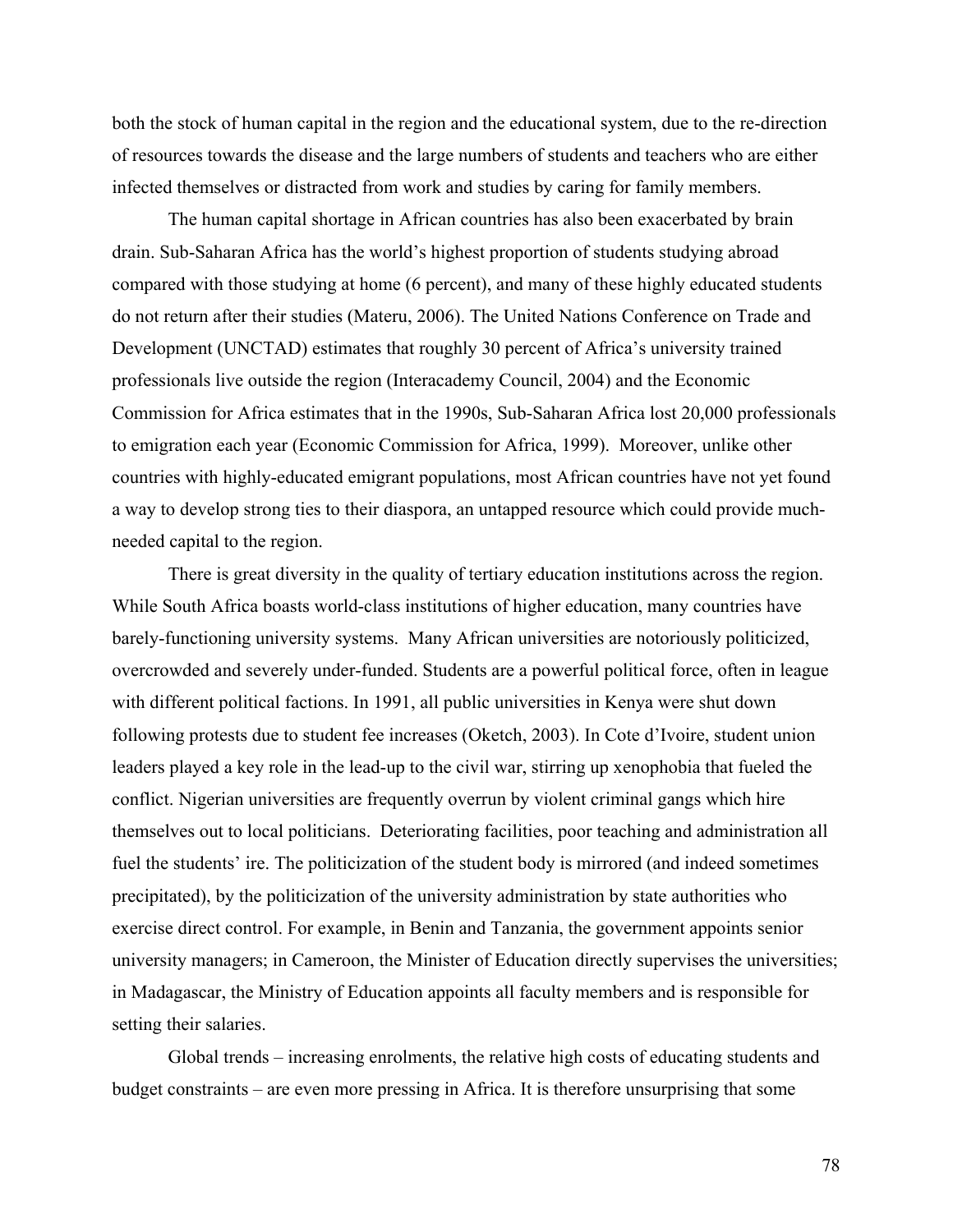both the stock of human capital in the region and the educational system, due to the re-direction of resources towards the disease and the large numbers of students and teachers who are either infected themselves or distracted from work and studies by caring for family members.

The human capital shortage in African countries has also been exacerbated by brain drain. Sub-Saharan Africa has the world's highest proportion of students studying abroad compared with those studying at home (6 percent), and many of these highly educated students do not return after their studies (Materu, 2006). The United Nations Conference on Trade and Development (UNCTAD) estimates that roughly 30 percent of Africa's university trained professionals live outside the region (Interacademy Council, 2004) and the Economic Commission for Africa estimates that in the 1990s, Sub-Saharan Africa lost 20,000 professionals to emigration each year (Economic Commission for Africa, 1999). Moreover, unlike other countries with highly-educated emigrant populations, most African countries have not yet found a way to develop strong ties to their diaspora, an untapped resource which could provide much-needed capital to the region.

There is great diversity in the quality of tertiary education institutions across the region. While South Africa boasts world-class institutions of higher education, many countries have barely-functioning university systems. Many African universities are notoriously politicized, overcrowded and severely under-funded. Students are a powerful political force, often in league with different political factions. In 1991, all public universities in Kenya were shut down following protests due to student fee increases (Oketch, 2003). In Cote d'Ivoire, student union leaders played a key role in the lead-up to the civil war, stirring up xenophobia that fueled the conflict. Nigerian universities are frequently overrun by violent criminal gangs which hire themselves out to local politicians. Deteriorating facilities, poor teaching and administration all fuel the students' ire. The politicization of the student body is mirrored (and indeed sometimes precipitated), by the politicization of the university administration by state authorities who exercise direct control. For example, in Benin and Tanzania, the government appoints senior university managers; in Cameroon, the Minister of Education directly supervises the universities; in Madagascar, the Ministry of Education appoints all faculty members and is responsible for setting their salaries.

Global trends – increasing enrolments, the relative high costs of educating students and budget constraints – are even more pressing in Africa. It is therefore unsurprising that some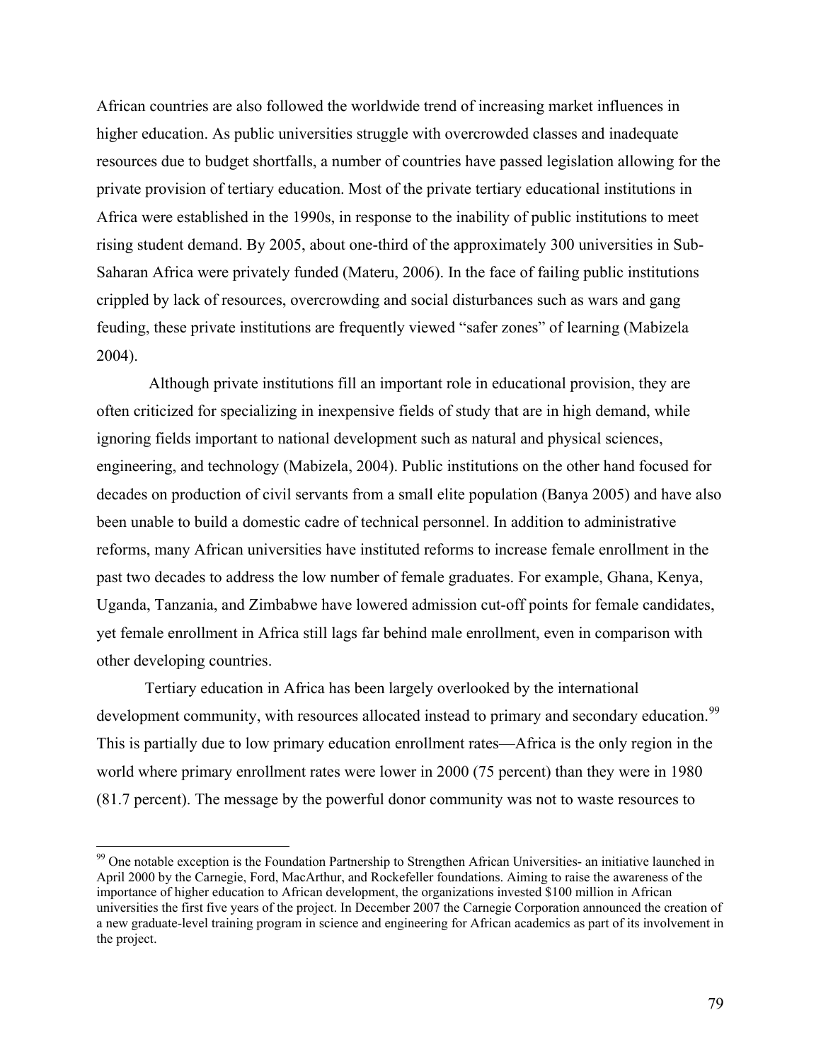African countries are also followed the worldwide trend of increasing market influences in higher education. As public universities struggle with overcrowded classes and inadequate resources due to budget shortfalls, a number of countries have passed legislation allowing for the private provision of tertiary education. Most of the private tertiary educational institutions in Africa were established in the 1990s, in response to the inability of public institutions to meet rising student demand. By 2005, about one-third of the approximately 300 universities in Sub-Saharan Africa were privately funded (Materu, 2006). In the face of failing public institutions crippled by lack of resources, overcrowding and social disturbances such as wars and gang feuding, these private institutions are frequently viewed "safer zones" of learning (Mabizela 2004).

Although private institutions fill an important role in educational provision, they are often criticized for specializing in inexpensive fields of study that are in high demand, while ignoring fields important to national development such as natural and physical sciences, engineering, and technology (Mabizela, 2004). Public institutions on the other hand focused for decades on production of civil servants from a small elite population (Banya 2005) and have also been unable to build a domestic cadre of technical personnel. In addition to administrative reforms, many African universities have instituted reforms to increase female enrollment in the past two decades to address the low number of female graduates. For example, Ghana, Kenya, Uganda, Tanzania, and Zimbabwe have lowered admission cut-off points for female candidates, yet female enrollment in Africa still lags far behind male enrollment, even in comparison with other developing countries.

Tertiary education in Africa has been largely overlooked by the international development community, with resources allocated instead to primary and secondary education.[99] This is partially due to low primary education enrollment rates—Africa is the only region in the world where primary enrollment rates were lower in 2000 (75 percent) than they were in 1980 (81.7 percent). The message by the powerful donor community was not to waste resources to

[99] One notable exception is the Foundation Partnership to Strengthen African Universities- an initiative launched in April 2000 by the Carnegie, Ford, MacArthur, and Rockefeller foundations. Aiming to raise the awareness of the importance of higher education to African development, the organizations invested $100 million in African universities the first five years of the project. In December 2007 the Carnegie Corporation announced the creation of a new graduate-level training program in science and engineering for African academics as part of its involvement in the project.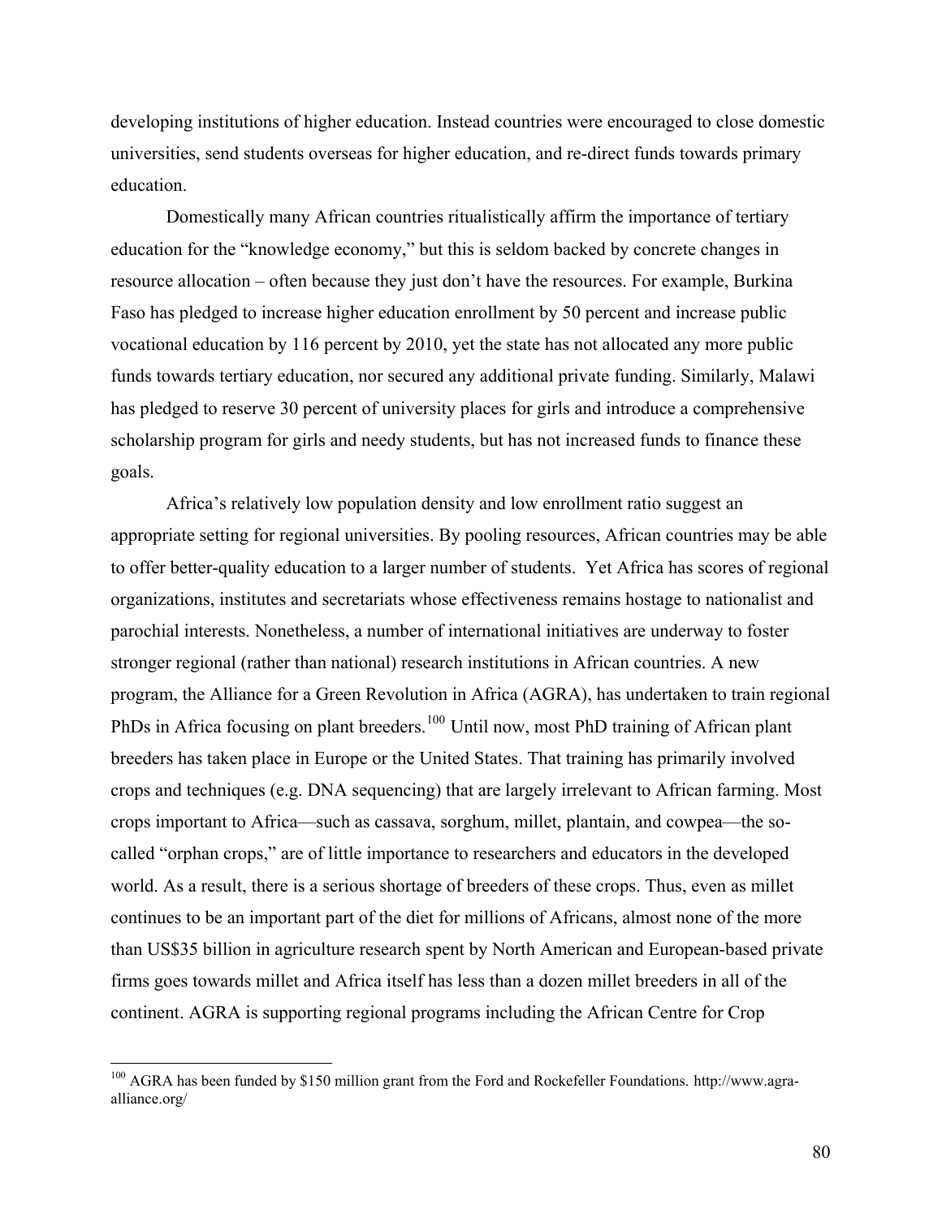developing institutions of higher education. Instead countries were encouraged to close domestic universities, send students overseas for higher education, and re-direct funds towards primary education.

Domestically many African countries ritualistically affirm the importance of tertiary education for the "knowledge economy," but this is seldom backed by concrete changes in resource allocation – often because they just don't have the resources. For example, Burkina Faso has pledged to increase higher education enrollment by 50 percent and increase public vocational education by 116 percent by 2010, yet the state has not allocated any more public funds towards tertiary education, nor secured any additional private funding. Similarly, Malawi has pledged to reserve 30 percent of university places for girls and introduce a comprehensive scholarship program for girls and needy students, but has not increased funds to finance these goals.

Africa's relatively low population density and low enrollment ratio suggest an appropriate setting for regional universities. By pooling resources, African countries may be able to offer better-quality education to a larger number of students. Yet Africa has scores of regional organizations, institutes and secretariats whose effectiveness remains hostage to nationalist and parochial interests. Nonetheless, a number of international initiatives are underway to foster stronger regional (rather than national) research institutions in African countries. A new program, the Alliance for a Green Revolution in Africa (AGRA), has undertaken to train regional PhDs in Africa focusing on plant breeders.[100] Until now, most PhD training of African plant breeders has taken place in Europe or the United States. That training has primarily involved crops and techniques (e.g. DNA sequencing) that are largely irrelevant to African farming. Most crops important to Africa—such as cassava, sorghum, millet, plantain, and cowpea—the so-called "orphan crops," are of little importance to researchers and educators in the developed world. As a result, there is a serious shortage of breeders of these crops. Thus, even as millet continues to be an important part of the diet for millions of Africans, almost none of the more than US$35 billion in agriculture research spent by North American and European-based private firms goes towards millet and Africa itself has less than a dozen millet breeders in all of the continent. AGRA is supporting regional programs including the African Centre for Crop

[100] AGRA has been funded by $150 million grant from the Ford and Rockefeller Foundations. http://www.agra-alliance.org/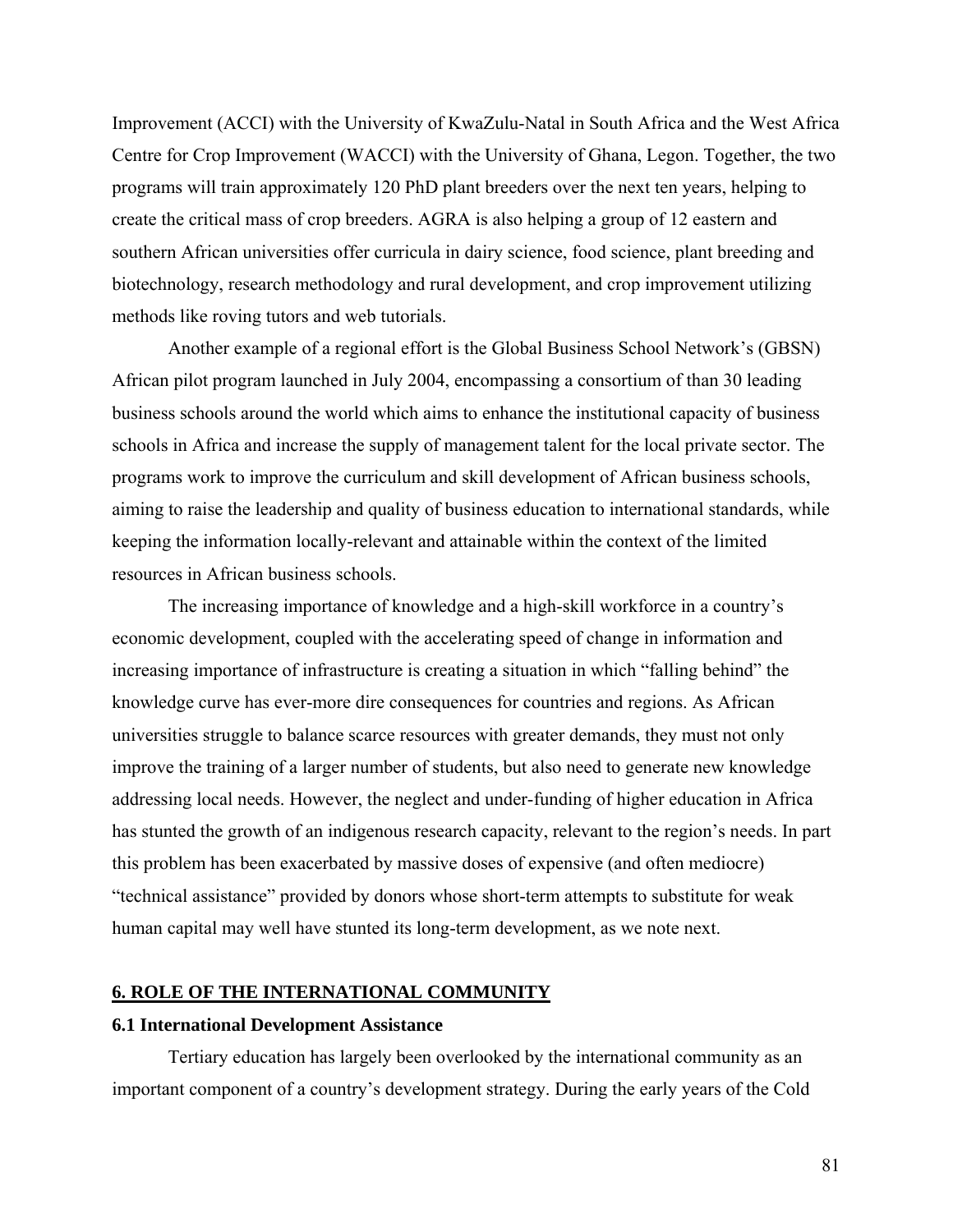Improvement (ACCI) with the University of KwaZulu-Natal in South Africa and the West Africa Centre for Crop Improvement (WACCI) with the University of Ghana, Legon. Together, the two programs will train approximately 120 PhD plant breeders over the next ten years, helping to create the critical mass of crop breeders. AGRA is also helping a group of 12 eastern and southern African universities offer curricula in dairy science, food science, plant breeding and biotechnology, research methodology and rural development, and crop improvement utilizing methods like roving tutors and web tutorials.

Another example of a regional effort is the Global Business School Network's (GBSN) African pilot program launched in July 2004, encompassing a consortium of than 30 leading business schools around the world which aims to enhance the institutional capacity of business schools in Africa and increase the supply of management talent for the local private sector. The programs work to improve the curriculum and skill development of African business schools, aiming to raise the leadership and quality of business education to international standards, while keeping the information locally-relevant and attainable within the context of the limited resources in African business schools.

The increasing importance of knowledge and a high-skill workforce in a country's economic development, coupled with the accelerating speed of change in information and increasing importance of infrastructure is creating a situation in which "falling behind" the knowledge curve has ever-more dire consequences for countries and regions. As African universities struggle to balance scarce resources with greater demands, they must not only improve the training of a larger number of students, but also need to generate new knowledge addressing local needs. However, the neglect and under-funding of higher education in Africa has stunted the growth of an indigenous research capacity, relevant to the region's needs. In part this problem has been exacerbated by massive doses of expensive (and often mediocre) "technical assistance" provided by donors whose short-term attempts to substitute for weak human capital may well have stunted its long-term development, as we note next.

## 6. ROLE OF THE INTERNATIONAL COMMUNITY

### 6.1 International Development Assistance

Tertiary education has largely been overlooked by the international community as an important component of a country's development strategy. During the early years of the Cold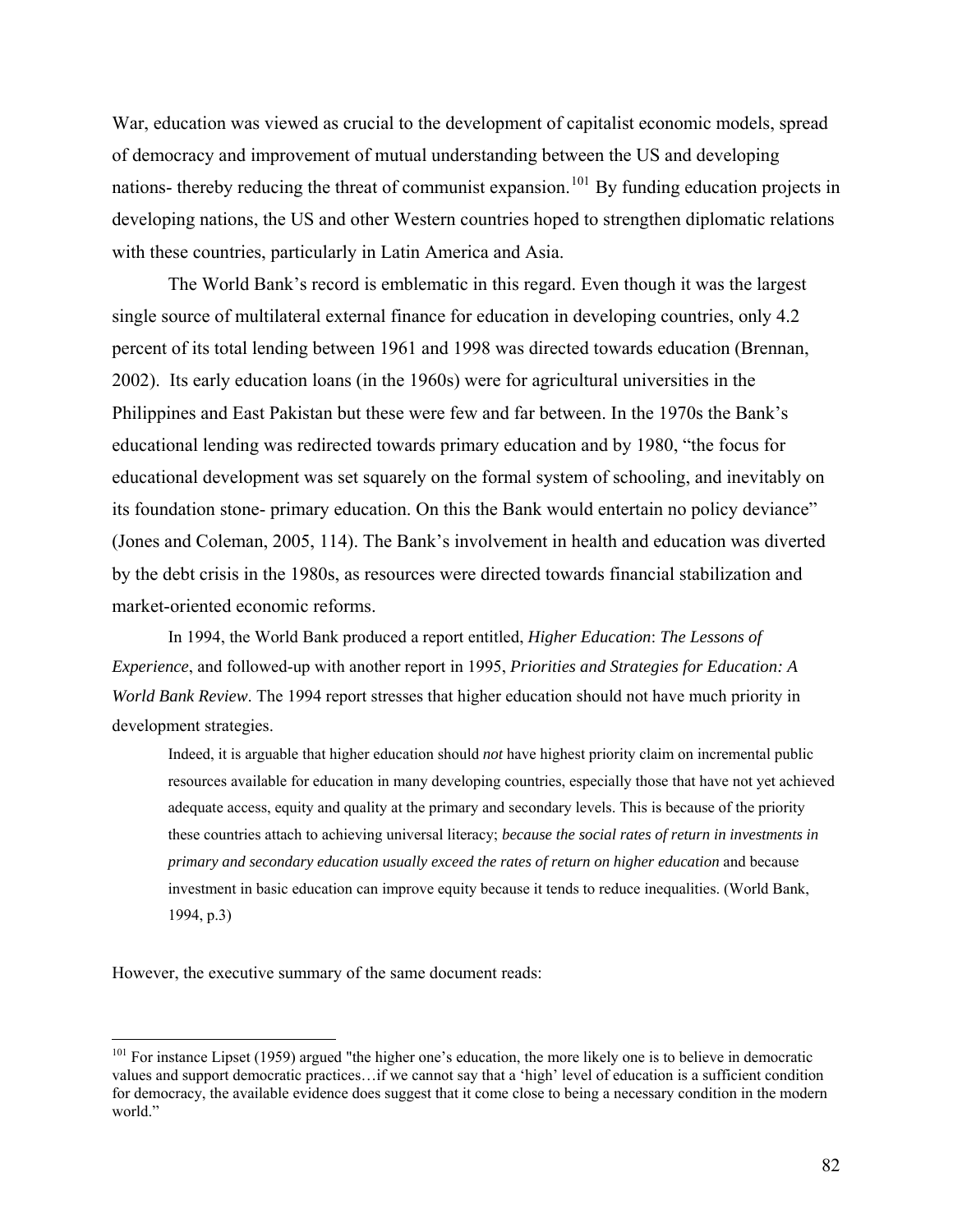War, education was viewed as crucial to the development of capitalist economic models, spread of democracy and improvement of mutual understanding between the US and developing nations- thereby reducing the threat of communist expansion.[101] By funding education projects in developing nations, the US and other Western countries hoped to strengthen diplomatic relations with these countries, particularly in Latin America and Asia.

The World Bank's record is emblematic in this regard. Even though it was the largest single source of multilateral external finance for education in developing countries, only 4.2 percent of its total lending between 1961 and 1998 was directed towards education (Brennan, 2002). Its early education loans (in the 1960s) were for agricultural universities in the Philippines and East Pakistan but these were few and far between. In the 1970s the Bank's educational lending was redirected towards primary education and by 1980, "the focus for educational development was set squarely on the formal system of schooling, and inevitably on its foundation stone- primary education. On this the Bank would entertain no policy deviance" (Jones and Coleman, 2005, 114). The Bank's involvement in health and education was diverted by the debt crisis in the 1980s, as resources were directed towards financial stabilization and market-oriented economic reforms.

In 1994, the World Bank produced a report entitled, *Higher Education*: *The Lessons of Experience*, and followed-up with another report in 1995, *Priorities and Strategies for Education: A World Bank Review*. The 1994 report stresses that higher education should not have much priority in development strategies.

> Indeed, it is arguable that higher education should *not* have highest priority claim on incremental public resources available for education in many developing countries, especially those that have not yet achieved adequate access, equity and quality at the primary and secondary levels. This is because of the priority these countries attach to achieving universal literacy; *because the social rates of return in investments in primary and secondary education usually exceed the rates of return on higher education* and because investment in basic education can improve equity because it tends to reduce inequalities. (World Bank, 1994, p.3)

However, the executive summary of the same document reads:

---

[101] For instance Lipset (1959) argued "the higher one's education, the more likely one is to believe in democratic values and support democratic practices…if we cannot say that a 'high' level of education is a sufficient condition for democracy, the available evidence does suggest that it come close to being a necessary condition in the modern world."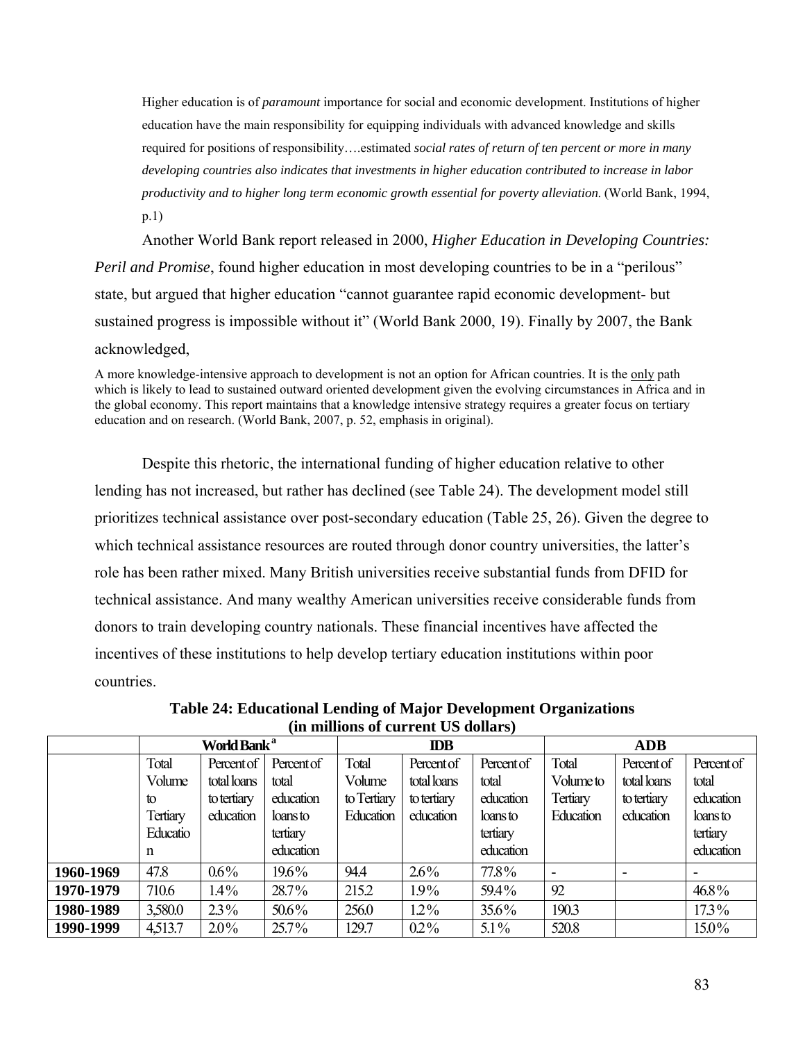Higher education is of *paramount* importance for social and economic development. Institutions of higher education have the main responsibility for equipping individuals with advanced knowledge and skills required for positions of responsibility….estimated *social rates of return of ten percent or more in many developing countries also indicates that investments in higher education contributed to increase in labor productivity and to higher long term economic growth essential for poverty alleviation.* (World Bank, 1994, p.1)

Another World Bank report released in 2000, *Higher Education in Developing Countries: Peril and Promise*, found higher education in most developing countries to be in a "perilous" state, but argued that higher education "cannot guarantee rapid economic development- but sustained progress is impossible without it" (World Bank 2000, 19). Finally by 2007, the Bank acknowledged,

A more knowledge-intensive approach to development is not an option for African countries. It is the only path which is likely to lead to sustained outward oriented development given the evolving circumstances in Africa and in the global economy. This report maintains that a knowledge intensive strategy requires a greater focus on tertiary education and on research. (World Bank, 2007, p. 52, emphasis in original).

Despite this rhetoric, the international funding of higher education relative to other lending has not increased, but rather has declined (see Table 24). The development model still prioritizes technical assistance over post-secondary education (Table 25, 26). Given the degree to which technical assistance resources are routed through donor country universities, the latter's role has been rather mixed. Many British universities receive substantial funds from DFID for technical assistance. And many wealthy American universities receive considerable funds from donors to train developing country nationals. These financial incentives have affected the incentives of these institutions to help develop tertiary education institutions within poor countries.

**Table 24: Educational Lending of Major Development Organizations (in millions of current US dollars)**

| | World Bank[a] | | | IDB | | | ADB | | |
|---|---|---|---|---|---|---|---|---|---|
| | Total Volume to Tertiary Education | Percent of total loans to tertiary education | Percent of total education loans to tertiary education | Total Volume to Tertiary Education | Percent of total loans to tertiary education | Percent of total education loans to tertiary education | Total Volume to Tertiary Education | Percent of total loans to tertiary education | Percent of total education loans to tertiary education |
| **1960-1969** | 47.8 | 0.6% | 19.6% | 94.4 | 2.6% | 77.8% | - | - | - |
| **1970-1979** | 710.6 | 1.4% | 28.7% | 215.2 | 1.9% | 59.4% | 92 | | 46.8% |
| **1980-1989** | 3,580.0 | 2.3% | 50.6% | 256.0 | 1.2% | 35.6% | 190.3 | | 17.3% |
| **1990-1999** | 4,513.7 | 2.0% | 25.7% | 129.7 | 0.2% | 5.1% | 520.8 | | 15.0% |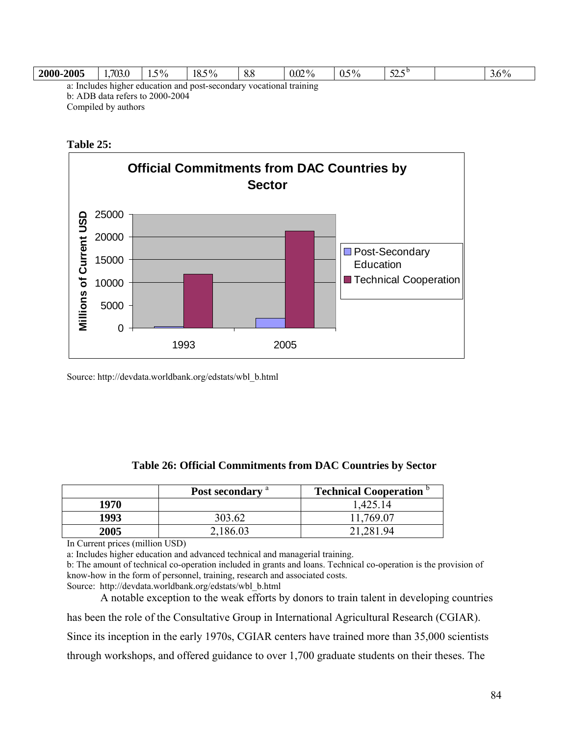| 2000-2005 | 1,703.0 | 1.5% | 18.5% | 8.8 | 0.02% | 0.5% | 52.5 [b] | | 3.6% |
|---|---|---|---|---|---|---|---|---|---|

a: Includes higher education and post-secondary vocational training
b: ADB data refers to 2000-2004
Compiled by authors

**Table 25:**

**Official Commitments from DAC Countries by Sector**

Source: http://devdata.worldbank.org/edstats/wbl_b.html

**Table 26: Official Commitments from DAC Countries by Sector**

| | Post secondary [a] | Technical Cooperation [b] |
|---|---|---|
| **1970** | | 1,425.14 |
| **1993** | 303.62 | 11,769.07 |
| **2005** | 2,186.03 | 21,281.94 |

In Current prices (million USD)
a: Includes higher education and advanced technical and managerial training.
b: The amount of technical co-operation included in grants and loans. Technical co-operation is the provision of know-how in the form of personnel, training, research and associated costs.
Source: http://devdata.worldbank.org/edstats/wbl_b.html

A notable exception to the weak efforts by donors to train talent in developing countries has been the role of the Consultative Group in International Agricultural Research (CGIAR). Since its inception in the early 1970s, CGIAR centers have trained more than 35,000 scientists through workshops, and offered guidance to over 1,700 graduate students on their theses. The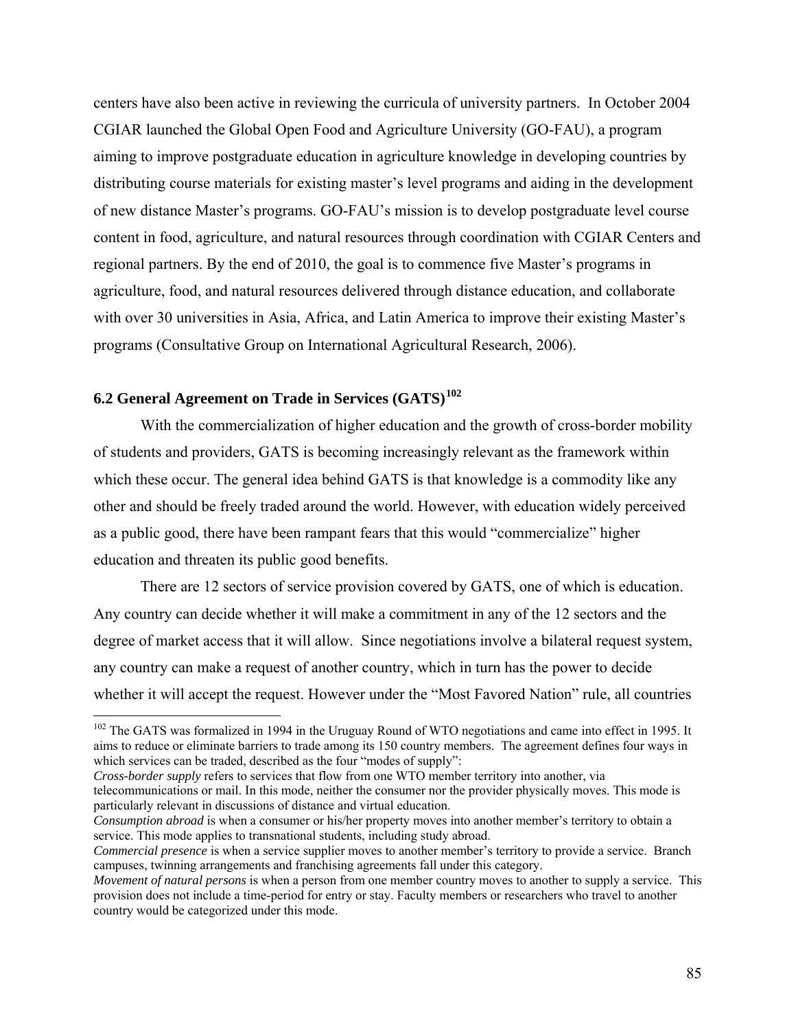centers have also been active in reviewing the curricula of university partners. In October 2004 CGIAR launched the Global Open Food and Agriculture University (GO-FAU), a program aiming to improve postgraduate education in agriculture knowledge in developing countries by distributing course materials for existing master's level programs and aiding in the development of new distance Master's programs. GO-FAU's mission is to develop postgraduate level course content in food, agriculture, and natural resources through coordination with CGIAR Centers and regional partners. By the end of 2010, the goal is to commence five Master's programs in agriculture, food, and natural resources delivered through distance education, and collaborate with over 30 universities in Asia, Africa, and Latin America to improve their existing Master's programs (Consultative Group on International Agricultural Research, 2006).

### 6.2 General Agreement on Trade in Services (GATS)[102]

With the commercialization of higher education and the growth of cross-border mobility of students and providers, GATS is becoming increasingly relevant as the framework within which these occur. The general idea behind GATS is that knowledge is a commodity like any other and should be freely traded around the world. However, with education widely perceived as a public good, there have been rampant fears that this would "commercialize" higher education and threaten its public good benefits.

There are 12 sectors of service provision covered by GATS, one of which is education. Any country can decide whether it will make a commitment in any of the 12 sectors and the degree of market access that it will allow. Since negotiations involve a bilateral request system, any country can make a request of another country, which in turn has the power to decide whether it will accept the request. However under the "Most Favored Nation" rule, all countries

---

[102] The GATS was formalized in 1994 in the Uruguay Round of WTO negotiations and came into effect in 1995. It aims to reduce or eliminate barriers to trade among its 150 country members. The agreement defines four ways in which services can be traded, described as the four "modes of supply":

*Cross-border supply* refers to services that flow from one WTO member territory into another, via telecommunications or mail. In this mode, neither the consumer nor the provider physically moves. This mode is particularly relevant in discussions of distance and virtual education.

*Consumption abroad* is when a consumer or his/her property moves into another member's territory to obtain a service. This mode applies to transnational students, including study abroad.

*Commercial presence* is when a service supplier moves to another member's territory to provide a service. Branch campuses, twinning arrangements and franchising agreements fall under this category.

*Movement of natural persons* is when a person from one member country moves to another to supply a service. This provision does not include a time-period for entry or stay. Faculty members or researchers who travel to another country would be categorized under this mode.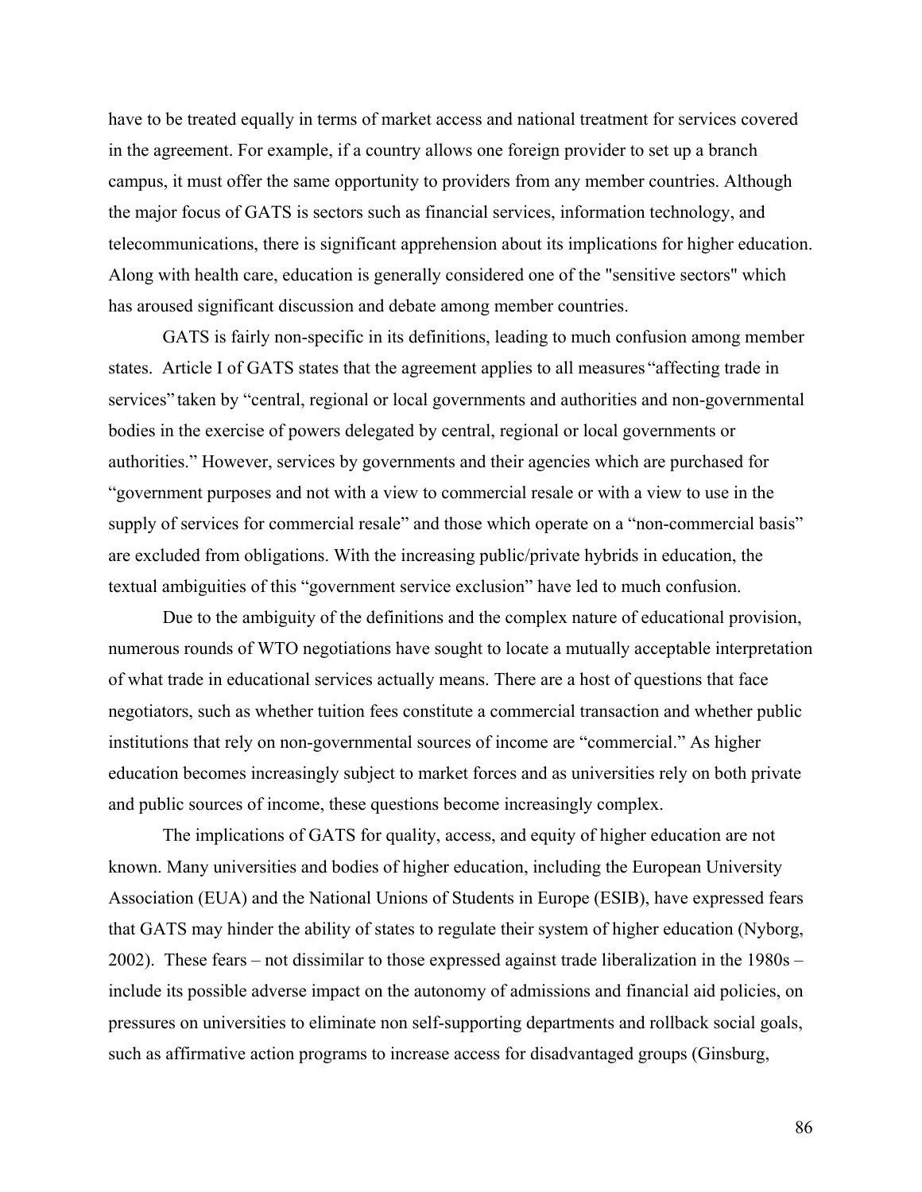have to be treated equally in terms of market access and national treatment for services covered in the agreement. For example, if a country allows one foreign provider to set up a branch campus, it must offer the same opportunity to providers from any member countries. Although the major focus of GATS is sectors such as financial services, information technology, and telecommunications, there is significant apprehension about its implications for higher education. Along with health care, education is generally considered one of the "sensitive sectors" which has aroused significant discussion and debate among member countries.

GATS is fairly non-specific in its definitions, leading to much confusion among member states. Article I of GATS states that the agreement applies to all measures "affecting trade in services" taken by "central, regional or local governments and authorities and non-governmental bodies in the exercise of powers delegated by central, regional or local governments or authorities." However, services by governments and their agencies which are purchased for "government purposes and not with a view to commercial resale or with a view to use in the supply of services for commercial resale" and those which operate on a "non-commercial basis" are excluded from obligations. With the increasing public/private hybrids in education, the textual ambiguities of this "government service exclusion" have led to much confusion.

Due to the ambiguity of the definitions and the complex nature of educational provision, numerous rounds of WTO negotiations have sought to locate a mutually acceptable interpretation of what trade in educational services actually means. There are a host of questions that face negotiators, such as whether tuition fees constitute a commercial transaction and whether public institutions that rely on non-governmental sources of income are "commercial." As higher education becomes increasingly subject to market forces and as universities rely on both private and public sources of income, these questions become increasingly complex.

The implications of GATS for quality, access, and equity of higher education are not known. Many universities and bodies of higher education, including the European University Association (EUA) and the National Unions of Students in Europe (ESIB), have expressed fears that GATS may hinder the ability of states to regulate their system of higher education (Nyborg, 2002). These fears – not dissimilar to those expressed against trade liberalization in the 1980s – include its possible adverse impact on the autonomy of admissions and financial aid policies, on pressures on universities to eliminate non self-supporting departments and rollback social goals, such as affirmative action programs to increase access for disadvantaged groups (Ginsburg,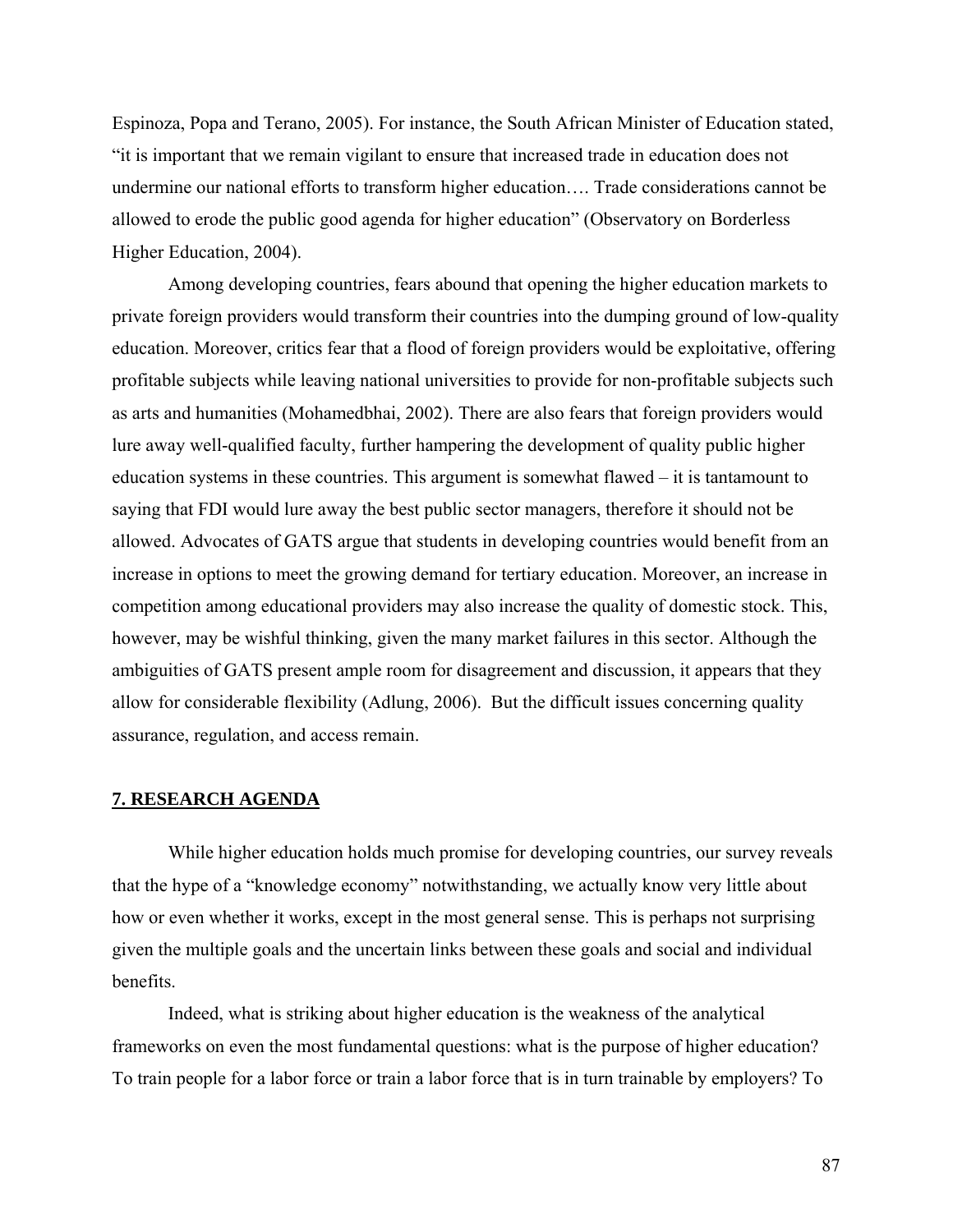Espinoza, Popa and Terano, 2005). For instance, the South African Minister of Education stated, "it is important that we remain vigilant to ensure that increased trade in education does not undermine our national efforts to transform higher education…. Trade considerations cannot be allowed to erode the public good agenda for higher education" (Observatory on Borderless Higher Education, 2004).

Among developing countries, fears abound that opening the higher education markets to private foreign providers would transform their countries into the dumping ground of low-quality education. Moreover, critics fear that a flood of foreign providers would be exploitative, offering profitable subjects while leaving national universities to provide for non-profitable subjects such as arts and humanities (Mohamedbhai, 2002). There are also fears that foreign providers would lure away well-qualified faculty, further hampering the development of quality public higher education systems in these countries. This argument is somewhat flawed – it is tantamount to saying that FDI would lure away the best public sector managers, therefore it should not be allowed. Advocates of GATS argue that students in developing countries would benefit from an increase in options to meet the growing demand for tertiary education. Moreover, an increase in competition among educational providers may also increase the quality of domestic stock. This, however, may be wishful thinking, given the many market failures in this sector. Although the ambiguities of GATS present ample room for disagreement and discussion, it appears that they allow for considerable flexibility (Adlung, 2006). But the difficult issues concerning quality assurance, regulation, and access remain.

## 7. RESEARCH AGENDA

While higher education holds much promise for developing countries, our survey reveals that the hype of a "knowledge economy" notwithstanding, we actually know very little about how or even whether it works, except in the most general sense. This is perhaps not surprising given the multiple goals and the uncertain links between these goals and social and individual benefits.

Indeed, what is striking about higher education is the weakness of the analytical frameworks on even the most fundamental questions: what is the purpose of higher education? To train people for a labor force or train a labor force that is in turn trainable by employers? To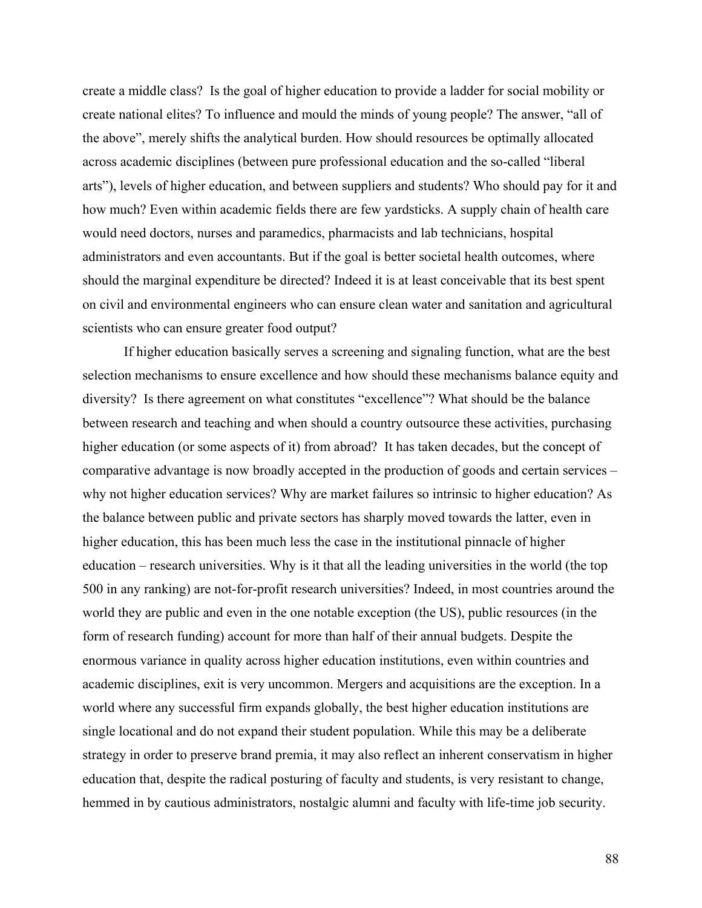create a middle class? Is the goal of higher education to provide a ladder for social mobility or create national elites? To influence and mould the minds of young people? The answer, "all of the above", merely shifts the analytical burden. How should resources be optimally allocated across academic disciplines (between pure professional education and the so-called "liberal arts"), levels of higher education, and between suppliers and students? Who should pay for it and how much? Even within academic fields there are few yardsticks. A supply chain of health care would need doctors, nurses and paramedics, pharmacists and lab technicians, hospital administrators and even accountants. But if the goal is better societal health outcomes, where should the marginal expenditure be directed? Indeed it is at least conceivable that its best spent on civil and environmental engineers who can ensure clean water and sanitation and agricultural scientists who can ensure greater food output?

If higher education basically serves a screening and signaling function, what are the best selection mechanisms to ensure excellence and how should these mechanisms balance equity and diversity? Is there agreement on what constitutes "excellence"? What should be the balance between research and teaching and when should a country outsource these activities, purchasing higher education (or some aspects of it) from abroad? It has taken decades, but the concept of comparative advantage is now broadly accepted in the production of goods and certain services – why not higher education services? Why are market failures so intrinsic to higher education? As the balance between public and private sectors has sharply moved towards the latter, even in higher education, this has been much less the case in the institutional pinnacle of higher education – research universities. Why is it that all the leading universities in the world (the top 500 in any ranking) are not-for-profit research universities? Indeed, in most countries around the world they are public and even in the one notable exception (the US), public resources (in the form of research funding) account for more than half of their annual budgets. Despite the enormous variance in quality across higher education institutions, even within countries and academic disciplines, exit is very uncommon. Mergers and acquisitions are the exception. In a world where any successful firm expands globally, the best higher education institutions are single locational and do not expand their student population. While this may be a deliberate strategy in order to preserve brand premia, it may also reflect an inherent conservatism in higher education that, despite the radical posturing of faculty and students, is very resistant to change, hemmed in by cautious administrators, nostalgic alumni and faculty with life-time job security.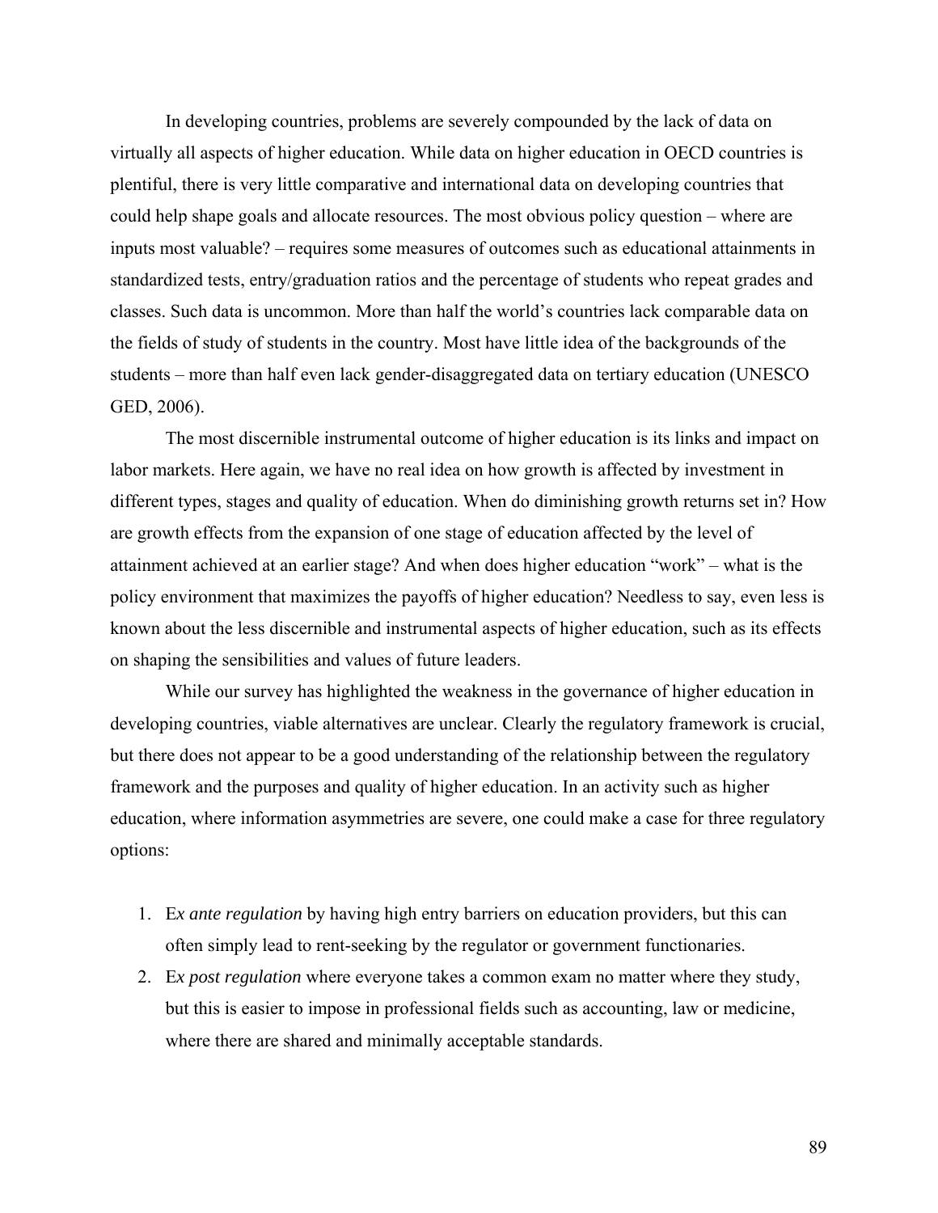In developing countries, problems are severely compounded by the lack of data on virtually all aspects of higher education. While data on higher education in OECD countries is plentiful, there is very little comparative and international data on developing countries that could help shape goals and allocate resources. The most obvious policy question – where are inputs most valuable? – requires some measures of outcomes such as educational attainments in standardized tests, entry/graduation ratios and the percentage of students who repeat grades and classes. Such data is uncommon. More than half the world's countries lack comparable data on the fields of study of students in the country. Most have little idea of the backgrounds of the students – more than half even lack gender-disaggregated data on tertiary education (UNESCO GED, 2006).

The most discernible instrumental outcome of higher education is its links and impact on labor markets. Here again, we have no real idea on how growth is affected by investment in different types, stages and quality of education. When do diminishing growth returns set in? How are growth effects from the expansion of one stage of education affected by the level of attainment achieved at an earlier stage? And when does higher education "work" – what is the policy environment that maximizes the payoffs of higher education? Needless to say, even less is known about the less discernible and instrumental aspects of higher education, such as its effects on shaping the sensibilities and values of future leaders.

While our survey has highlighted the weakness in the governance of higher education in developing countries, viable alternatives are unclear. Clearly the regulatory framework is crucial, but there does not appear to be a good understanding of the relationship between the regulatory framework and the purposes and quality of higher education. In an activity such as higher education, where information asymmetries are severe, one could make a case for three regulatory options:

1. E*x ante regulation* by having high entry barriers on education providers, but this can often simply lead to rent-seeking by the regulator or government functionaries.
2. E*x post regulation* where everyone takes a common exam no matter where they study, but this is easier to impose in professional fields such as accounting, law or medicine, where there are shared and minimally acceptable standards.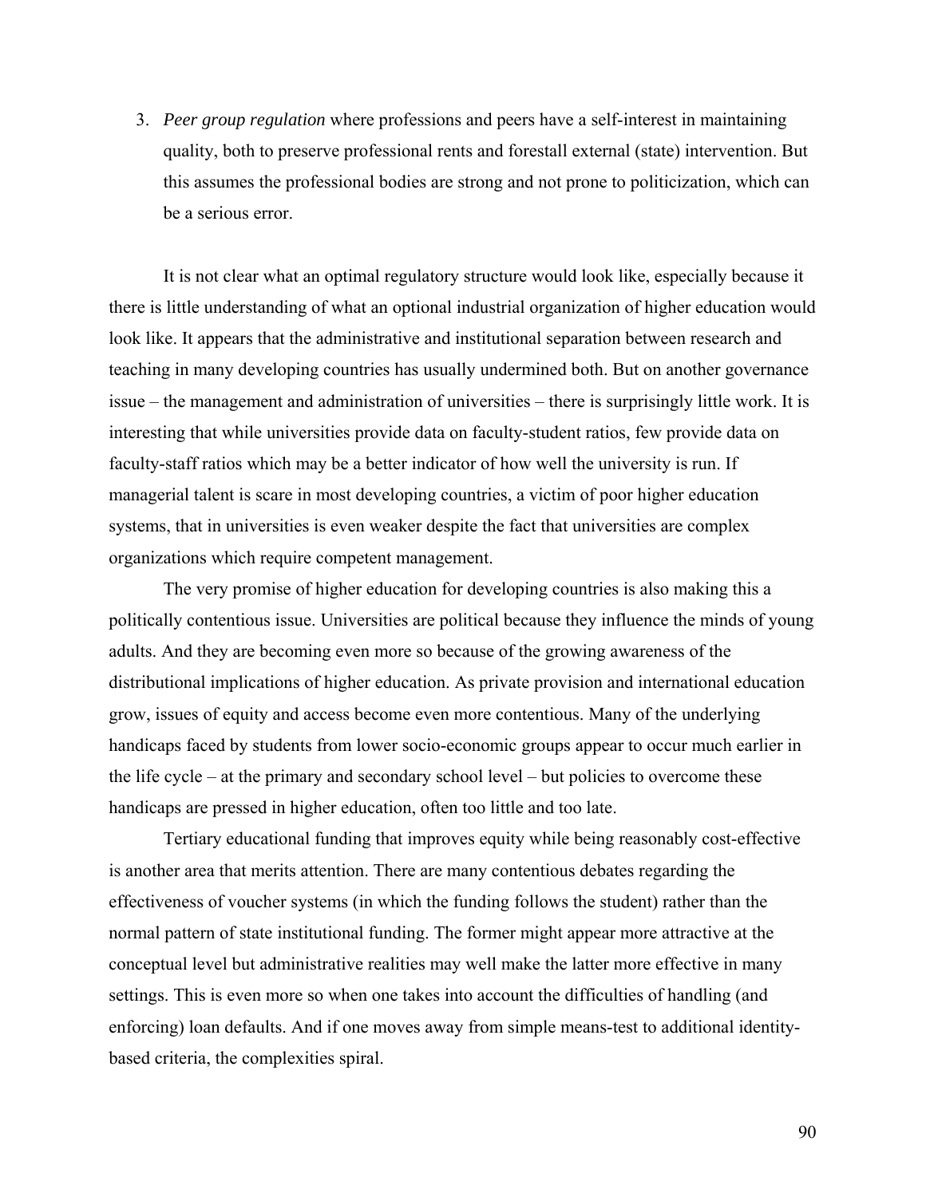3. *Peer group regulation* where professions and peers have a self-interest in maintaining quality, both to preserve professional rents and forestall external (state) intervention. But this assumes the professional bodies are strong and not prone to politicization, which can be a serious error.

It is not clear what an optimal regulatory structure would look like, especially because it there is little understanding of what an optional industrial organization of higher education would look like. It appears that the administrative and institutional separation between research and teaching in many developing countries has usually undermined both. But on another governance issue – the management and administration of universities – there is surprisingly little work. It is interesting that while universities provide data on faculty-student ratios, few provide data on faculty-staff ratios which may be a better indicator of how well the university is run. If managerial talent is scare in most developing countries, a victim of poor higher education systems, that in universities is even weaker despite the fact that universities are complex organizations which require competent management.

The very promise of higher education for developing countries is also making this a politically contentious issue. Universities are political because they influence the minds of young adults. And they are becoming even more so because of the growing awareness of the distributional implications of higher education. As private provision and international education grow, issues of equity and access become even more contentious. Many of the underlying handicaps faced by students from lower socio-economic groups appear to occur much earlier in the life cycle – at the primary and secondary school level – but policies to overcome these handicaps are pressed in higher education, often too little and too late.

Tertiary educational funding that improves equity while being reasonably cost-effective is another area that merits attention. There are many contentious debates regarding the effectiveness of voucher systems (in which the funding follows the student) rather than the normal pattern of state institutional funding. The former might appear more attractive at the conceptual level but administrative realities may well make the latter more effective in many settings. This is even more so when one takes into account the difficulties of handling (and enforcing) loan defaults. And if one moves away from simple means-test to additional identity-based criteria, the complexities spiral.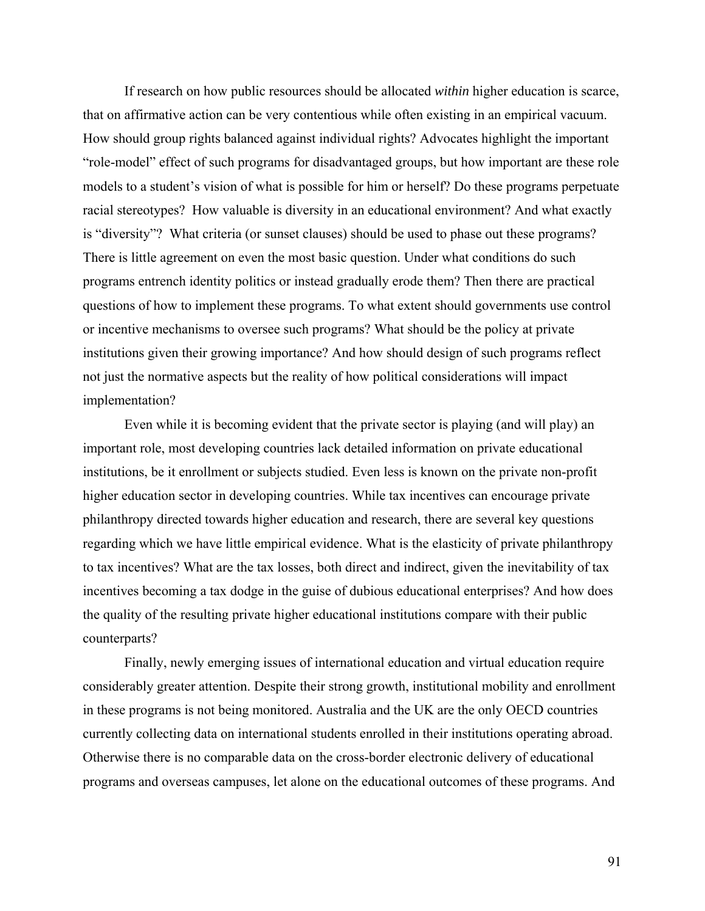If research on how public resources should be allocated *within* higher education is scarce, that on affirmative action can be very contentious while often existing in an empirical vacuum. How should group rights balanced against individual rights? Advocates highlight the important "role-model" effect of such programs for disadvantaged groups, but how important are these role models to a student's vision of what is possible for him or herself? Do these programs perpetuate racial stereotypes? How valuable is diversity in an educational environment? And what exactly is "diversity"? What criteria (or sunset clauses) should be used to phase out these programs? There is little agreement on even the most basic question. Under what conditions do such programs entrench identity politics or instead gradually erode them? Then there are practical questions of how to implement these programs. To what extent should governments use control or incentive mechanisms to oversee such programs? What should be the policy at private institutions given their growing importance? And how should design of such programs reflect not just the normative aspects but the reality of how political considerations will impact implementation?

Even while it is becoming evident that the private sector is playing (and will play) an important role, most developing countries lack detailed information on private educational institutions, be it enrollment or subjects studied. Even less is known on the private non-profit higher education sector in developing countries. While tax incentives can encourage private philanthropy directed towards higher education and research, there are several key questions regarding which we have little empirical evidence. What is the elasticity of private philanthropy to tax incentives? What are the tax losses, both direct and indirect, given the inevitability of tax incentives becoming a tax dodge in the guise of dubious educational enterprises? And how does the quality of the resulting private higher educational institutions compare with their public counterparts?

Finally, newly emerging issues of international education and virtual education require considerably greater attention. Despite their strong growth, institutional mobility and enrollment in these programs is not being monitored. Australia and the UK are the only OECD countries currently collecting data on international students enrolled in their institutions operating abroad. Otherwise there is no comparable data on the cross-border electronic delivery of educational programs and overseas campuses, let alone on the educational outcomes of these programs. And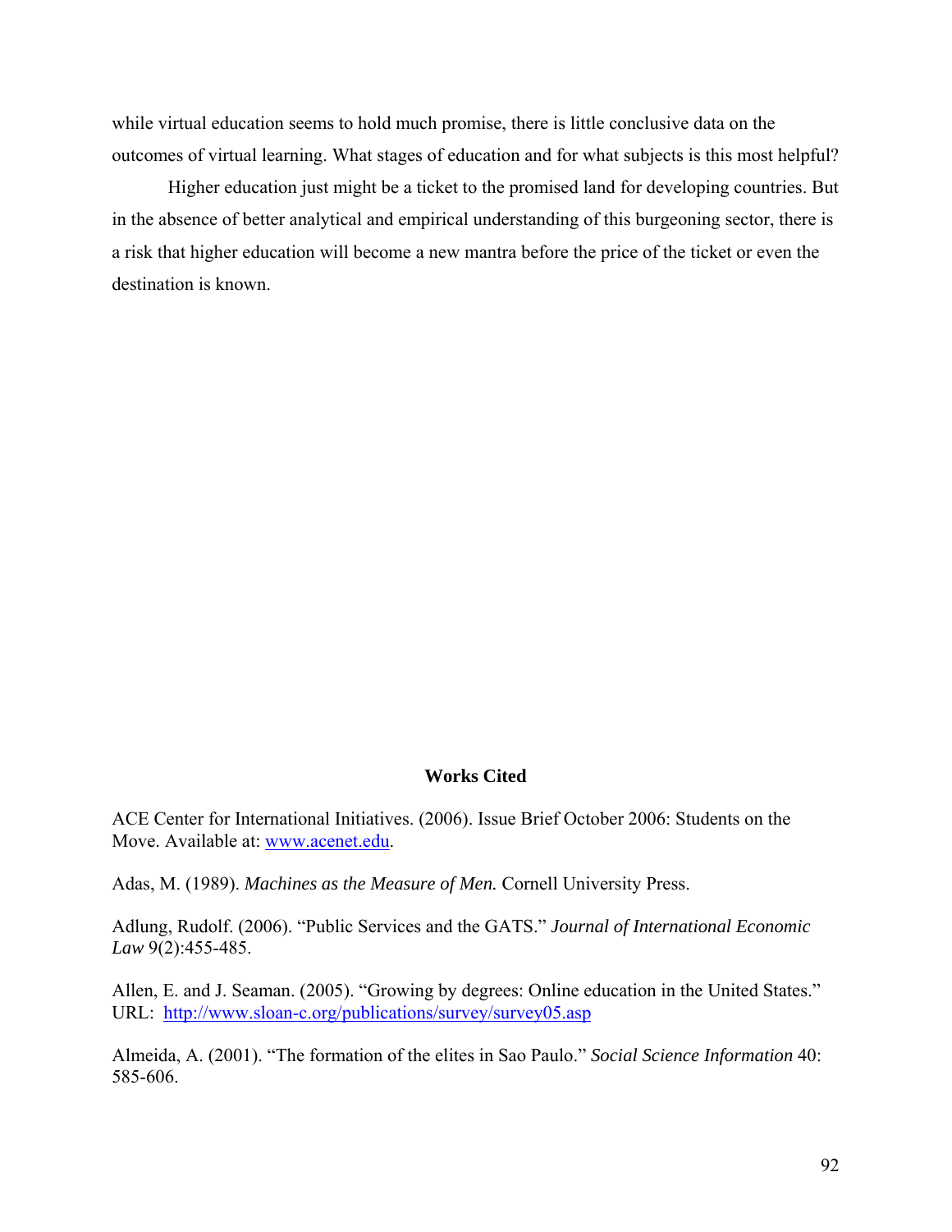while virtual education seems to hold much promise, there is little conclusive data on the outcomes of virtual learning. What stages of education and for what subjects is this most helpful?

Higher education just might be a ticket to the promised land for developing countries. But in the absence of better analytical and empirical understanding of this burgeoning sector, there is a risk that higher education will become a new mantra before the price of the ticket or even the destination is known.

## Works Cited

ACE Center for International Initiatives. (2006). Issue Brief October 2006: Students on the Move. Available at: www.acenet.edu.

Adas, M. (1989). *Machines as the Measure of Men.* Cornell University Press.

Adlung, Rudolf. (2006). "Public Services and the GATS." *Journal of International Economic Law* 9(2):455-485.

Allen, E. and J. Seaman. (2005). "Growing by degrees: Online education in the United States." URL: http://www.sloan-c.org/publications/survey/survey05.asp

Almeida, A. (2001). "The formation of the elites in Sao Paulo." *Social Science Information* 40: 585-606.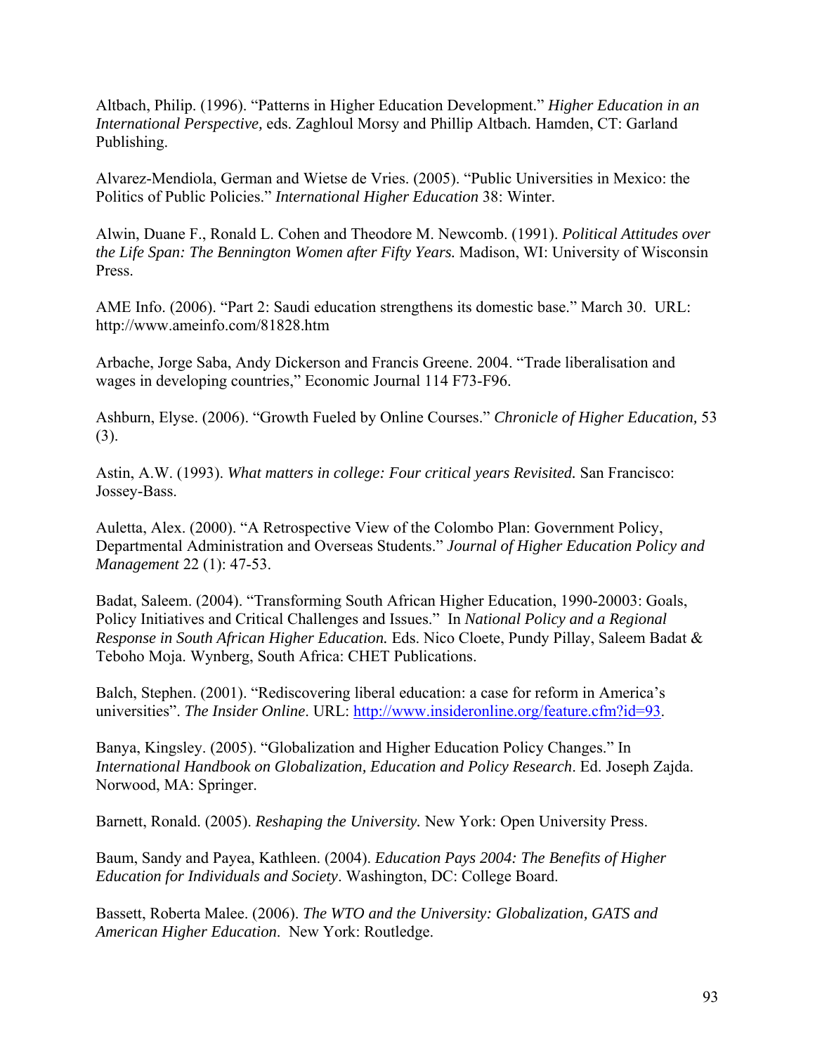Altbach, Philip. (1996). “Patterns in Higher Education Development.” *Higher Education in an International Perspective,* eds. Zaghloul Morsy and Phillip Altbach. Hamden, CT: Garland Publishing.

Alvarez-Mendiola, German and Wietse de Vries. (2005). “Public Universities in Mexico: the Politics of Public Policies.” *International Higher Education* 38: Winter.

Alwin, Duane F., Ronald L. Cohen and Theodore M. Newcomb. (1991). *Political Attitudes over the Life Span: The Bennington Women after Fifty Years.* Madison, WI: University of Wisconsin Press.

AME Info. (2006). “Part 2: Saudi education strengthens its domestic base.” March 30. URL: http://www.ameinfo.com/81828.htm

Arbache, Jorge Saba, Andy Dickerson and Francis Greene. 2004. “Trade liberalisation and wages in developing countries,” Economic Journal 114 F73-F96.

Ashburn, Elyse. (2006). “Growth Fueled by Online Courses.” *Chronicle of Higher Education,* 53 (3).

Astin, A.W. (1993). *What matters in college: Four critical years Revisited.* San Francisco: Jossey-Bass.

Auletta, Alex. (2000). “A Retrospective View of the Colombo Plan: Government Policy, Departmental Administration and Overseas Students.” *Journal of Higher Education Policy and Management* 22 (1): 47-53.

Badat, Saleem. (2004). “Transforming South African Higher Education, 1990-20003: Goals, Policy Initiatives and Critical Challenges and Issues.” In *National Policy and a Regional Response in South African Higher Education.* Eds. Nico Cloete, Pundy Pillay, Saleem Badat & Teboho Moja. Wynberg, South Africa: CHET Publications.

Balch, Stephen. (2001). “Rediscovering liberal education: a case for reform in America’s universities”. *The Insider Online*. URL: http://www.insideronline.org/feature.cfm?id=93.

Banya, Kingsley. (2005). “Globalization and Higher Education Policy Changes.” In *International Handbook on Globalization, Education and Policy Research*. Ed. Joseph Zajda. Norwood, MA: Springer.

Barnett, Ronald. (2005). *Reshaping the University.* New York: Open University Press.

Baum, Sandy and Payea, Kathleen. (2004). *Education Pays 2004: The Benefits of Higher Education for Individuals and Society*. Washington, DC: College Board.

Bassett, Roberta Malee. (2006). *The WTO and the University: Globalization, GATS and American Higher Education*. New York: Routledge.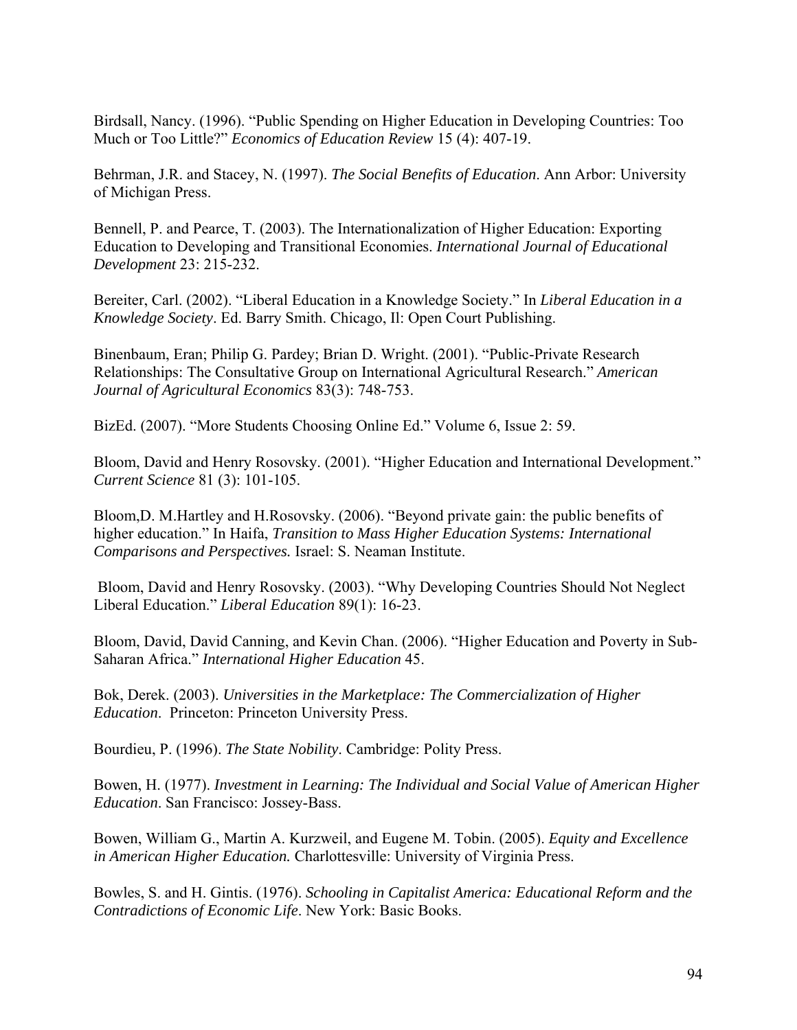Birdsall, Nancy. (1996). “Public Spending on Higher Education in Developing Countries: Too Much or Too Little?” *Economics of Education Review* 15 (4): 407-19.

Behrman, J.R. and Stacey, N. (1997). *The Social Benefits of Education*. Ann Arbor: University of Michigan Press.

Bennell, P. and Pearce, T. (2003). The Internationalization of Higher Education: Exporting Education to Developing and Transitional Economies. *International Journal of Educational Development* 23: 215-232.

Bereiter, Carl. (2002). “Liberal Education in a Knowledge Society.” In *Liberal Education in a Knowledge Society*. Ed. Barry Smith. Chicago, Il: Open Court Publishing.

Binenbaum, Eran; Philip G. Pardey; Brian D. Wright. (2001). “Public-Private Research Relationships: The Consultative Group on International Agricultural Research.” *American Journal of Agricultural Economics* 83(3): 748-753.

BizEd. (2007). “More Students Choosing Online Ed.” Volume 6, Issue 2: 59.

Bloom, David and Henry Rosovsky. (2001). “Higher Education and International Development.” *Current Science* 81 (3): 101-105.

Bloom,D. M.Hartley and H.Rosovsky. (2006). “Beyond private gain: the public benefits of higher education.” In Haifa, *Transition to Mass Higher Education Systems: International Comparisons and Perspectives.* Israel: S. Neaman Institute.

Bloom, David and Henry Rosovsky. (2003). “Why Developing Countries Should Not Neglect Liberal Education.” *Liberal Education* 89(1): 16-23.

Bloom, David, David Canning, and Kevin Chan. (2006). “Higher Education and Poverty in Sub-Saharan Africa.” *International Higher Education* 45.

Bok, Derek. (2003). *Universities in the Marketplace: The Commercialization of Higher Education*. Princeton: Princeton University Press.

Bourdieu, P. (1996). *The State Nobility*. Cambridge: Polity Press.

Bowen, H. (1977). *Investment in Learning: The Individual and Social Value of American Higher Education*. San Francisco: Jossey-Bass.

Bowen, William G., Martin A. Kurzweil, and Eugene M. Tobin. (2005). *Equity and Excellence in American Higher Education.* Charlottesville: University of Virginia Press.

Bowles, S. and H. Gintis. (1976). *Schooling in Capitalist America: Educational Reform and the Contradictions of Economic Life*. New York: Basic Books.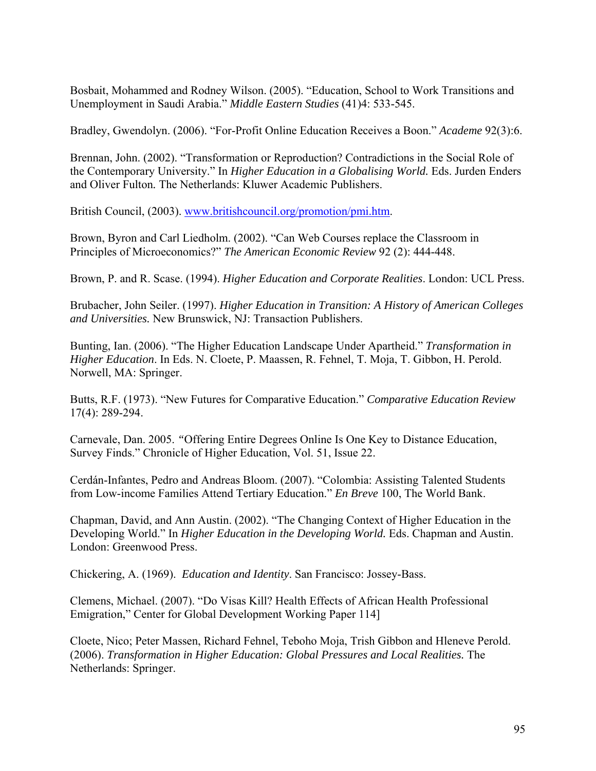Bosbait, Mohammed and Rodney Wilson. (2005). "Education, School to Work Transitions and Unemployment in Saudi Arabia." *Middle Eastern Studies* (41)4: 533-545.

Bradley, Gwendolyn. (2006). "For-Profit Online Education Receives a Boon." *Academe* 92(3):6.

Brennan, John. (2002). "Transformation or Reproduction? Contradictions in the Social Role of the Contemporary University." In *Higher Education in a Globalising World.* Eds. Jurden Enders and Oliver Fulton. The Netherlands: Kluwer Academic Publishers.

British Council, (2003). www.britishcouncil.org/promotion/pmi.htm.

Brown, Byron and Carl Liedholm. (2002). "Can Web Courses replace the Classroom in Principles of Microeconomics?" *The American Economic Review* 92 (2): 444-448.

Brown, P. and R. Scase. (1994). *Higher Education and Corporate Realities*. London: UCL Press.

Brubacher, John Seiler. (1997). *Higher Education in Transition: A History of American Colleges and Universities.* New Brunswick, NJ: Transaction Publishers.

Bunting, Ian. (2006). "The Higher Education Landscape Under Apartheid." *Transformation in Higher Education*. In Eds. N. Cloete, P. Maassen, R. Fehnel, T. Moja, T. Gibbon, H. Perold. Norwell, MA: Springer.

Butts, R.F. (1973). "New Futures for Comparative Education." *Comparative Education Review* 17(4): 289-294.

Carnevale, Dan. 2005. "Offering Entire Degrees Online Is One Key to Distance Education, Survey Finds." Chronicle of Higher Education, Vol. 51, Issue 22.

Cerdán-Infantes, Pedro and Andreas Bloom. (2007). "Colombia: Assisting Talented Students from Low-income Families Attend Tertiary Education." *En Breve* 100, The World Bank.

Chapman, David, and Ann Austin. (2002). "The Changing Context of Higher Education in the Developing World." In *Higher Education in the Developing World.* Eds. Chapman and Austin. London: Greenwood Press.

Chickering, A. (1969). *Education and Identity*. San Francisco: Jossey-Bass.

Clemens, Michael. (2007). "Do Visas Kill? Health Effects of African Health Professional Emigration," Center for Global Development Working Paper 114]

Cloete, Nico; Peter Massen, Richard Fehnel, Teboho Moja, Trish Gibbon and Hleneve Perold. (2006). *Transformation in Higher Education: Global Pressures and Local Realities.* The Netherlands: Springer.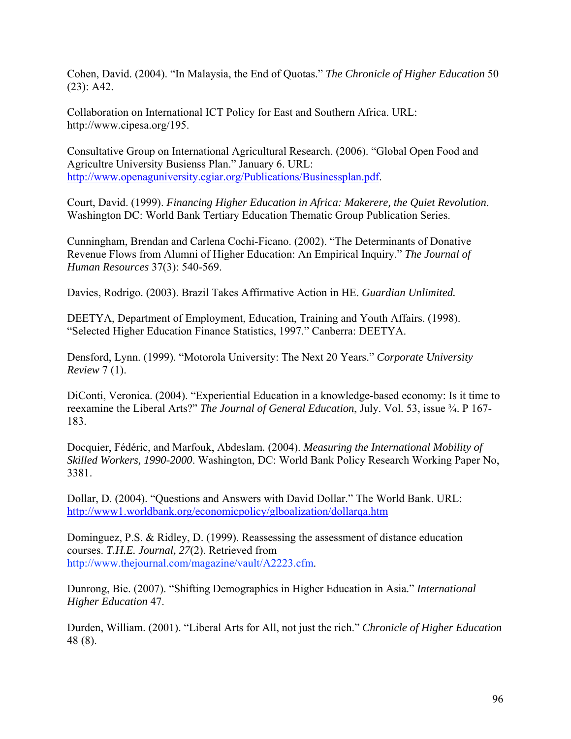Cohen, David. (2004). “In Malaysia, the End of Quotas.” *The Chronicle of Higher Education* 50 (23): A42.

Collaboration on International ICT Policy for East and Southern Africa. URL: http://www.cipesa.org/195.

Consultative Group on International Agricultural Research. (2006). “Global Open Food and Agricultre University Busienss Plan.” January 6. URL: http://www.openaguniversity.cgiar.org/Publications/Businessplan.pdf.

Court, David. (1999). *Financing Higher Education in Africa: Makerere, the Quiet Revolution*. Washington DC: World Bank Tertiary Education Thematic Group Publication Series.

Cunningham, Brendan and Carlena Cochi-Ficano. (2002). “The Determinants of Donative Revenue Flows from Alumni of Higher Education: An Empirical Inquiry.” *The Journal of Human Resources* 37(3): 540-569.

Davies, Rodrigo. (2003). Brazil Takes Affirmative Action in HE. *Guardian Unlimited.*

DEETYA, Department of Employment, Education, Training and Youth Affairs. (1998). “Selected Higher Education Finance Statistics, 1997.” Canberra: DEETYA.

Densford, Lynn. (1999). “Motorola University: The Next 20 Years.” *Corporate University Review* 7 (1).

DiConti, Veronica. (2004). “Experiential Education in a knowledge-based economy: Is it time to reexamine the Liberal Arts?” *The Journal of General Education*, July. Vol. 53, issue ¾. P 167-183.

Docquier, Fédéric, and Marfouk, Abdeslam. (2004). *Measuring the International Mobility of Skilled Workers, 1990-2000*. Washington, DC: World Bank Policy Research Working Paper No, 3381.

Dollar, D. (2004). “Questions and Answers with David Dollar.” The World Bank. URL: http://www1.worldbank.org/economicpolicy/glboalization/dollarqa.htm

Dominguez, P.S. & Ridley, D. (1999). Reassessing the assessment of distance education courses. *T.H.E. Journal, 27*(2). Retrieved from http://www.thejournal.com/magazine/vault/A2223.cfm.

Dunrong, Bie. (2007). “Shifting Demographics in Higher Education in Asia.” *International Higher Education* 47.

Durden, William. (2001). “Liberal Arts for All, not just the rich.” *Chronicle of Higher Education* 48 (8).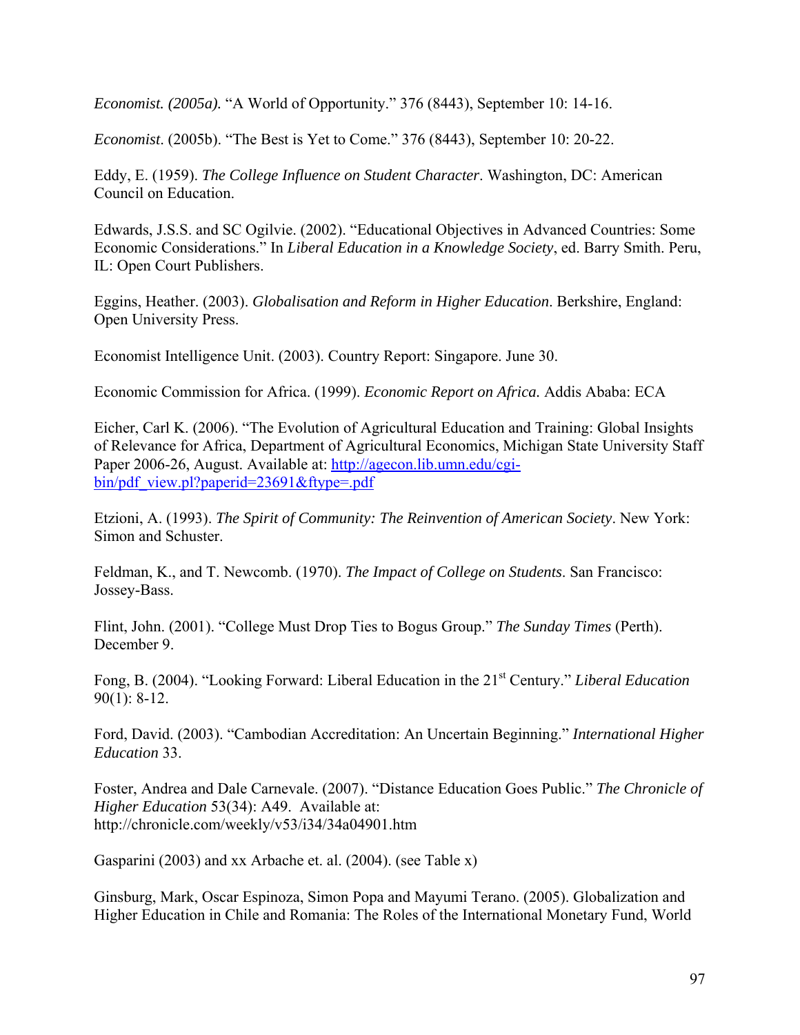*Economist. (2005a).* “A World of Opportunity.” 376 (8443), September 10: 14-16.

*Economist*. (2005b). “The Best is Yet to Come.” 376 (8443), September 10: 20-22.

Eddy, E. (1959). *The College Influence on Student Character*. Washington, DC: American Council on Education.

Edwards, J.S.S. and SC Ogilvie. (2002). “Educational Objectives in Advanced Countries: Some Economic Considerations.” In *Liberal Education in a Knowledge Society*, ed. Barry Smith. Peru, IL: Open Court Publishers.

Eggins, Heather. (2003). *Globalisation and Reform in Higher Education*. Berkshire, England: Open University Press.

Economist Intelligence Unit. (2003). Country Report: Singapore. June 30.

Economic Commission for Africa. (1999). *Economic Report on Africa.* Addis Ababa: ECA

Eicher, Carl K. (2006). “The Evolution of Agricultural Education and Training: Global Insights of Relevance for Africa, Department of Agricultural Economics, Michigan State University Staff Paper 2006-26, August. Available at: http://agecon.lib.umn.edu/cgi-bin/pdf_view.pl?paperid=23691&ftype=.pdf

Etzioni, A. (1993). *The Spirit of Community: The Reinvention of American Society*. New York: Simon and Schuster.

Feldman, K., and T. Newcomb. (1970). *The Impact of College on Students*. San Francisco: Jossey-Bass.

Flint, John. (2001). “College Must Drop Ties to Bogus Group.” *The Sunday Times* (Perth). December 9.

Fong, B. (2004). “Looking Forward: Liberal Education in the 21st Century.” *Liberal Education* 90(1): 8-12.

Ford, David. (2003). “Cambodian Accreditation: An Uncertain Beginning.” *International Higher Education* 33.

Foster, Andrea and Dale Carnevale. (2007). “Distance Education Goes Public.” *The Chronicle of Higher Education* 53(34): A49. Available at: http://chronicle.com/weekly/v53/i34/34a04901.htm

Gasparini (2003) and xx Arbache et. al. (2004). (see Table x)

Ginsburg, Mark, Oscar Espinoza, Simon Popa and Mayumi Terano. (2005). Globalization and Higher Education in Chile and Romania: The Roles of the International Monetary Fund, World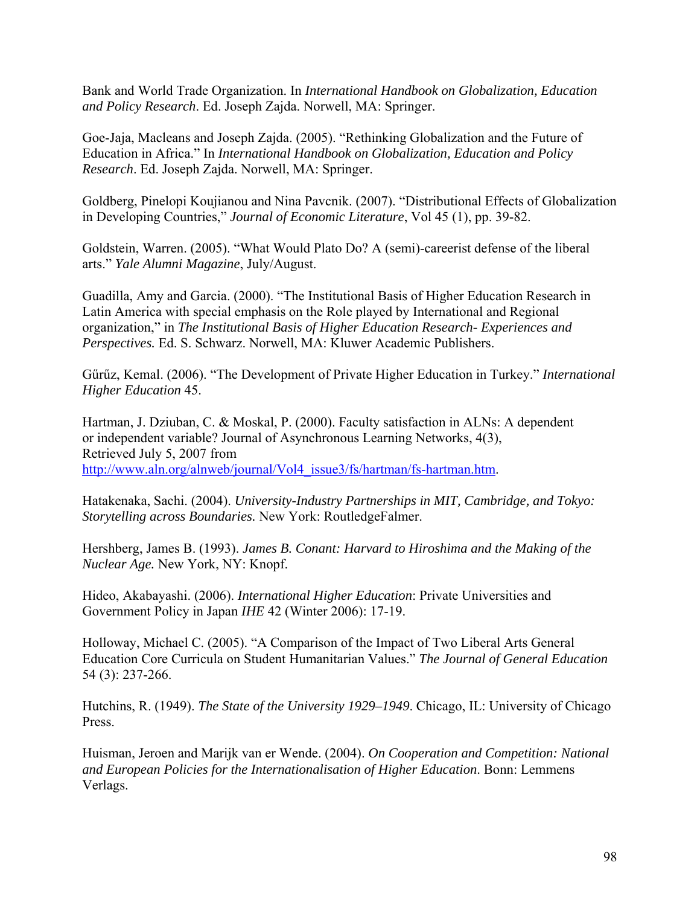Bank and World Trade Organization. In *International Handbook on Globalization, Education and Policy Research*. Ed. Joseph Zajda. Norwell, MA: Springer.

Goe-Jaja, Macleans and Joseph Zajda. (2005). "Rethinking Globalization and the Future of Education in Africa." In *International Handbook on Globalization, Education and Policy Research*. Ed. Joseph Zajda. Norwell, MA: Springer.

Goldberg, Pinelopi Koujianou and Nina Pavcnik. (2007). "Distributional Effects of Globalization in Developing Countries," *Journal of Economic Literature*, Vol 45 (1), pp. 39-82.

Goldstein, Warren. (2005). "What Would Plato Do? A (semi)-careerist defense of the liberal arts." *Yale Alumni Magazine*, July/August.

Guadilla, Amy and Garcia. (2000). "The Institutional Basis of Higher Education Research in Latin America with special emphasis on the Role played by International and Regional organization," in *The Institutional Basis of Higher Education Research- Experiences and Perspectives.* Ed. S. Schwarz. Norwell, MA: Kluwer Academic Publishers.

Gűrűz, Kemal. (2006). "The Development of Private Higher Education in Turkey." *International Higher Education* 45.

Hartman, J. Dziuban, C. & Moskal, P. (2000). Faculty satisfaction in ALNs: A dependent or independent variable? Journal of Asynchronous Learning Networks, 4(3), Retrieved July 5, 2007 from http://www.aln.org/alnweb/journal/Vol4_issue3/fs/hartman/fs-hartman.htm.

Hatakenaka, Sachi. (2004). *University-Industry Partnerships in MIT, Cambridge, and Tokyo: Storytelling across Boundaries.* New York: RoutledgeFalmer.

Hershberg, James B. (1993). *James B. Conant: Harvard to Hiroshima and the Making of the Nuclear Age.* New York, NY: Knopf.

Hideo, Akabayashi. (2006). *International Higher Education*: Private Universities and Government Policy in Japan *IHE* 42 (Winter 2006): 17-19.

Holloway, Michael C. (2005). "A Comparison of the Impact of Two Liberal Arts General Education Core Curricula on Student Humanitarian Values." *The Journal of General Education* 54 (3): 237-266.

Hutchins, R. (1949). *The State of the University 1929–1949*. Chicago, IL: University of Chicago Press.

Huisman, Jeroen and Marijk van er Wende. (2004). *On Cooperation and Competition: National and European Policies for the Internationalisation of Higher Education*. Bonn: Lemmens Verlags.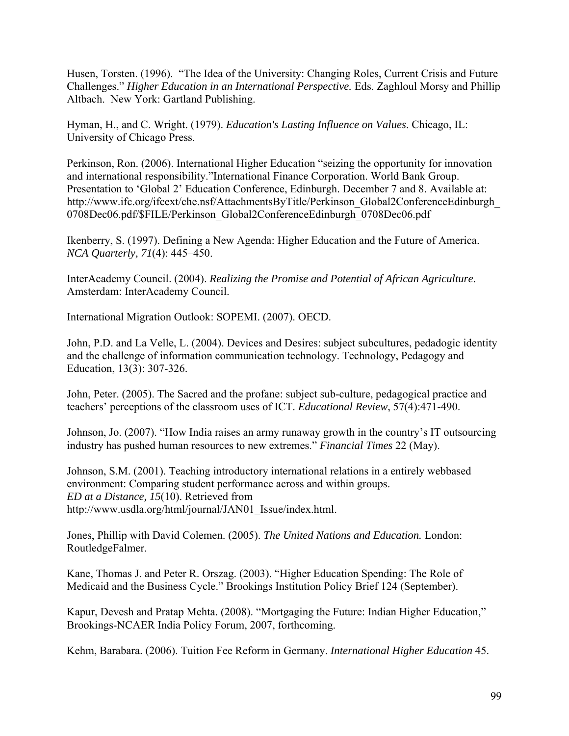Husen, Torsten. (1996). "The Idea of the University: Changing Roles, Current Crisis and Future Challenges." *Higher Education in an International Perspective.* Eds. Zaghloul Morsy and Phillip Altbach. New York: Gartland Publishing.

Hyman, H., and C. Wright. (1979). *Education's Lasting Influence on Values*. Chicago, IL: University of Chicago Press.

Perkinson, Ron. (2006). International Higher Education "seizing the opportunity for innovation and international responsibility."International Finance Corporation. World Bank Group. Presentation to 'Global 2' Education Conference, Edinburgh. December 7 and 8. Available at: http://www.ifc.org/ifcext/che.nsf/AttachmentsByTitle/Perkinson_Global2ConferenceEdinburgh_0708Dec06.pdf/$FILE/Perkinson_Global2ConferenceEdinburgh_0708Dec06.pdf

Ikenberry, S. (1997). Defining a New Agenda: Higher Education and the Future of America. *NCA Quarterly, 71*(4): 445–450.

InterAcademy Council. (2004). *Realizing the Promise and Potential of African Agriculture*. Amsterdam: InterAcademy Council.

International Migration Outlook: SOPEMI. (2007). OECD.

John, P.D. and La Velle, L. (2004). Devices and Desires: subject subcultures, pedadogic identity and the challenge of information communication technology. Technology, Pedagogy and Education, 13(3): 307-326.

John, Peter. (2005). The Sacred and the profane: subject sub-culture, pedagogical practice and teachers' perceptions of the classroom uses of ICT. *Educational Review*, 57(4):471-490.

Johnson, Jo. (2007). "How India raises an army runaway growth in the country's IT outsourcing industry has pushed human resources to new extremes." *Financial Times* 22 (May).

Johnson, S.M. (2001). Teaching introductory international relations in a entirely webbased environment: Comparing student performance across and within groups.
*ED at a Distance, 15*(10). Retrieved from
http://www.usdla.org/html/journal/JAN01_Issue/index.html.

Jones, Phillip with David Colemen. (2005). *The United Nations and Education.* London: RoutledgeFalmer.

Kane, Thomas J. and Peter R. Orszag. (2003). "Higher Education Spending: The Role of Medicaid and the Business Cycle." Brookings Institution Policy Brief 124 (September).

Kapur, Devesh and Pratap Mehta. (2008). "Mortgaging the Future: Indian Higher Education," Brookings-NCAER India Policy Forum, 2007, forthcoming.

Kehm, Barabara. (2006). Tuition Fee Reform in Germany. *International Higher Education* 45.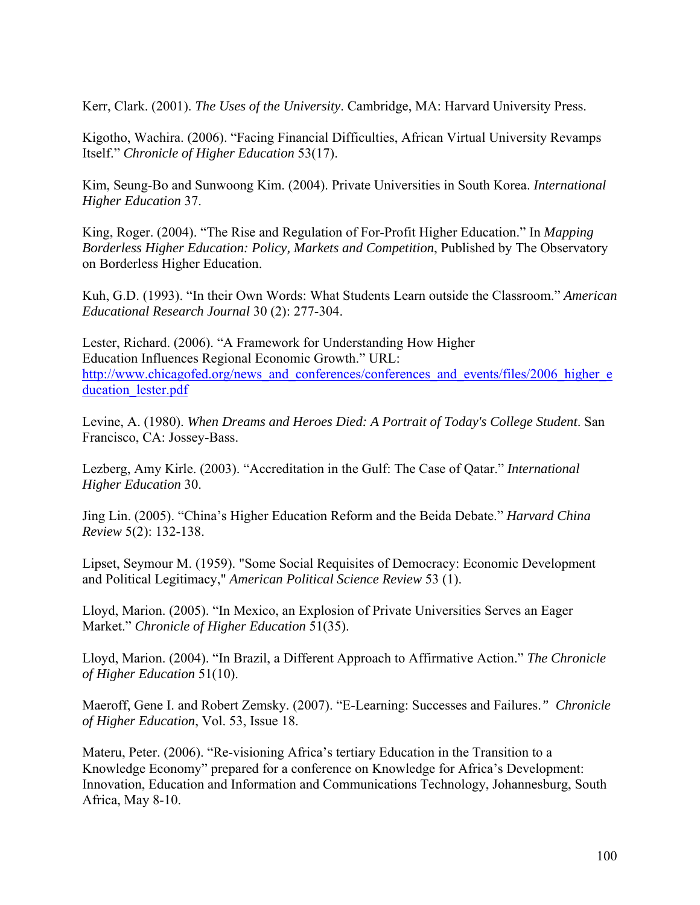Kerr, Clark. (2001). *The Uses of the University*. Cambridge, MA: Harvard University Press.

Kigotho, Wachira. (2006). "Facing Financial Difficulties, African Virtual University Revamps Itself." *Chronicle of Higher Education* 53(17).

Kim, Seung-Bo and Sunwoong Kim. (2004). Private Universities in South Korea. *International Higher Education* 37.

King, Roger. (2004). "The Rise and Regulation of For-Profit Higher Education." In *Mapping Borderless Higher Education: Policy, Markets and Competition*, Published by The Observatory on Borderless Higher Education.

Kuh, G.D. (1993). "In their Own Words: What Students Learn outside the Classroom." *American Educational Research Journal* 30 (2): 277-304.

Lester, Richard. (2006). "A Framework for Understanding How Higher Education Influences Regional Economic Growth." URL: [http://www.chicagofed.org/news_and_conferences/conferences_and_events/files/2006_higher_education_lester.pdf](http://www.chicagofed.org/news_and_conferences/conferences_and_events/files/2006_higher_education_lester.pdf)

Levine, A. (1980). *When Dreams and Heroes Died: A Portrait of Today's College Student*. San Francisco, CA: Jossey-Bass.

Lezberg, Amy Kirle. (2003). "Accreditation in the Gulf: The Case of Qatar." *International Higher Education* 30.

Jing Lin. (2005). "China's Higher Education Reform and the Beida Debate." *Harvard China Review* 5(2): 132-138.

Lipset, Seymour M. (1959). "Some Social Requisites of Democracy: Economic Development and Political Legitimacy," *American Political Science Review* 53 (1).

Lloyd, Marion. (2005). "In Mexico, an Explosion of Private Universities Serves an Eager Market." *Chronicle of Higher Education* 51(35).

Lloyd, Marion. (2004). "In Brazil, a Different Approach to Affirmative Action." *The Chronicle of Higher Education* 51(10).

Maeroff, Gene I. and Robert Zemsky. (2007). "E-Learning: Successes and Failures." *Chronicle of Higher Education*, Vol. 53, Issue 18.

Materu, Peter. (2006). "Re-visioning Africa's tertiary Education in the Transition to a Knowledge Economy" prepared for a conference on Knowledge for Africa's Development: Innovation, Education and Information and Communications Technology, Johannesburg, South Africa, May 8-10.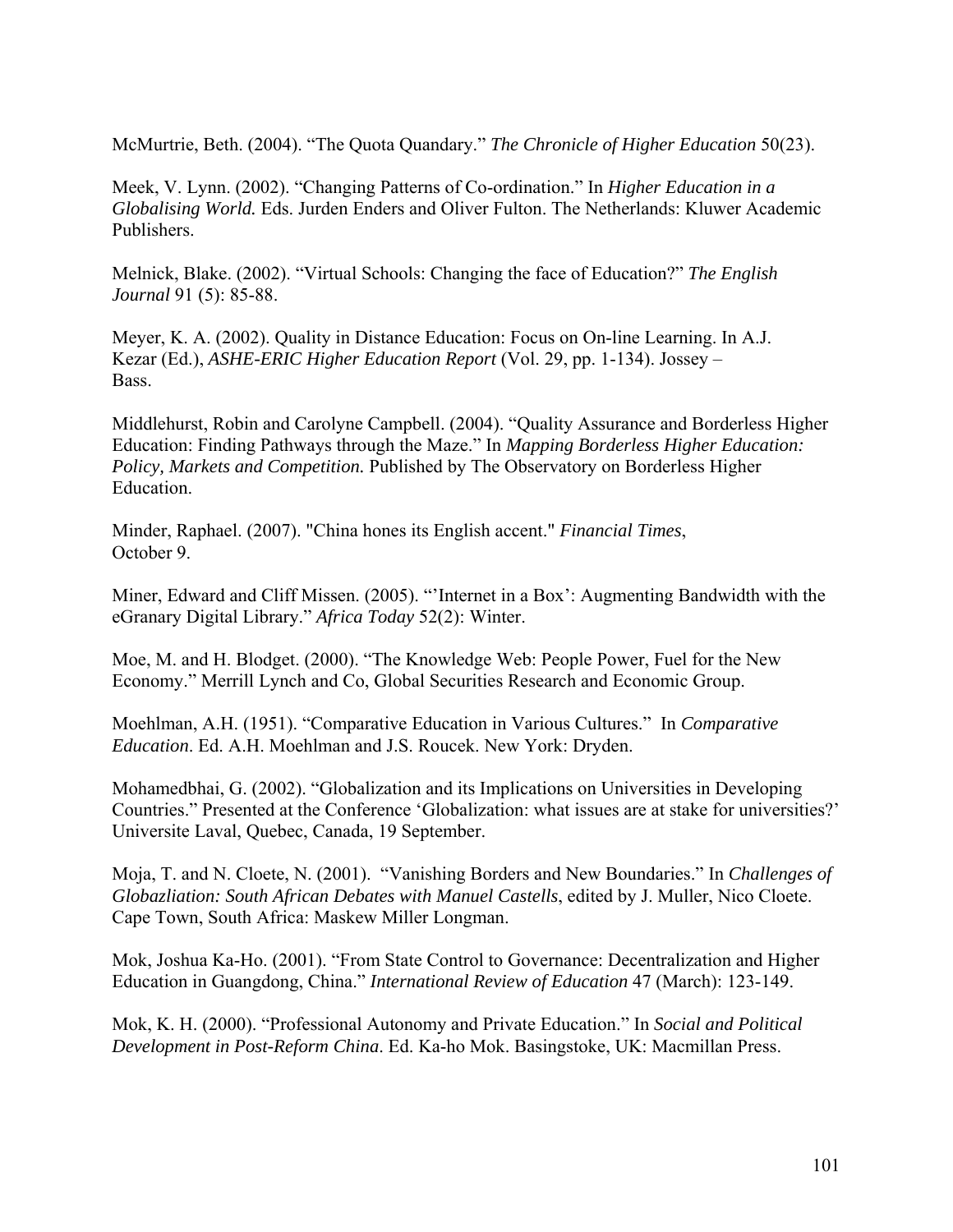McMurtrie, Beth. (2004). “The Quota Quandary.” *The Chronicle of Higher Education* 50(23).

Meek, V. Lynn. (2002). “Changing Patterns of Co-ordination.” In *Higher Education in a Globalising World.* Eds. Jurden Enders and Oliver Fulton. The Netherlands: Kluwer Academic Publishers.

Melnick, Blake. (2002). “Virtual Schools: Changing the face of Education?” *The English Journal* 91 (5): 85-88.

Meyer, K. A. (2002). Quality in Distance Education: Focus on On-line Learning. In A.J. Kezar (Ed.), *ASHE-ERIC Higher Education Report* (Vol. 29, pp. 1-134). Jossey – Bass.

Middlehurst, Robin and Carolyne Campbell. (2004). “Quality Assurance and Borderless Higher Education: Finding Pathways through the Maze.” In *Mapping Borderless Higher Education: Policy, Markets and Competition.* Published by The Observatory on Borderless Higher Education.

Minder, Raphael. (2007). "China hones its English accent." *Financial Times*, October 9.

Miner, Edward and Cliff Missen. (2005). “’Internet in a Box’: Augmenting Bandwidth with the eGranary Digital Library.” *Africa Today* 52(2): Winter.

Moe, M. and H. Blodget. (2000). “The Knowledge Web: People Power, Fuel for the New Economy.” Merrill Lynch and Co, Global Securities Research and Economic Group.

Moehlman, A.H. (1951). “Comparative Education in Various Cultures.” In *Comparative Education*. Ed. A.H. Moehlman and J.S. Roucek. New York: Dryden.

Mohamedbhai, G. (2002). “Globalization and its Implications on Universities in Developing Countries.” Presented at the Conference ‘Globalization: what issues are at stake for universities?’ Universite Laval, Quebec, Canada, 19 September.

Moja, T. and N. Cloete, N. (2001). “Vanishing Borders and New Boundaries.” In *Challenges of Globazliation: South African Debates with Manuel Castells*, edited by J. Muller, Nico Cloete. Cape Town, South Africa: Maskew Miller Longman.

Mok, Joshua Ka-Ho. (2001). “From State Control to Governance: Decentralization and Higher Education in Guangdong, China.” *International Review of Education* 47 (March): 123-149.

Mok, K. H. (2000). “Professional Autonomy and Private Education.” In *Social and Political Development in Post-Reform China*. Ed. Ka-ho Mok. Basingstoke, UK: Macmillan Press.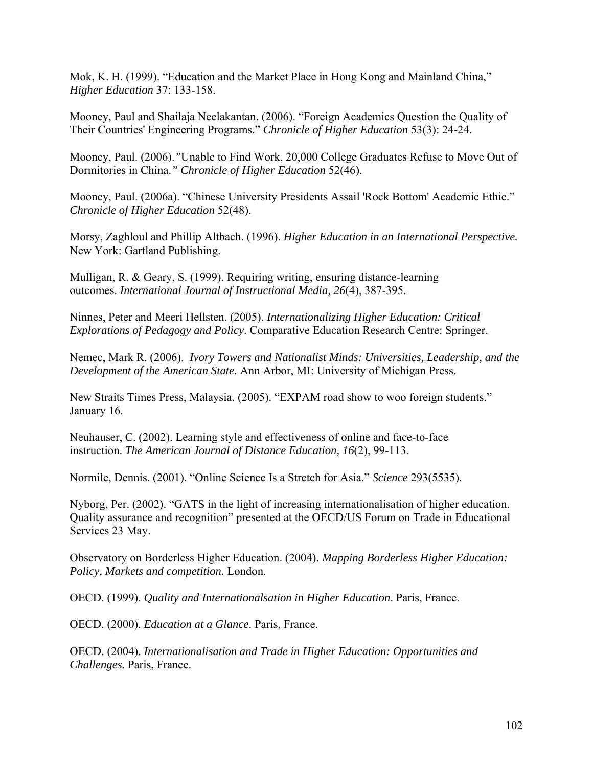Mok, K. H. (1999). “Education and the Market Place in Hong Kong and Mainland China,” *Higher Education* 37: 133-158.

Mooney, Paul and Shailaja Neelakantan. (2006). “Foreign Academics Question the Quality of Their Countries' Engineering Programs.” *Chronicle of Higher Education* 53(3): 24-24.

Mooney, Paul. (2006).*”*Unable to Find Work, 20,000 College Graduates Refuse to Move Out of Dormitories in China.*” Chronicle of Higher Education* 52(46).

Mooney, Paul. (2006a). “Chinese University Presidents Assail 'Rock Bottom' Academic Ethic.” *Chronicle of Higher Education* 52(48).

Morsy, Zaghloul and Phillip Altbach. (1996). *Higher Education in an International Perspective.* New York: Gartland Publishing.

Mulligan, R. & Geary, S. (1999). Requiring writing, ensuring distance-learning outcomes. *International Journal of Instructional Media, 26*(4), 387-395.

Ninnes, Peter and Meeri Hellsten. (2005). *Internationalizing Higher Education: Critical Explorations of Pedagogy and Policy*. Comparative Education Research Centre: Springer.

Nemec, Mark R. (2006). *Ivory Towers and Nationalist Minds: Universities, Leadership, and the Development of the American State.* Ann Arbor, MI: University of Michigan Press.

New Straits Times Press, Malaysia. (2005). “EXPAM road show to woo foreign students.” January 16.

Neuhauser, C. (2002). Learning style and effectiveness of online and face-to-face instruction. *The American Journal of Distance Education, 16*(2), 99-113.

Normile, Dennis. (2001). “Online Science Is a Stretch for Asia.” *Science* 293(5535).

Nyborg, Per. (2002). “GATS in the light of increasing internationalisation of higher education. Quality assurance and recognition” presented at the OECD/US Forum on Trade in Educational Services 23 May.

Observatory on Borderless Higher Education. (2004). *Mapping Borderless Higher Education: Policy, Markets and competition.* London.

OECD. (1999). *Quality and Internationalsation in Higher Education*. Paris, France.

OECD. (2000). *Education at a Glance*. Paris, France.

OECD. (2004). *Internationalisation and Trade in Higher Education: Opportunities and Challenges.* Paris, France.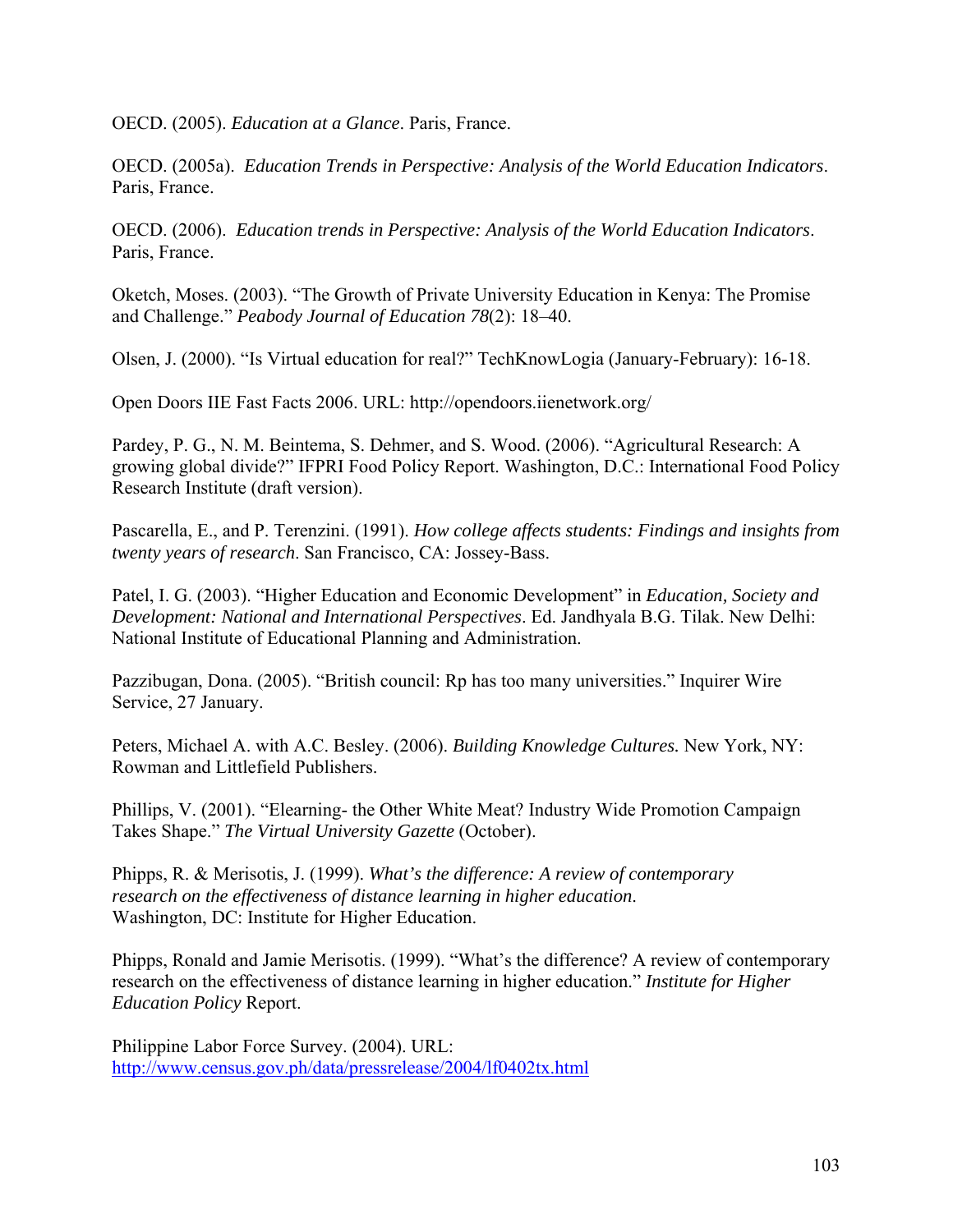OECD. (2005). *Education at a Glance*. Paris, France.

OECD. (2005a). *Education Trends in Perspective: Analysis of the World Education Indicators*. Paris, France.

OECD. (2006). *Education trends in Perspective: Analysis of the World Education Indicators*. Paris, France.

Oketch, Moses. (2003). "The Growth of Private University Education in Kenya: The Promise and Challenge." *Peabody Journal of Education 78*(2): 18–40.

Olsen, J. (2000). "Is Virtual education for real?" TechKnowLogia (January-February): 16-18.

Open Doors IIE Fast Facts 2006. URL: http://opendoors.iienetwork.org/

Pardey, P. G., N. M. Beintema, S. Dehmer, and S. Wood. (2006). "Agricultural Research: A growing global divide?" IFPRI Food Policy Report. Washington, D.C.: International Food Policy Research Institute (draft version).

Pascarella, E., and P. Terenzini. (1991). *How college affects students: Findings and insights from twenty years of research*. San Francisco, CA: Jossey-Bass.

Patel, I. G. (2003). "Higher Education and Economic Development" in *Education, Society and Development: National and International Perspectives*. Ed. Jandhyala B.G. Tilak. New Delhi: National Institute of Educational Planning and Administration.

Pazzibugan, Dona. (2005). "British council: Rp has too many universities." Inquirer Wire Service, 27 January.

Peters, Michael A. with A.C. Besley. (2006). *Building Knowledge Cultures.* New York, NY: Rowman and Littlefield Publishers.

Phillips, V. (2001). "Elearning- the Other White Meat? Industry Wide Promotion Campaign Takes Shape." *The Virtual University Gazette* (October).

Phipps, R. & Merisotis, J. (1999). *What's the difference: A review of contemporary research on the effectiveness of distance learning in higher education*. Washington, DC: Institute for Higher Education.

Phipps, Ronald and Jamie Merisotis. (1999). "What's the difference? A review of contemporary research on the effectiveness of distance learning in higher education." *Institute for Higher Education Policy* Report.

Philippine Labor Force Survey. (2004). URL: http://www.census.gov.ph/data/pressrelease/2004/lf0402tx.html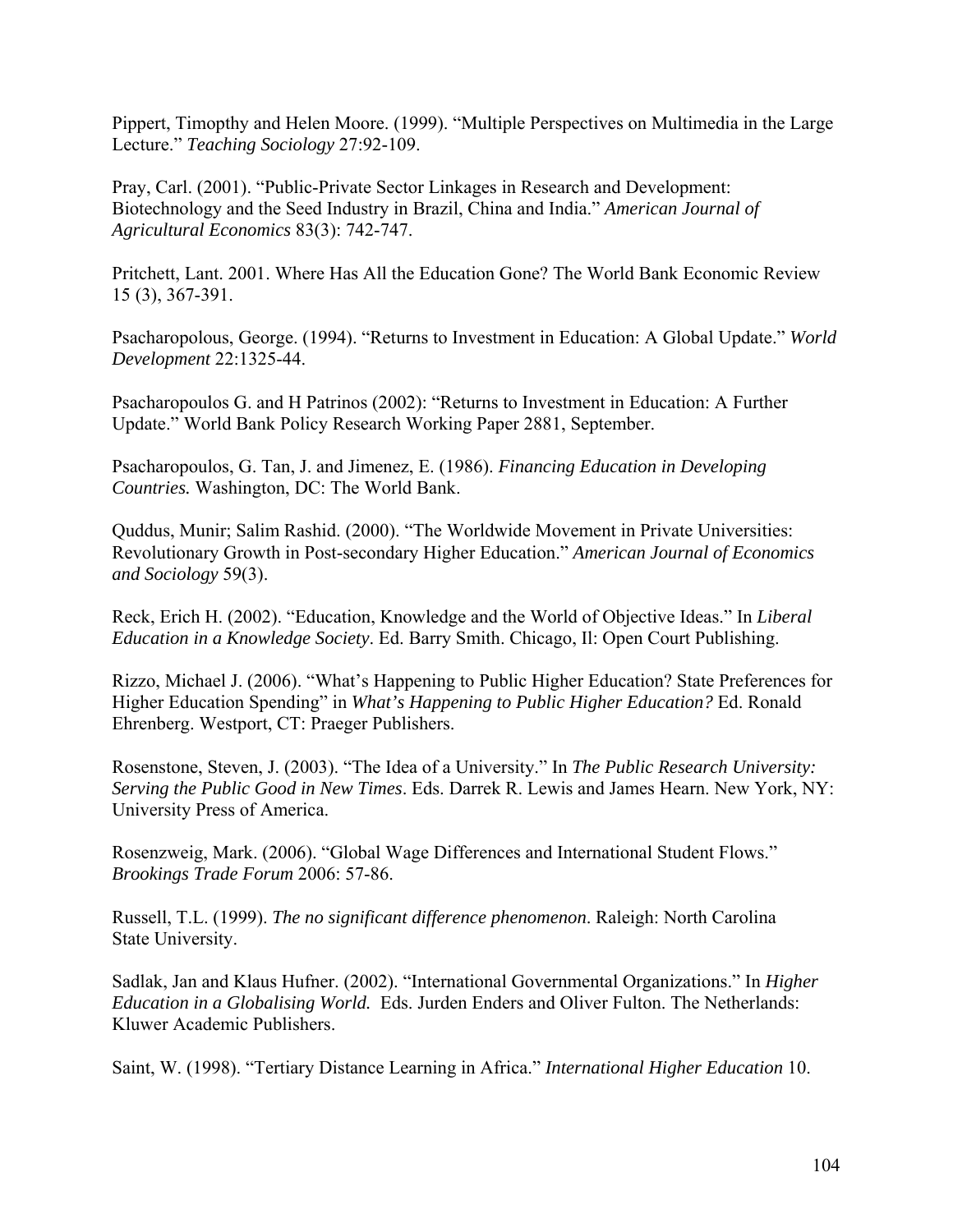Pippert, Timopthy and Helen Moore. (1999). "Multiple Perspectives on Multimedia in the Large Lecture." *Teaching Sociology* 27:92-109.

Pray, Carl. (2001). "Public-Private Sector Linkages in Research and Development: Biotechnology and the Seed Industry in Brazil, China and India." *American Journal of Agricultural Economics* 83(3): 742-747.

Pritchett, Lant. 2001. Where Has All the Education Gone? The World Bank Economic Review 15 (3), 367-391.

Psacharopolous, George. (1994). "Returns to Investment in Education: A Global Update." *World Development* 22:1325-44.

Psacharopoulos G. and H Patrinos (2002): "Returns to Investment in Education: A Further Update." World Bank Policy Research Working Paper 2881, September.

Psacharopoulos, G. Tan, J. and Jimenez, E. (1986). *Financing Education in Developing Countries.* Washington, DC: The World Bank.

Quddus, Munir; Salim Rashid. (2000). "The Worldwide Movement in Private Universities: Revolutionary Growth in Post-secondary Higher Education." *American Journal of Economics and Sociology* 59(3).

Reck, Erich H. (2002). "Education, Knowledge and the World of Objective Ideas." In *Liberal Education in a Knowledge Society*. Ed. Barry Smith. Chicago, Il: Open Court Publishing.

Rizzo, Michael J. (2006). "What's Happening to Public Higher Education? State Preferences for Higher Education Spending" in *What's Happening to Public Higher Education?* Ed. Ronald Ehrenberg. Westport, CT: Praeger Publishers.

Rosenstone, Steven, J. (2003). "The Idea of a University." In *The Public Research University: Serving the Public Good in New Times*. Eds. Darrek R. Lewis and James Hearn. New York, NY: University Press of America.

Rosenzweig, Mark. (2006). "Global Wage Differences and International Student Flows." *Brookings Trade Forum* 2006: 57-86.

Russell, T.L. (1999). *The no significant difference phenomenon*. Raleigh: North Carolina State University.

Sadlak, Jan and Klaus Hufner. (2002). "International Governmental Organizations." In *Higher Education in a Globalising World.* Eds. Jurden Enders and Oliver Fulton. The Netherlands: Kluwer Academic Publishers.

Saint, W. (1998). "Tertiary Distance Learning in Africa." *International Higher Education* 10.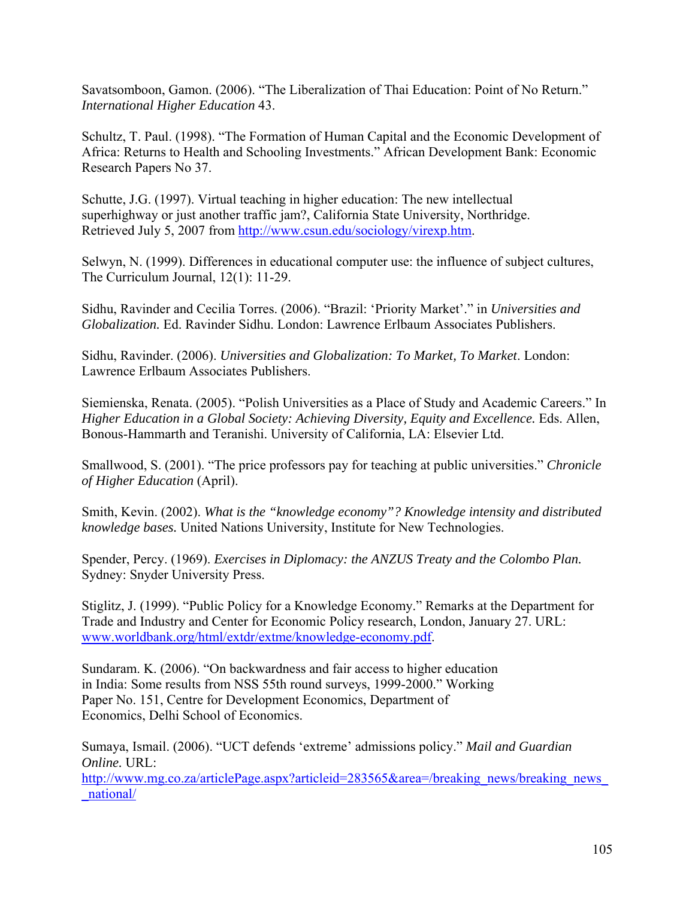Savatsomboon, Gamon. (2006). “The Liberalization of Thai Education: Point of No Return.” *International Higher Education* 43.

Schultz, T. Paul. (1998). “The Formation of Human Capital and the Economic Development of Africa: Returns to Health and Schooling Investments.” African Development Bank: Economic Research Papers No 37.

Schutte, J.G. (1997). Virtual teaching in higher education: The new intellectual superhighway or just another traffic jam?, California State University, Northridge. Retrieved July 5, 2007 from http://www.csun.edu/sociology/virexp.htm.

Selwyn, N. (1999). Differences in educational computer use: the influence of subject cultures, The Curriculum Journal, 12(1): 11-29.

Sidhu, Ravinder and Cecilia Torres. (2006). “Brazil: ‘Priority Market’.” in *Universities and Globalization.* Ed. Ravinder Sidhu. London: Lawrence Erlbaum Associates Publishers.

Sidhu, Ravinder. (2006). *Universities and Globalization: To Market, To Market*. London: Lawrence Erlbaum Associates Publishers.

Siemienska, Renata. (2005). “Polish Universities as a Place of Study and Academic Careers.” In *Higher Education in a Global Society: Achieving Diversity, Equity and Excellence.* Eds. Allen, Bonous-Hammarth and Teranishi. University of California, LA: Elsevier Ltd.

Smallwood, S. (2001). “The price professors pay for teaching at public universities.” *Chronicle of Higher Education* (April).

Smith, Kevin. (2002). *What is the “knowledge economy”? Knowledge intensity and distributed knowledge bases.* United Nations University, Institute for New Technologies.

Spender, Percy. (1969). *Exercises in Diplomacy: the ANZUS Treaty and the Colombo Plan.* Sydney: Snyder University Press.

Stiglitz, J. (1999). “Public Policy for a Knowledge Economy.” Remarks at the Department for Trade and Industry and Center for Economic Policy research, London, January 27. URL: www.worldbank.org/html/extdr/extme/knowledge-economy.pdf.

Sundaram. K. (2006). “On backwardness and fair access to higher education in India: Some results from NSS 55th round surveys, 1999-2000.” Working Paper No. 151, Centre for Development Economics, Department of Economics, Delhi School of Economics.

Sumaya, Ismail. (2006). “UCT defends ‘extreme’ admissions policy.” *Mail and Guardian Online.* URL: http://www.mg.co.za/articlePage.aspx?articleid=283565&area=/breaking_news/breaking_news__national/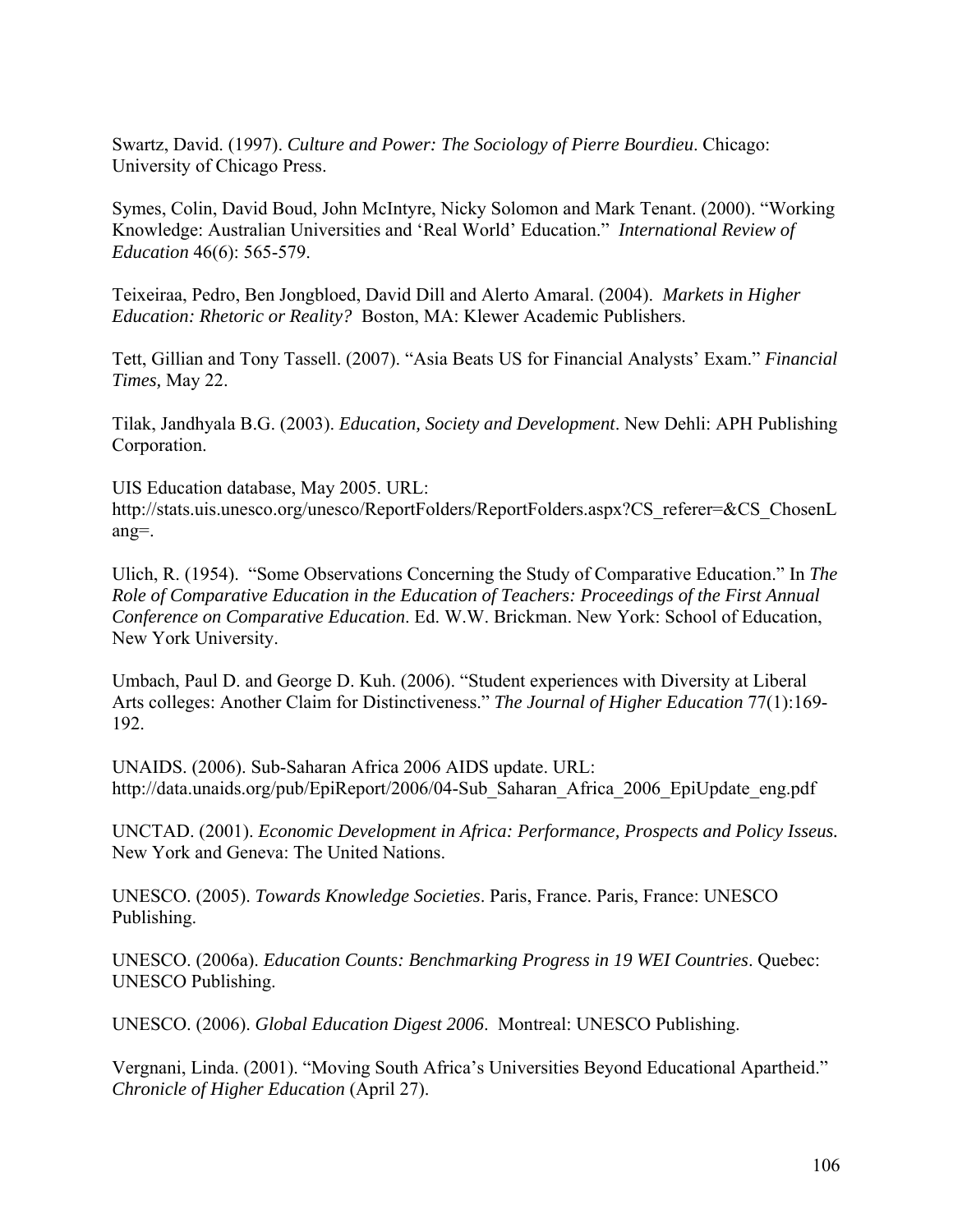Swartz, David. (1997). *Culture and Power: The Sociology of Pierre Bourdieu*. Chicago: University of Chicago Press.

Symes, Colin, David Boud, John McIntyre, Nicky Solomon and Mark Tenant. (2000). "Working Knowledge: Australian Universities and 'Real World' Education." *International Review of Education* 46(6): 565-579.

Teixeiraa, Pedro, Ben Jongbloed, David Dill and Alerto Amaral. (2004). *Markets in Higher Education: Rhetoric or Reality?* Boston, MA: Klewer Academic Publishers.

Tett, Gillian and Tony Tassell. (2007). "Asia Beats US for Financial Analysts' Exam." *Financial Times,* May 22.

Tilak, Jandhyala B.G. (2003). *Education, Society and Development*. New Dehli: APH Publishing Corporation.

UIS Education database, May 2005. URL: http://stats.uis.unesco.org/unesco/ReportFolders/ReportFolders.aspx?CS_referer=&CS_ChosenLang=.

Ulich, R. (1954). "Some Observations Concerning the Study of Comparative Education." In *The Role of Comparative Education in the Education of Teachers: Proceedings of the First Annual Conference on Comparative Education*. Ed. W.W. Brickman. New York: School of Education, New York University.

Umbach, Paul D. and George D. Kuh. (2006). "Student experiences with Diversity at Liberal Arts colleges: Another Claim for Distinctiveness." *The Journal of Higher Education* 77(1):169-192.

UNAIDS. (2006). Sub-Saharan Africa 2006 AIDS update. URL: http://data.unaids.org/pub/EpiReport/2006/04-Sub_Saharan_Africa_2006_EpiUpdate_eng.pdf

UNCTAD. (2001). *Economic Development in Africa: Performance, Prospects and Policy Isseus.* New York and Geneva: The United Nations.

UNESCO. (2005). *Towards Knowledge Societies*. Paris, France. Paris, France: UNESCO Publishing.

UNESCO. (2006a). *Education Counts: Benchmarking Progress in 19 WEI Countries*. Quebec: UNESCO Publishing.

UNESCO. (2006). *Global Education Digest 2006*. Montreal: UNESCO Publishing.

Vergnani, Linda. (2001). "Moving South Africa's Universities Beyond Educational Apartheid." *Chronicle of Higher Education* (April 27).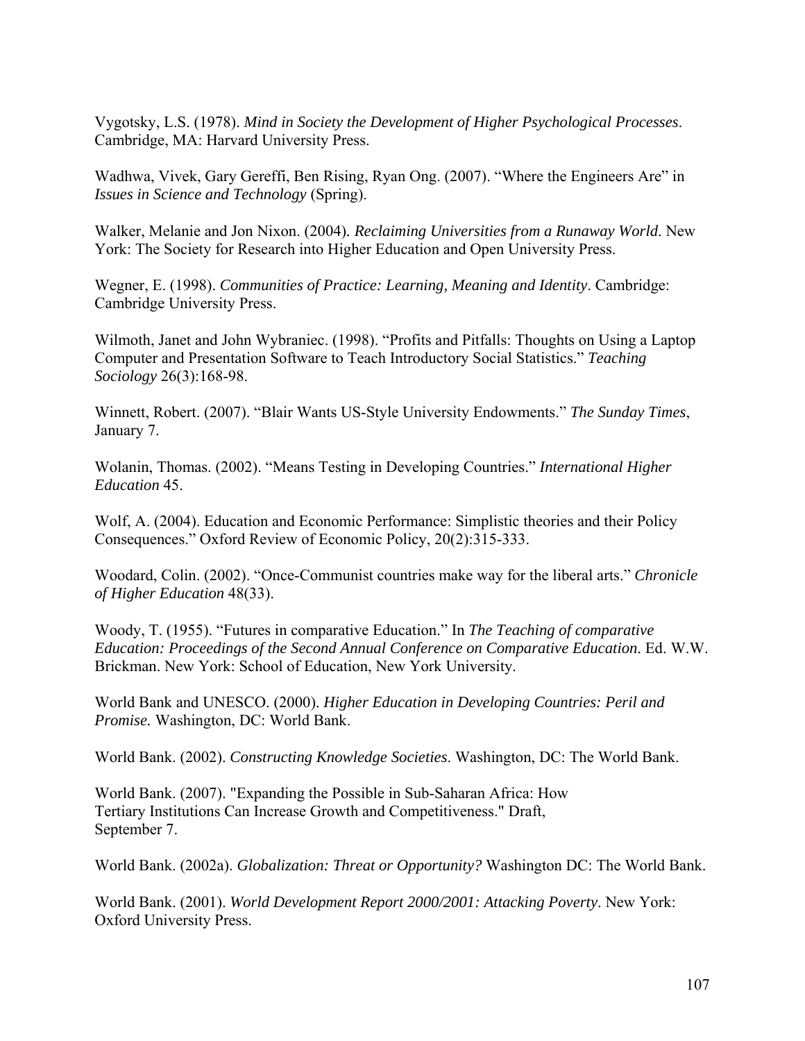Vygotsky, L.S. (1978). *Mind in Society the Development of Higher Psychological Processes*. Cambridge, MA: Harvard University Press.

Wadhwa, Vivek, Gary Gereffi, Ben Rising, Ryan Ong. (2007). "Where the Engineers Are" in *Issues in Science and Technology* (Spring).

Walker, Melanie and Jon Nixon. (2004). *Reclaiming Universities from a Runaway World*. New York: The Society for Research into Higher Education and Open University Press.

Wegner, E. (1998). *Communities of Practice: Learning, Meaning and Identity*. Cambridge: Cambridge University Press.

Wilmoth, Janet and John Wybraniec. (1998). "Profits and Pitfalls: Thoughts on Using a Laptop Computer and Presentation Software to Teach Introductory Social Statistics." *Teaching Sociology* 26(3):168-98.

Winnett, Robert. (2007). "Blair Wants US-Style University Endowments." *The Sunday Times*, January 7.

Wolanin, Thomas. (2002). "Means Testing in Developing Countries." *International Higher Education* 45.

Wolf, A. (2004). Education and Economic Performance: Simplistic theories and their Policy Consequences." Oxford Review of Economic Policy, 20(2):315-333.

Woodard, Colin. (2002). "Once-Communist countries make way for the liberal arts." *Chronicle of Higher Education* 48(33).

Woody, T. (1955). "Futures in comparative Education." In *The Teaching of comparative Education: Proceedings of the Second Annual Conference on Comparative Education*. Ed. W.W. Brickman. New York: School of Education, New York University.

World Bank and UNESCO. (2000). *Higher Education in Developing Countries: Peril and Promise.* Washington, DC: World Bank.

World Bank. (2002). *Constructing Knowledge Societies*. Washington, DC: The World Bank.

World Bank. (2007). "Expanding the Possible in Sub-Saharan Africa: How Tertiary Institutions Can Increase Growth and Competitiveness." Draft, September 7.

World Bank. (2002a). *Globalization: Threat or Opportunity?* Washington DC: The World Bank.

World Bank. (2001). *World Development Report 2000/2001: Attacking Poverty*. New York: Oxford University Press.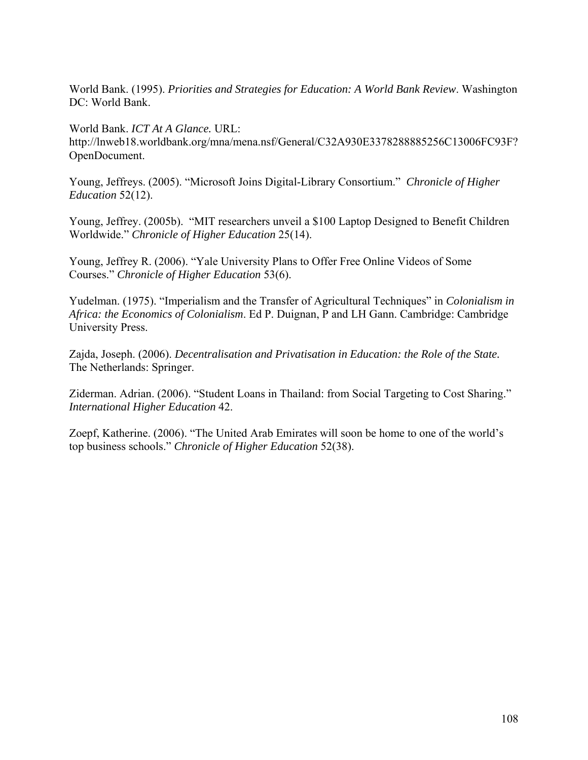World Bank. (1995). *Priorities and Strategies for Education: A World Bank Review*. Washington DC: World Bank.

World Bank. *ICT At A Glance.* URL: http://lnweb18.worldbank.org/mna/mena.nsf/General/C32A930E3378288885256C13006FC93F?OpenDocument.

Young, Jeffreys. (2005). "Microsoft Joins Digital-Library Consortium." *Chronicle of Higher Education* 52(12).

Young, Jeffrey. (2005b). "MIT researchers unveil a $100 Laptop Designed to Benefit Children Worldwide." *Chronicle of Higher Education* 25(14).

Young, Jeffrey R. (2006). "Yale University Plans to Offer Free Online Videos of Some Courses." *Chronicle of Higher Education* 53(6).

Yudelman. (1975). "Imperialism and the Transfer of Agricultural Techniques" in *Colonialism in Africa: the Economics of Colonialism*. Ed P. Duignan, P and LH Gann. Cambridge: Cambridge University Press.

Zajda, Joseph. (2006). *Decentralisation and Privatisation in Education: the Role of the State.* The Netherlands: Springer.

Ziderman. Adrian. (2006). "Student Loans in Thailand: from Social Targeting to Cost Sharing." *International Higher Education* 42.

Zoepf, Katherine. (2006). "The United Arab Emirates will soon be home to one of the world's top business schools." *Chronicle of Higher Education* 52(38).